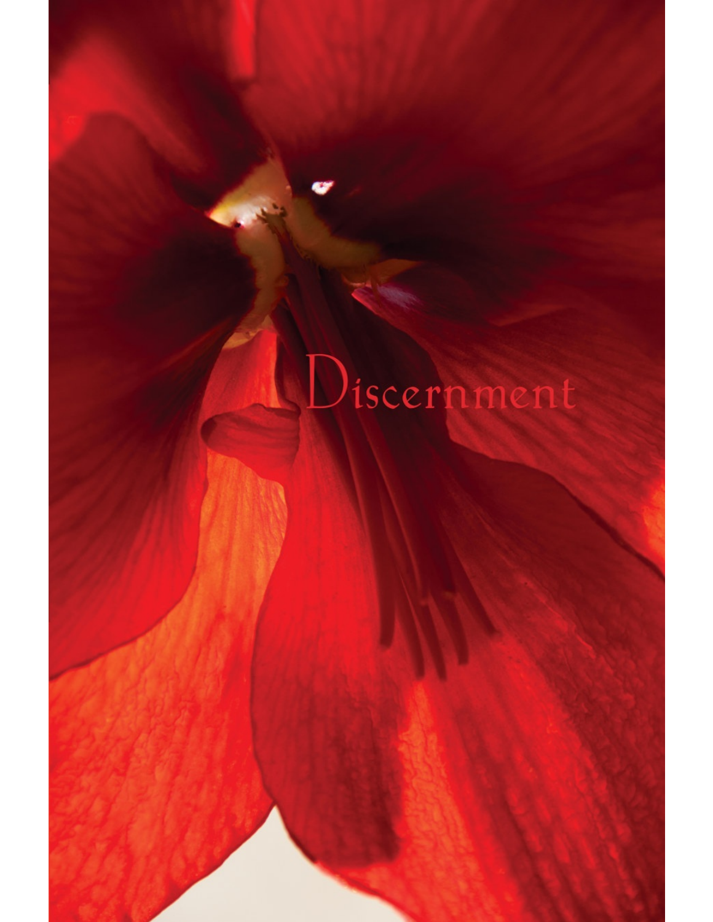# Discernment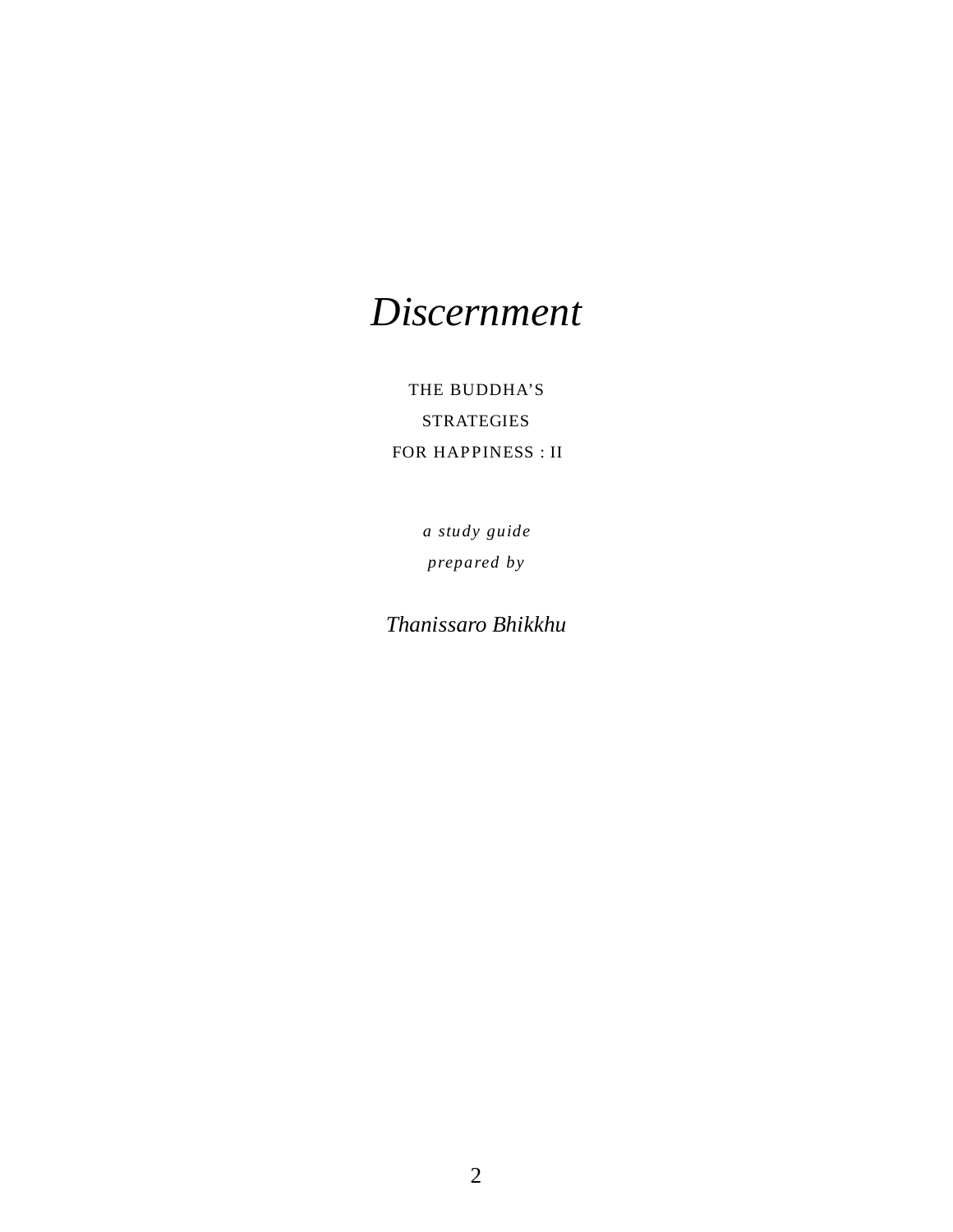# *Discernment*

THE BUDDHA'S

STRATEGIES

FOR HAPPINESS : II

*a study guide*

*prepared by*

*Thanissaro Bhikkhu*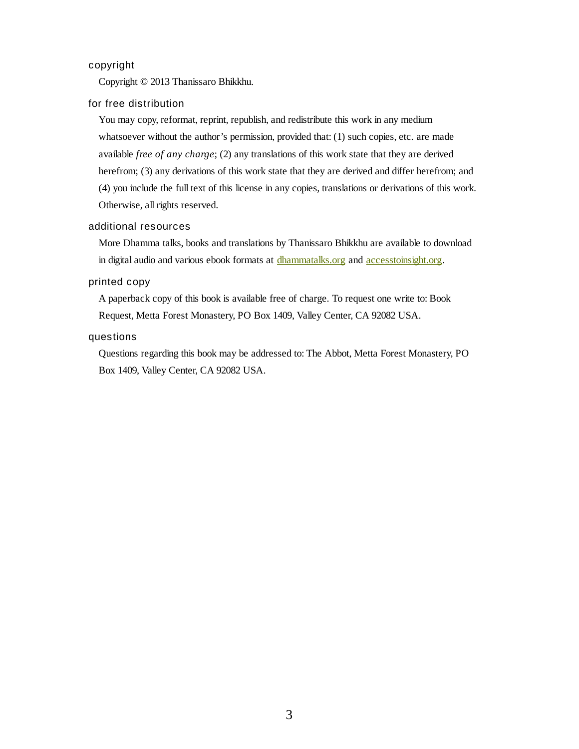### copyright

Copyright © 2013 Thanissaro Bhikkhu.

### for free distribution

You may copy, reformat, reprint, republish, and redistribute this work in any medium whatsoever without the author's permission, provided that: (1) such copies, etc. are made available *free of any charge*; (2) any translations of this work state that they are derived herefrom; (3) any derivations of this work state that they are derived and differ herefrom; and (4) you include the full text of this license in any copies, translations or derivations of this work. Otherwise, all rights reserved.

### additional resources

More Dhamma talks, books and translations by Thanissaro Bhikkhu are available to download in digital audio and various ebook formats at dhammatalks.org and accesstoinsight.org.

### printed copy

A paperback copy of this book is available free of charge. To request one write to: Book Request, Metta Forest Monastery, PO Box 1409, Valley Center, CA 92082 USA.

### questions

Questions regarding this book may be addressed to: The Abbot, Metta Forest Monastery, PO Box 1409, Valley Center, CA 92082 USA.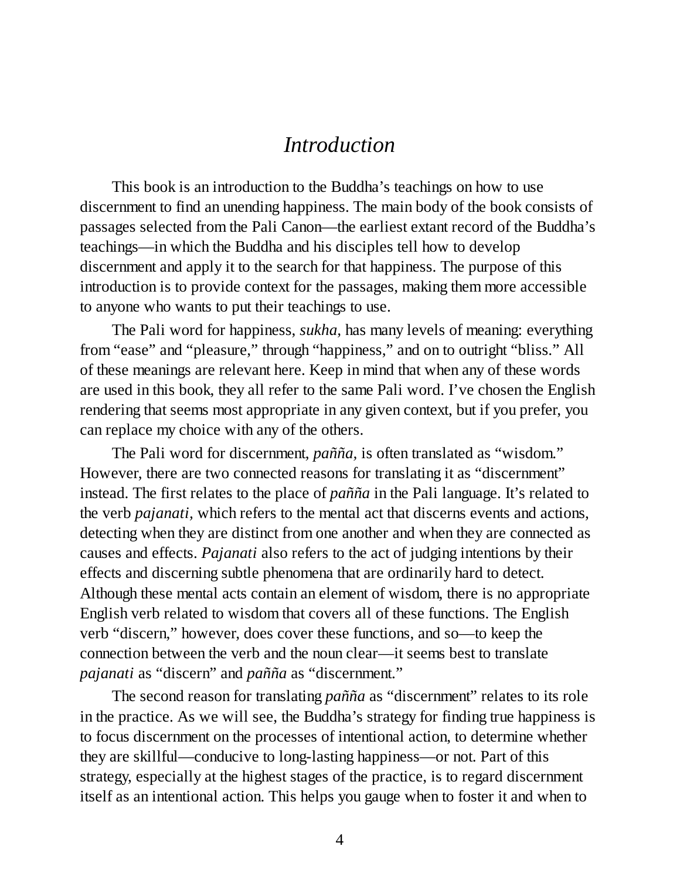# *Introduction*

This book is an introduction to the Buddha's teachings on how to use discernment to find an unending happiness. The main body of the book consists of passages selected from the Pali Canon—the earliest extant record of the Buddha's teachings—in which the Buddha and his disciples tell how to develop discernment and apply it to the search for that happiness. The purpose of this introduction is to provide context for the passages, making them more accessible to anyone who wants to put their teachings to use.

The Pali word for happiness, *sukha,* has many levels of meaning: everything from "ease" and "pleasure," through "happiness," and on to outright "bliss." All of these meanings are relevant here. Keep in mind that when any of these words are used in this book, they all refer to the same Pali word. I've chosen the English rendering that seems most appropriate in any given context, but if you prefer, you can replace my choice with any of the others.

The Pali word for discernment, *pañña,* is often translated as "wisdom." However, there are two connected reasons for translating it as "discernment" instead. The first relates to the place of *pañña* in the Pali language. It's related to the verb *pajanati,* which refers to the mental act that discerns events and actions, detecting when they are distinct from one another and when they are connected as causes and effects. *Pajanati* also refers to the act of judging intentions by their effects and discerning subtle phenomena that are ordinarily hard to detect. Although these mental acts contain an element of wisdom, there is no appropriate English verb related to wisdom that covers all of these functions. The English verb "discern," however, does cover these functions, and so—to keep the connection between the verb and the noun clear—it seems best to translate *pajanati* as "discern" and *pañña* as "discernment."

The second reason for translating *pañña* as "discernment" relates to its role in the practice. As we will see, the Buddha's strategy for finding true happiness is to focus discernment on the processes of intentional action, to determine whether they are skillful—conducive to long-lasting happiness—or not. Part of this strategy, especially at the highest stages of the practice, is to regard discernment itself as an intentional action. This helps you gauge when to foster it and when to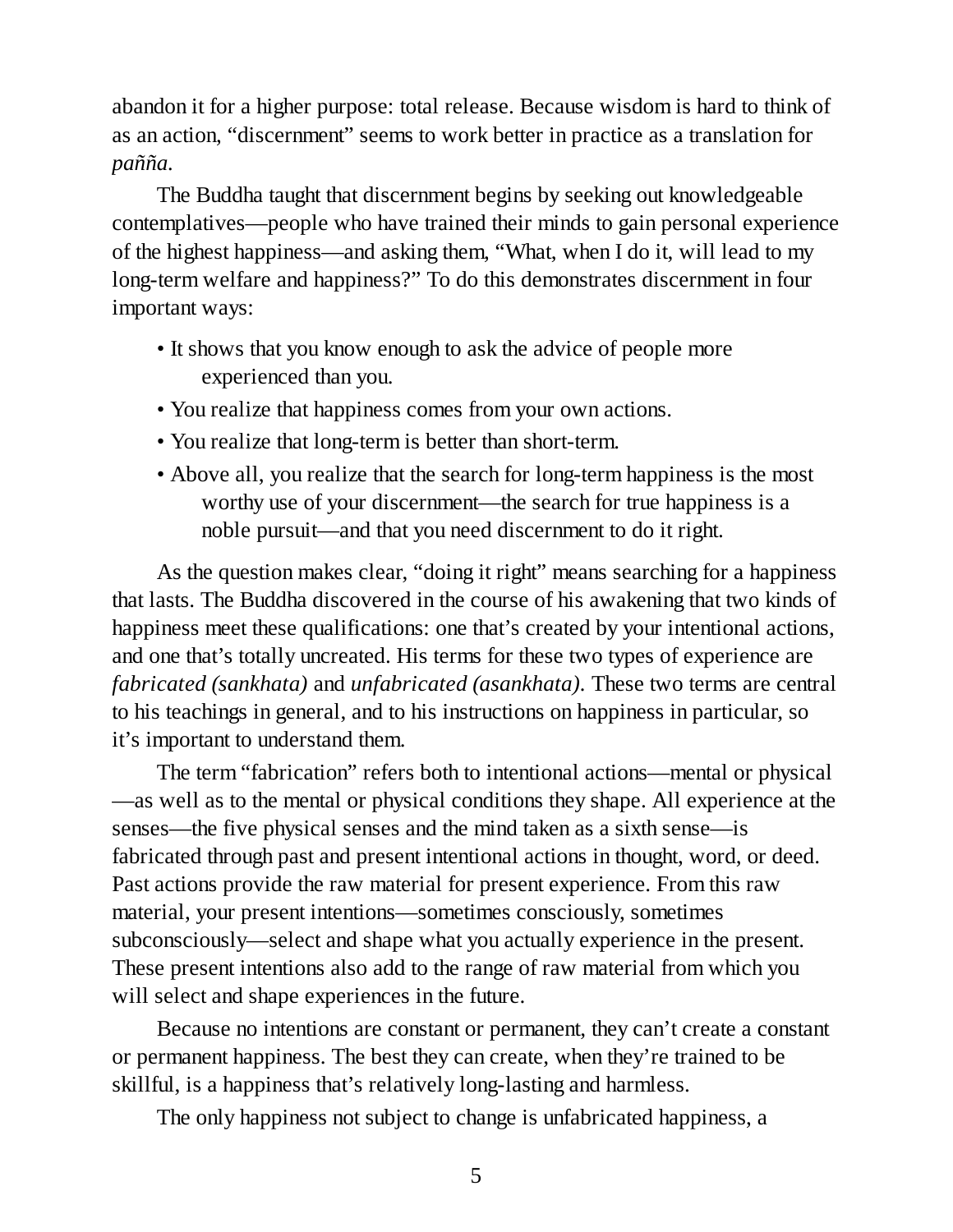abandon it for a higher purpose: total release. Because wisdom is hard to think of as an action, "discernment" seems to work better in practice as a translation for *paññа*.

The Buddha taught that discernment begins by seeking out knowledgeable contemplatives—people who have trained their minds to gain personal experience of the highest happiness—and asking them, "What, when I do it, will lead to my long-term welfare and happiness?" To do this demonstrates discernment in four important ways:

- It shows that you know enough to ask the advice of people more experienced than you.
- You realize that happiness comes from your own actions.
- You realize that long-term is better than short-term.
- Above all, you realize that the search for long-term happiness is the most worthy use of your discernment—the search for true happiness is a noble pursuit—and that you need discernment to do it right.

As the question makes clear, "doing it right" means searching for a happiness that lasts. The Buddha discovered in the course of his awakening that two kinds of happiness meet these qualifications: one that's created by your intentional actions, and one that's totally uncreated. His terms for these two types of experience are *fabricated (sankhata)* and *unfabricated (asankhata).* These two terms are central to his teachings in general, and to his instructions on happiness in particular, so it's important to understand them.

The term "fabrication" refers both to intentional actions—mental or physical—as well as to the mental or physical conditions they shape. All experience at the senses—the five physical senses and the mind taken as a sixth sense—is fabricated through past and present intentional actions in thought, word, or deed. Past actions provide the raw material for present experience. From this raw material, your present intentions—sometimes consciously, sometimes subconsciously—select and shape what you actually experience in the present. These present intentions also add to the range of raw material from which you will select and shape experiences in the future.

Because no intentions are constant or permanent, they can't create a constant or permanent happiness. The best they can create, when they're trained to be skillful, is a happiness that's relatively long-lasting and harmless.

The only happiness not subject to change is unfabricated happiness, a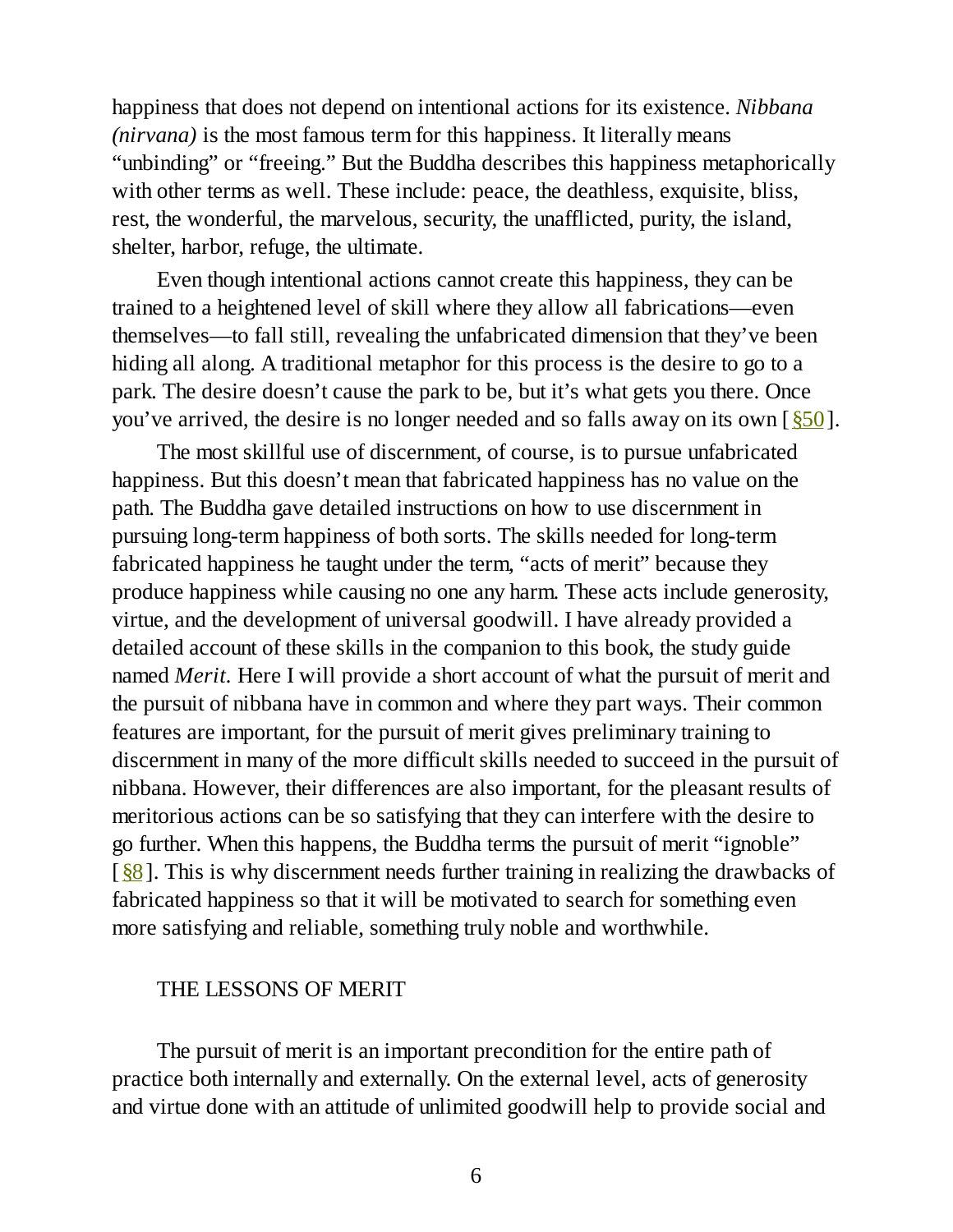happiness that does not depend on intentional actions for its existence. *Nibbana (nirvana)* is the most famous term for this happiness. It literally means "unbinding" or "freeing." But the Buddha describes this happiness metaphorically with other terms as well. These include: peace, the deathless, exquisite, bliss, rest, the wonderful, the marvelous, security, the unafflicted, purity, the island, shelter, harbor, refuge, the ultimate.

Even though intentional actions cannot create this happiness, they can be trained to a heightened level of skill where they allow all fabrications—even themselves—to fall still, revealing the unfabricated dimension that they've been hiding all along. A traditional metaphor for this process is the desire to go to a park. The desire doesn't cause the park to be, but it's what gets you there. Once you've arrived, the desire is no longer needed and so falls away on its own [§50].

The most skillful use of discernment, of course, is to pursue unfabricated happiness. But this doesn't mean that fabricated happiness has no value on the path. The Buddha gave detailed instructions on how to use discernment in pursuing long-term happiness of both sorts. The skills needed for long-term fabricated happiness he taught under the term, "acts of merit" because they produce happiness while causing no one any harm. These acts include generosity, virtue, and the development of universal goodwill. I have already provided a detailed account of these skills in the companion to this book, the study guide named *Merit*. Here I will provide a short account of what the pursuit of merit and the pursuit of nibbana have in common and where they part ways. Their common features are important, for the pursuit of merit gives preliminary training to discernment in many of the more difficult skills needed to succeed in the pursuit of nibbana. However, their differences are also important, for the pleasant results of meritorious actions can be so satisfying that they can interfere with the desire to go further. When this happens, the Buddha terms the pursuit of merit "ignoble" [§8]. This is why discernment needs further training in realizing the drawbacks of fabricated happiness so that it will be motivated to search for something even more satisfying and reliable, something truly noble and worthwhile.

## THE LESSONS OF MERIT

The pursuit of merit is an important precondition for the entire path of practice both internally and externally. On the external level, acts of generosity and virtue done with an attitude of unlimited goodwill help to provide social and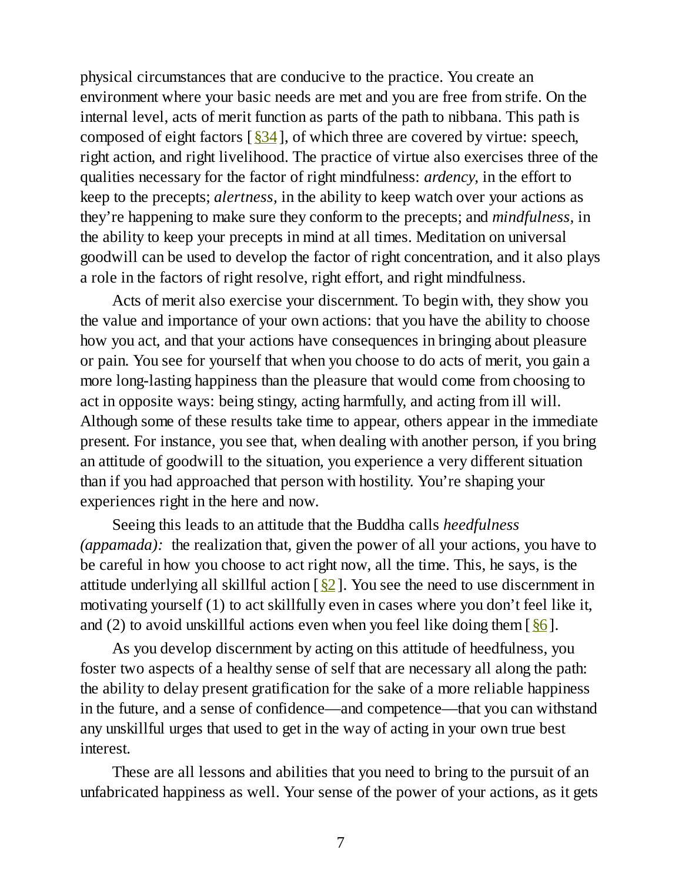physical circumstances that are conducive to the practice. You create an environment where your basic needs are met and you are free from strife. On the internal level, acts of merit function as parts of the path to nibbana. This path is composed of eight factors [§34], of which three are covered by virtue: speech, right action, and right livelihood. The practice of virtue also exercises three of the qualities necessary for the factor of right mindfulness: *ardency,* in the effort to keep to the precepts; *alertness,* in the ability to keep watch over your actions as they're happening to make sure they conform to the precepts; and *mindfulness,* in the ability to keep your precepts in mind at all times. Meditation on universal goodwill can be used to develop the factor of right concentration, and it also plays a role in the factors of right resolve, right effort, and right mindfulness.

Acts of merit also exercise your discernment. To begin with, they show you the value and importance of your own actions: that you have the ability to choose how you act, and that your actions have consequences in bringing about pleasure or pain. You see for yourself that when you choose to do acts of merit, you gain a more long-lasting happiness than the pleasure that would come from choosing to act in opposite ways: being stingy, acting harmfully, and acting from ill will. Although some of these results take time to appear, others appear in the immediate present. For instance, you see that, when dealing with another person, if you bring an attitude of goodwill to the situation, you experience a very different situation than if you had approached that person with hostility. You're shaping your experiences right in the here and now.

Seeing this leads to an attitude that the Buddha calls *heedfulness (appamada):* the realization that, given the power of all your actions, you have to be careful in how you choose to act right now, all the time. This, he says, is the attitude underlying all skillful action [§2]. You see the need to use discernment in motivating yourself (1) to act skillfully even in cases where you don't feel like it, and (2) to avoid unskillful actions even when you feel like doing them [§6].

As you develop discernment by acting on this attitude of heedfulness, you foster two aspects of a healthy sense of self that are necessary all along the path: the ability to delay present gratification for the sake of a more reliable happiness in the future, and a sense of confidence—and competence—that you can withstand any unskillful urges that used to get in the way of acting in your own true best interest.

These are all lessons and abilities that you need to bring to the pursuit of an unfabricated happiness as well. Your sense of the power of your actions, as it gets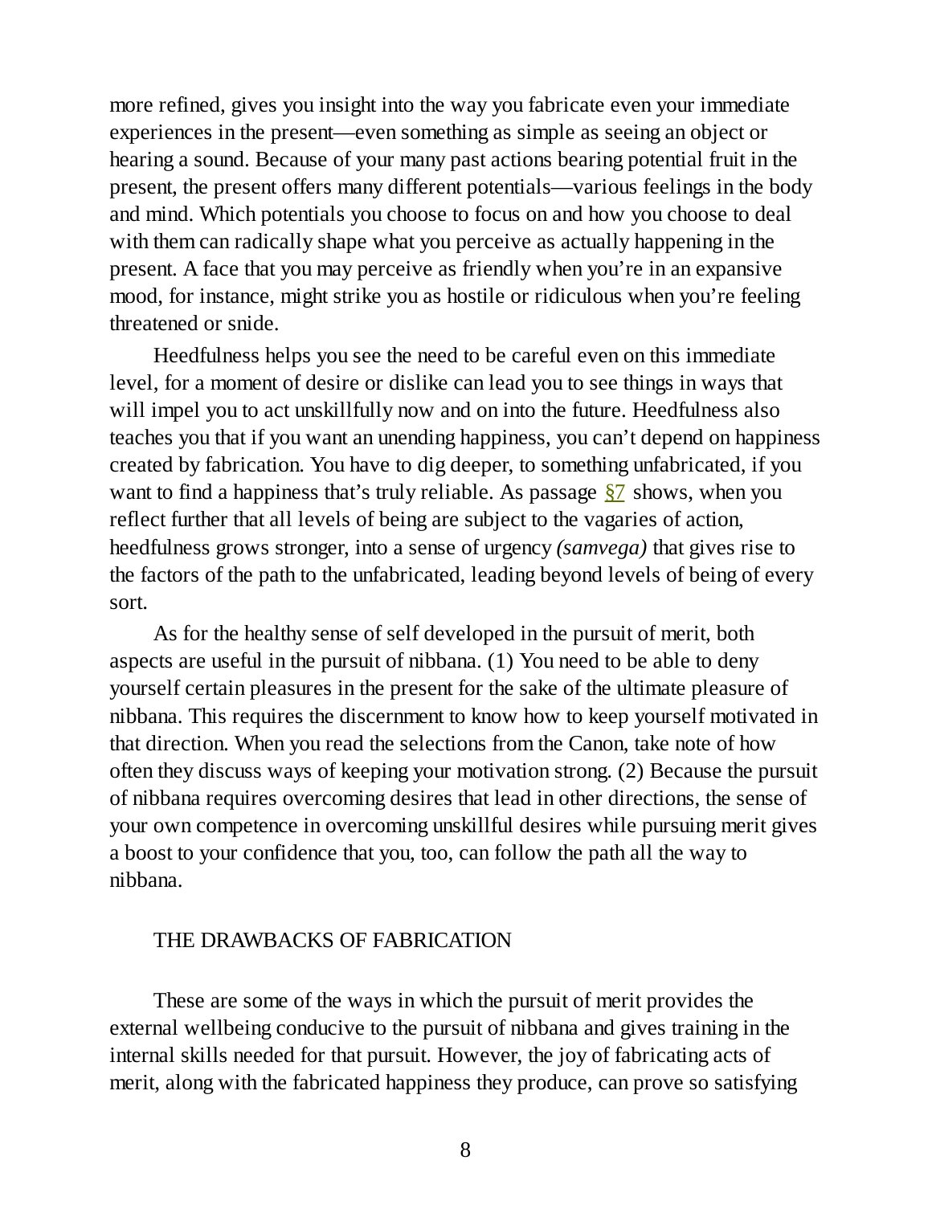more refined, gives you insight into the way you fabricate even your immediate experiences in the present—even something as simple as seeing an object or hearing a sound. Because of your many past actions bearing potential fruit in the present, the present offers many different potentials—various feelings in the body and mind. Which potentials you choose to focus on and how you choose to deal with them can radically shape what you perceive as actually happening in the present. A face that you may perceive as friendly when you're in an expansive mood, for instance, might strike you as hostile or ridiculous when you're feeling threatened or snide.

Heedfulness helps you see the need to be careful even on this immediate level, for a moment of desire or dislike can lead you to see things in ways that will impel you to act unskillfully now and on into the future. Heedfulness also teaches you that if you want an unending happiness, you can't depend on happiness created by fabrication. You have to dig deeper, to something unfabricated, if you want to find a happiness that's truly reliable. As passage §7 shows, when you reflect further that all levels of being are subject to the vagaries of action, heedfulness grows stronger, into a sense of urgency *(samvega)* that gives rise to the factors of the path to the unfabricated, leading beyond levels of being of every sort.

As for the healthy sense of self developed in the pursuit of merit, both aspects are useful in the pursuit of nibbana. (1) You need to be able to deny yourself certain pleasures in the present for the sake of the ultimate pleasure of nibbana. This requires the discernment to know how to keep yourself motivated in that direction. When you read the selections from the Canon, take note of how often they discuss ways of keeping your motivation strong. (2) Because the pursuit of nibbana requires overcoming desires that lead in other directions, the sense of your own competence in overcoming unskillful desires while pursuing merit gives a boost to your confidence that you, too, can follow the path all the way to nibbana.

## THE DRAWBACKS OF FABRICATION

These are some of the ways in which the pursuit of merit provides the external wellbeing conducive to the pursuit of nibbana and gives training in the internal skills needed for that pursuit. However, the joy of fabricating acts of merit, along with the fabricated happiness they produce, can prove so satisfying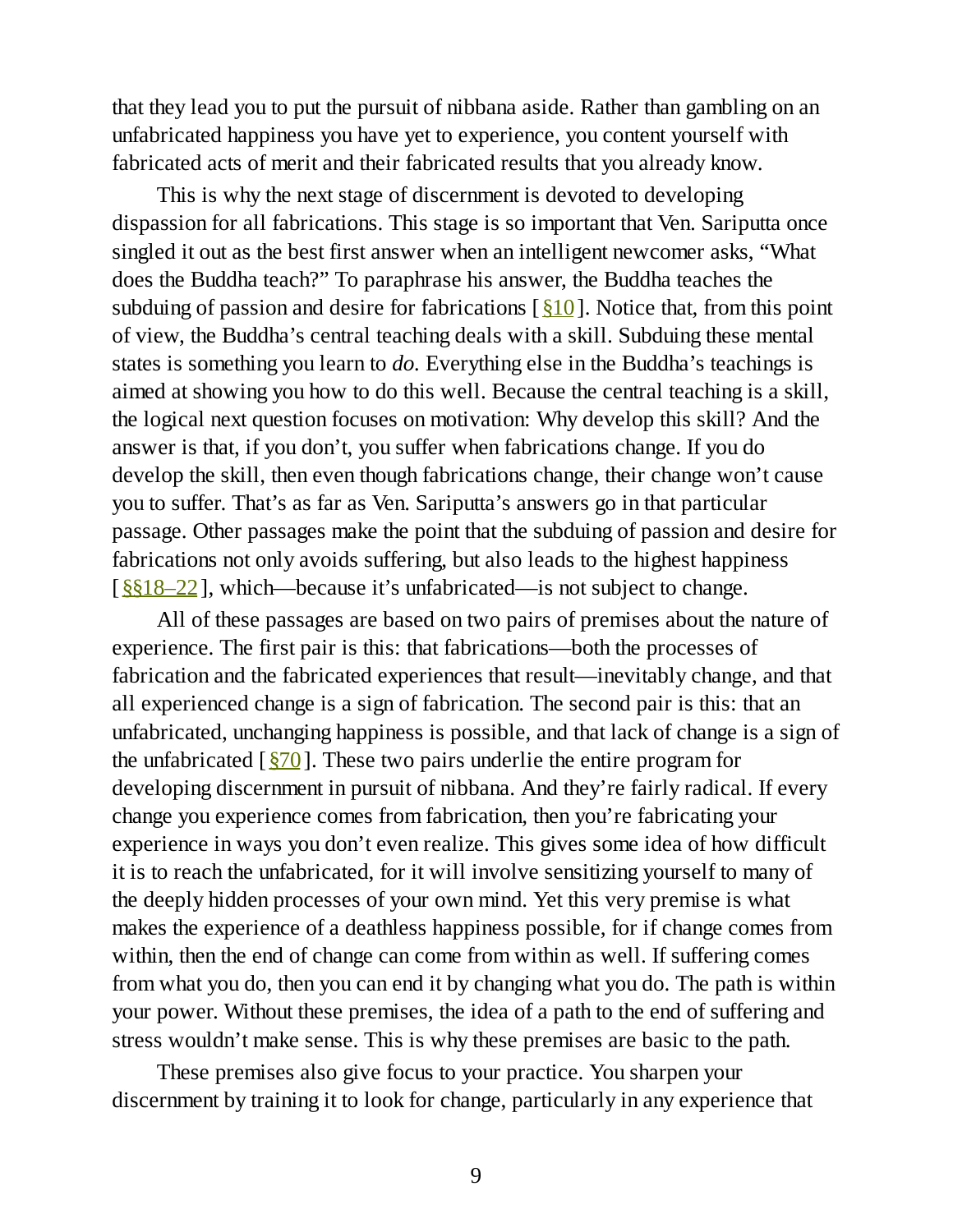that they lead you to put the pursuit of nibbana aside. Rather than gambling on an unfabricated happiness you have yet to experience, you content yourself with fabricated acts of merit and their fabricated results that you already know.

This is why the next stage of discernment is devoted to developing dispassion for all fabrications. This stage is so important that Ven. Sariputta once singled it out as the best first answer when an intelligent newcomer asks, “What does the Buddha teach?” To paraphrase his answer, the Buddha teaches the subduing of passion and desire for fabrications [§10]. Notice that, from this point of view, the Buddha’s central teaching deals with a skill. Subduing these mental states is something you learn to *do*. Everything else in the Buddha’s teachings is aimed at showing you how to do this well. Because the central teaching is a skill, the logical next question focuses on motivation: Why develop this skill? And the answer is that, if you don’t, you suffer when fabrications change. If you do develop the skill, then even though fabrications change, their change won’t cause you to suffer. That’s as far as Ven. Sariputta’s answers go in that particular passage. Other passages make the point that the subduing of passion and desire for fabrications not only avoids suffering, but also leads to the highest happiness [§§18–22], which—because it’s unfabricated—is not subject to change.

All of these passages are based on two pairs of premises about the nature of experience. The first pair is this: that fabrications—both the processes of fabrication and the fabricated experiences that result—inevitably change, and that all experienced change is a sign of fabrication. The second pair is this: that an unfabricated, unchanging happiness is possible, and that lack of change is a sign of the unfabricated [§70]. These two pairs underlie the entire program for developing discernment in pursuit of nibbana. And they’re fairly radical. If every change you experience comes from fabrication, then you’re fabricating your experience in ways you don’t even realize. This gives some idea of how difficult it is to reach the unfabricated, for it will involve sensitizing yourself to many of the deeply hidden processes of your own mind. Yet this very premise is what makes the experience of a deathless happiness possible, for if change comes from within, then the end of change can come from within as well. If suffering comes from what you do, then you can end it by changing what you do. The path is within your power. Without these premises, the idea of a path to the end of suffering and stress wouldn’t make sense. This is why these premises are basic to the path.

These premises also give focus to your practice. You sharpen your discernment by training it to look for change, particularly in any experience that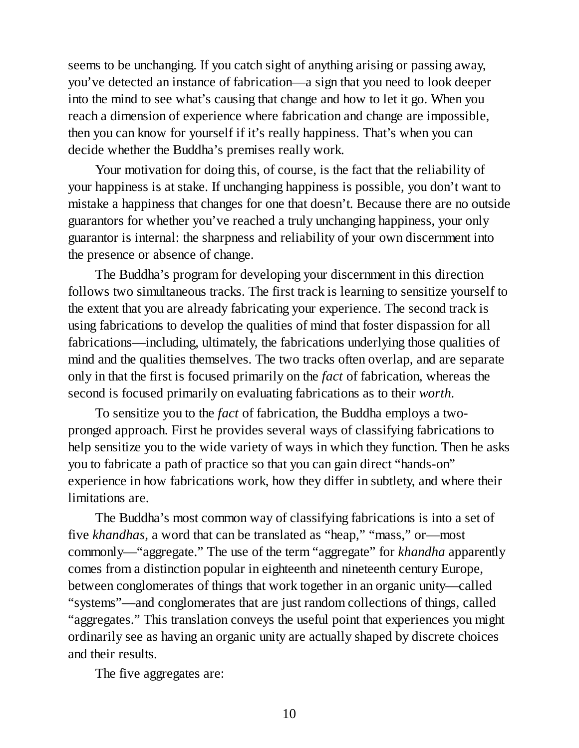seems to be unchanging. If you catch sight of anything arising or passing away, you've detected an instance of fabrication—a sign that you need to look deeper into the mind to see what's causing that change and how to let it go. When you reach a dimension of experience where fabrication and change are impossible, then you can know for yourself if it's really happiness. That's when you can decide whether the Buddha's premises really work.

Your motivation for doing this, of course, is the fact that the reliability of your happiness is at stake. If unchanging happiness is possible, you don't want to mistake a happiness that changes for one that doesn't. Because there are no outside guarantors for whether you've reached a truly unchanging happiness, your only guarantor is internal: the sharpness and reliability of your own discernment into the presence or absence of change.

The Buddha's program for developing your discernment in this direction follows two simultaneous tracks. The first track is learning to sensitize yourself to the extent that you are already fabricating your experience. The second track is using fabrications to develop the qualities of mind that foster dispassion for all fabrications—including, ultimately, the fabrications underlying those qualities of mind and the qualities themselves. The two tracks often overlap, and are separate only in that the first is focused primarily on the *fact* of fabrication, whereas the second is focused primarily on evaluating fabrications as to their *worth*.

To sensitize you to the *fact* of fabrication, the Buddha employs a two-pronged approach. First he provides several ways of classifying fabrications to help sensitize you to the wide variety of ways in which they function. Then he asks you to fabricate a path of practice so that you can gain direct "hands-on" experience in how fabrications work, how they differ in subtlety, and where their limitations are.

The Buddha's most common way of classifying fabrications is into a set of five *khandhas*, a word that can be translated as "heap," "mass," or—most commonly—"aggregate." The use of the term "aggregate" for *khandha* apparently comes from a distinction popular in eighteenth and nineteenth century Europe, between conglomerates of things that work together in an organic unity—called "systems"—and conglomerates that are just random collections of things, called "aggregates." This translation conveys the useful point that experiences you might ordinarily see as having an organic unity are actually shaped by discrete choices and their results.

The five aggregates are: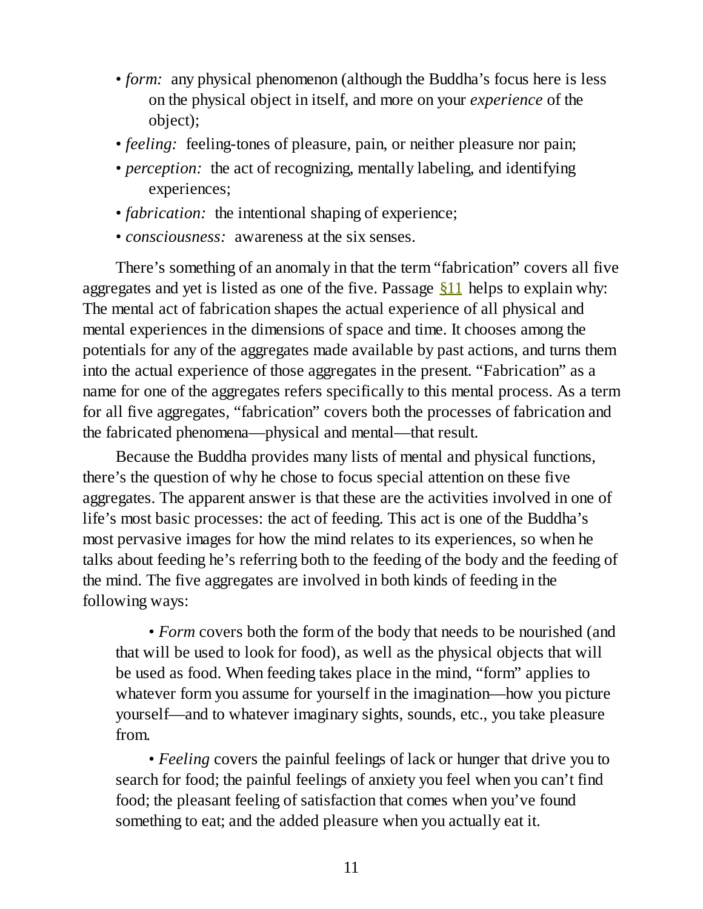- *form:* any physical phenomenon (although the Buddha's focus here is less on the physical object in itself, and more on your *experience* of the object);
- *feeling:* feeling-tones of pleasure, pain, or neither pleasure nor pain;
- *perception:* the act of recognizing, mentally labeling, and identifying experiences;
- *fabrication:* the intentional shaping of experience;
- *consciousness:* awareness at the six senses.

There's something of an anomaly in that the term "fabrication" covers all five aggregates and yet is listed as one of the five. Passage §11 helps to explain why: The mental act of fabrication shapes the actual experience of all physical and mental experiences in the dimensions of space and time. It chooses among the potentials for any of the aggregates made available by past actions, and turns them into the actual experience of those aggregates in the present. "Fabrication" as a name for one of the aggregates refers specifically to this mental process. As a term for all five aggregates, "fabrication" covers both the processes of fabrication and the fabricated phenomena—physical and mental—that result.

Because the Buddha provides many lists of mental and physical functions, there's the question of why he chose to focus special attention on these five aggregates. The apparent answer is that these are the activities involved in one of life's most basic processes: the act of feeding. This act is one of the Buddha's most pervasive images for how the mind relates to its experiences, so when he talks about feeding he's referring both to the feeding of the body and the feeding of the mind. The five aggregates are involved in both kinds of feeding in the following ways:

> • *Form* covers both the form of the body that needs to be nourished (and that will be used to look for food), as well as the physical objects that will be used as food. When feeding takes place in the mind, "form" applies to whatever form you assume for yourself in the imagination—how you picture yourself—and to whatever imaginary sights, sounds, etc., you take pleasure from.
>
> • *Feeling* covers the painful feelings of lack or hunger that drive you to search for food; the painful feelings of anxiety you feel when you can't find food; the pleasant feeling of satisfaction that comes when you've found something to eat; and the added pleasure when you actually eat it.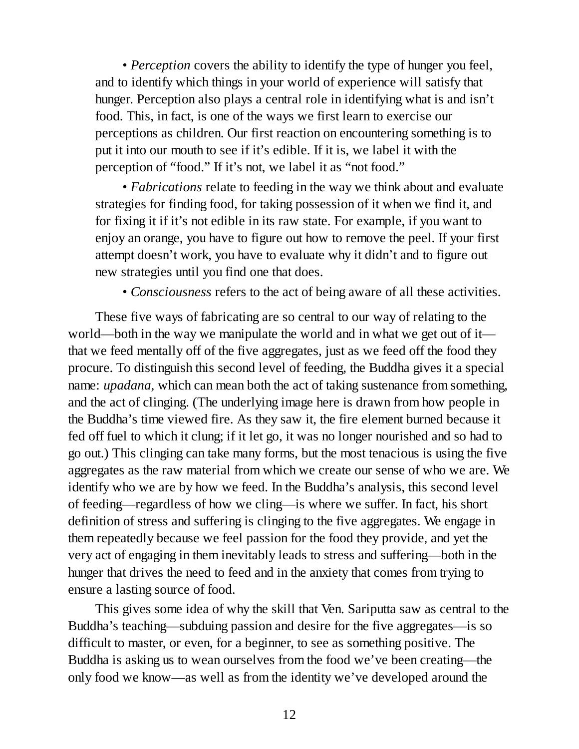• *Perception* covers the ability to identify the type of hunger you feel, and to identify which things in your world of experience will satisfy that hunger. Perception also plays a central role in identifying what is and isn't food. This, in fact, is one of the ways we first learn to exercise our perceptions as children. Our first reaction on encountering something is to put it into our mouth to see if it's edible. If it is, we label it with the perception of "food." If it's not, we label it as "not food."

• *Fabrications* relate to feeding in the way we think about and evaluate strategies for finding food, for taking possession of it when we find it, and for fixing it if it's not edible in its raw state. For example, if you want to enjoy an orange, you have to figure out how to remove the peel. If your first attempt doesn't work, you have to evaluate why it didn't and to figure out new strategies until you find one that does.

• *Consciousness* refers to the act of being aware of all these activities.

These five ways of fabricating are so central to our way of relating to the world—both in the way we manipulate the world and in what we get out of it—that we feed mentally off of the five aggregates, just as we feed off the food they procure. To distinguish this second level of feeding, the Buddha gives it a special name: *upadana,* which can mean both the act of taking sustenance from something, and the act of clinging. (The underlying image here is drawn from how people in the Buddha's time viewed fire. As they saw it, the fire element burned because it fed off fuel to which it clung; if it let go, it was no longer nourished and so had to go out.) This clinging can take many forms, but the most tenacious is using the five aggregates as the raw material from which we create our sense of who we are. We identify who we are by how we feed. In the Buddha's analysis, this second level of feeding—regardless of how we cling—is where we suffer. In fact, his short definition of stress and suffering is clinging to the five aggregates. We engage in them repeatedly because we feel passion for the food they provide, and yet the very act of engaging in them inevitably leads to stress and suffering—both in the hunger that drives the need to feed and in the anxiety that comes from trying to ensure a lasting source of food.

This gives some idea of why the skill that Ven. Sariputta saw as central to the Buddha's teaching—subduing passion and desire for the five aggregates—is so difficult to master, or even, for a beginner, to see as something positive. The Buddha is asking us to wean ourselves from the food we've been creating—the only food we know—as well as from the identity we've developed around the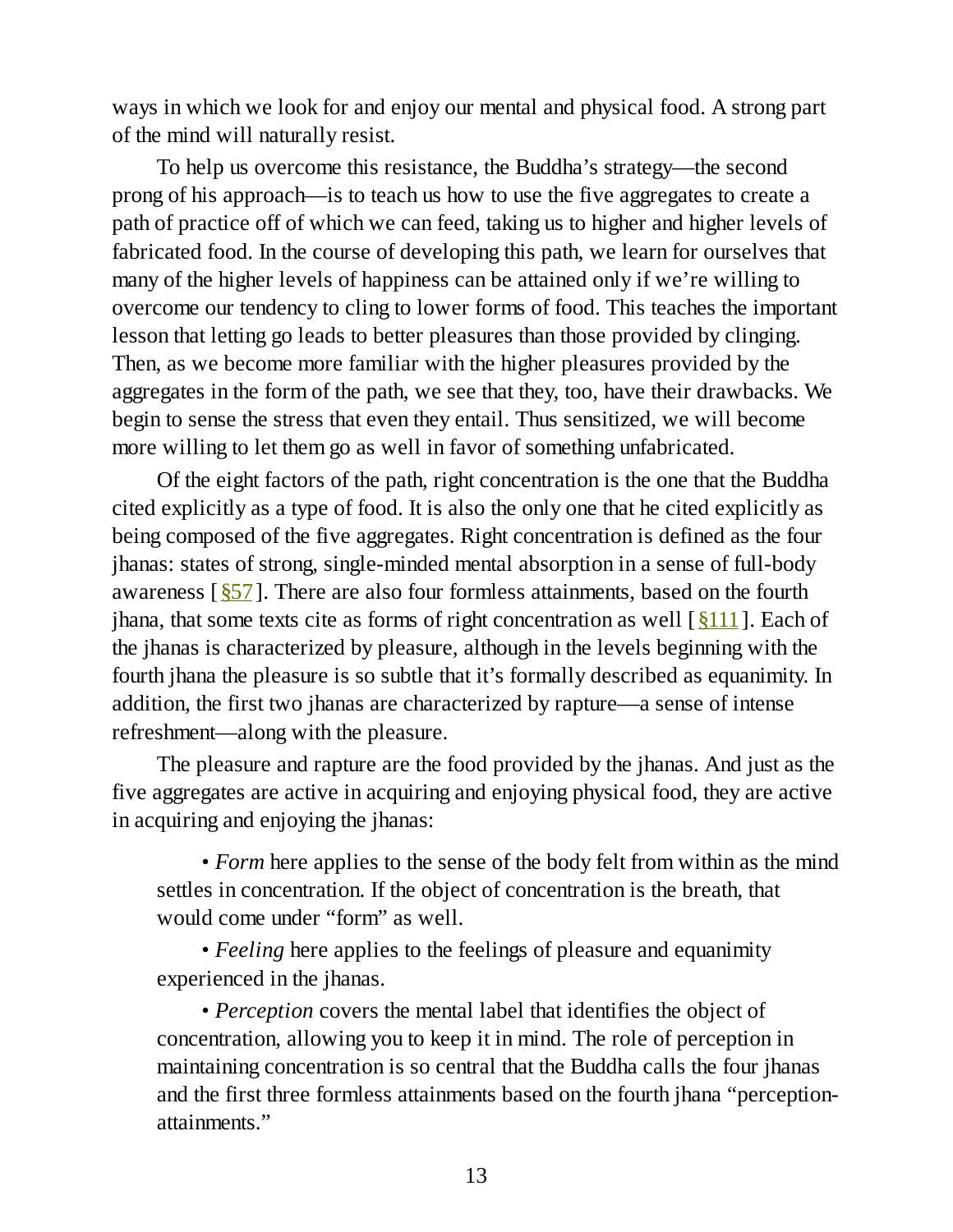ways in which we look for and enjoy our mental and physical food. A strong part of the mind will naturally resist.

To help us overcome this resistance, the Buddha's strategy—the second prong of his approach—is to teach us how to use the five aggregates to create a path of practice off of which we can feed, taking us to higher and higher levels of fabricated food. In the course of developing this path, we learn for ourselves that many of the higher levels of happiness can be attained only if we're willing to overcome our tendency to cling to lower forms of food. This teaches the important lesson that letting go leads to better pleasures than those provided by clinging. Then, as we become more familiar with the higher pleasures provided by the aggregates in the form of the path, we see that they, too, have their drawbacks. We begin to sense the stress that even they entail. Thus sensitized, we will become more willing to let them go as well in favor of something unfabricated.

Of the eight factors of the path, right concentration is the one that the Buddha cited explicitly as a type of food. It is also the only one that he cited explicitly as being composed of the five aggregates. Right concentration is defined as the four jhanas: states of strong, single-minded mental absorption in a sense of full-body awareness [§57]. There are also four formless attainments, based on the fourth jhana, that some texts cite as forms of right concentration as well [§111]. Each of the jhanas is characterized by pleasure, although in the levels beginning with the fourth jhana the pleasure is so subtle that it's formally described as equanimity. In addition, the first two jhanas are characterized by rapture—a sense of intense refreshment—along with the pleasure.

The pleasure and rapture are the food provided by the jhanas. And just as the five aggregates are active in acquiring and enjoying physical food, they are active in acquiring and enjoying the jhanas:

- *Form* here applies to the sense of the body felt from within as the mind settles in concentration. If the object of concentration is the breath, that would come under "form" as well.

- *Feeling* here applies to the feelings of pleasure and equanimity experienced in the jhanas.

- *Perception* covers the mental label that identifies the object of concentration, allowing you to keep it in mind. The role of perception in maintaining concentration is so central that the Buddha calls the four jhanas and the first three formless attainments based on the fourth jhana "perception-attainments."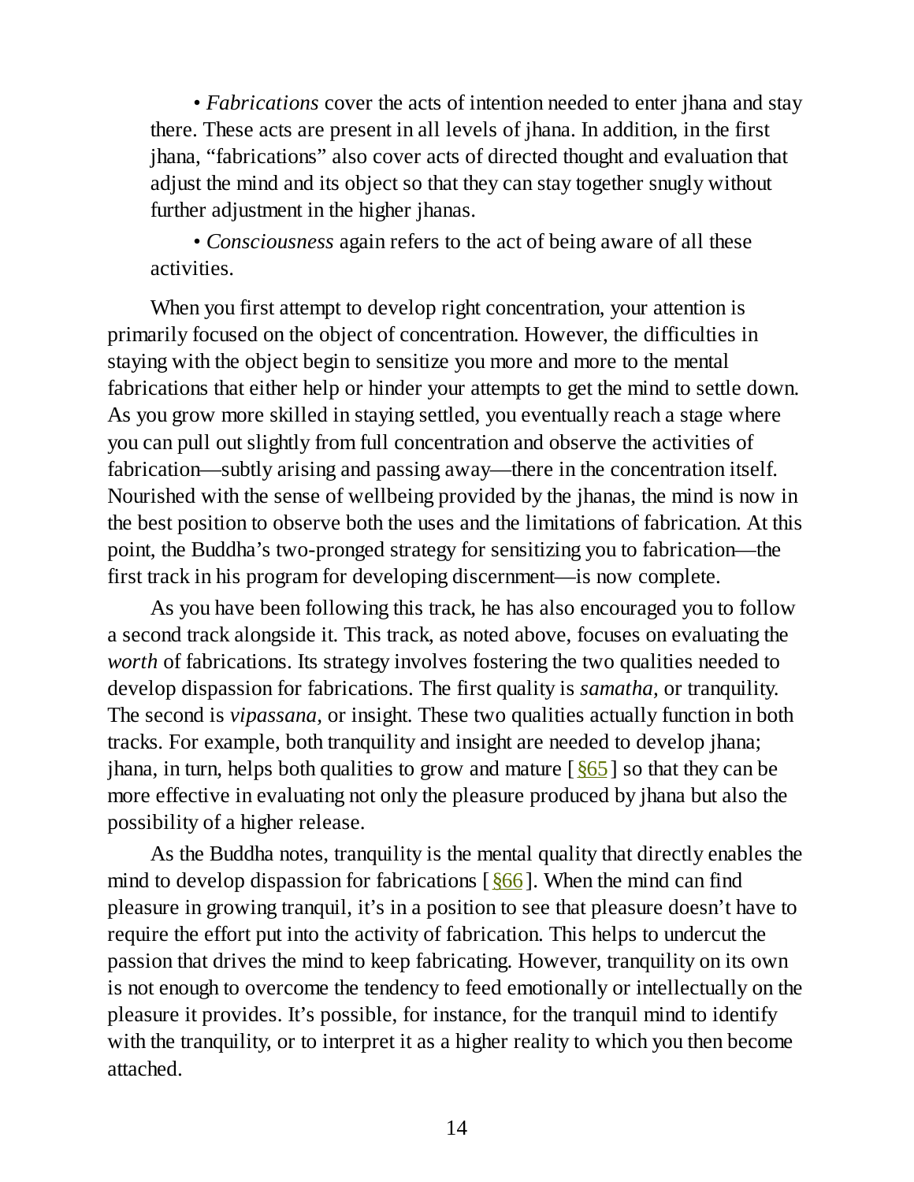• *Fabrications* cover the acts of intention needed to enter jhana and stay there. These acts are present in all levels of jhana. In addition, in the first jhana, "fabrications" also cover acts of directed thought and evaluation that adjust the mind and its object so that they can stay together snugly without further adjustment in the higher jhanas.

• *Consciousness* again refers to the act of being aware of all these activities.

When you first attempt to develop right concentration, your attention is primarily focused on the object of concentration. However, the difficulties in staying with the object begin to sensitize you more and more to the mental fabrications that either help or hinder your attempts to get the mind to settle down. As you grow more skilled in staying settled, you eventually reach a stage where you can pull out slightly from full concentration and observe the activities of fabrication—subtly arising and passing away—there in the concentration itself. Nourished with the sense of wellbeing provided by the jhanas, the mind is now in the best position to observe both the uses and the limitations of fabrication. At this point, the Buddha's two-pronged strategy for sensitizing you to fabrication—the first track in his program for developing discernment—is now complete.

As you have been following this track, he has also encouraged you to follow a second track alongside it. This track, as noted above, focuses on evaluating the *worth* of fabrications. Its strategy involves fostering the two qualities needed to develop dispassion for fabrications. The first quality is *samatha,* or tranquility. The second is *vipassana,* or insight. These two qualities actually function in both tracks. For example, both tranquility and insight are needed to develop jhana; jhana, in turn, helps both qualities to grow and mature [§65] so that they can be more effective in evaluating not only the pleasure produced by jhana but also the possibility of a higher release.

As the Buddha notes, tranquility is the mental quality that directly enables the mind to develop dispassion for fabrications [§66]. When the mind can find pleasure in growing tranquil, it's in a position to see that pleasure doesn't have to require the effort put into the activity of fabrication. This helps to undercut the passion that drives the mind to keep fabricating. However, tranquility on its own is not enough to overcome the tendency to feed emotionally or intellectually on the pleasure it provides. It's possible, for instance, for the tranquil mind to identify with the tranquility, or to interpret it as a higher reality to which you then become attached.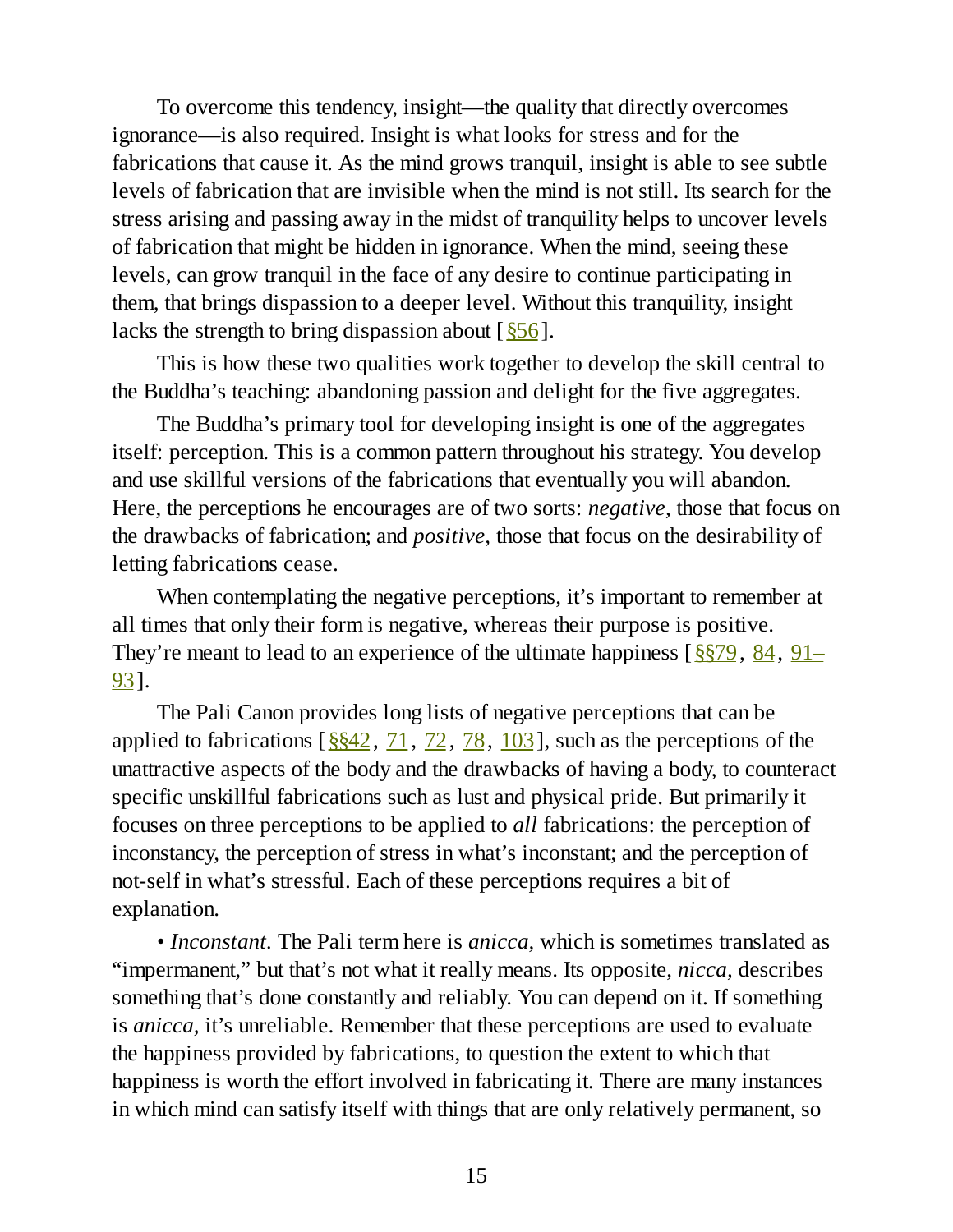To overcome this tendency, insight—the quality that directly overcomes ignorance—is also required. Insight is what looks for stress and for the fabrications that cause it. As the mind grows tranquil, insight is able to see subtle levels of fabrication that are invisible when the mind is not still. Its search for the stress arising and passing away in the midst of tranquility helps to uncover levels of fabrication that might be hidden in ignorance. When the mind, seeing these levels, can grow tranquil in the face of any desire to continue participating in them, that brings dispassion to a deeper level. Without this tranquility, insight lacks the strength to bring dispassion about [§56].

This is how these two qualities work together to develop the skill central to the Buddha's teaching: abandoning passion and delight for the five aggregates.

The Buddha's primary tool for developing insight is one of the aggregates itself: perception. This is a common pattern throughout his strategy. You develop and use skillful versions of the fabrications that eventually you will abandon. Here, the perceptions he encourages are of two sorts: *negative,* those that focus on the drawbacks of fabrication; and *positive,* those that focus on the desirability of letting fabrications cease.

When contemplating the negative perceptions, it's important to remember at all times that only their form is negative, whereas their purpose is positive. They're meant to lead to an experience of the ultimate happiness [§§79, 84, 91–93].

The Pali Canon provides long lists of negative perceptions that can be applied to fabrications [§§42, 71, 72, 78, 103], such as the perceptions of the unattractive aspects of the body and the drawbacks of having a body, to counteract specific unskillful fabrications such as lust and physical pride. But primarily it focuses on three perceptions to be applied to *all* fabrications: the perception of inconstancy, the perception of stress in what's inconstant; and the perception of not-self in what's stressful. Each of these perceptions requires a bit of explanation.

• *Inconstant.* The Pali term here is *anicca,* which is sometimes translated as "impermanent," but that's not what it really means. Its opposite, *nicca,* describes something that's done constantly and reliably. You can depend on it. If something is *anicca,* it's unreliable. Remember that these perceptions are used to evaluate the happiness provided by fabrications, to question the extent to which that happiness is worth the effort involved in fabricating it. There are many instances in which mind can satisfy itself with things that are only relatively permanent, so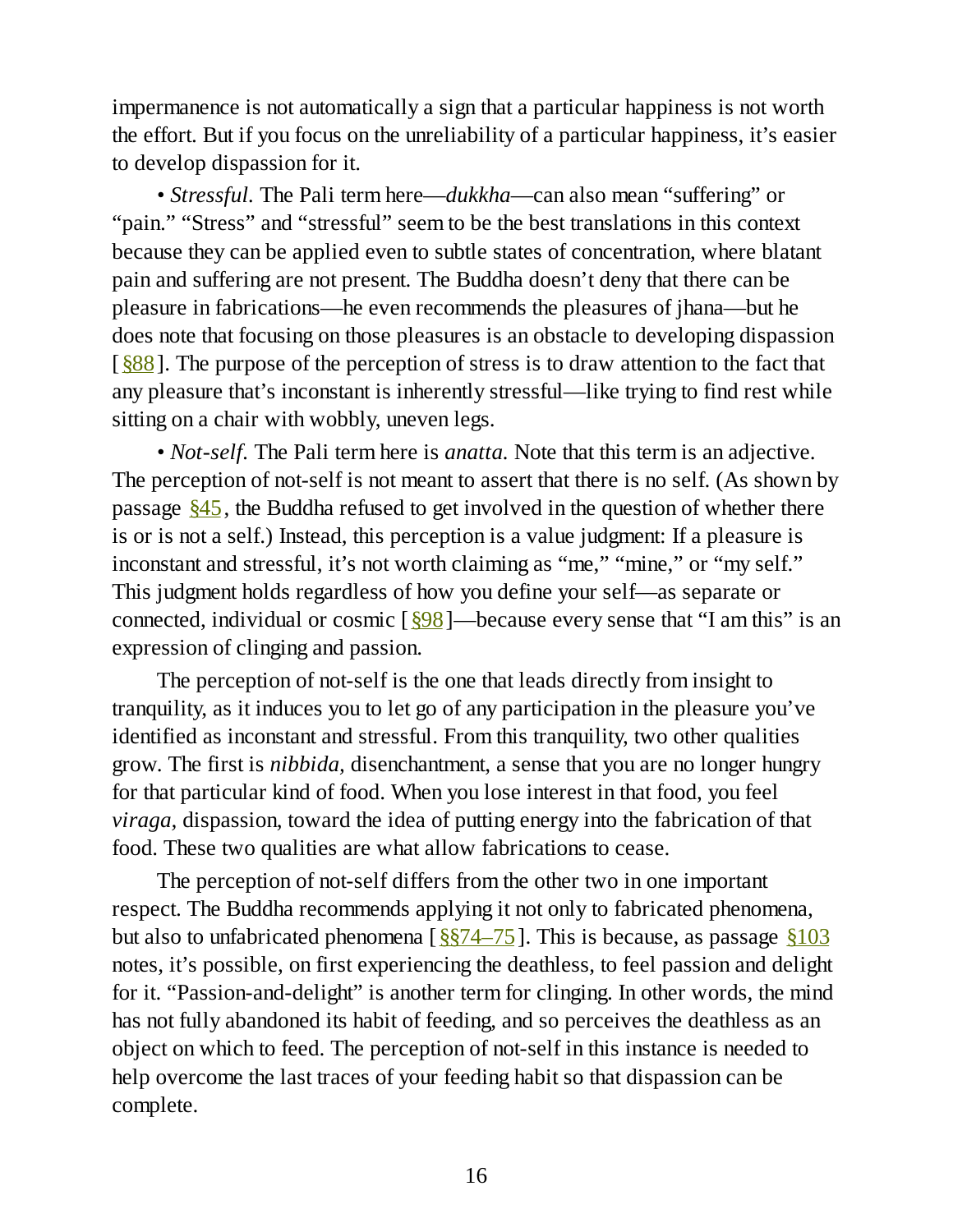impermanence is not automatically a sign that a particular happiness is not worth the effort. But if you focus on the unreliability of a particular happiness, it's easier to develop dispassion for it.

• *Stressful.* The Pali term here—*dukkha*—can also mean "suffering" or "pain." "Stress" and "stressful" seem to be the best translations in this context because they can be applied even to subtle states of concentration, where blatant pain and suffering are not present. The Buddha doesn't deny that there can be pleasure in fabrications—he even recommends the pleasures of jhana—but he does note that focusing on those pleasures is an obstacle to developing dispassion [§88]. The purpose of the perception of stress is to draw attention to the fact that any pleasure that's inconstant is inherently stressful—like trying to find rest while sitting on a chair with wobbly, uneven legs.

• *Not-self.* The Pali term here is *anatta.* Note that this term is an adjective. The perception of not-self is not meant to assert that there is no self. (As shown by passage §45, the Buddha refused to get involved in the question of whether there is or is not a self.) Instead, this perception is a value judgment: If a pleasure is inconstant and stressful, it's not worth claiming as "me," "mine," or "my self." This judgment holds regardless of how you define your self—as separate or connected, individual or cosmic [§98]—because every sense that "I am this" is an expression of clinging and passion.

The perception of not-self is the one that leads directly from insight to tranquility, as it induces you to let go of any participation in the pleasure you've identified as inconstant and stressful. From this tranquility, two other qualities grow. The first is *nibbida,* disenchantment, a sense that you are no longer hungry for that particular kind of food. When you lose interest in that food, you feel *viraga,* dispassion, toward the idea of putting energy into the fabrication of that food. These two qualities are what allow fabrications to cease.

The perception of not-self differs from the other two in one important respect. The Buddha recommends applying it not only to fabricated phenomena, but also to unfabricated phenomena [§§74–75]. This is because, as passage §103 notes, it's possible, on first experiencing the deathless, to feel passion and delight for it. "Passion-and-delight" is another term for clinging. In other words, the mind has not fully abandoned its habit of feeding, and so perceives the deathless as an object on which to feed. The perception of not-self in this instance is needed to help overcome the last traces of your feeding habit so that dispassion can be complete.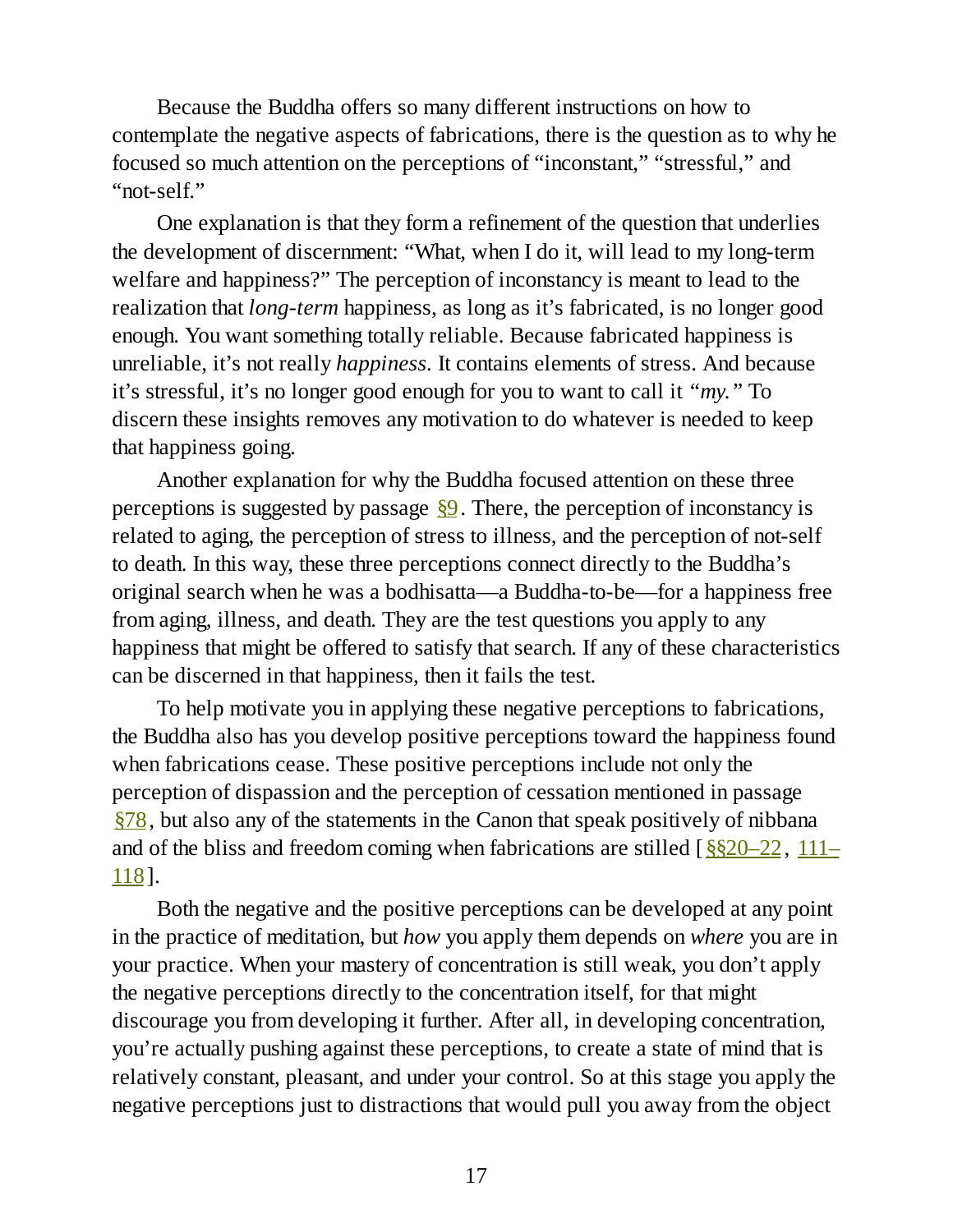Because the Buddha offers so many different instructions on how to contemplate the negative aspects of fabrications, there is the question as to why he focused so much attention on the perceptions of "inconstant," "stressful," and "not-self."

One explanation is that they form a refinement of the question that underlies the development of discernment: "What, when I do it, will lead to my long-term welfare and happiness?" The perception of inconstancy is meant to lead to the realization that *long-term* happiness, as long as it's fabricated, is no longer good enough. You want something totally reliable. Because fabricated happiness is unreliable, it's not really *happiness*. It contains elements of stress. And because it's stressful, it's no longer good enough for you to want to call it *"my."* To discern these insights removes any motivation to do whatever is needed to keep that happiness going.

Another explanation for why the Buddha focused attention on these three perceptions is suggested by passage §9. There, the perception of inconstancy is related to aging, the perception of stress to illness, and the perception of not-self to death. In this way, these three perceptions connect directly to the Buddha's original search when he was a bodhisatta—a Buddha-to-be—for a happiness free from aging, illness, and death. They are the test questions you apply to any happiness that might be offered to satisfy that search. If any of these characteristics can be discerned in that happiness, then it fails the test.

To help motivate you in applying these negative perceptions to fabrications, the Buddha also has you develop positive perceptions toward the happiness found when fabrications cease. These positive perceptions include not only the perception of dispassion and the perception of cessation mentioned in passage §78, but also any of the statements in the Canon that speak positively of nibbana and of the bliss and freedom coming when fabrications are stilled [§§20–22, 111–118].

Both the negative and the positive perceptions can be developed at any point in the practice of meditation, but *how* you apply them depends on *where* you are in your practice. When your mastery of concentration is still weak, you don't apply the negative perceptions directly to the concentration itself, for that might discourage you from developing it further. After all, in developing concentration, you're actually pushing against these perceptions, to create a state of mind that is relatively constant, pleasant, and under your control. So at this stage you apply the negative perceptions just to distractions that would pull you away from the object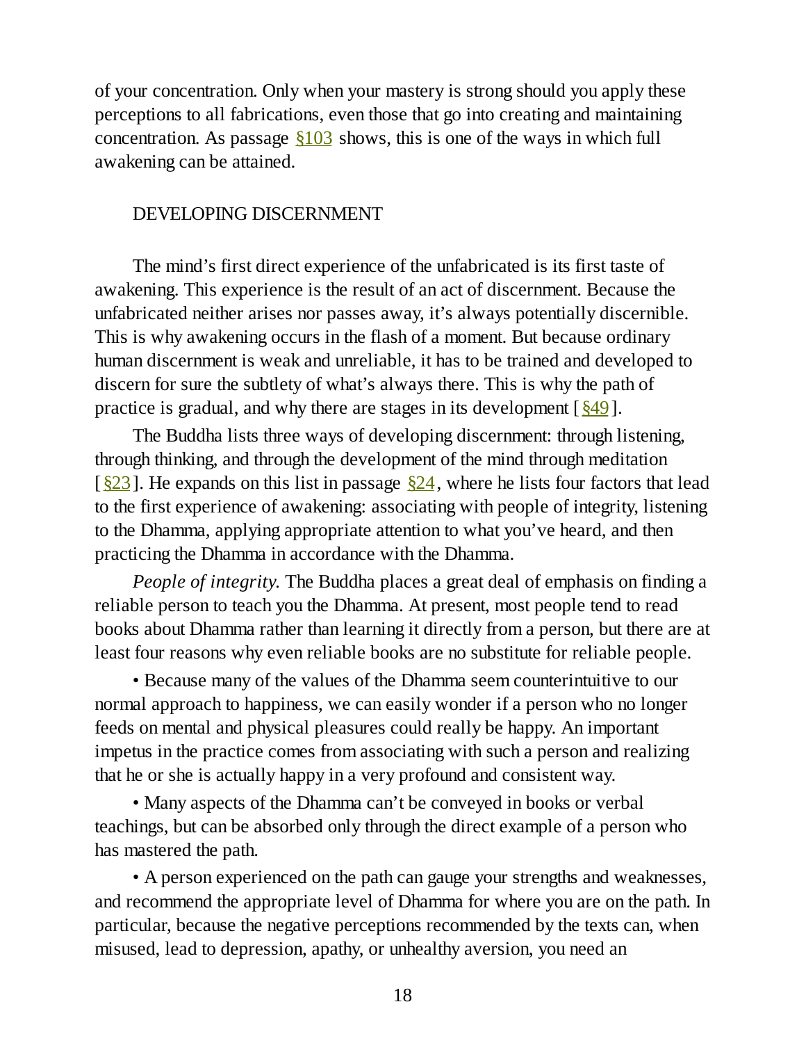of your concentration. Only when your mastery is strong should you apply these perceptions to all fabrications, even those that go into creating and maintaining concentration. As passage §103 shows, this is one of the ways in which full awakening can be attained.

## DEVELOPING DISCERNMENT

The mind's first direct experience of the unfabricated is its first taste of awakening. This experience is the result of an act of discernment. Because the unfabricated neither arises nor passes away, it's always potentially discernible. This is why awakening occurs in the flash of a moment. But because ordinary human discernment is weak and unreliable, it has to be trained and developed to discern for sure the subtlety of what's always there. This is why the path of practice is gradual, and why there are stages in its development [§49].

The Buddha lists three ways of developing discernment: through listening, through thinking, and through the development of the mind through meditation [§23]. He expands on this list in passage §24, where he lists four factors that lead to the first experience of awakening: associating with people of integrity, listening to the Dhamma, applying appropriate attention to what you've heard, and then practicing the Dhamma in accordance with the Dhamma.

*People of integrity.* The Buddha places a great deal of emphasis on finding a reliable person to teach you the Dhamma. At present, most people tend to read books about Dhamma rather than learning it directly from a person, but there are at least four reasons why even reliable books are no substitute for reliable people.

• Because many of the values of the Dhamma seem counterintuitive to our normal approach to happiness, we can easily wonder if a person who no longer feeds on mental and physical pleasures could really be happy. An important impetus in the practice comes from associating with such a person and realizing that he or she is actually happy in a very profound and consistent way.

• Many aspects of the Dhamma can't be conveyed in books or verbal teachings, but can be absorbed only through the direct example of a person who has mastered the path.

• A person experienced on the path can gauge your strengths and weaknesses, and recommend the appropriate level of Dhamma for where you are on the path. In particular, because the negative perceptions recommended by the texts can, when misused, lead to depression, apathy, or unhealthy aversion, you need an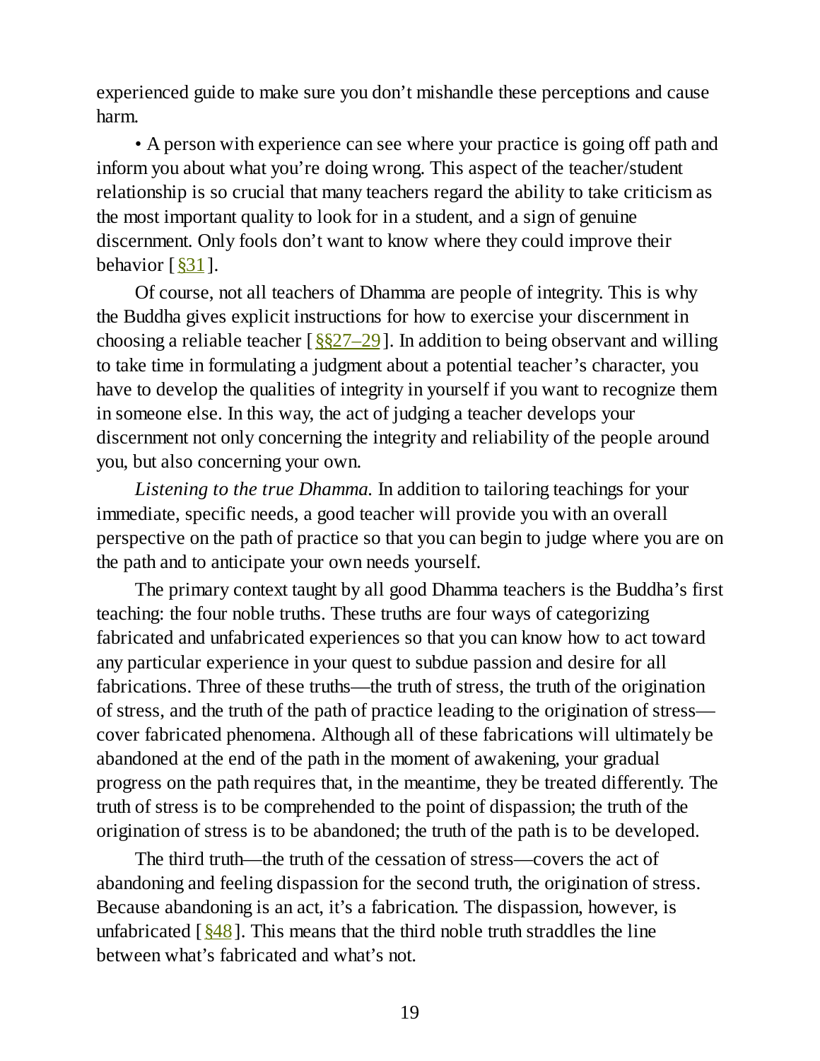experienced guide to make sure you don't mishandle these perceptions and cause harm.

• A person with experience can see where your practice is going off path and inform you about what you're doing wrong. This aspect of the teacher/student relationship is so crucial that many teachers regard the ability to take criticism as the most important quality to look for in a student, and a sign of genuine discernment. Only fools don't want to know where they could improve their behavior [§31].

Of course, not all teachers of Dhamma are people of integrity. This is why the Buddha gives explicit instructions for how to exercise your discernment in choosing a reliable teacher [§§27–29]. In addition to being observant and willing to take time in formulating a judgment about a potential teacher's character, you have to develop the qualities of integrity in yourself if you want to recognize them in someone else. In this way, the act of judging a teacher develops your discernment not only concerning the integrity and reliability of the people around you, but also concerning your own.

*Listening to the true Dhamma.* In addition to tailoring teachings for your immediate, specific needs, a good teacher will provide you with an overall perspective on the path of practice so that you can begin to judge where you are on the path and to anticipate your own needs yourself.

The primary context taught by all good Dhamma teachers is the Buddha's first teaching: the four noble truths. These truths are four ways of categorizing fabricated and unfabricated experiences so that you can know how to act toward any particular experience in your quest to subdue passion and desire for all fabrications. Three of these truths—the truth of stress, the truth of the origination of stress, and the truth of the path of practice leading to the origination of stress—cover fabricated phenomena. Although all of these fabrications will ultimately be abandoned at the end of the path in the moment of awakening, your gradual progress on the path requires that, in the meantime, they be treated differently. The truth of stress is to be comprehended to the point of dispassion; the truth of the origination of stress is to be abandoned; the truth of the path is to be developed.

The third truth—the truth of the cessation of stress—covers the act of abandoning and feeling dispassion for the second truth, the origination of stress. Because abandoning is an act, it's a fabrication. The dispassion, however, is unfabricated [§48]. This means that the third noble truth straddles the line between what's fabricated and what's not.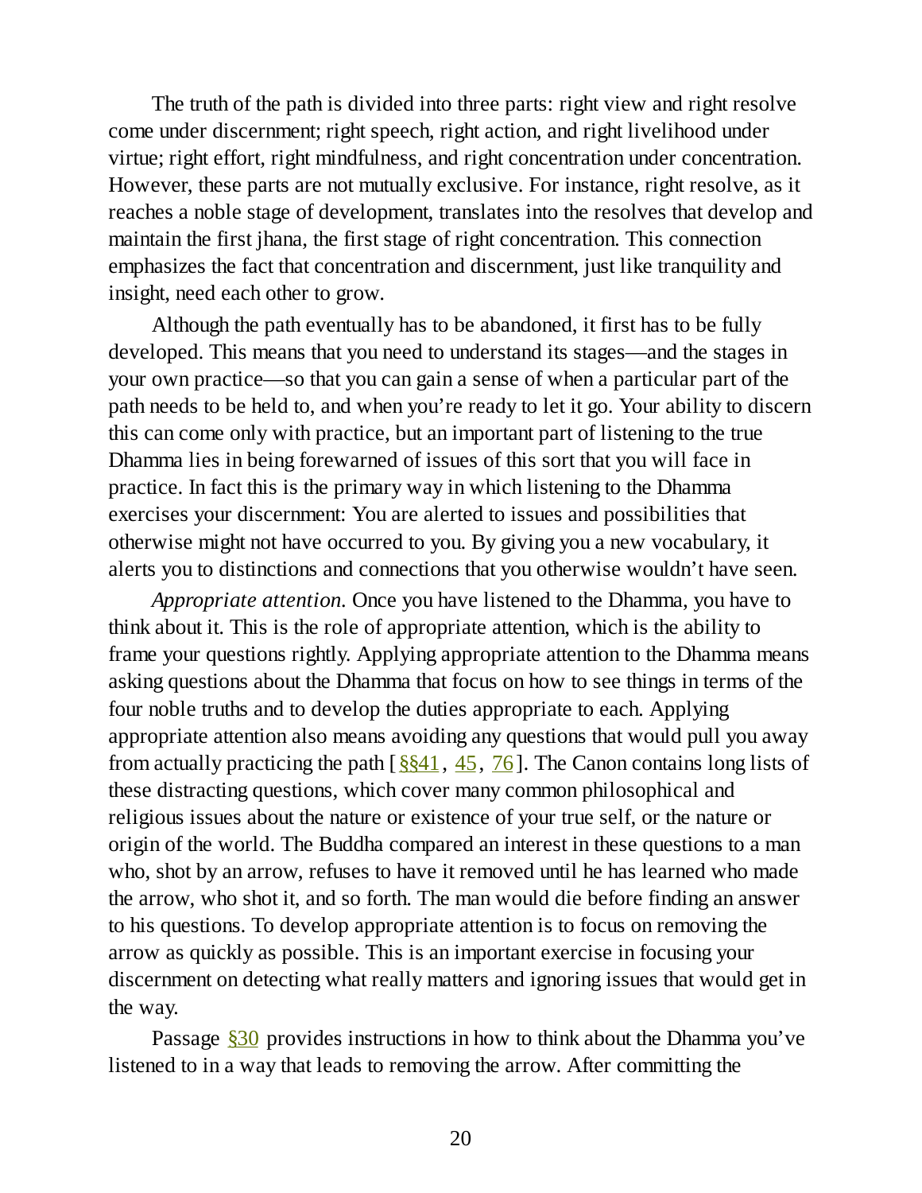The truth of the path is divided into three parts: right view and right resolve come under discernment; right speech, right action, and right livelihood under virtue; right effort, right mindfulness, and right concentration under concentration. However, these parts are not mutually exclusive. For instance, right resolve, as it reaches a noble stage of development, translates into the resolves that develop and maintain the first jhana, the first stage of right concentration. This connection emphasizes the fact that concentration and discernment, just like tranquility and insight, need each other to grow.

Although the path eventually has to be abandoned, it first has to be fully developed. This means that you need to understand its stages—and the stages in your own practice—so that you can gain a sense of when a particular part of the path needs to be held to, and when you're ready to let it go. Your ability to discern this can come only with practice, but an important part of listening to the true Dhamma lies in being forewarned of issues of this sort that you will face in practice. In fact this is the primary way in which listening to the Dhamma exercises your discernment: You are alerted to issues and possibilities that otherwise might not have occurred to you. By giving you a new vocabulary, it alerts you to distinctions and connections that you otherwise wouldn't have seen.

*Appropriate attention.* Once you have listened to the Dhamma, you have to think about it. This is the role of appropriate attention, which is the ability to frame your questions rightly. Applying appropriate attention to the Dhamma means asking questions about the Dhamma that focus on how to see things in terms of the four noble truths and to develop the duties appropriate to each. Applying appropriate attention also means avoiding any questions that would pull you away from actually practicing the path [§§41, 45, 76]. The Canon contains long lists of these distracting questions, which cover many common philosophical and religious issues about the nature or existence of your true self, or the nature or origin of the world. The Buddha compared an interest in these questions to a man who, shot by an arrow, refuses to have it removed until he has learned who made the arrow, who shot it, and so forth. The man would die before finding an answer to his questions. To develop appropriate attention is to focus on removing the arrow as quickly as possible. This is an important exercise in focusing your discernment on detecting what really matters and ignoring issues that would get in the way.

Passage §30 provides instructions in how to think about the Dhamma you've listened to in a way that leads to removing the arrow. After committing the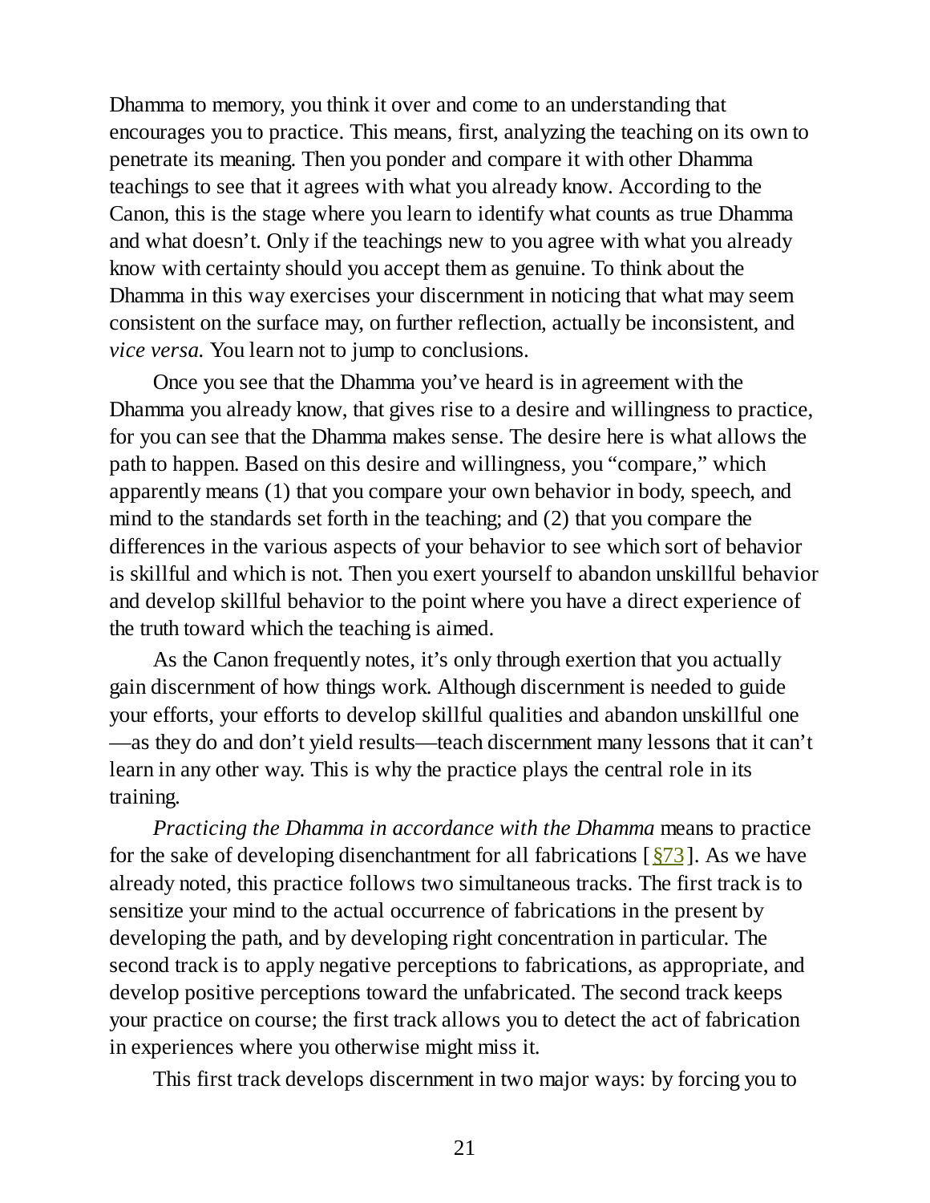Dhamma to memory, you think it over and come to an understanding that encourages you to practice. This means, first, analyzing the teaching on its own to penetrate its meaning. Then you ponder and compare it with other Dhamma teachings to see that it agrees with what you already know. According to the Canon, this is the stage where you learn to identify what counts as true Dhamma and what doesn't. Only if the teachings new to you agree with what you already know with certainty should you accept them as genuine. To think about the Dhamma in this way exercises your discernment in noticing that what may seem consistent on the surface may, on further reflection, actually be inconsistent, and *vice versa.* You learn not to jump to conclusions.

Once you see that the Dhamma you've heard is in agreement with the Dhamma you already know, that gives rise to a desire and willingness to practice, for you can see that the Dhamma makes sense. The desire here is what allows the path to happen. Based on this desire and willingness, you "compare," which apparently means (1) that you compare your own behavior in body, speech, and mind to the standards set forth in the teaching; and (2) that you compare the differences in the various aspects of your behavior to see which sort of behavior is skillful and which is not. Then you exert yourself to abandon unskillful behavior and develop skillful behavior to the point where you have a direct experience of the truth toward which the teaching is aimed.

As the Canon frequently notes, it's only through exertion that you actually gain discernment of how things work. Although discernment is needed to guide your efforts, your efforts to develop skillful qualities and abandon unskillful one—as they do and don't yield results—teach discernment many lessons that it can't learn in any other way. This is why the practice plays the central role in its training.

*Practicing the Dhamma in accordance with the Dhamma* means to practice for the sake of developing disenchantment for all fabrications [§73]. As we have already noted, this practice follows two simultaneous tracks. The first track is to sensitize your mind to the actual occurrence of fabrications in the present by developing the path, and by developing right concentration in particular. The second track is to apply negative perceptions to fabrications, as appropriate, and develop positive perceptions toward the unfabricated. The second track keeps your practice on course; the first track allows you to detect the act of fabrication in experiences where you otherwise might miss it.

This first track develops discernment in two major ways: by forcing you to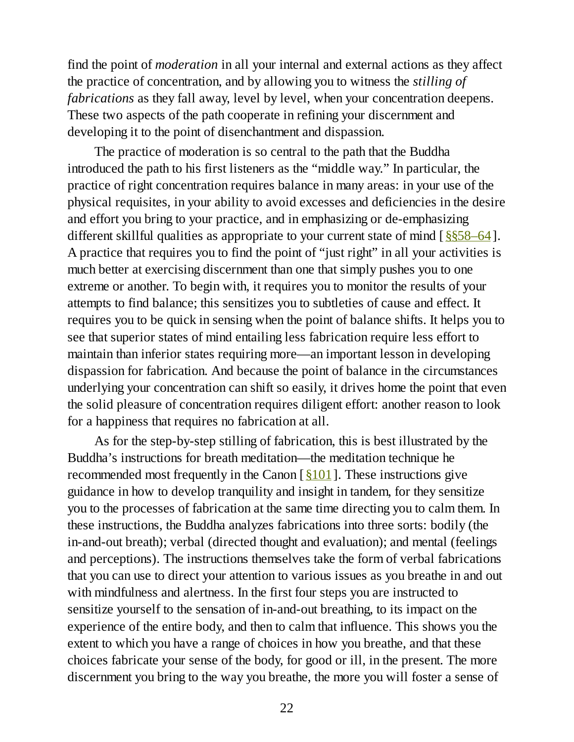find the point of *moderation* in all your internal and external actions as they affect the practice of concentration, and by allowing you to witness the *stilling of fabrications* as they fall away, level by level, when your concentration deepens. These two aspects of the path cooperate in refining your discernment and developing it to the point of disenchantment and dispassion.

The practice of moderation is so central to the path that the Buddha introduced the path to his first listeners as the "middle way." In particular, the practice of right concentration requires balance in many areas: in your use of the physical requisites, in your ability to avoid excesses and deficiencies in the desire and effort you bring to your practice, and in emphasizing or de-emphasizing different skillful qualities as appropriate to your current state of mind [§§58–64]. A practice that requires you to find the point of "just right" in all your activities is much better at exercising discernment than one that simply pushes you to one extreme or another. To begin with, it requires you to monitor the results of your attempts to find balance; this sensitizes you to subtleties of cause and effect. It requires you to be quick in sensing when the point of balance shifts. It helps you to see that superior states of mind entailing less fabrication require less effort to maintain than inferior states requiring more—an important lesson in developing dispassion for fabrication. And because the point of balance in the circumstances underlying your concentration can shift so easily, it drives home the point that even the solid pleasure of concentration requires diligent effort: another reason to look for a happiness that requires no fabrication at all.

As for the step-by-step stilling of fabrication, this is best illustrated by the Buddha's instructions for breath meditation—the meditation technique he recommended most frequently in the Canon [§101]. These instructions give guidance in how to develop tranquility and insight in tandem, for they sensitize you to the processes of fabrication at the same time directing you to calm them. In these instructions, the Buddha analyzes fabrications into three sorts: bodily (the in-and-out breath); verbal (directed thought and evaluation); and mental (feelings and perceptions). The instructions themselves take the form of verbal fabrications that you can use to direct your attention to various issues as you breathe in and out with mindfulness and alertness. In the first four steps you are instructed to sensitize yourself to the sensation of in-and-out breathing, to its impact on the experience of the entire body, and then to calm that influence. This shows you the extent to which you have a range of choices in how you breathe, and that these choices fabricate your sense of the body, for good or ill, in the present. The more discernment you bring to the way you breathe, the more you will foster a sense of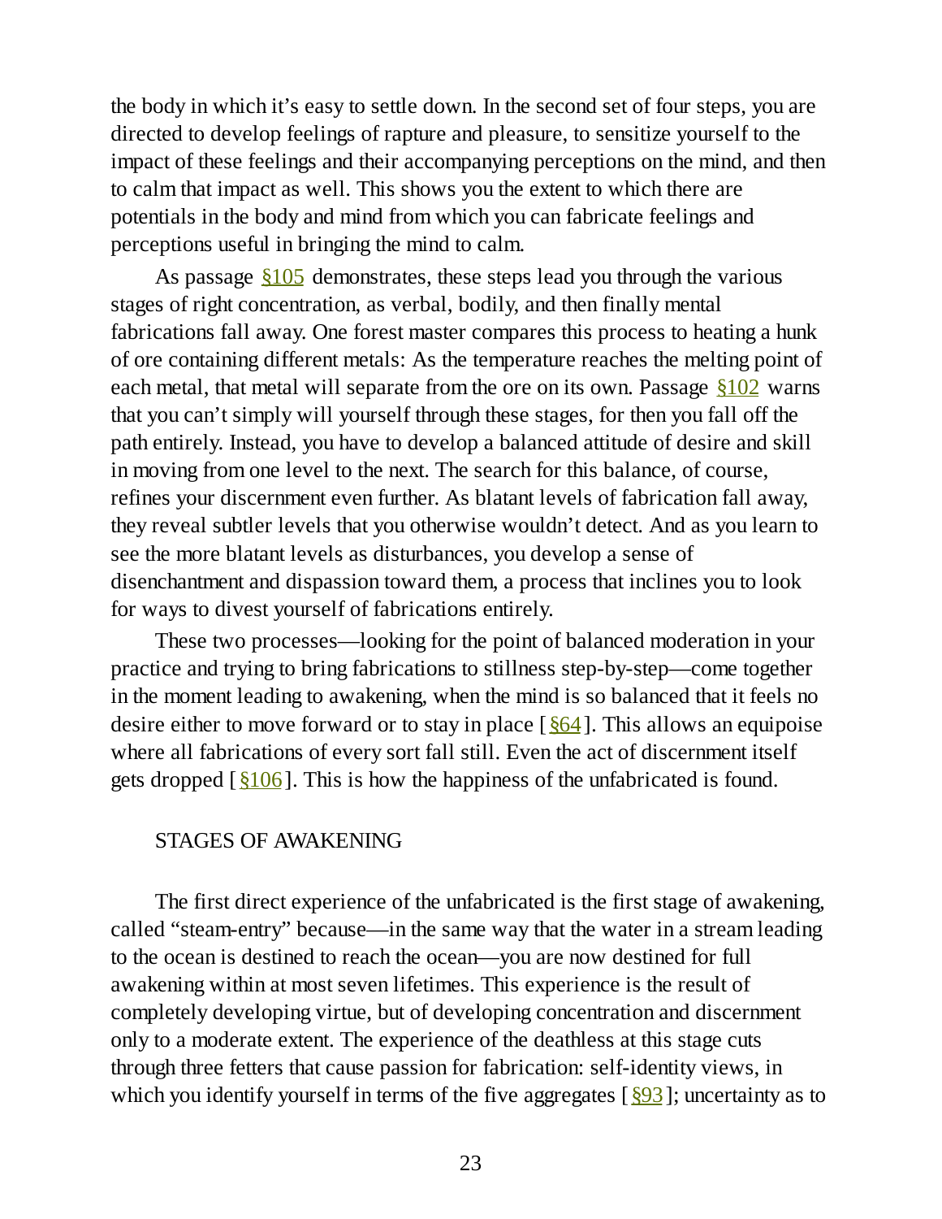the body in which it's easy to settle down. In the second set of four steps, you are directed to develop feelings of rapture and pleasure, to sensitize yourself to the impact of these feelings and their accompanying perceptions on the mind, and then to calm that impact as well. This shows you the extent to which there are potentials in the body and mind from which you can fabricate feelings and perceptions useful in bringing the mind to calm.

As passage §105 demonstrates, these steps lead you through the various stages of right concentration, as verbal, bodily, and then finally mental fabrications fall away. One forest master compares this process to heating a hunk of ore containing different metals: As the temperature reaches the melting point of each metal, that metal will separate from the ore on its own. Passage §102 warns that you can't simply will yourself through these stages, for then you fall off the path entirely. Instead, you have to develop a balanced attitude of desire and skill in moving from one level to the next. The search for this balance, of course, refines your discernment even further. As blatant levels of fabrication fall away, they reveal subtler levels that you otherwise wouldn't detect. And as you learn to see the more blatant levels as disturbances, you develop a sense of disenchantment and dispassion toward them, a process that inclines you to look for ways to divest yourself of fabrications entirely.

These two processes—looking for the point of balanced moderation in your practice and trying to bring fabrications to stillness step-by-step—come together in the moment leading to awakening, when the mind is so balanced that it feels no desire either to move forward or to stay in place [§64]. This allows an equipoise where all fabrications of every sort fall still. Even the act of discernment itself gets dropped [§106]. This is how the happiness of the unfabricated is found.

## STAGES OF AWAKENING

The first direct experience of the unfabricated is the first stage of awakening, called "steam-entry" because—in the same way that the water in a stream leading to the ocean is destined to reach the ocean—you are now destined for full awakening within at most seven lifetimes. This experience is the result of completely developing virtue, but of developing concentration and discernment only to a moderate extent. The experience of the deathless at this stage cuts through three fetters that cause passion for fabrication: self-identity views, in which you identify yourself in terms of the five aggregates [§93]; uncertainty as to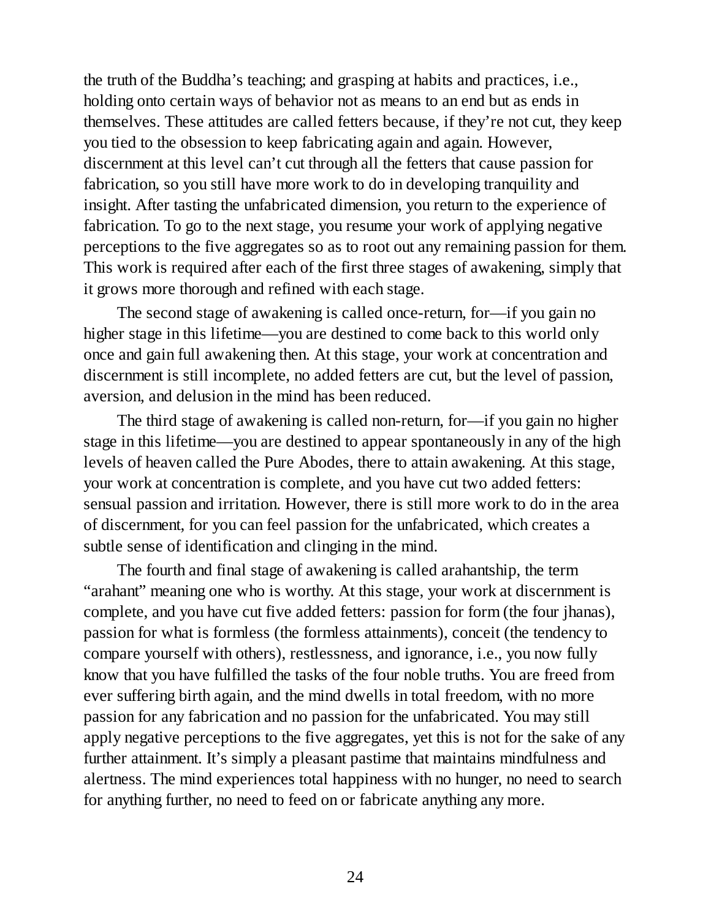the truth of the Buddha's teaching; and grasping at habits and practices, i.e., holding onto certain ways of behavior not as means to an end but as ends in themselves. These attitudes are called fetters because, if they're not cut, they keep you tied to the obsession to keep fabricating again and again. However, discernment at this level can't cut through all the fetters that cause passion for fabrication, so you still have more work to do in developing tranquility and insight. After tasting the unfabricated dimension, you return to the experience of fabrication. To go to the next stage, you resume your work of applying negative perceptions to the five aggregates so as to root out any remaining passion for them. This work is required after each of the first three stages of awakening, simply that it grows more thorough and refined with each stage.

The second stage of awakening is called once-return, for—if you gain no higher stage in this lifetime—you are destined to come back to this world only once and gain full awakening then. At this stage, your work at concentration and discernment is still incomplete, no added fetters are cut, but the level of passion, aversion, and delusion in the mind has been reduced.

The third stage of awakening is called non-return, for—if you gain no higher stage in this lifetime—you are destined to appear spontaneously in any of the high levels of heaven called the Pure Abodes, there to attain awakening. At this stage, your work at concentration is complete, and you have cut two added fetters: sensual passion and irritation. However, there is still more work to do in the area of discernment, for you can feel passion for the unfabricated, which creates a subtle sense of identification and clinging in the mind.

The fourth and final stage of awakening is called arahantship, the term "arahant" meaning one who is worthy. At this stage, your work at discernment is complete, and you have cut five added fetters: passion for form (the four jhanas), passion for what is formless (the formless attainments), conceit (the tendency to compare yourself with others), restlessness, and ignorance, i.e., you now fully know that you have fulfilled the tasks of the four noble truths. You are freed from ever suffering birth again, and the mind dwells in total freedom, with no more passion for any fabrication and no passion for the unfabricated. You may still apply negative perceptions to the five aggregates, yet this is not for the sake of any further attainment. It's simply a pleasant pastime that maintains mindfulness and alertness. The mind experiences total happiness with no hunger, no need to search for anything further, no need to feed on or fabricate anything any more.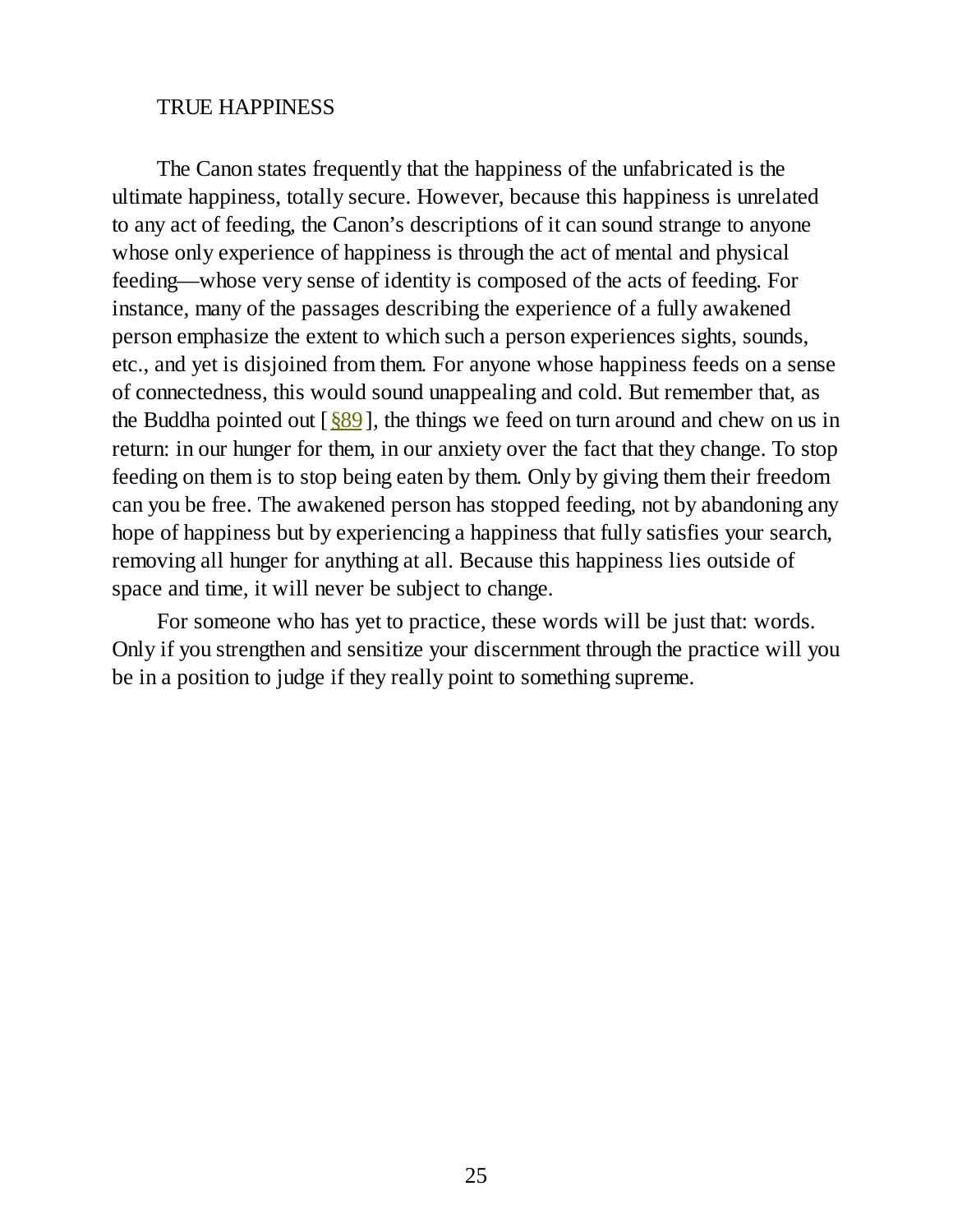## TRUE HAPPINESS

The Canon states frequently that the happiness of the unfabricated is the ultimate happiness, totally secure. However, because this happiness is unrelated to any act of feeding, the Canon's descriptions of it can sound strange to anyone whose only experience of happiness is through the act of mental and physical feeding—whose very sense of identity is composed of the acts of feeding. For instance, many of the passages describing the experience of a fully awakened person emphasize the extent to which such a person experiences sights, sounds, etc., and yet is disjoined from them. For anyone whose happiness feeds on a sense of connectedness, this would sound unappealing and cold. But remember that, as the Buddha pointed out [ §89 ], the things we feed on turn around and chew on us in return: in our hunger for them, in our anxiety over the fact that they change. To stop feeding on them is to stop being eaten by them. Only by giving them their freedom can you be free. The awakened person has stopped feeding, not by abandoning any hope of happiness but by experiencing a happiness that fully satisfies your search, removing all hunger for anything at all. Because this happiness lies outside of space and time, it will never be subject to change.

For someone who has yet to practice, these words will be just that: words. Only if you strengthen and sensitize your discernment through the practice will you be in a position to judge if they really point to something supreme.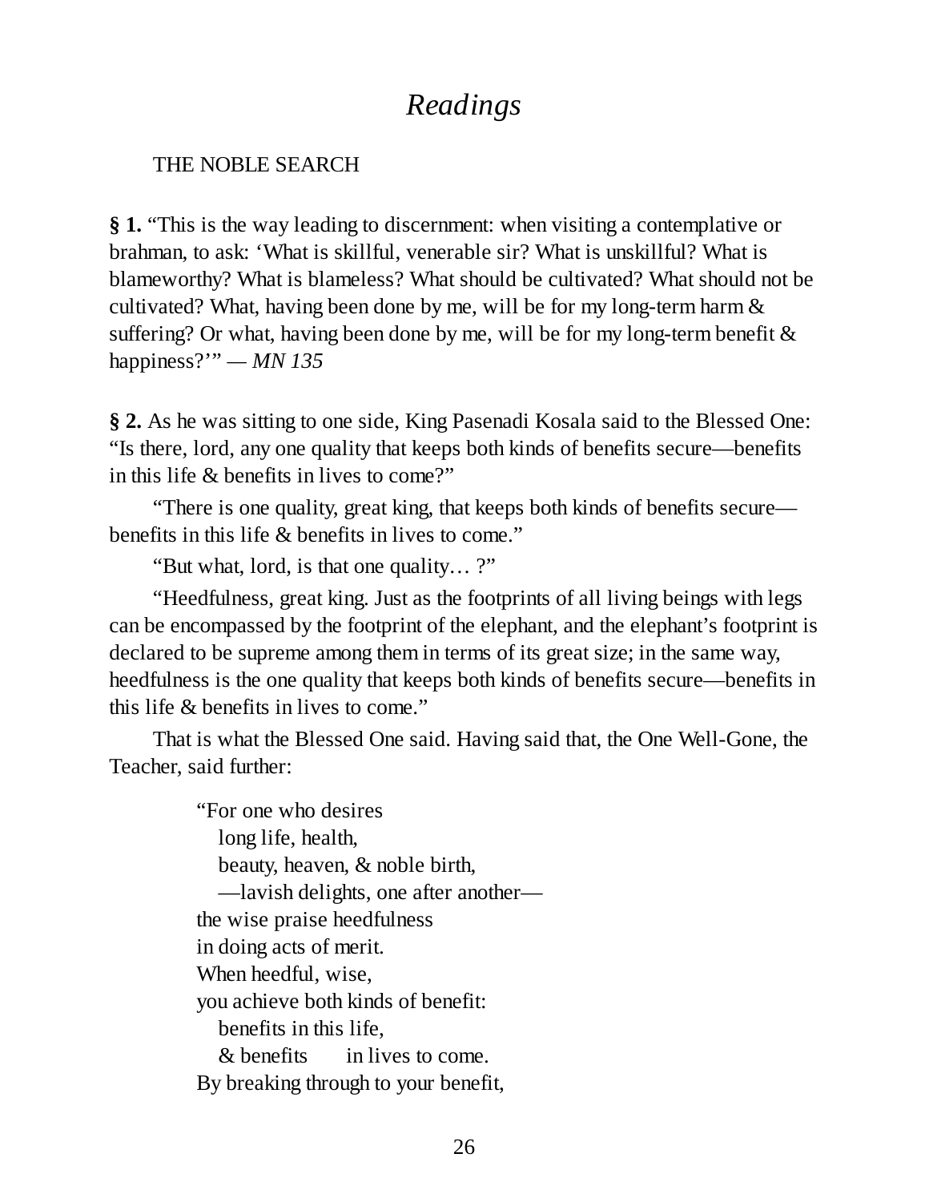# *Readings*

THE NOBLE SEARCH

**§ 1.** "This is the way leading to discernment: when visiting a contemplative or brahman, to ask: 'What is skillful, venerable sir? What is unskillful? What is blameworthy? What is blameless? What should be cultivated? What should not be cultivated? What, having been done by me, will be for my long-term harm & suffering? Or what, having been done by me, will be for my long-term benefit & happiness?'" — *MN 135*

**§ 2.** As he was sitting to one side, King Pasenadi Kosala said to the Blessed One: "Is there, lord, any one quality that keeps both kinds of benefits secure—benefits in this life & benefits in lives to come?"

"There is one quality, great king, that keeps both kinds of benefits secure—benefits in this life & benefits in lives to come."

"But what, lord, is that one quality… ?"

"Heedfulness, great king. Just as the footprints of all living beings with legs can be encompassed by the footprint of the elephant, and the elephant's footprint is declared to be supreme among them in terms of its great size; in the same way, heedfulness is the one quality that keeps both kinds of benefits secure—benefits in this life & benefits in lives to come."

That is what the Blessed One said. Having said that, the One Well-Gone, the Teacher, said further:

"For one who desires
  long life, health,
  beauty, heaven, & noble birth,
  —lavish delights, one after another—
the wise praise heedfulness
in doing acts of merit.
When heedful, wise,
you achieve both kinds of benefit:
  benefits in this life,
  & benefits   in lives to come.
By breaking through to your benefit,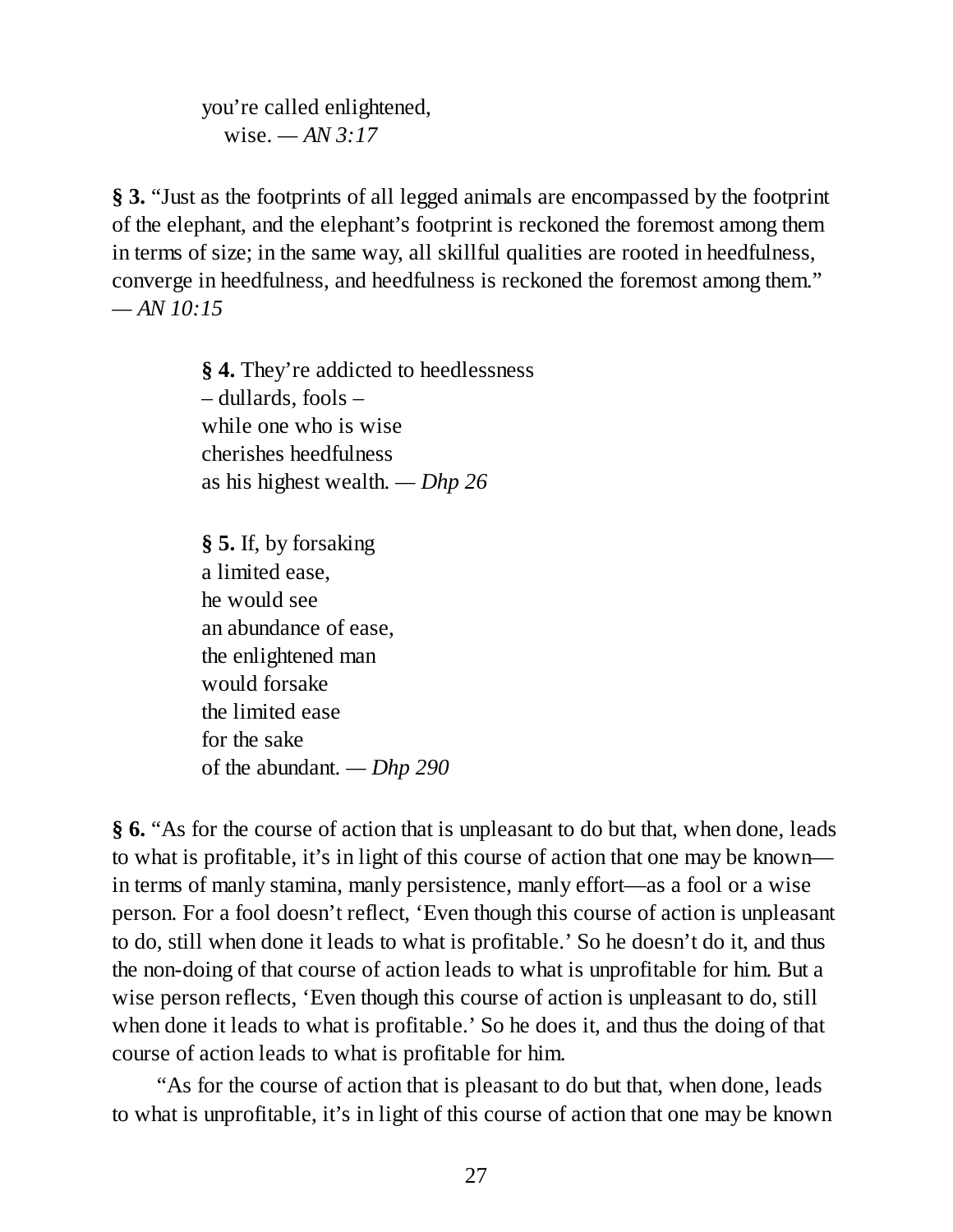you're called enlightened,  
  wise. — *AN 3:17*

**§ 3.** "Just as the footprints of all legged animals are encompassed by the footprint of the elephant, and the elephant's footprint is reckoned the foremost among them in terms of size; in the same way, all skillful qualities are rooted in heedfulness, converge in heedfulness, and heedfulness is reckoned the foremost among them." — *AN 10:15*

> **§ 4.** They're addicted to heedlessness  
> – dullards, fools –  
> while one who is wise  
> cherishes heedfulness  
> as his highest wealth. — *Dhp 26*

> **§ 5.** If, by forsaking  
> a limited ease,  
> he would see  
> an abundance of ease,  
> the enlightened man  
> would forsake  
> the limited ease  
> for the sake  
> of the abundant. — *Dhp 290*

**§ 6.** "As for the course of action that is unpleasant to do but that, when done, leads to what is profitable, it's in light of this course of action that one may be known—in terms of manly stamina, manly persistence, manly effort—as a fool or a wise person. For a fool doesn't reflect, 'Even though this course of action is unpleasant to do, still when done it leads to what is profitable.' So he doesn't do it, and thus the non-doing of that course of action leads to what is unprofitable for him. But a wise person reflects, 'Even though this course of action is unpleasant to do, still when done it leads to what is profitable.' So he does it, and thus the doing of that course of action leads to what is profitable for him.

"As for the course of action that is pleasant to do but that, when done, leads to what is unprofitable, it's in light of this course of action that one may be known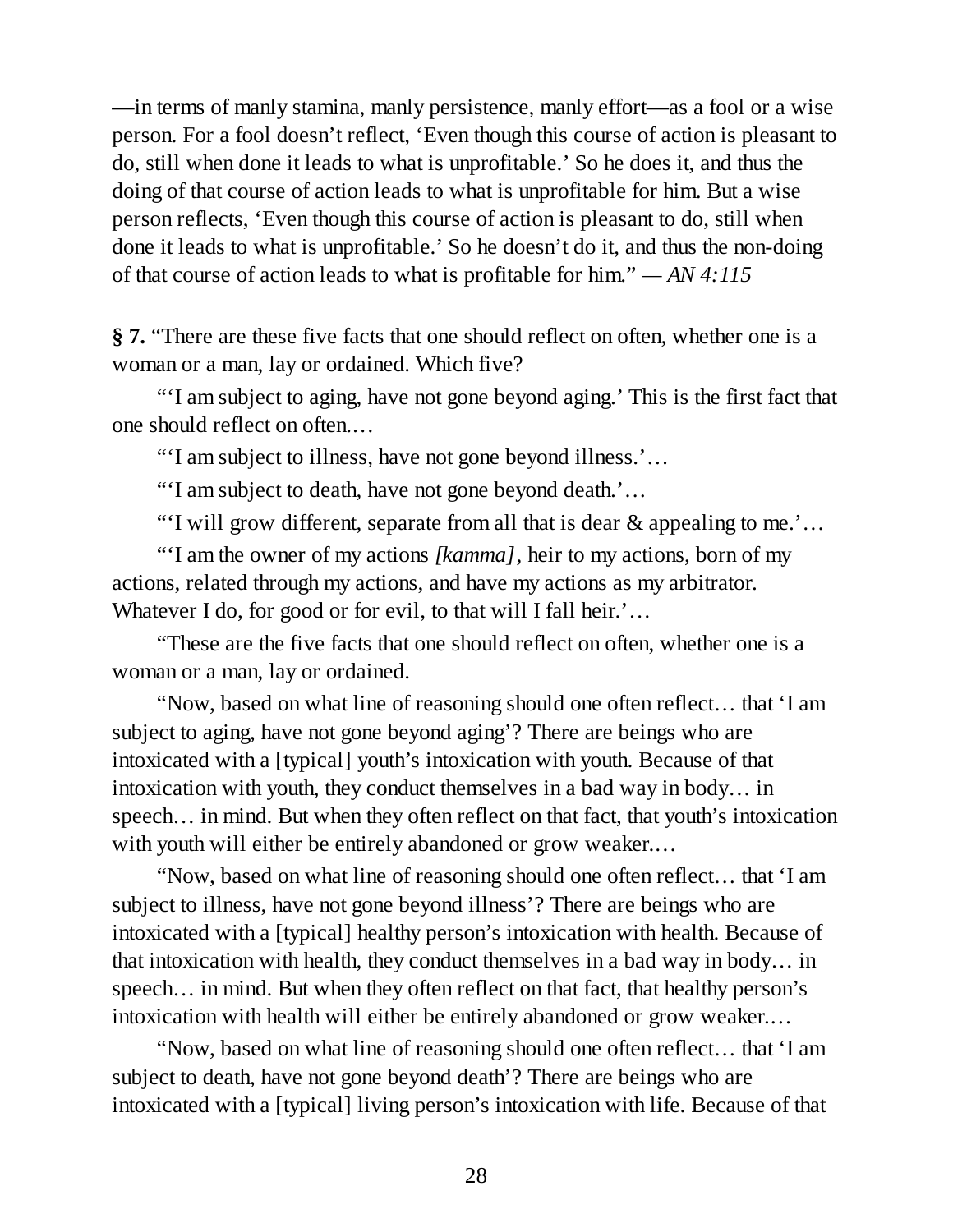—in terms of manly stamina, manly persistence, manly effort—as a fool or a wise person. For a fool doesn't reflect, 'Even though this course of action is pleasant to do, still when done it leads to what is unprofitable.' So he does it, and thus the doing of that course of action leads to what is unprofitable for him. But a wise person reflects, 'Even though this course of action is pleasant to do, still when done it leads to what is unprofitable.' So he doesn't do it, and thus the non-doing of that course of action leads to what is profitable for him." — *AN 4:115*

**§ 7.** "There are these five facts that one should reflect on often, whether one is a woman or a man, lay or ordained. Which five?

"'I am subject to aging, have not gone beyond aging.' This is the first fact that one should reflect on often.…

"'I am subject to illness, have not gone beyond illness.'…

"'I am subject to death, have not gone beyond death.'…

"'I will grow different, separate from all that is dear & appealing to me.'…

"'I am the owner of my actions *[kamma]*, heir to my actions, born of my actions, related through my actions, and have my actions as my arbitrator. Whatever I do, for good or for evil, to that will I fall heir.'…

"These are the five facts that one should reflect on often, whether one is a woman or a man, lay or ordained.

"Now, based on what line of reasoning should one often reflect… that 'I am subject to aging, have not gone beyond aging'? There are beings who are intoxicated with a [typical] youth's intoxication with youth. Because of that intoxication with youth, they conduct themselves in a bad way in body… in speech… in mind. But when they often reflect on that fact, that youth's intoxication with youth will either be entirely abandoned or grow weaker.…

"Now, based on what line of reasoning should one often reflect… that 'I am subject to illness, have not gone beyond illness'? There are beings who are intoxicated with a [typical] healthy person's intoxication with health. Because of that intoxication with health, they conduct themselves in a bad way in body… in speech… in mind. But when they often reflect on that fact, that healthy person's intoxication with health will either be entirely abandoned or grow weaker.…

"Now, based on what line of reasoning should one often reflect… that 'I am subject to death, have not gone beyond death'? There are beings who are intoxicated with a [typical] living person's intoxication with life. Because of that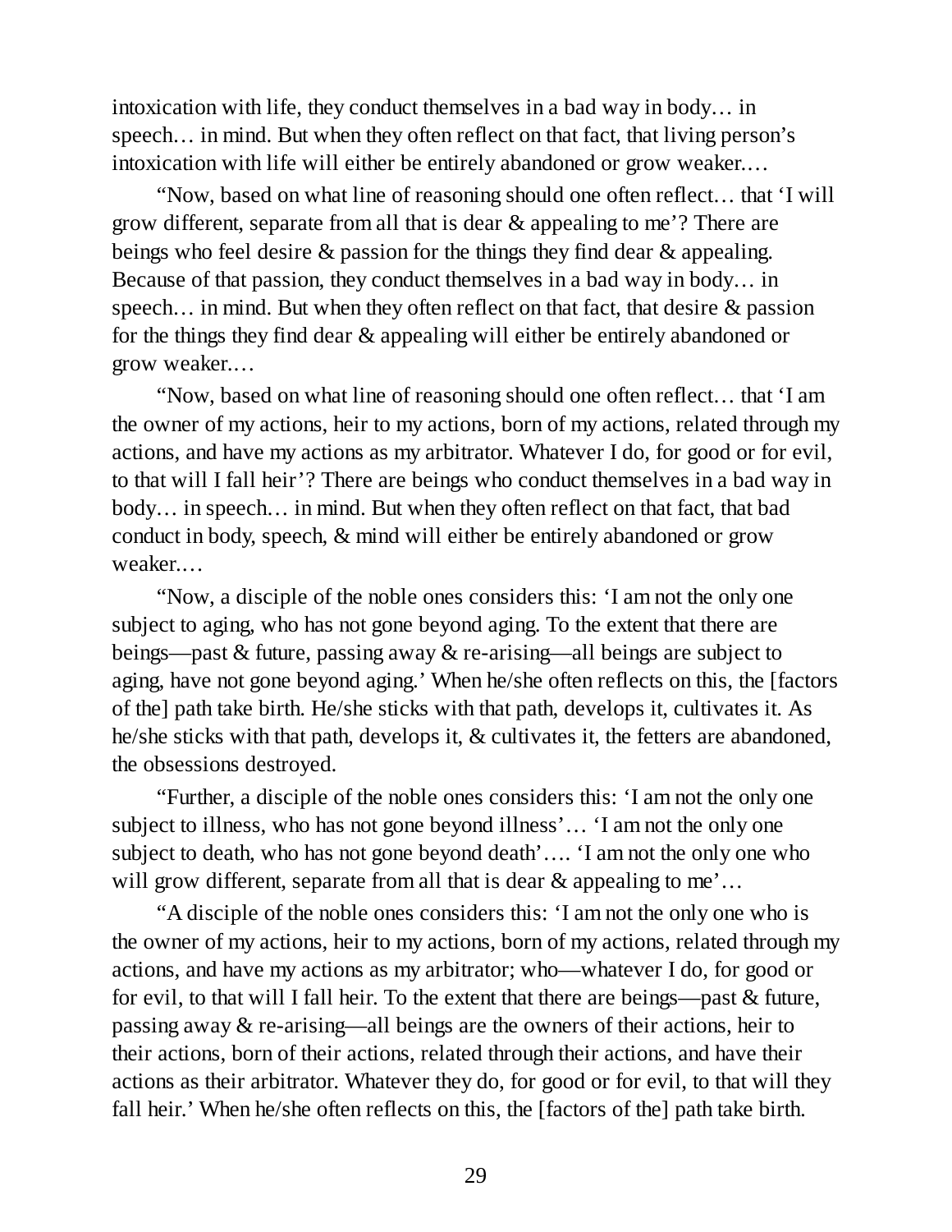intoxication with life, they conduct themselves in a bad way in body… in speech… in mind. But when they often reflect on that fact, that living person's intoxication with life will either be entirely abandoned or grow weaker.…

"Now, based on what line of reasoning should one often reflect… that 'I will grow different, separate from all that is dear & appealing to me'? There are beings who feel desire & passion for the things they find dear & appealing. Because of that passion, they conduct themselves in a bad way in body… in speech… in mind. But when they often reflect on that fact, that desire & passion for the things they find dear & appealing will either be entirely abandoned or grow weaker.…

"Now, based on what line of reasoning should one often reflect… that 'I am the owner of my actions, heir to my actions, born of my actions, related through my actions, and have my actions as my arbitrator. Whatever I do, for good or for evil, to that will I fall heir'? There are beings who conduct themselves in a bad way in body… in speech… in mind. But when they often reflect on that fact, that bad conduct in body, speech, & mind will either be entirely abandoned or grow weaker.…

"Now, a disciple of the noble ones considers this: 'I am not the only one subject to aging, who has not gone beyond aging. To the extent that there are beings—past & future, passing away & re-arising—all beings are subject to aging, have not gone beyond aging.' When he/she often reflects on this, the [factors of the] path take birth. He/she sticks with that path, develops it, cultivates it. As he/she sticks with that path, develops it, & cultivates it, the fetters are abandoned, the obsessions destroyed.

"Further, a disciple of the noble ones considers this: 'I am not the only one subject to illness, who has not gone beyond illness'… 'I am not the only one subject to death, who has not gone beyond death'…. 'I am not the only one who will grow different, separate from all that is dear & appealing to me'…

"A disciple of the noble ones considers this: 'I am not the only one who is the owner of my actions, heir to my actions, born of my actions, related through my actions, and have my actions as my arbitrator; who—whatever I do, for good or for evil, to that will I fall heir. To the extent that there are beings—past & future, passing away & re-arising—all beings are the owners of their actions, heir to their actions, born of their actions, related through their actions, and have their actions as their arbitrator. Whatever they do, for good or for evil, to that will they fall heir.' When he/she often reflects on this, the [factors of the] path take birth.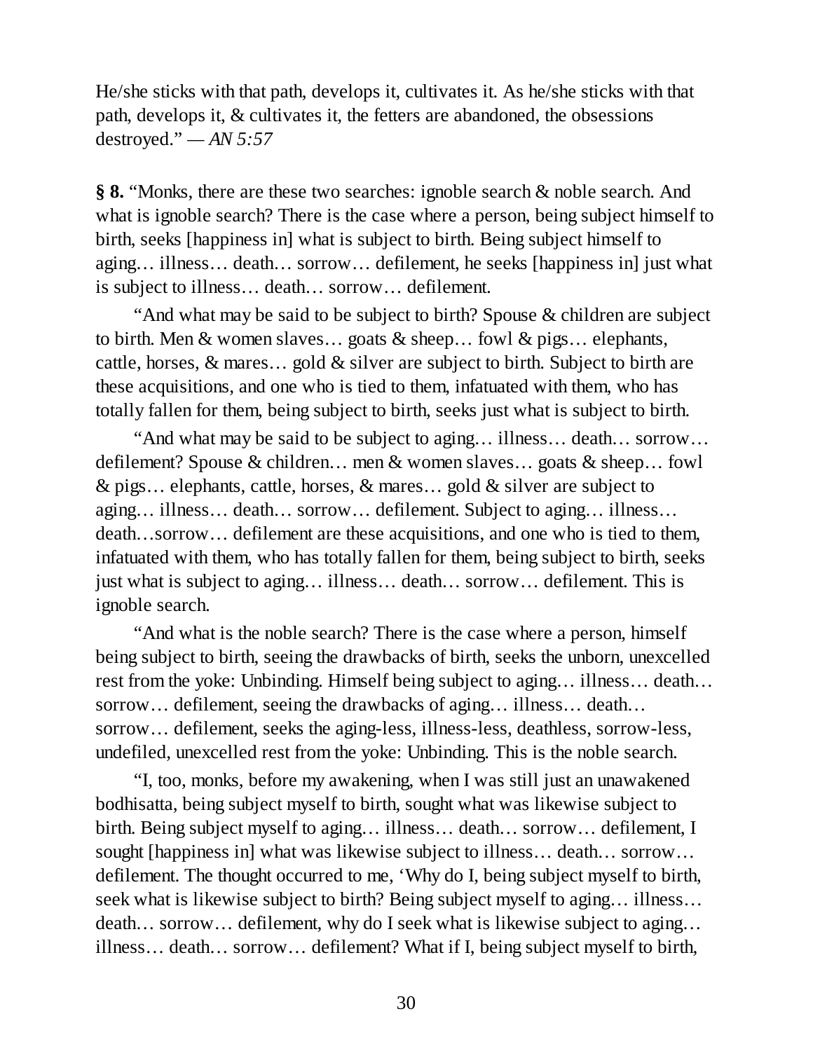He/she sticks with that path, develops it, cultivates it. As he/she sticks with that path, develops it, & cultivates it, the fetters are abandoned, the obsessions destroyed.” — *AN 5:57*

**§ 8.** “Monks, there are these two searches: ignoble search & noble search. And what is ignoble search? There is the case where a person, being subject himself to birth, seeks [happiness in] what is subject to birth. Being subject himself to aging… illness… death… sorrow… defilement, he seeks [happiness in] just what is subject to illness… death… sorrow… defilement.

“And what may be said to be subject to birth? Spouse & children are subject to birth. Men & women slaves… goats & sheep… fowl & pigs… elephants, cattle, horses, & mares… gold & silver are subject to birth. Subject to birth are these acquisitions, and one who is tied to them, infatuated with them, who has totally fallen for them, being subject to birth, seeks just what is subject to birth.

“And what may be said to be subject to aging… illness… death… sorrow… defilement? Spouse & children… men & women slaves… goats & sheep… fowl & pigs… elephants, cattle, horses, & mares… gold & silver are subject to aging… illness… death… sorrow… defilement. Subject to aging… illness… death…sorrow… defilement are these acquisitions, and one who is tied to them, infatuated with them, who has totally fallen for them, being subject to birth, seeks just what is subject to aging… illness… death… sorrow… defilement. This is ignoble search.

“And what is the noble search? There is the case where a person, himself being subject to birth, seeing the drawbacks of birth, seeks the unborn, unexcelled rest from the yoke: Unbinding. Himself being subject to aging… illness… death… sorrow… defilement, seeing the drawbacks of aging… illness… death… sorrow… defilement, seeks the aging-less, illness-less, deathless, sorrow-less, undefiled, unexcelled rest from the yoke: Unbinding. This is the noble search.

“I, too, monks, before my awakening, when I was still just an unawakened bodhisatta, being subject myself to birth, sought what was likewise subject to birth. Being subject myself to aging… illness… death… sorrow… defilement, I sought [happiness in] what was likewise subject to illness… death… sorrow… defilement. The thought occurred to me, ‘Why do I, being subject myself to birth, seek what is likewise subject to birth? Being subject myself to aging… illness… death… sorrow… defilement, why do I seek what is likewise subject to aging… illness… death… sorrow… defilement? What if I, being subject myself to birth,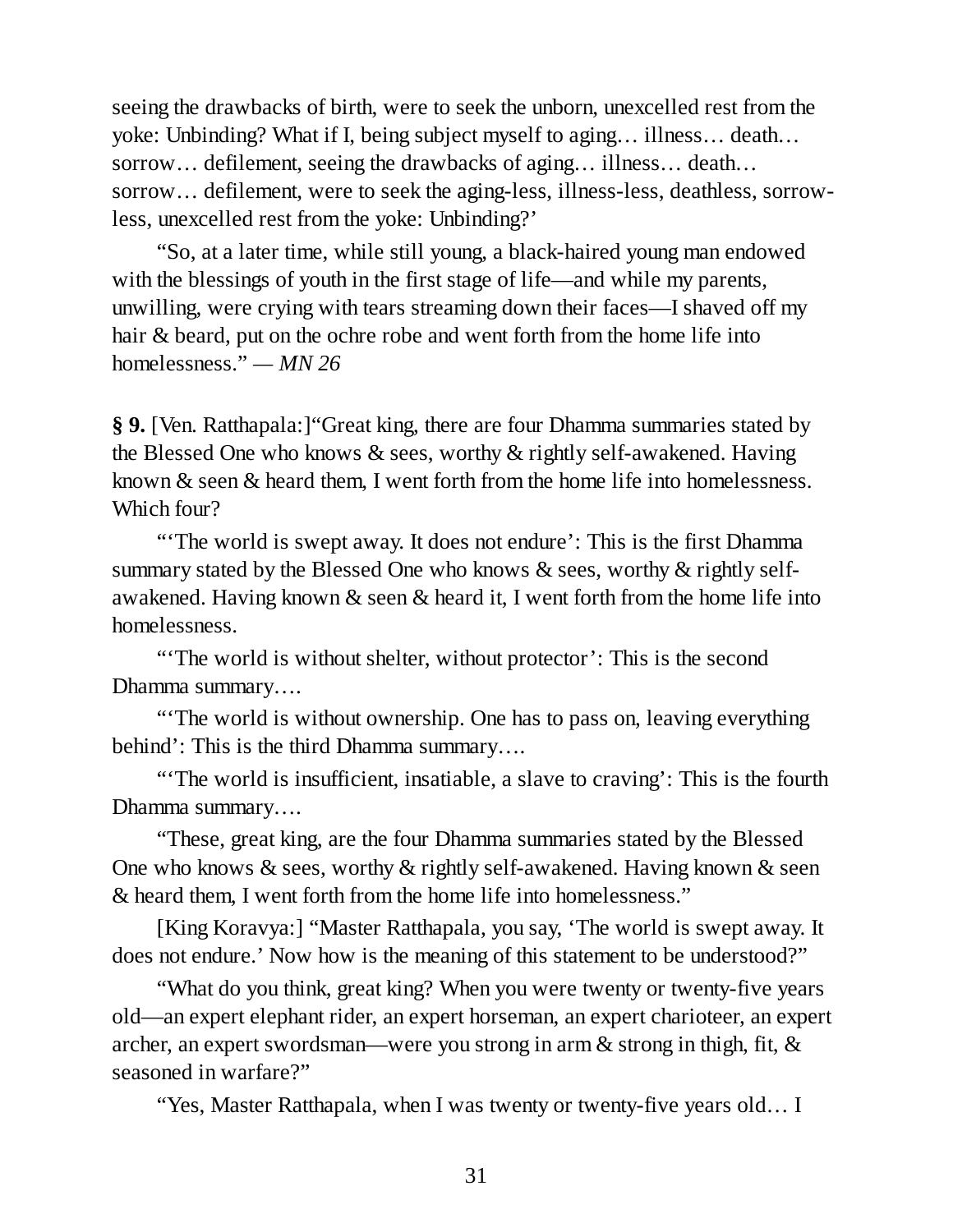seeing the drawbacks of birth, were to seek the unborn, unexcelled rest from the yoke: Unbinding? What if I, being subject myself to aging… illness… death… sorrow… defilement, seeing the drawbacks of aging… illness… death… sorrow… defilement, were to seek the aging-less, illness-less, deathless, sorrow-less, unexcelled rest from the yoke: Unbinding?'

"So, at a later time, while still young, a black-haired young man endowed with the blessings of youth in the first stage of life—and while my parents, unwilling, were crying with tears streaming down their faces—I shaved off my hair & beard, put on the ochre robe and went forth from the home life into homelessness." — *MN 26*

**§ 9.** [Ven. Ratthapala:]"Great king, there are four Dhamma summaries stated by the Blessed One who knows & sees, worthy & rightly self-awakened. Having known & seen & heard them, I went forth from the home life into homelessness. Which four?

"'The world is swept away. It does not endure': This is the first Dhamma summary stated by the Blessed One who knows & sees, worthy & rightly self-awakened. Having known & seen & heard it, I went forth from the home life into homelessness.

"'The world is without shelter, without protector': This is the second Dhamma summary….

"'The world is without ownership. One has to pass on, leaving everything behind': This is the third Dhamma summary….

"'The world is insufficient, insatiable, a slave to craving': This is the fourth Dhamma summary….

"These, great king, are the four Dhamma summaries stated by the Blessed One who knows & sees, worthy & rightly self-awakened. Having known & seen & heard them, I went forth from the home life into homelessness."

[King Koravya:] "Master Ratthapala, you say, 'The world is swept away. It does not endure.' Now how is the meaning of this statement to be understood?"

"What do you think, great king? When you were twenty or twenty-five years old—an expert elephant rider, an expert horseman, an expert charioteer, an expert archer, an expert swordsman—were you strong in arm & strong in thigh, fit, & seasoned in warfare?"

"Yes, Master Ratthapala, when I was twenty or twenty-five years old… I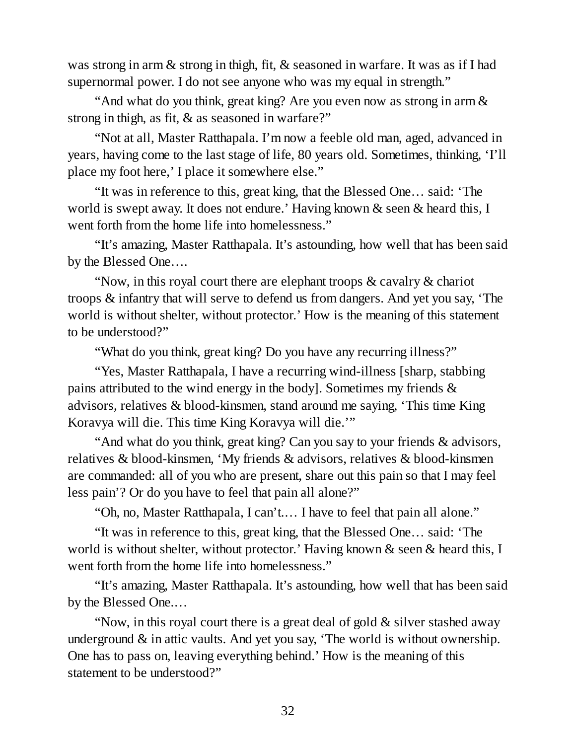was strong in arm & strong in thigh, fit, & seasoned in warfare. It was as if I had supernormal power. I do not see anyone who was my equal in strength."

"And what do you think, great king? Are you even now as strong in arm & strong in thigh, as fit, & as seasoned in warfare?"

"Not at all, Master Ratthapala. I'm now a feeble old man, aged, advanced in years, having come to the last stage of life, 80 years old. Sometimes, thinking, 'I'll place my foot here,' I place it somewhere else."

"It was in reference to this, great king, that the Blessed One… said: 'The world is swept away. It does not endure.' Having known & seen & heard this, I went forth from the home life into homelessness."

"It's amazing, Master Ratthapala. It's astounding, how well that has been said by the Blessed One….

"Now, in this royal court there are elephant troops & cavalry & chariot troops & infantry that will serve to defend us from dangers. And yet you say, 'The world is without shelter, without protector.' How is the meaning of this statement to be understood?"

"What do you think, great king? Do you have any recurring illness?"

"Yes, Master Ratthapala, I have a recurring wind-illness [sharp, stabbing pains attributed to the wind energy in the body]. Sometimes my friends & advisors, relatives & blood-kinsmen, stand around me saying, 'This time King Koravya will die. This time King Koravya will die.'"

"And what do you think, great king? Can you say to your friends & advisors, relatives & blood-kinsmen, 'My friends & advisors, relatives & blood-kinsmen are commanded: all of you who are present, share out this pain so that I may feel less pain'? Or do you have to feel that pain all alone?"

"Oh, no, Master Ratthapala, I can't.… I have to feel that pain all alone."

"It was in reference to this, great king, that the Blessed One… said: 'The world is without shelter, without protector.' Having known & seen & heard this, I went forth from the home life into homelessness."

"It's amazing, Master Ratthapala. It's astounding, how well that has been said by the Blessed One.…

"Now, in this royal court there is a great deal of gold & silver stashed away underground & in attic vaults. And yet you say, 'The world is without ownership. One has to pass on, leaving everything behind.' How is the meaning of this statement to be understood?"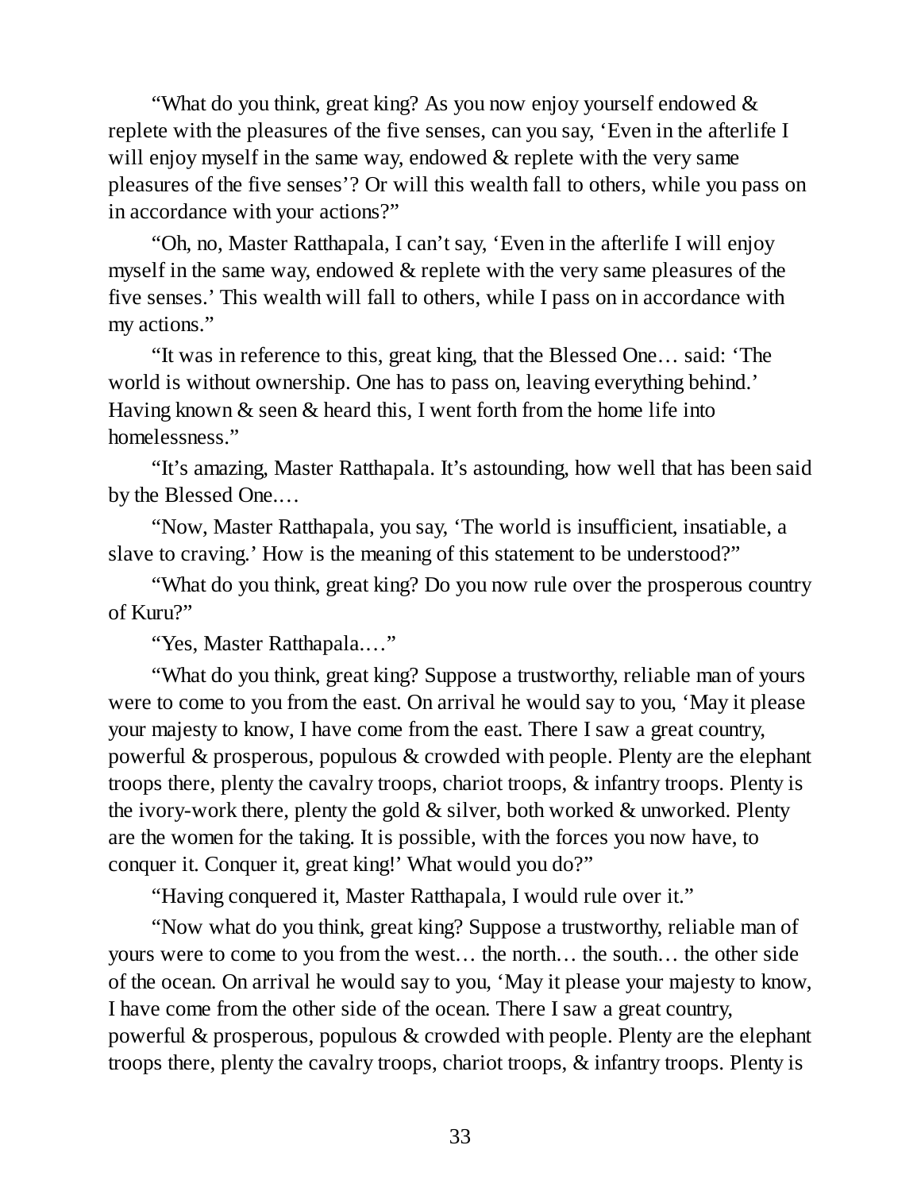"What do you think, great king? As you now enjoy yourself endowed & replete with the pleasures of the five senses, can you say, 'Even in the afterlife I will enjoy myself in the same way, endowed & replete with the very same pleasures of the five senses'? Or will this wealth fall to others, while you pass on in accordance with your actions?"

"Oh, no, Master Ratthapala, I can't say, 'Even in the afterlife I will enjoy myself in the same way, endowed & replete with the very same pleasures of the five senses.' This wealth will fall to others, while I pass on in accordance with my actions."

"It was in reference to this, great king, that the Blessed One… said: 'The world is without ownership. One has to pass on, leaving everything behind.' Having known & seen & heard this, I went forth from the home life into homelessness."

"It's amazing, Master Ratthapala. It's astounding, how well that has been said by the Blessed One.…

"Now, Master Ratthapala, you say, 'The world is insufficient, insatiable, a slave to craving.' How is the meaning of this statement to be understood?"

"What do you think, great king? Do you now rule over the prosperous country of Kuru?"

"Yes, Master Ratthapala.…"

"What do you think, great king? Suppose a trustworthy, reliable man of yours were to come to you from the east. On arrival he would say to you, 'May it please your majesty to know, I have come from the east. There I saw a great country, powerful & prosperous, populous & crowded with people. Plenty are the elephant troops there, plenty the cavalry troops, chariot troops, & infantry troops. Plenty is the ivory-work there, plenty the gold & silver, both worked & unworked. Plenty are the women for the taking. It is possible, with the forces you now have, to conquer it. Conquer it, great king!' What would you do?"

"Having conquered it, Master Ratthapala, I would rule over it."

"Now what do you think, great king? Suppose a trustworthy, reliable man of yours were to come to you from the west… the north… the south… the other side of the ocean. On arrival he would say to you, 'May it please your majesty to know, I have come from the other side of the ocean. There I saw a great country, powerful & prosperous, populous & crowded with people. Plenty are the elephant troops there, plenty the cavalry troops, chariot troops, & infantry troops. Plenty is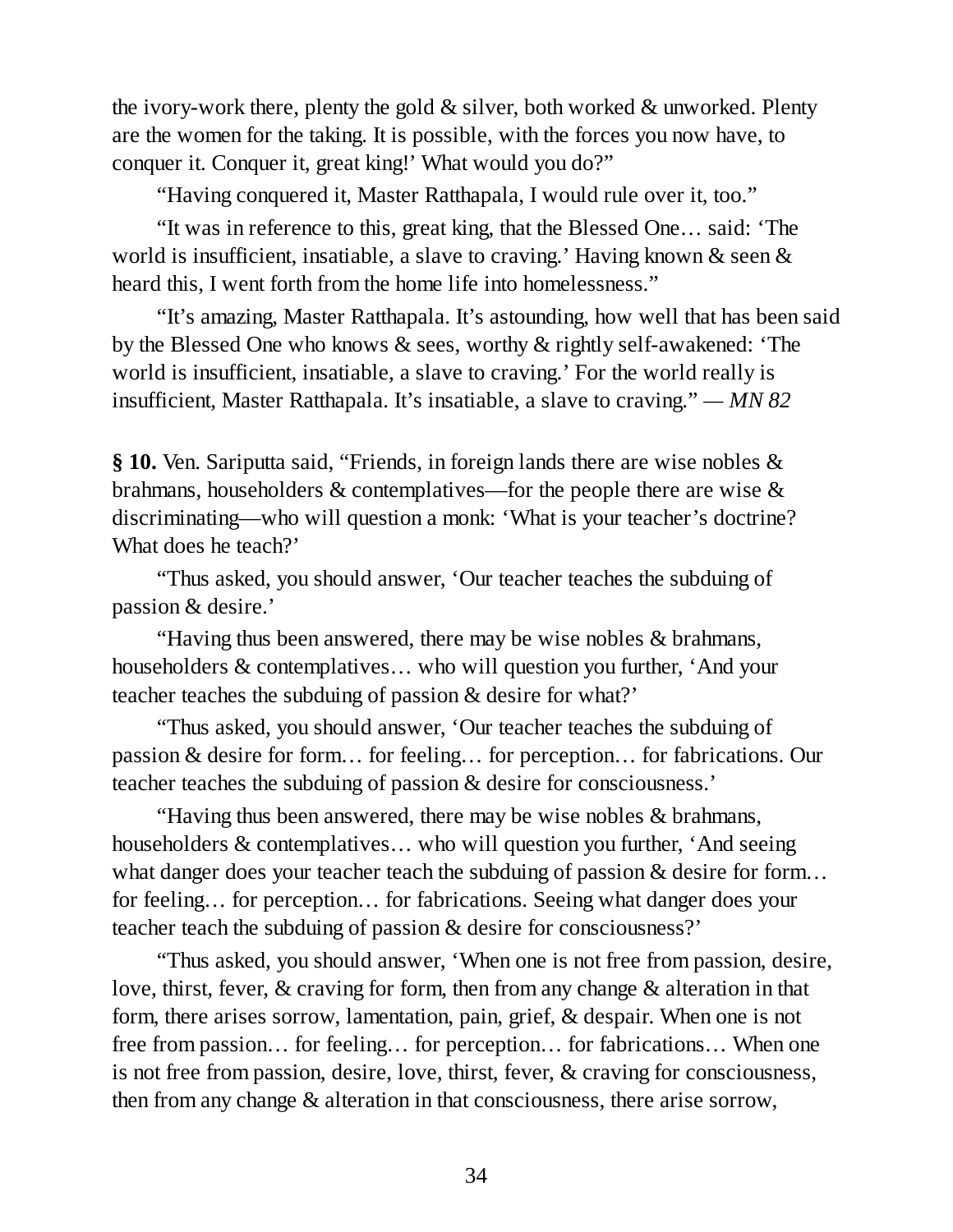the ivory-work there, plenty the gold & silver, both worked & unworked. Plenty are the women for the taking. It is possible, with the forces you now have, to conquer it. Conquer it, great king!' What would you do?"

"Having conquered it, Master Ratthapala, I would rule over it, too."

"It was in reference to this, great king, that the Blessed One… said: 'The world is insufficient, insatiable, a slave to craving.' Having known & seen & heard this, I went forth from the home life into homelessness."

"It's amazing, Master Ratthapala. It's astounding, how well that has been said by the Blessed One who knows & sees, worthy & rightly self-awakened: 'The world is insufficient, insatiable, a slave to craving.' For the world really is insufficient, Master Ratthapala. It's insatiable, a slave to craving." — *MN 82*

**§ 10.** Ven. Sariputta said, "Friends, in foreign lands there are wise nobles & brahmans, householders & contemplatives—for the people there are wise & discriminating—who will question a monk: 'What is your teacher's doctrine? What does he teach?'

"Thus asked, you should answer, 'Our teacher teaches the subduing of passion & desire.'

"Having thus been answered, there may be wise nobles & brahmans, householders & contemplatives… who will question you further, 'And your teacher teaches the subduing of passion & desire for what?'

"Thus asked, you should answer, 'Our teacher teaches the subduing of passion & desire for form… for feeling… for perception… for fabrications. Our teacher teaches the subduing of passion & desire for consciousness.'

"Having thus been answered, there may be wise nobles & brahmans, householders & contemplatives… who will question you further, 'And seeing what danger does your teacher teach the subduing of passion & desire for form… for feeling… for perception… for fabrications. Seeing what danger does your teacher teach the subduing of passion & desire for consciousness?'

"Thus asked, you should answer, 'When one is not free from passion, desire, love, thirst, fever, & craving for form, then from any change & alteration in that form, there arises sorrow, lamentation, pain, grief, & despair. When one is not free from passion… for feeling… for perception… for fabrications… When one is not free from passion, desire, love, thirst, fever, & craving for consciousness, then from any change & alteration in that consciousness, there arise sorrow,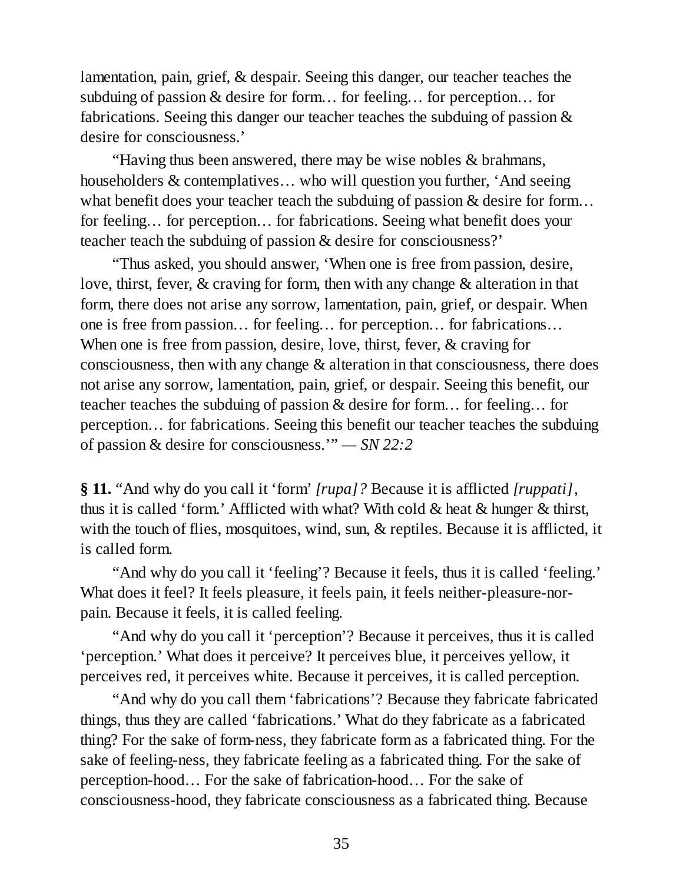lamentation, pain, grief, & despair. Seeing this danger, our teacher teaches the subduing of passion & desire for form… for feeling… for perception… for fabrications. Seeing this danger our teacher teaches the subduing of passion & desire for consciousness.'

"Having thus been answered, there may be wise nobles & brahmans, householders & contemplatives… who will question you further, 'And seeing what benefit does your teacher teach the subduing of passion & desire for form… for feeling… for perception… for fabrications. Seeing what benefit does your teacher teach the subduing of passion & desire for consciousness?'

"Thus asked, you should answer, 'When one is free from passion, desire, love, thirst, fever, & craving for form, then with any change & alteration in that form, there does not arise any sorrow, lamentation, pain, grief, or despair. When one is free from passion… for feeling… for perception… for fabrications… When one is free from passion, desire, love, thirst, fever, & craving for consciousness, then with any change & alteration in that consciousness, there does not arise any sorrow, lamentation, pain, grief, or despair. Seeing this benefit, our teacher teaches the subduing of passion & desire for form… for feeling… for perception… for fabrications. Seeing this benefit our teacher teaches the subduing of passion & desire for consciousness.'" — *SN 22:2*

**§ 11.** "And why do you call it 'form' *[rupa]?* Because it is afflicted *[ruppati]*, thus it is called 'form.' Afflicted with what? With cold & heat & hunger & thirst, with the touch of flies, mosquitoes, wind, sun, & reptiles. Because it is afflicted, it is called form.

"And why do you call it 'feeling'? Because it feels, thus it is called 'feeling.' What does it feel? It feels pleasure, it feels pain, it feels neither-pleasure-nor-pain. Because it feels, it is called feeling.

"And why do you call it 'perception'? Because it perceives, thus it is called 'perception.' What does it perceive? It perceives blue, it perceives yellow, it perceives red, it perceives white. Because it perceives, it is called perception.

"And why do you call them 'fabrications'? Because they fabricate fabricated things, thus they are called 'fabrications.' What do they fabricate as a fabricated thing? For the sake of form-ness, they fabricate form as a fabricated thing. For the sake of feeling-ness, they fabricate feeling as a fabricated thing. For the sake of perception-hood… For the sake of fabrication-hood… For the sake of consciousness-hood, they fabricate consciousness as a fabricated thing. Because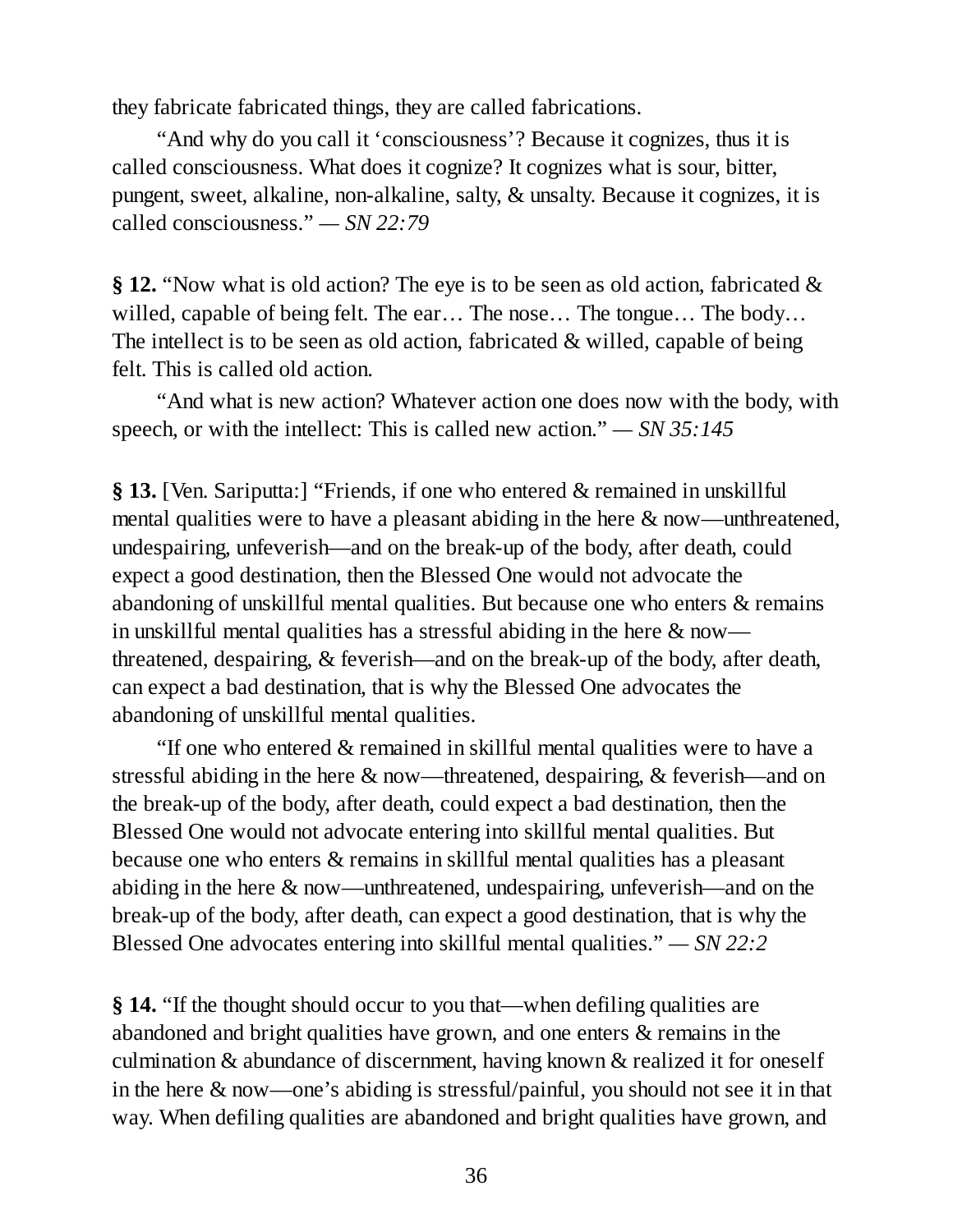they fabricate fabricated things, they are called fabrications.

"And why do you call it 'consciousness'? Because it cognizes, thus it is called consciousness. What does it cognize? It cognizes what is sour, bitter, pungent, sweet, alkaline, non-alkaline, salty, & unsalty. Because it cognizes, it is called consciousness." — *SN 22:79*

**§ 12.** "Now what is old action? The eye is to be seen as old action, fabricated & willed, capable of being felt. The ear… The nose… The tongue… The body… The intellect is to be seen as old action, fabricated & willed, capable of being felt. This is called old action.

"And what is new action? Whatever action one does now with the body, with speech, or with the intellect: This is called new action." — *SN 35:145*

**§ 13.** [Ven. Sariputta:] "Friends, if one who entered & remained in unskillful mental qualities were to have a pleasant abiding in the here & now—unthreatened, undespairing, unfeverish—and on the break-up of the body, after death, could expect a good destination, then the Blessed One would not advocate the abandoning of unskillful mental qualities. But because one who enters & remains in unskillful mental qualities has a stressful abiding in the here & now—threatened, despairing, & feverish—and on the break-up of the body, after death, can expect a bad destination, that is why the Blessed One advocates the abandoning of unskillful mental qualities.

"If one who entered & remained in skillful mental qualities were to have a stressful abiding in the here & now—threatened, despairing, & feverish—and on the break-up of the body, after death, could expect a bad destination, then the Blessed One would not advocate entering into skillful mental qualities. But because one who enters & remains in skillful mental qualities has a pleasant abiding in the here & now—unthreatened, undespairing, unfeverish—and on the break-up of the body, after death, can expect a good destination, that is why the Blessed One advocates entering into skillful mental qualities." — *SN 22:2*

**§ 14.** "If the thought should occur to you that—when defiling qualities are abandoned and bright qualities have grown, and one enters & remains in the culmination & abundance of discernment, having known & realized it for oneself in the here & now—one's abiding is stressful/painful, you should not see it in that way. When defiling qualities are abandoned and bright qualities have grown, and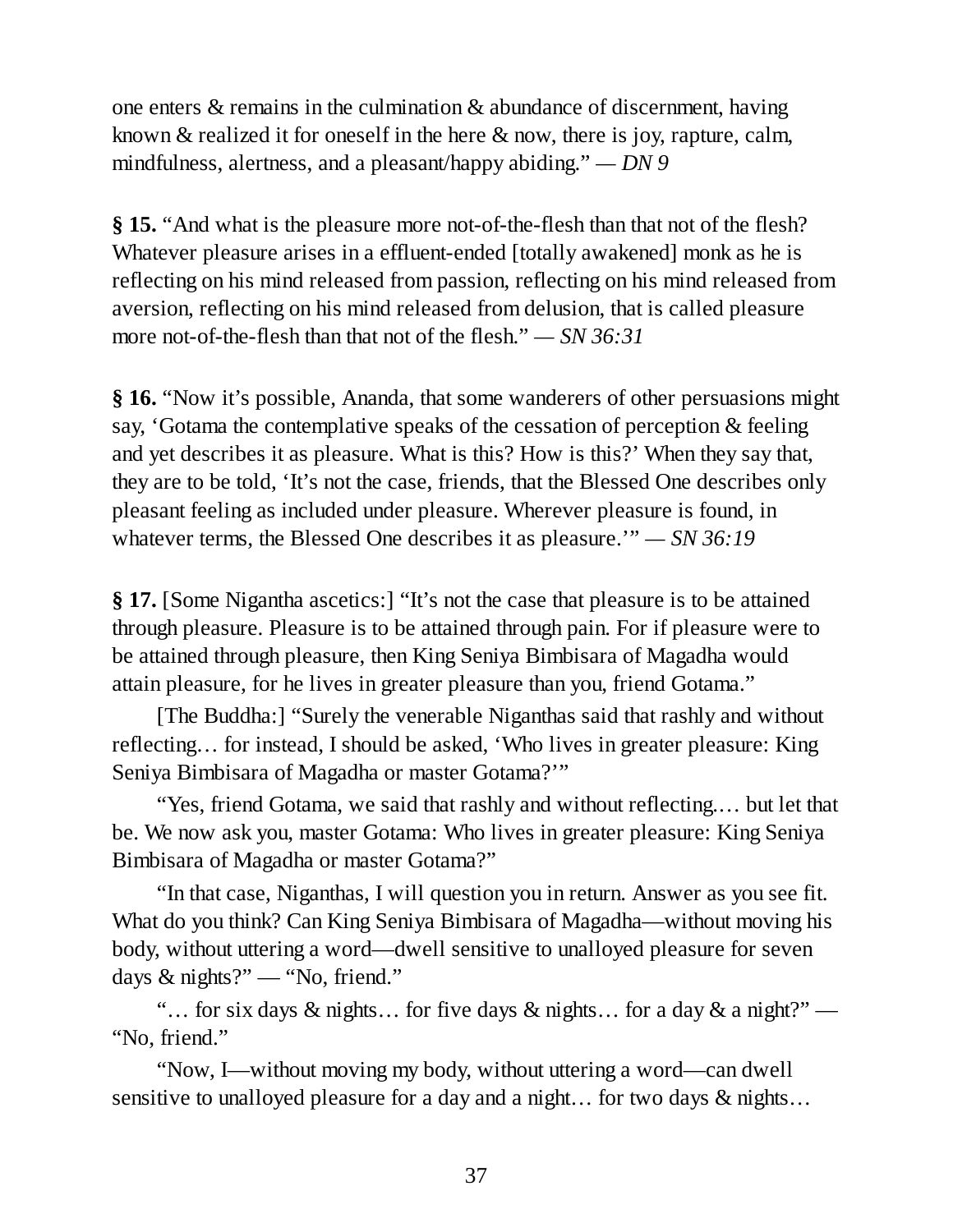one enters & remains in the culmination & abundance of discernment, having known & realized it for oneself in the here & now, there is joy, rapture, calm, mindfulness, alertness, and a pleasant/happy abiding." — *DN 9*

**§ 15.** "And what is the pleasure more not-of-the-flesh than that not of the flesh? Whatever pleasure arises in a effluent-ended [totally awakened] monk as he is reflecting on his mind released from passion, reflecting on his mind released from aversion, reflecting on his mind released from delusion, that is called pleasure more not-of-the-flesh than that not of the flesh." — *SN 36:31*

**§ 16.** "Now it's possible, Ananda, that some wanderers of other persuasions might say, 'Gotama the contemplative speaks of the cessation of perception & feeling and yet describes it as pleasure. What is this? How is this?' When they say that, they are to be told, 'It's not the case, friends, that the Blessed One describes only pleasant feeling as included under pleasure. Wherever pleasure is found, in whatever terms, the Blessed One describes it as pleasure.'" — *SN 36:19*

**§ 17.** [Some Nigantha ascetics:] "It's not the case that pleasure is to be attained through pleasure. Pleasure is to be attained through pain. For if pleasure were to be attained through pleasure, then King Seniya Bimbisara of Magadha would attain pleasure, for he lives in greater pleasure than you, friend Gotama."

[The Buddha:] "Surely the venerable Niganthas said that rashly and without reflecting… for instead, I should be asked, 'Who lives in greater pleasure: King Seniya Bimbisara of Magadha or master Gotama?'"

"Yes, friend Gotama, we said that rashly and without reflecting.… but let that be. We now ask you, master Gotama: Who lives in greater pleasure: King Seniya Bimbisara of Magadha or master Gotama?"

"In that case, Niganthas, I will question you in return. Answer as you see fit. What do you think? Can King Seniya Bimbisara of Magadha—without moving his body, without uttering a word—dwell sensitive to unalloyed pleasure for seven days & nights?" — "No, friend."

"… for six days & nights… for five days & nights… for a day & a night?" — "No, friend."

"Now, I—without moving my body, without uttering a word—can dwell sensitive to unalloyed pleasure for a day and a night… for two days & nights…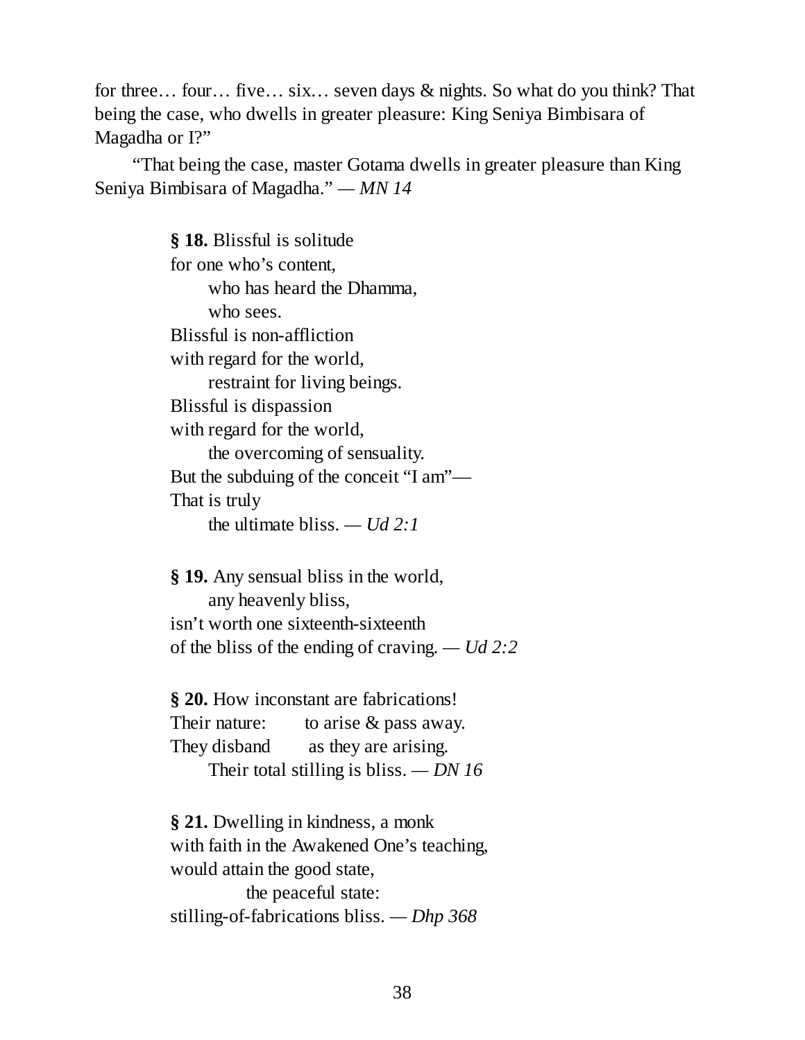for three… four… five… six… seven days & nights. So what do you think? That being the case, who dwells in greater pleasure: King Seniya Bimbisara of Magadha or I?"

"That being the case, master Gotama dwells in greater pleasure than King Seniya Bimbisara of Magadha." — *MN 14*

**§ 18.** Blissful is solitude  
for one who's content,  
  who has heard the Dhamma,  
  who sees.  
Blissful is non-affliction  
with regard for the world,  
  restraint for living beings.  
Blissful is dispassion  
with regard for the world,  
  the overcoming of sensuality.  
But the subduing of the conceit "I am"—  
That is truly  
  the ultimate bliss. — *Ud 2:1*

**§ 19.** Any sensual bliss in the world,  
  any heavenly bliss,  
isn't worth one sixteenth-sixteenth  
of the bliss of the ending of craving. — *Ud 2:2*

**§ 20.** How inconstant are fabrications!  
Their nature:  to arise & pass away.  
They disband  as they are arising.  
  Their total stilling is bliss. — *DN 16*

**§ 21.** Dwelling in kindness, a monk  
with faith in the Awakened One's teaching,  
would attain the good state,  
    the peaceful state:  
stilling-of-fabrications bliss. — *Dhp 368*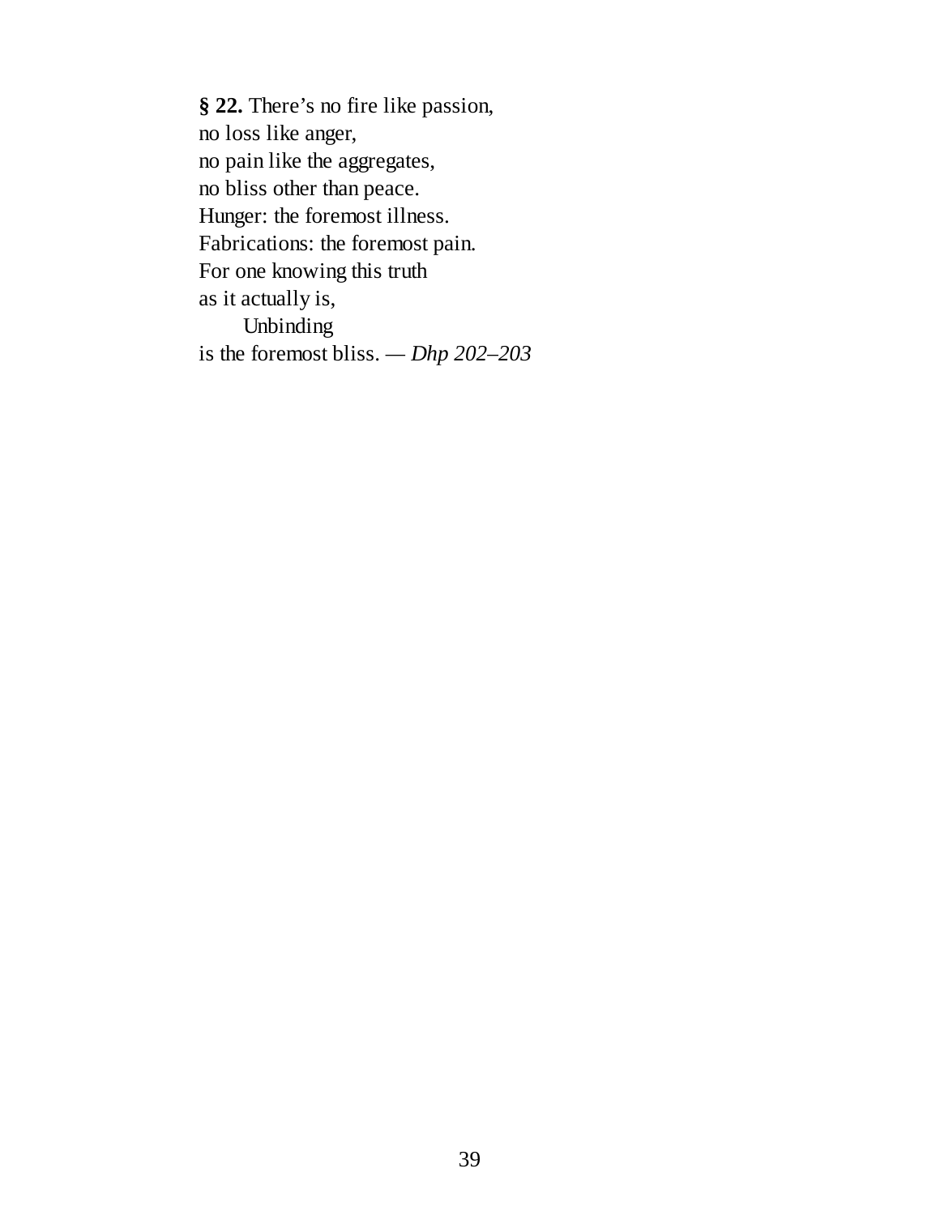**§ 22.** There's no fire like passion,  
no loss like anger,  
no pain like the aggregates,  
no bliss other than peace.  
Hunger: the foremost illness.  
Fabrications: the foremost pain.  
For one knowing this truth  
as it actually is,  
    Unbinding  
is the foremost bliss. — *Dhp 202–203*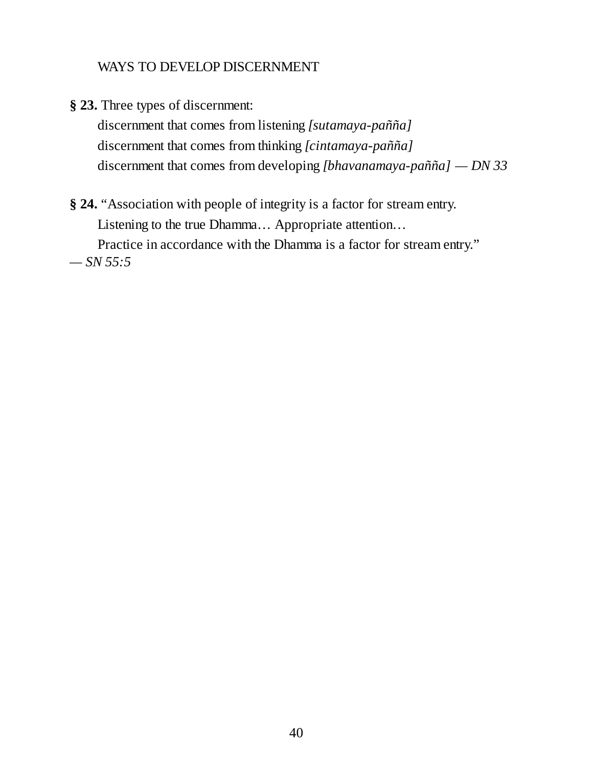## WAYS TO DEVELOP DISCERNMENT

**§ 23.** Three types of discernment:

discernment that comes from listening *[sutamaya-pañña]*
discernment that comes from thinking *[cintamaya-pañña]*
discernment that comes from developing *[bhavanamaya-pañña] — DN 33*

**§ 24.** "Association with people of integrity is a factor for stream entry.
Listening to the true Dhamma… Appropriate attention…
Practice in accordance with the Dhamma is a factor for stream entry."
*— SN 55:5*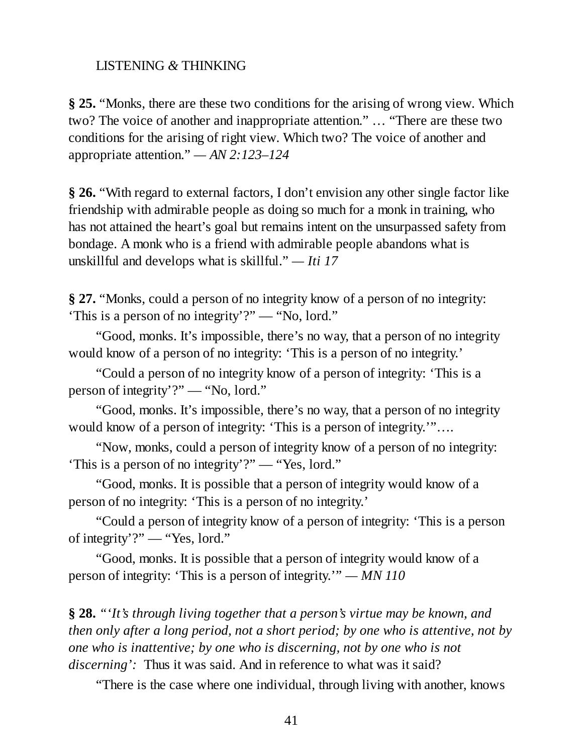LISTENING & THINKING

**§ 25.** "Monks, there are these two conditions for the arising of wrong view. Which two? The voice of another and inappropriate attention." … "There are these two conditions for the arising of right view. Which two? The voice of another and appropriate attention." *— AN 2:123–124*

**§ 26.** "With regard to external factors, I don't envision any other single factor like friendship with admirable people as doing so much for a monk in training, who has not attained the heart's goal but remains intent on the unsurpassed safety from bondage. A monk who is a friend with admirable people abandons what is unskillful and develops what is skillful." *— Iti 17*

**§ 27.** "Monks, could a person of no integrity know of a person of no integrity: 'This is a person of no integrity'?" — "No, lord."

"Good, monks. It's impossible, there's no way, that a person of no integrity would know of a person of no integrity: 'This is a person of no integrity.'

"Could a person of no integrity know of a person of integrity: 'This is a person of integrity'?" — "No, lord."

"Good, monks. It's impossible, there's no way, that a person of no integrity would know of a person of integrity: 'This is a person of integrity.'"….

"Now, monks, could a person of integrity know of a person of no integrity: 'This is a person of no integrity'?" — "Yes, lord."

"Good, monks. It is possible that a person of integrity would know of a person of no integrity: 'This is a person of no integrity.'

"Could a person of integrity know of a person of integrity: 'This is a person of integrity'?" — "Yes, lord."

"Good, monks. It is possible that a person of integrity would know of a person of integrity: 'This is a person of integrity.'" *— MN 110*

**§ 28.** *"'It's through living together that a person's virtue may be known, and then only after a long period, not a short period; by one who is attentive, not by one who is inattentive; by one who is discerning, not by one who is not discerning':* Thus it was said. And in reference to what was it said?

"There is the case where one individual, through living with another, knows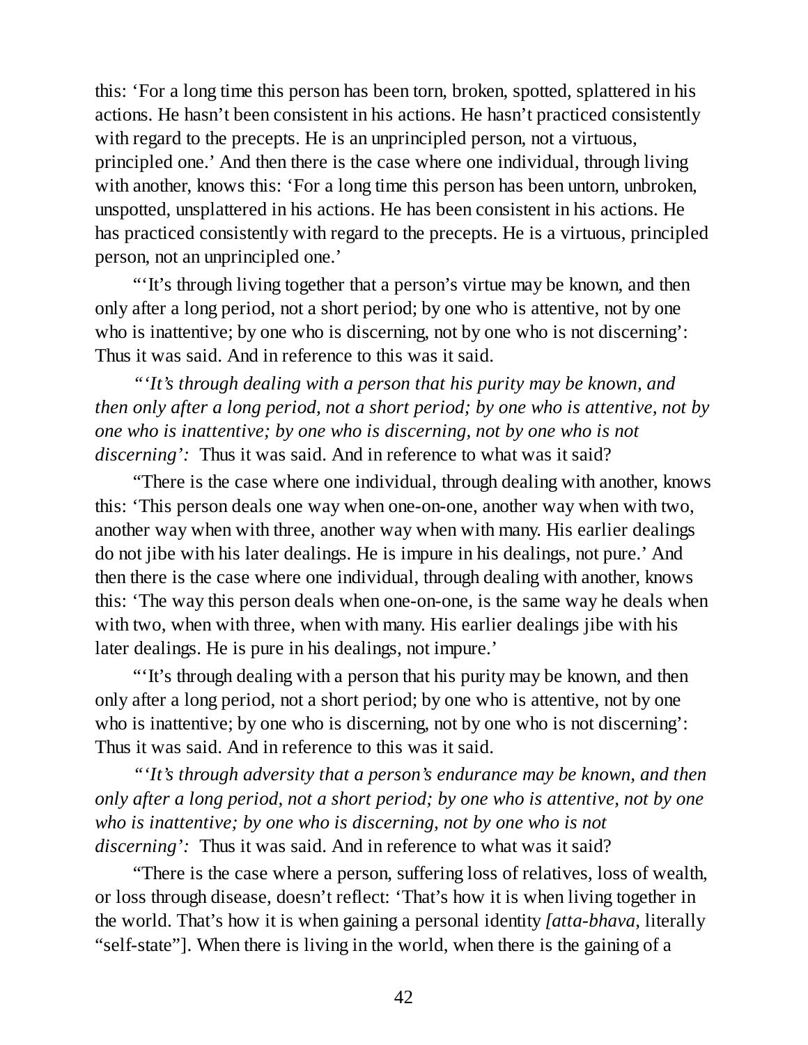this: 'For a long time this person has been torn, broken, spotted, splattered in his actions. He hasn't been consistent in his actions. He hasn't practiced consistently with regard to the precepts. He is an unprincipled person, not a virtuous, principled one.' And then there is the case where one individual, through living with another, knows this: 'For a long time this person has been untorn, unbroken, unspotted, unsplattered in his actions. He has been consistent in his actions. He has practiced consistently with regard to the precepts. He is a virtuous, principled person, not an unprincipled one.'

"'It's through living together that a person's virtue may be known, and then only after a long period, not a short period; by one who is attentive, not by one who is inattentive; by one who is discerning, not by one who is not discerning': Thus it was said. And in reference to this was it said.

*"'It's through dealing with a person that his purity may be known, and then only after a long period, not a short period; by one who is attentive, not by one who is inattentive; by one who is discerning, not by one who is not discerning':* Thus it was said. And in reference to what was it said?

"There is the case where one individual, through dealing with another, knows this: 'This person deals one way when one-on-one, another way when with two, another way when with three, another way when with many. His earlier dealings do not jibe with his later dealings. He is impure in his dealings, not pure.' And then there is the case where one individual, through dealing with another, knows this: 'The way this person deals when one-on-one, is the same way he deals when with two, when with three, when with many. His earlier dealings jibe with his later dealings. He is pure in his dealings, not impure.'

"'It's through dealing with a person that his purity may be known, and then only after a long period, not a short period; by one who is attentive, not by one who is inattentive; by one who is discerning, not by one who is not discerning': Thus it was said. And in reference to this was it said.

*"'It's through adversity that a person's endurance may be known, and then only after a long period, not a short period; by one who is attentive, not by one who is inattentive; by one who is discerning, not by one who is not discerning':* Thus it was said. And in reference to what was it said?

"There is the case where a person, suffering loss of relatives, loss of wealth, or loss through disease, doesn't reflect: 'That's how it is when living together in the world. That's how it is when gaining a personal identity *[atta-bhava,* literally "self-state"]. When there is living in the world, when there is the gaining of a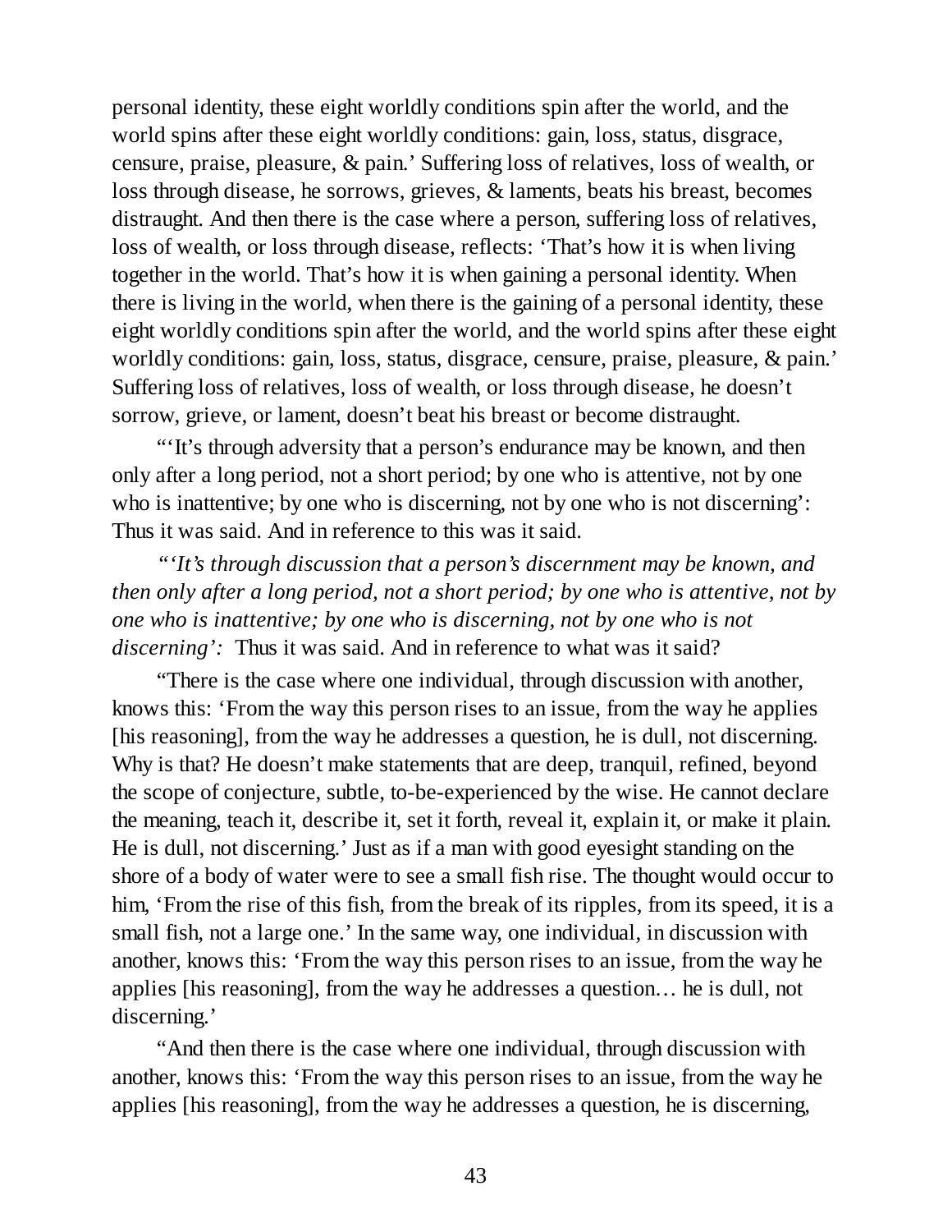personal identity, these eight worldly conditions spin after the world, and the world spins after these eight worldly conditions: gain, loss, status, disgrace, censure, praise, pleasure, & pain.' Suffering loss of relatives, loss of wealth, or loss through disease, he sorrows, grieves, & laments, beats his breast, becomes distraught. And then there is the case where a person, suffering loss of relatives, loss of wealth, or loss through disease, reflects: 'That's how it is when living together in the world. That's how it is when gaining a personal identity. When there is living in the world, when there is the gaining of a personal identity, these eight worldly conditions spin after the world, and the world spins after these eight worldly conditions: gain, loss, status, disgrace, censure, praise, pleasure, & pain.' Suffering loss of relatives, loss of wealth, or loss through disease, he doesn't sorrow, grieve, or lament, doesn't beat his breast or become distraught.

"'It's through adversity that a person's endurance may be known, and then only after a long period, not a short period; by one who is attentive, not by one who is inattentive; by one who is discerning, not by one who is not discerning': Thus it was said. And in reference to this was it said.

*"'It's through discussion that a person's discernment may be known, and then only after a long period, not a short period; by one who is attentive, not by one who is inattentive; by one who is discerning, not by one who is not discerning':* Thus it was said. And in reference to what was it said?

"There is the case where one individual, through discussion with another, knows this: 'From the way this person rises to an issue, from the way he applies [his reasoning], from the way he addresses a question, he is dull, not discerning. Why is that? He doesn't make statements that are deep, tranquil, refined, beyond the scope of conjecture, subtle, to-be-experienced by the wise. He cannot declare the meaning, teach it, describe it, set it forth, reveal it, explain it, or make it plain. He is dull, not discerning.' Just as if a man with good eyesight standing on the shore of a body of water were to see a small fish rise. The thought would occur to him, 'From the rise of this fish, from the break of its ripples, from its speed, it is a small fish, not a large one.' In the same way, one individual, in discussion with another, knows this: 'From the way this person rises to an issue, from the way he applies [his reasoning], from the way he addresses a question… he is dull, not discerning.'

"And then there is the case where one individual, through discussion with another, knows this: 'From the way this person rises to an issue, from the way he applies [his reasoning], from the way he addresses a question, he is discerning,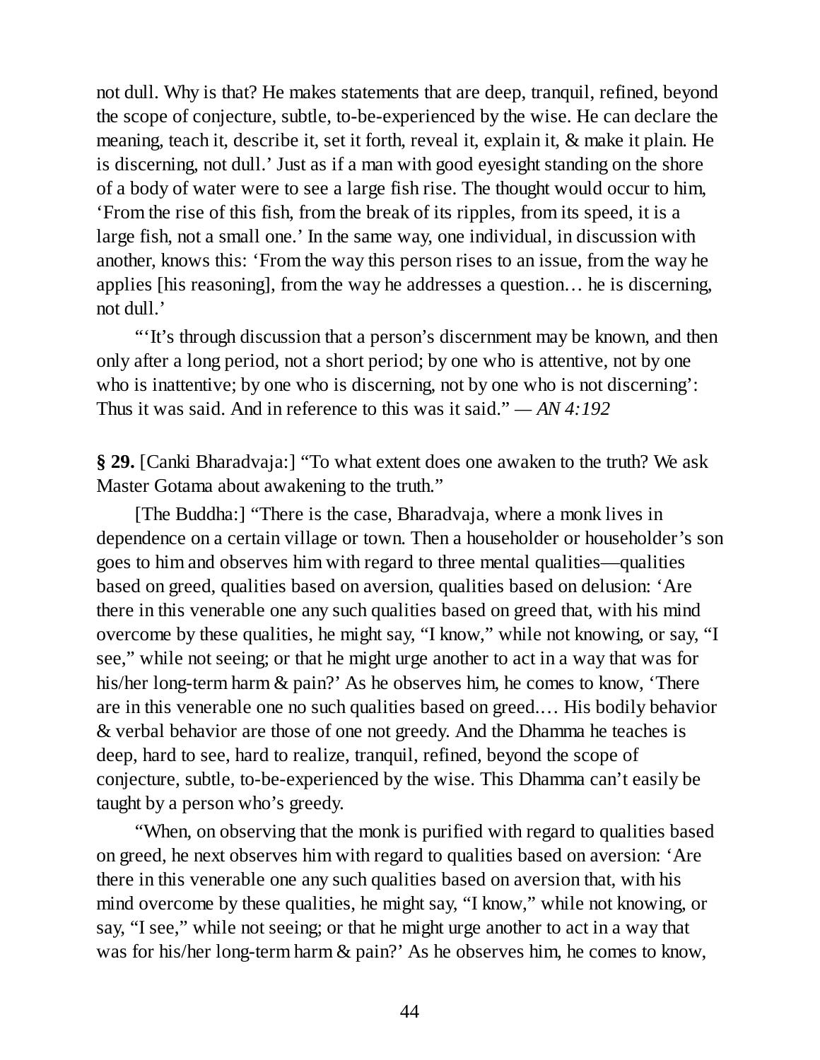not dull. Why is that? He makes statements that are deep, tranquil, refined, beyond the scope of conjecture, subtle, to-be-experienced by the wise. He can declare the meaning, teach it, describe it, set it forth, reveal it, explain it, & make it plain. He is discerning, not dull.' Just as if a man with good eyesight standing on the shore of a body of water were to see a large fish rise. The thought would occur to him, 'From the rise of this fish, from the break of its ripples, from its speed, it is a large fish, not a small one.' In the same way, one individual, in discussion with another, knows this: 'From the way this person rises to an issue, from the way he applies [his reasoning], from the way he addresses a question… he is discerning, not dull.'

"'It's through discussion that a person's discernment may be known, and then only after a long period, not a short period; by one who is attentive, not by one who is inattentive; by one who is discerning, not by one who is not discerning': Thus it was said. And in reference to this was it said." — *AN 4:192*

**§ 29.** [Canki Bharadvaja:] "To what extent does one awaken to the truth? We ask Master Gotama about awakening to the truth."

[The Buddha:] "There is the case, Bharadvaja, where a monk lives in dependence on a certain village or town. Then a householder or householder's son goes to him and observes him with regard to three mental qualities—qualities based on greed, qualities based on aversion, qualities based on delusion: 'Are there in this venerable one any such qualities based on greed that, with his mind overcome by these qualities, he might say, "I know," while not knowing, or say, "I see," while not seeing; or that he might urge another to act in a way that was for his/her long-term harm & pain?' As he observes him, he comes to know, 'There are in this venerable one no such qualities based on greed.… His bodily behavior & verbal behavior are those of one not greedy. And the Dhamma he teaches is deep, hard to see, hard to realize, tranquil, refined, beyond the scope of conjecture, subtle, to-be-experienced by the wise. This Dhamma can't easily be taught by a person who's greedy.

"When, on observing that the monk is purified with regard to qualities based on greed, he next observes him with regard to qualities based on aversion: 'Are there in this venerable one any such qualities based on aversion that, with his mind overcome by these qualities, he might say, "I know," while not knowing, or say, "I see," while not seeing; or that he might urge another to act in a way that was for his/her long-term harm & pain?' As he observes him, he comes to know,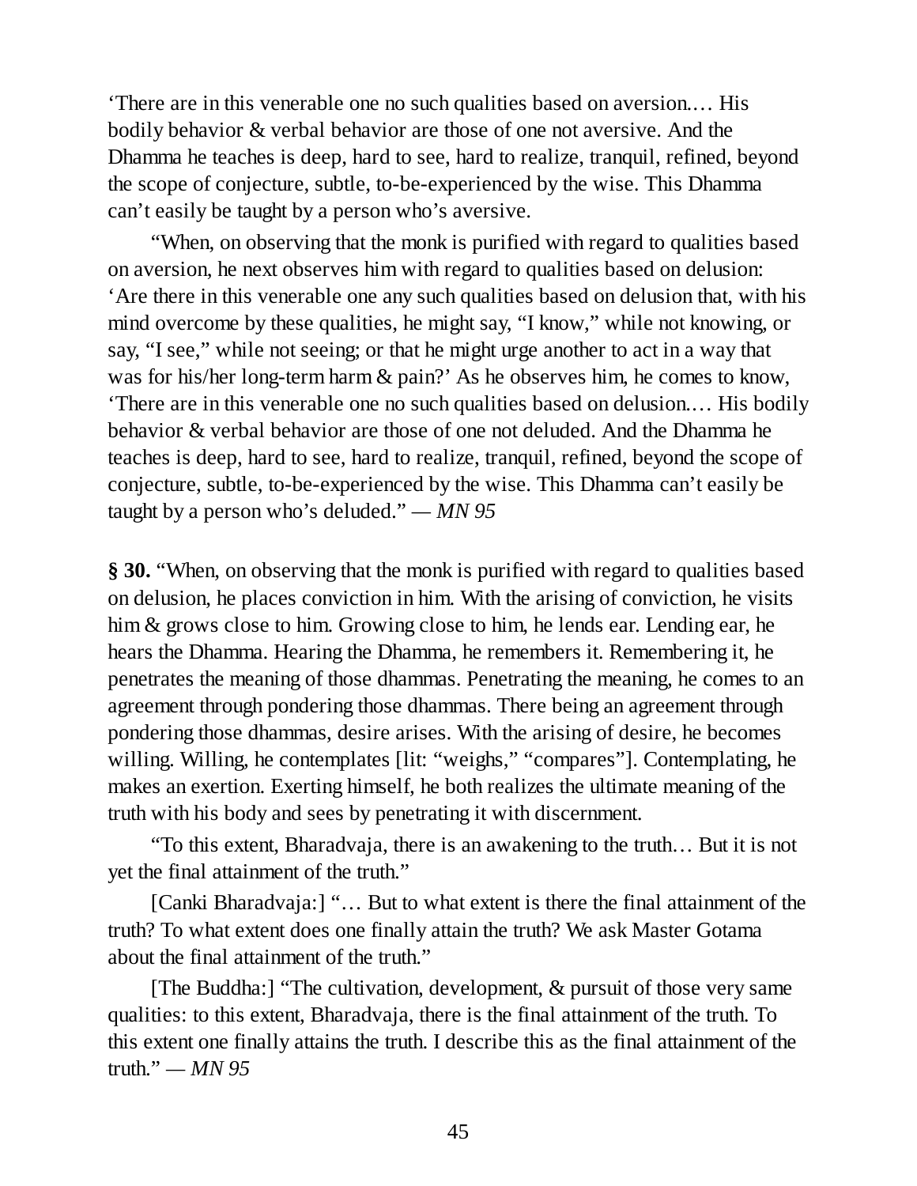‘There are in this venerable one no such qualities based on aversion.… His bodily behavior & verbal behavior are those of one not aversive. And the Dhamma he teaches is deep, hard to see, hard to realize, tranquil, refined, beyond the scope of conjecture, subtle, to-be-experienced by the wise. This Dhamma can’t easily be taught by a person who’s aversive.

“When, on observing that the monk is purified with regard to qualities based on aversion, he next observes him with regard to qualities based on delusion: ‘Are there in this venerable one any such qualities based on delusion that, with his mind overcome by these qualities, he might say, “I know,” while not knowing, or say, “I see,” while not seeing; or that he might urge another to act in a way that was for his/her long-term harm & pain?’ As he observes him, he comes to know, ‘There are in this venerable one no such qualities based on delusion.… His bodily behavior & verbal behavior are those of one not deluded. And the Dhamma he teaches is deep, hard to see, hard to realize, tranquil, refined, beyond the scope of conjecture, subtle, to-be-experienced by the wise. This Dhamma can’t easily be taught by a person who’s deluded.” — *MN 95*

**§ 30.** “When, on observing that the monk is purified with regard to qualities based on delusion, he places conviction in him. With the arising of conviction, he visits him & grows close to him. Growing close to him, he lends ear. Lending ear, he hears the Dhamma. Hearing the Dhamma, he remembers it. Remembering it, he penetrates the meaning of those dhammas. Penetrating the meaning, he comes to an agreement through pondering those dhammas. There being an agreement through pondering those dhammas, desire arises. With the arising of desire, he becomes willing. Willing, he contemplates [lit: “weighs,” “compares”]. Contemplating, he makes an exertion. Exerting himself, he both realizes the ultimate meaning of the truth with his body and sees by penetrating it with discernment.

“To this extent, Bharadvaja, there is an awakening to the truth… But it is not yet the final attainment of the truth.”

[Canki Bharadvaja:] “… But to what extent is there the final attainment of the truth? To what extent does one finally attain the truth? We ask Master Gotama about the final attainment of the truth.”

[The Buddha:] “The cultivation, development, & pursuit of those very same qualities: to this extent, Bharadvaja, there is the final attainment of the truth. To this extent one finally attains the truth. I describe this as the final attainment of the truth.” — *MN 95*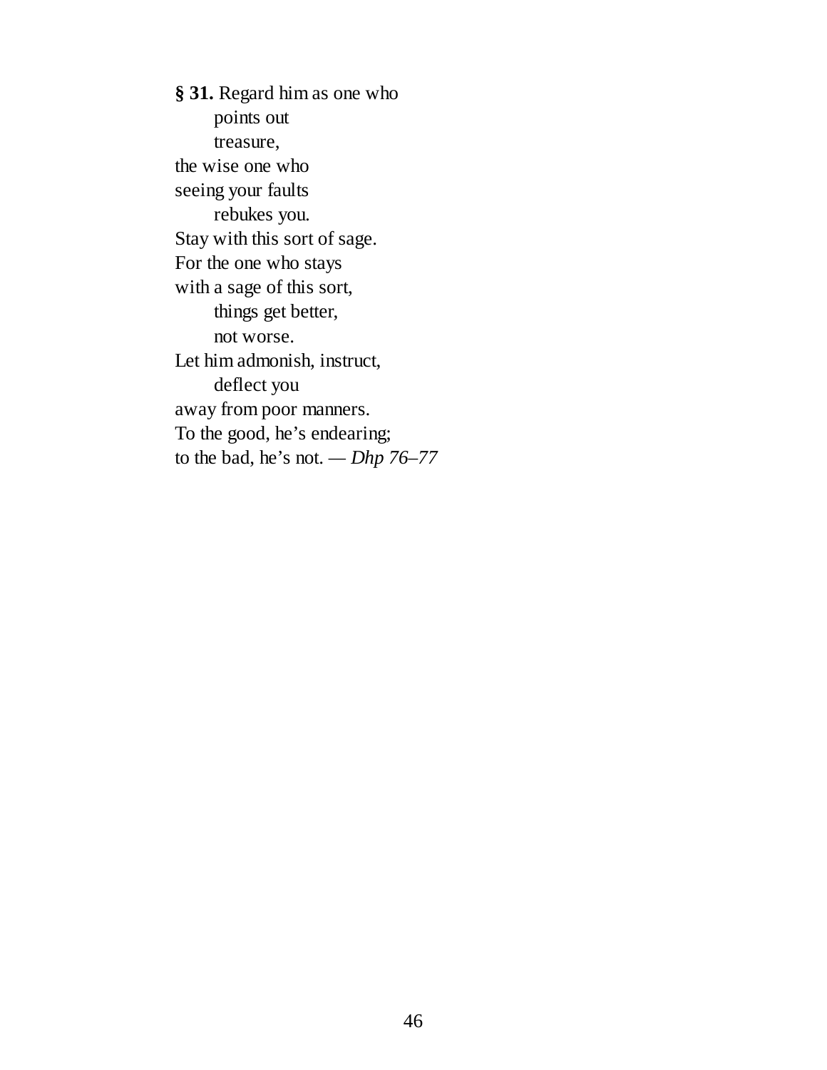**§ 31.** Regard him as one who
    points out
    treasure,
the wise one who
seeing your faults
    rebukes you.
Stay with this sort of sage.
For the one who stays
with a sage of this sort,
    things get better,
    not worse.
Let him admonish, instruct,
    deflect you
away from poor manners.
To the good, he's endearing;
to the bad, he's not. — *Dhp 76–77*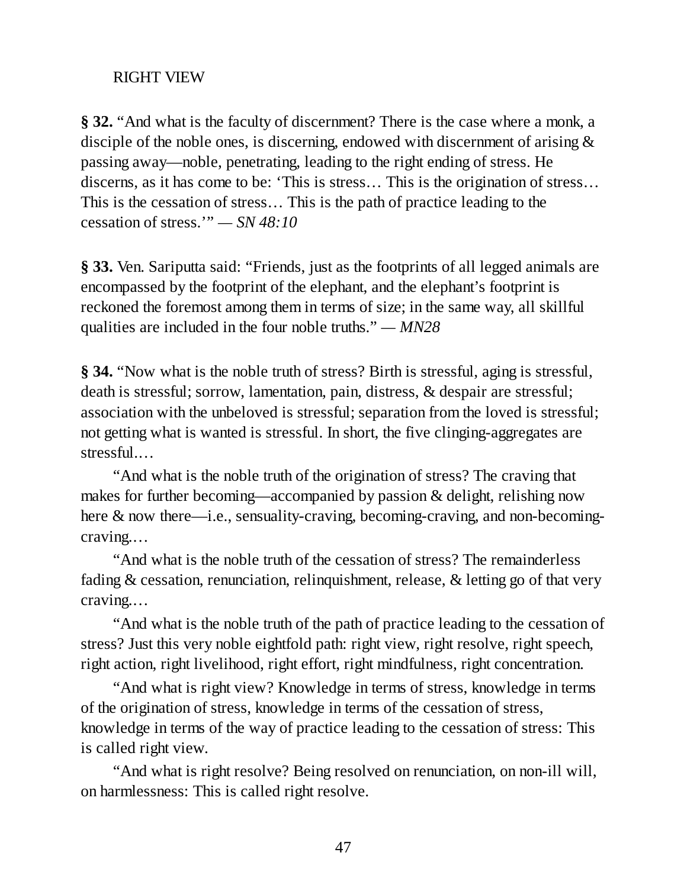RIGHT VIEW

**§ 32.** "And what is the faculty of discernment? There is the case where a monk, a disciple of the noble ones, is discerning, endowed with discernment of arising & passing away—noble, penetrating, leading to the right ending of stress. He discerns, as it has come to be: 'This is stress… This is the origination of stress… This is the cessation of stress… This is the path of practice leading to the cessation of stress.'" — *SN 48:10*

**§ 33.** Ven. Sariputta said: "Friends, just as the footprints of all legged animals are encompassed by the footprint of the elephant, and the elephant's footprint is reckoned the foremost among them in terms of size; in the same way, all skillful qualities are included in the four noble truths." — *MN28*

**§ 34.** "Now what is the noble truth of stress? Birth is stressful, aging is stressful, death is stressful; sorrow, lamentation, pain, distress, & despair are stressful; association with the unbeloved is stressful; separation from the loved is stressful; not getting what is wanted is stressful. In short, the five clinging-aggregates are stressful.…

"And what is the noble truth of the origination of stress? The craving that makes for further becoming—accompanied by passion & delight, relishing now here & now there—i.e., sensuality-craving, becoming-craving, and non-becoming-craving.…

"And what is the noble truth of the cessation of stress? The remainderless fading & cessation, renunciation, relinquishment, release, & letting go of that very craving.…

"And what is the noble truth of the path of practice leading to the cessation of stress? Just this very noble eightfold path: right view, right resolve, right speech, right action, right livelihood, right effort, right mindfulness, right concentration.

"And what is right view? Knowledge in terms of stress, knowledge in terms of the origination of stress, knowledge in terms of the cessation of stress, knowledge in terms of the way of practice leading to the cessation of stress: This is called right view.

"And what is right resolve? Being resolved on renunciation, on non-ill will, on harmlessness: This is called right resolve.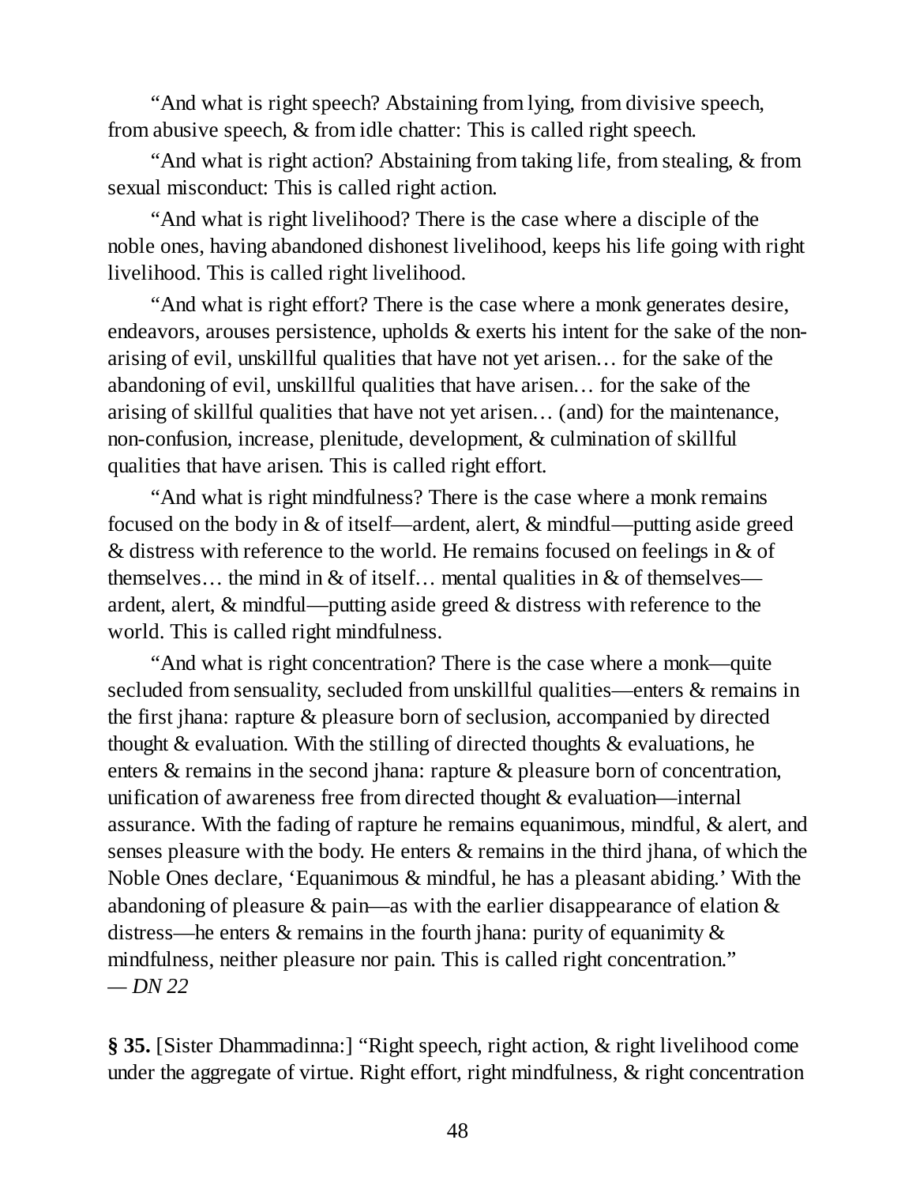"And what is right speech? Abstaining from lying, from divisive speech, from abusive speech, & from idle chatter: This is called right speech.

"And what is right action? Abstaining from taking life, from stealing, & from sexual misconduct: This is called right action.

"And what is right livelihood? There is the case where a disciple of the noble ones, having abandoned dishonest livelihood, keeps his life going with right livelihood. This is called right livelihood.

"And what is right effort? There is the case where a monk generates desire, endeavors, arouses persistence, upholds & exerts his intent for the sake of the non-arising of evil, unskillful qualities that have not yet arisen… for the sake of the abandoning of evil, unskillful qualities that have arisen… for the sake of the arising of skillful qualities that have not yet arisen… (and) for the maintenance, non-confusion, increase, plenitude, development, & culmination of skillful qualities that have arisen. This is called right effort.

"And what is right mindfulness? There is the case where a monk remains focused on the body in & of itself—ardent, alert, & mindful—putting aside greed & distress with reference to the world. He remains focused on feelings in & of themselves… the mind in & of itself… mental qualities in & of themselves—ardent, alert, & mindful—putting aside greed & distress with reference to the world. This is called right mindfulness.

"And what is right concentration? There is the case where a monk—quite secluded from sensuality, secluded from unskillful qualities—enters & remains in the first jhana: rapture & pleasure born of seclusion, accompanied by directed thought & evaluation. With the stilling of directed thoughts & evaluations, he enters & remains in the second jhana: rapture & pleasure born of concentration, unification of awareness free from directed thought & evaluation—internal assurance. With the fading of rapture he remains equanimous, mindful, & alert, and senses pleasure with the body. He enters & remains in the third jhana, of which the Noble Ones declare, 'Equanimous & mindful, he has a pleasant abiding.' With the abandoning of pleasure & pain—as with the earlier disappearance of elation & distress—he enters & remains in the fourth jhana: purity of equanimity & mindfulness, neither pleasure nor pain. This is called right concentration."
*— DN 22*

**§ 35.** [Sister Dhammadinna:] "Right speech, right action, & right livelihood come under the aggregate of virtue. Right effort, right mindfulness, & right concentration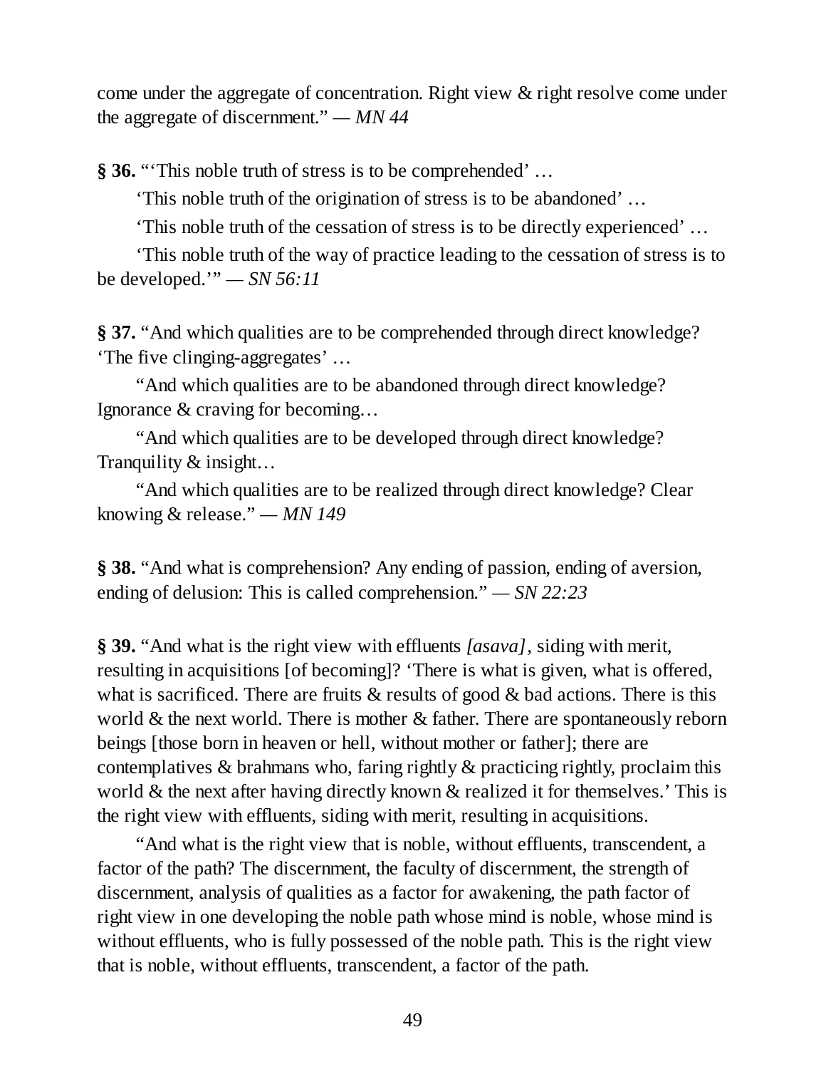come under the aggregate of concentration. Right view & right resolve come under the aggregate of discernment." — *MN 44*

**§ 36.** "'This noble truth of stress is to be comprehended' …

'This noble truth of the origination of stress is to be abandoned' …

'This noble truth of the cessation of stress is to be directly experienced' …

'This noble truth of the way of practice leading to the cessation of stress is to be developed.'" — *SN 56:11*

**§ 37.** "And which qualities are to be comprehended through direct knowledge? 'The five clinging-aggregates' …

"And which qualities are to be abandoned through direct knowledge? Ignorance & craving for becoming…

"And which qualities are to be developed through direct knowledge? Tranquility & insight…

"And which qualities are to be realized through direct knowledge? Clear knowing & release." — *MN 149*

**§ 38.** "And what is comprehension? Any ending of passion, ending of aversion, ending of delusion: This is called comprehension." — *SN 22:23*

**§ 39.** "And what is the right view with effluents *[asava]*, siding with merit, resulting in acquisitions [of becoming]? 'There is what is given, what is offered, what is sacrificed. There are fruits & results of good & bad actions. There is this world & the next world. There is mother & father. There are spontaneously reborn beings [those born in heaven or hell, without mother or father]; there are contemplatives & brahmans who, faring rightly & practicing rightly, proclaim this world & the next after having directly known & realized it for themselves.' This is the right view with effluents, siding with merit, resulting in acquisitions.

"And what is the right view that is noble, without effluents, transcendent, a factor of the path? The discernment, the faculty of discernment, the strength of discernment, analysis of qualities as a factor for awakening, the path factor of right view in one developing the noble path whose mind is noble, whose mind is without effluents, who is fully possessed of the noble path. This is the right view that is noble, without effluents, transcendent, a factor of the path.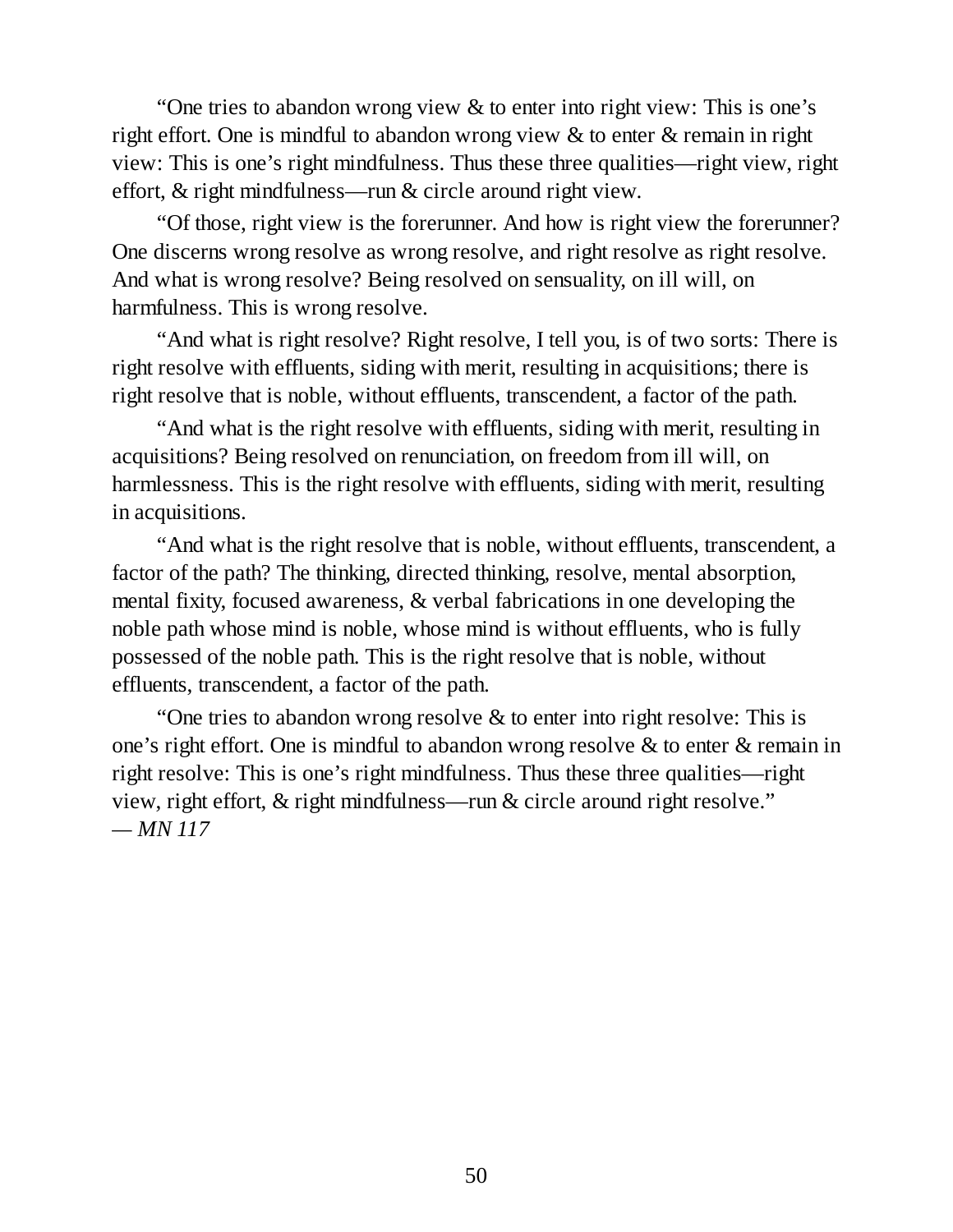"One tries to abandon wrong view & to enter into right view: This is one's right effort. One is mindful to abandon wrong view & to enter & remain in right view: This is one's right mindfulness. Thus these three qualities—right view, right effort, & right mindfulness—run & circle around right view.

"Of those, right view is the forerunner. And how is right view the forerunner? One discerns wrong resolve as wrong resolve, and right resolve as right resolve. And what is wrong resolve? Being resolved on sensuality, on ill will, on harmfulness. This is wrong resolve.

"And what is right resolve? Right resolve, I tell you, is of two sorts: There is right resolve with effluents, siding with merit, resulting in acquisitions; there is right resolve that is noble, without effluents, transcendent, a factor of the path.

"And what is the right resolve with effluents, siding with merit, resulting in acquisitions? Being resolved on renunciation, on freedom from ill will, on harmlessness. This is the right resolve with effluents, siding with merit, resulting in acquisitions.

"And what is the right resolve that is noble, without effluents, transcendent, a factor of the path? The thinking, directed thinking, resolve, mental absorption, mental fixity, focused awareness, & verbal fabrications in one developing the noble path whose mind is noble, whose mind is without effluents, who is fully possessed of the noble path. This is the right resolve that is noble, without effluents, transcendent, a factor of the path.

"One tries to abandon wrong resolve & to enter into right resolve: This is one's right effort. One is mindful to abandon wrong resolve & to enter & remain in right resolve: This is one's right mindfulness. Thus these three qualities—right view, right effort, & right mindfulness—run & circle around right resolve."
— *MN 117*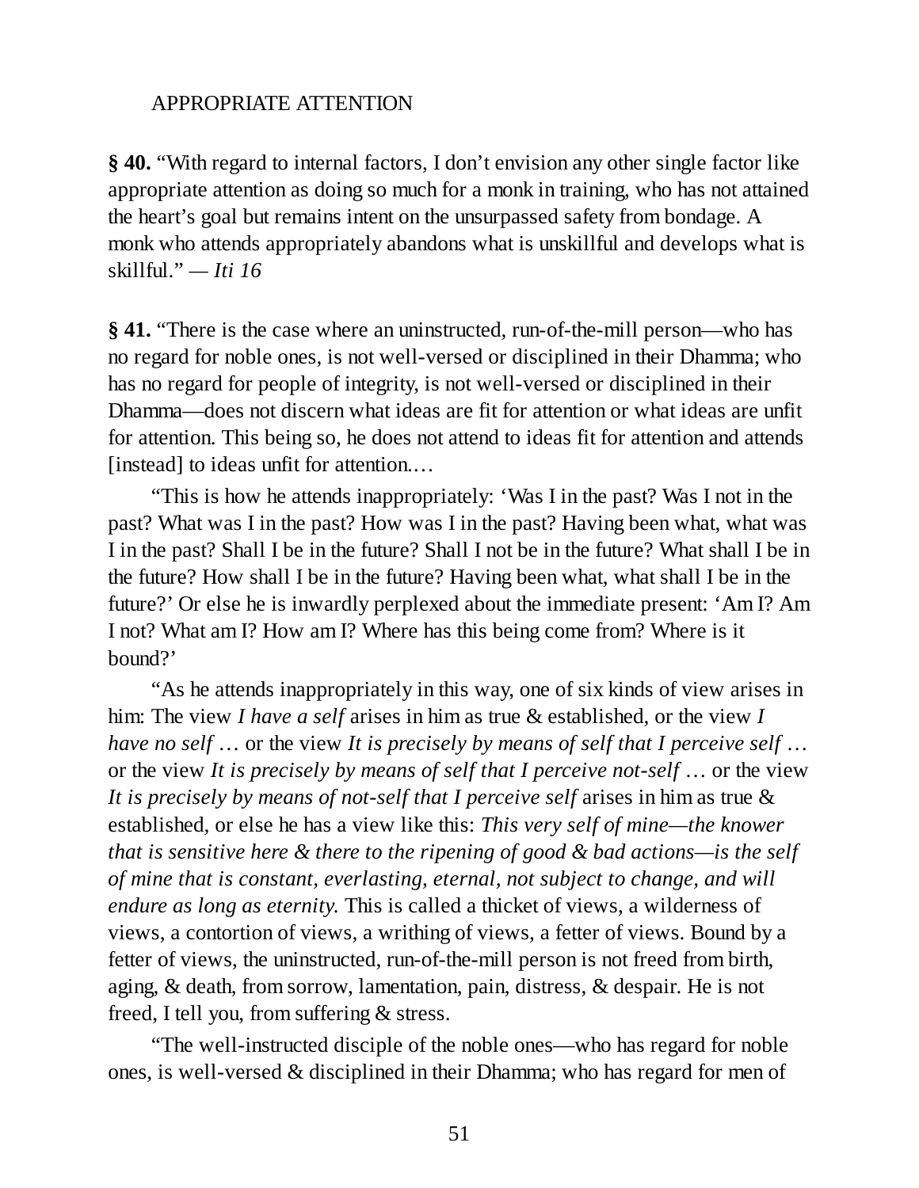## APPROPRIATE ATTENTION

**§ 40.** "With regard to internal factors, I don't envision any other single factor like appropriate attention as doing so much for a monk in training, who has not attained the heart's goal but remains intent on the unsurpassed safety from bondage. A monk who attends appropriately abandons what is unskillful and develops what is skillful." *— Iti 16*

**§ 41.** "There is the case where an uninstructed, run-of-the-mill person—who has no regard for noble ones, is not well-versed or disciplined in their Dhamma; who has no regard for people of integrity, is not well-versed or disciplined in their Dhamma—does not discern what ideas are fit for attention or what ideas are unfit for attention. This being so, he does not attend to ideas fit for attention and attends [instead] to ideas unfit for attention.…

"This is how he attends inappropriately: 'Was I in the past? Was I not in the past? What was I in the past? How was I in the past? Having been what, what was I in the past? Shall I be in the future? Shall I not be in the future? What shall I be in the future? How shall I be in the future? Having been what, what shall I be in the future?' Or else he is inwardly perplexed about the immediate present: 'Am I? Am I not? What am I? How am I? Where has this being come from? Where is it bound?'

"As he attends inappropriately in this way, one of six kinds of view arises in him: The view *I have a self* arises in him as true & established, or the view *I have no self* … or the view *It is precisely by means of self that I perceive self* … or the view *It is precisely by means of self that I perceive not-self* … or the view *It is precisely by means of not-self that I perceive self* arises in him as true & established, or else he has a view like this: *This very self of mine—the knower that is sensitive here & there to the ripening of good & bad actions—is the self of mine that is constant, everlasting, eternal, not subject to change, and will endure as long as eternity.* This is called a thicket of views, a wilderness of views, a contortion of views, a writhing of views, a fetter of views. Bound by a fetter of views, the uninstructed, run-of-the-mill person is not freed from birth, aging, & death, from sorrow, lamentation, pain, distress, & despair. He is not freed, I tell you, from suffering & stress.

"The well-instructed disciple of the noble ones—who has regard for noble ones, is well-versed & disciplined in their Dhamma; who has regard for men of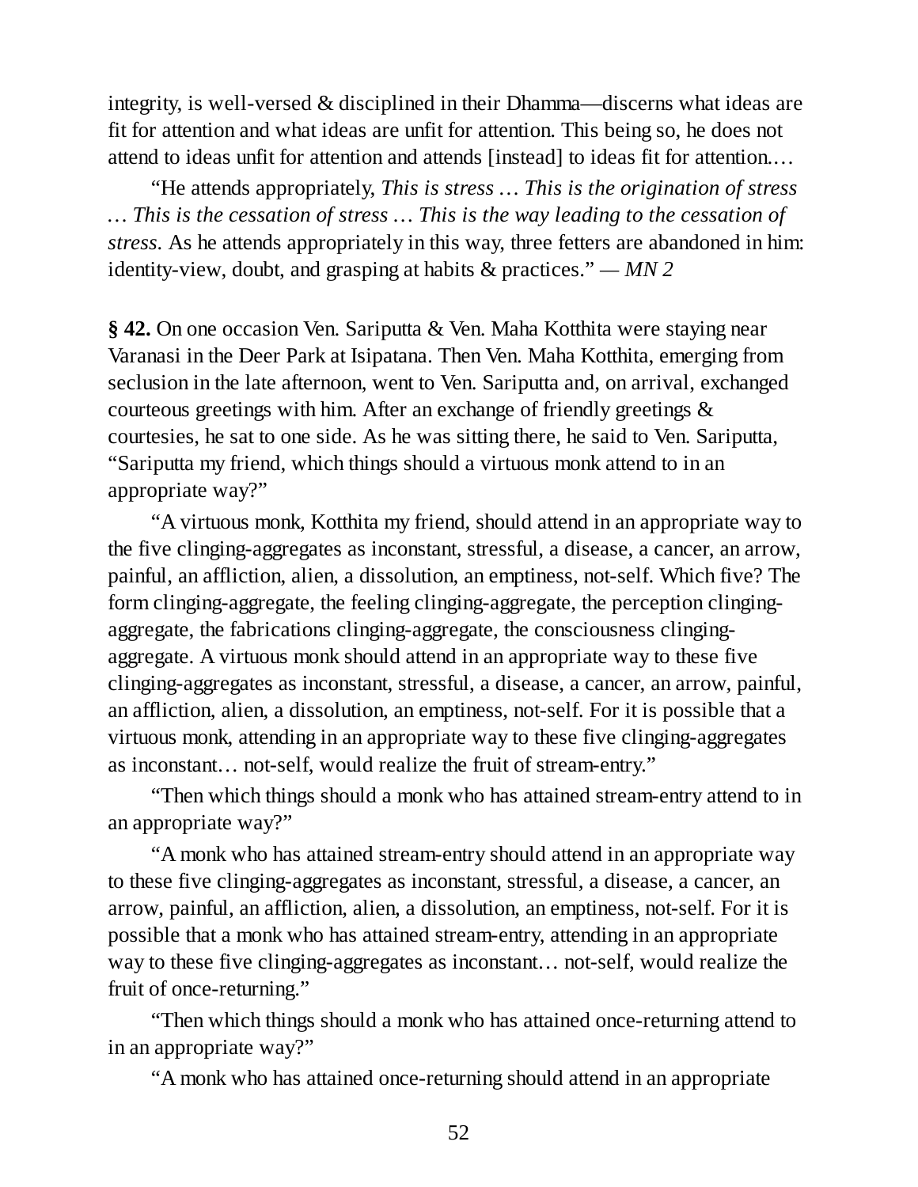integrity, is well-versed & disciplined in their Dhamma—discerns what ideas are fit for attention and what ideas are unfit for attention. This being so, he does not attend to ideas unfit for attention and attends [instead] to ideas fit for attention.…

"He attends appropriately, *This is stress … This is the origination of stress … This is the cessation of stress … This is the way leading to the cessation of stress*. As he attends appropriately in this way, three fetters are abandoned in him: identity-view, doubt, and grasping at habits & practices." — *MN 2*

**§ 42.** On one occasion Ven. Sariputta & Ven. Maha Kotthita were staying near Varanasi in the Deer Park at Isipatana. Then Ven. Maha Kotthita, emerging from seclusion in the late afternoon, went to Ven. Sariputta and, on arrival, exchanged courteous greetings with him. After an exchange of friendly greetings & courtesies, he sat to one side. As he was sitting there, he said to Ven. Sariputta, "Sariputta my friend, which things should a virtuous monk attend to in an appropriate way?"

"A virtuous monk, Kotthita my friend, should attend in an appropriate way to the five clinging-aggregates as inconstant, stressful, a disease, a cancer, an arrow, painful, an affliction, alien, a dissolution, an emptiness, not-self. Which five? The form clinging-aggregate, the feeling clinging-aggregate, the perception clinging-aggregate, the fabrications clinging-aggregate, the consciousness clinging-aggregate. A virtuous monk should attend in an appropriate way to these five clinging-aggregates as inconstant, stressful, a disease, a cancer, an arrow, painful, an affliction, alien, a dissolution, an emptiness, not-self. For it is possible that a virtuous monk, attending in an appropriate way to these five clinging-aggregates as inconstant… not-self, would realize the fruit of stream-entry."

"Then which things should a monk who has attained stream-entry attend to in an appropriate way?"

"A monk who has attained stream-entry should attend in an appropriate way to these five clinging-aggregates as inconstant, stressful, a disease, a cancer, an arrow, painful, an affliction, alien, a dissolution, an emptiness, not-self. For it is possible that a monk who has attained stream-entry, attending in an appropriate way to these five clinging-aggregates as inconstant… not-self, would realize the fruit of once-returning."

"Then which things should a monk who has attained once-returning attend to in an appropriate way?"

"A monk who has attained once-returning should attend in an appropriate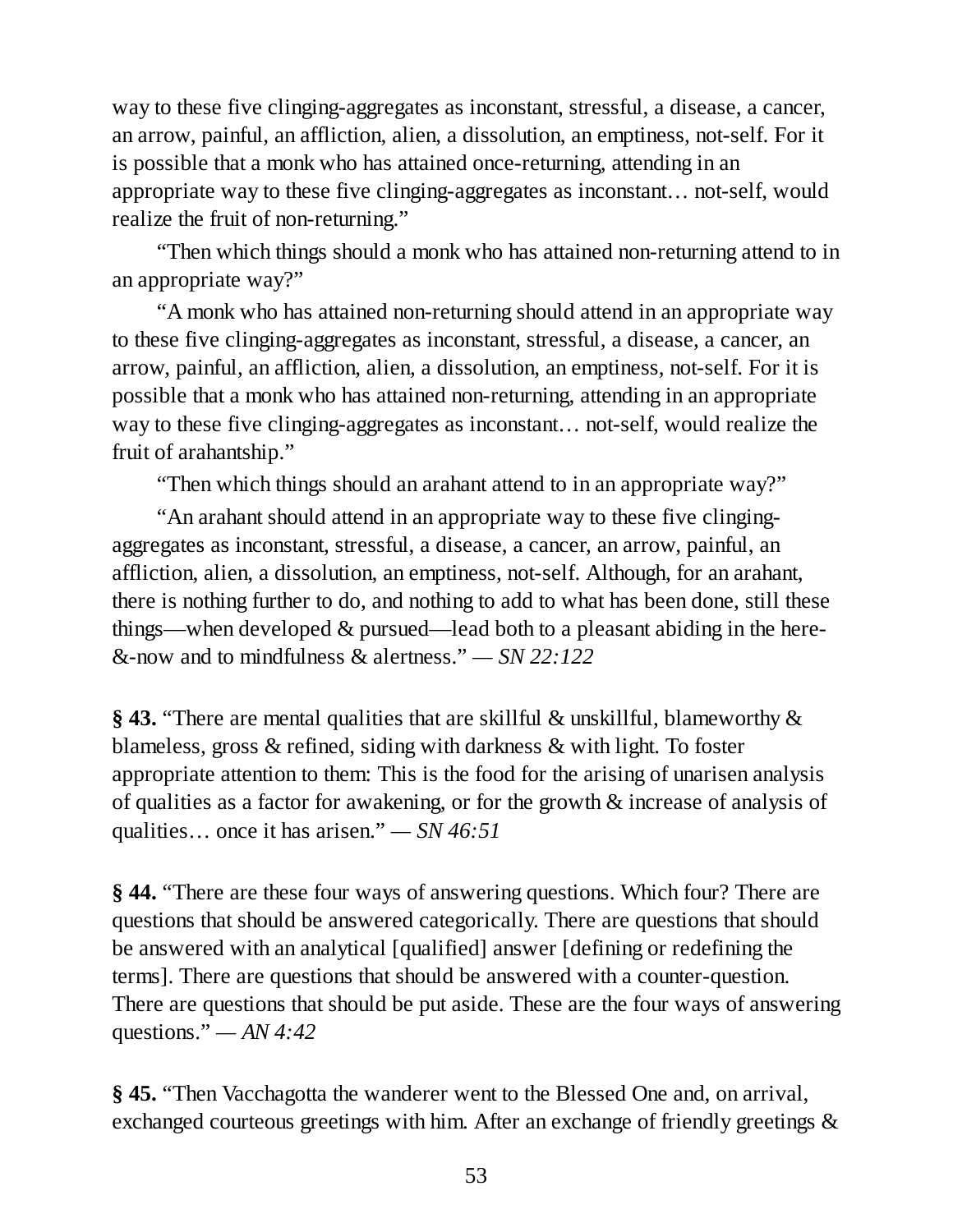way to these five clinging-aggregates as inconstant, stressful, a disease, a cancer, an arrow, painful, an affliction, alien, a dissolution, an emptiness, not-self. For it is possible that a monk who has attained once-returning, attending in an appropriate way to these five clinging-aggregates as inconstant… not-self, would realize the fruit of non-returning."

"Then which things should a monk who has attained non-returning attend to in an appropriate way?"

"A monk who has attained non-returning should attend in an appropriate way to these five clinging-aggregates as inconstant, stressful, a disease, a cancer, an arrow, painful, an affliction, alien, a dissolution, an emptiness, not-self. For it is possible that a monk who has attained non-returning, attending in an appropriate way to these five clinging-aggregates as inconstant… not-self, would realize the fruit of arahantship."

"Then which things should an arahant attend to in an appropriate way?"

"An arahant should attend in an appropriate way to these five clinging-aggregates as inconstant, stressful, a disease, a cancer, an arrow, painful, an affliction, alien, a dissolution, an emptiness, not-self. Although, for an arahant, there is nothing further to do, and nothing to add to what has been done, still these things—when developed & pursued—lead both to a pleasant abiding in the here-&-now and to mindfulness & alertness." — *SN 22:122*

**§ 43.** "There are mental qualities that are skillful & unskillful, blameworthy & blameless, gross & refined, siding with darkness & with light. To foster appropriate attention to them: This is the food for the arising of unarisen analysis of qualities as a factor for awakening, or for the growth & increase of analysis of qualities… once it has arisen." — *SN 46:51*

**§ 44.** "There are these four ways of answering questions. Which four? There are questions that should be answered categorically. There are questions that should be answered with an analytical [qualified] answer [defining or redefining the terms]. There are questions that should be answered with a counter-question. There are questions that should be put aside. These are the four ways of answering questions." — *AN 4:42*

**§ 45.** "Then Vacchagotta the wanderer went to the Blessed One and, on arrival, exchanged courteous greetings with him. After an exchange of friendly greetings &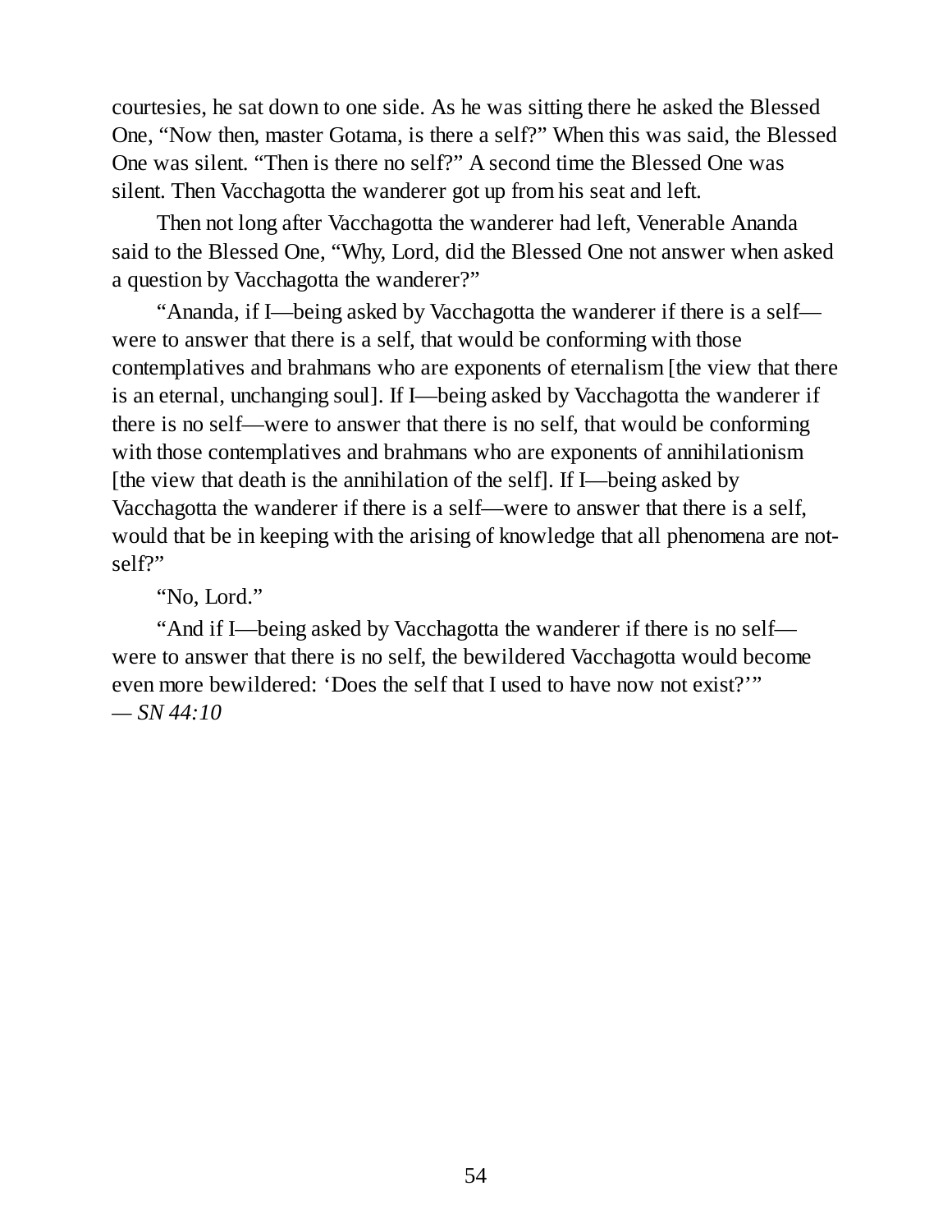courtesies, he sat down to one side. As he was sitting there he asked the Blessed One, "Now then, master Gotama, is there a self?" When this was said, the Blessed One was silent. "Then is there no self?" A second time the Blessed One was silent. Then Vacchagotta the wanderer got up from his seat and left.

Then not long after Vacchagotta the wanderer had left, Venerable Ananda said to the Blessed One, "Why, Lord, did the Blessed One not answer when asked a question by Vacchagotta the wanderer?"

"Ananda, if I—being asked by Vacchagotta the wanderer if there is a self—were to answer that there is a self, that would be conforming with those contemplatives and brahmans who are exponents of eternalism [the view that there is an eternal, unchanging soul]. If I—being asked by Vacchagotta the wanderer if there is no self—were to answer that there is no self, that would be conforming with those contemplatives and brahmans who are exponents of annihilationism [the view that death is the annihilation of the self]. If I—being asked by Vacchagotta the wanderer if there is a self—were to answer that there is a self, would that be in keeping with the arising of knowledge that all phenomena are not-self?"

"No, Lord."

"And if I—being asked by Vacchagotta the wanderer if there is no self—were to answer that there is no self, the bewildered Vacchagotta would become even more bewildered: 'Does the self that I used to have now not exist?'"
— *SN 44:10*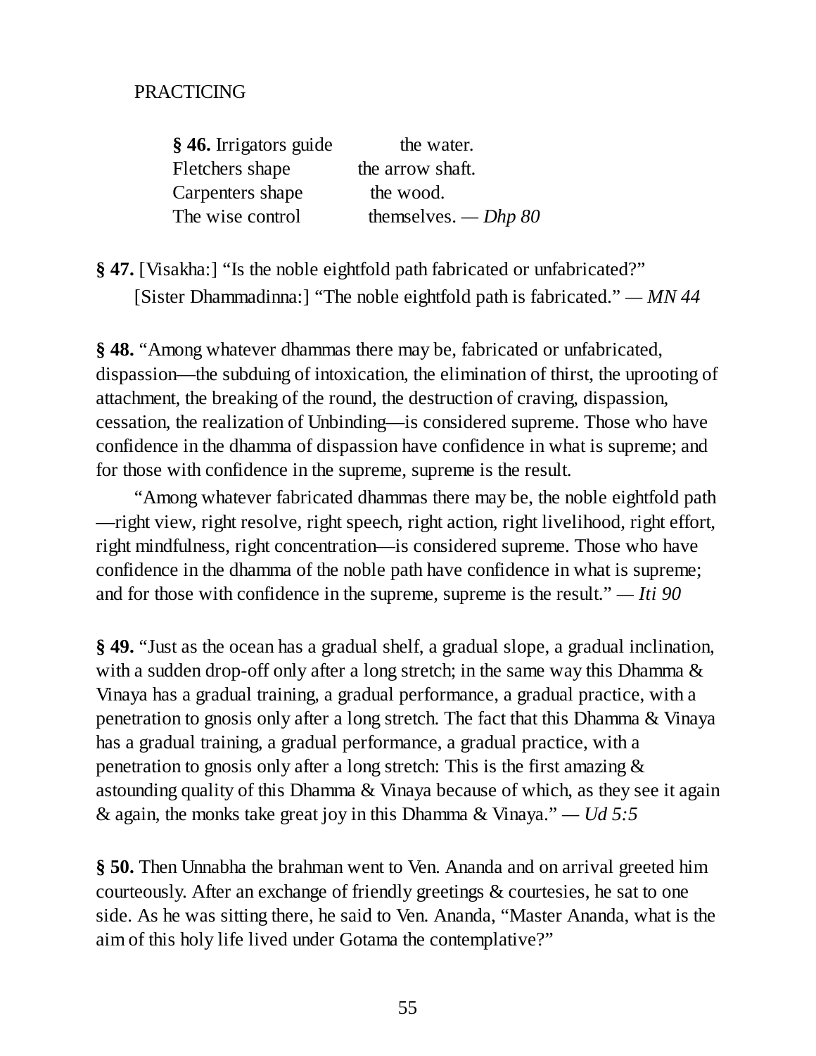PRACTICING

**§ 46.** Irrigators guide the water.
Fletchers shape the arrow shaft.
Carpenters shape the wood.
The wise control themselves. — *Dhp 80*

**§ 47.** [Visakha:] "Is the noble eightfold path fabricated or unfabricated?"
[Sister Dhammadinna:] "The noble eightfold path is fabricated." — *MN 44*

**§ 48.** "Among whatever dhammas there may be, fabricated or unfabricated, dispassion—the subduing of intoxication, the elimination of thirst, the uprooting of attachment, the breaking of the round, the destruction of craving, dispassion, cessation, the realization of Unbinding—is considered supreme. Those who have confidence in the dhamma of dispassion have confidence in what is supreme; and for those with confidence in the supreme, supreme is the result.

"Among whatever fabricated dhammas there may be, the noble eightfold path—right view, right resolve, right speech, right action, right livelihood, right effort, right mindfulness, right concentration—is considered supreme. Those who have confidence in the dhamma of the noble path have confidence in what is supreme; and for those with confidence in the supreme, supreme is the result." — *Iti 90*

**§ 49.** "Just as the ocean has a gradual shelf, a gradual slope, a gradual inclination, with a sudden drop-off only after a long stretch; in the same way this Dhamma & Vinaya has a gradual training, a gradual performance, a gradual practice, with a penetration to gnosis only after a long stretch. The fact that this Dhamma & Vinaya has a gradual training, a gradual performance, a gradual practice, with a penetration to gnosis only after a long stretch: This is the first amazing & astounding quality of this Dhamma & Vinaya because of which, as they see it again & again, the monks take great joy in this Dhamma & Vinaya." — *Ud 5:5*

**§ 50.** Then Unnabha the brahman went to Ven. Ananda and on arrival greeted him courteously. After an exchange of friendly greetings & courtesies, he sat to one side. As he was sitting there, he said to Ven. Ananda, "Master Ananda, what is the aim of this holy life lived under Gotama the contemplative?"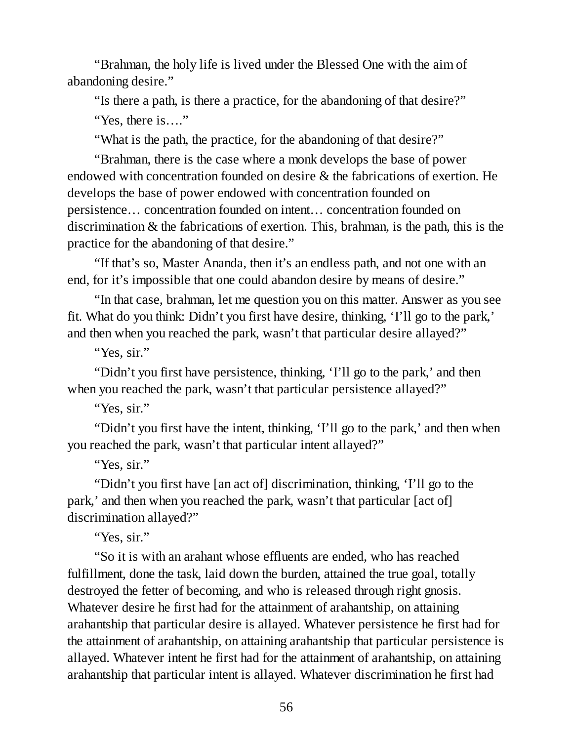"Brahman, the holy life is lived under the Blessed One with the aim of abandoning desire."

"Is there a path, is there a practice, for the abandoning of that desire?"

"Yes, there is…."

"What is the path, the practice, for the abandoning of that desire?"

"Brahman, there is the case where a monk develops the base of power endowed with concentration founded on desire & the fabrications of exertion. He develops the base of power endowed with concentration founded on persistence… concentration founded on intent… concentration founded on discrimination & the fabrications of exertion. This, brahman, is the path, this is the practice for the abandoning of that desire."

"If that's so, Master Ananda, then it's an endless path, and not one with an end, for it's impossible that one could abandon desire by means of desire."

"In that case, brahman, let me question you on this matter. Answer as you see fit. What do you think: Didn't you first have desire, thinking, 'I'll go to the park,' and then when you reached the park, wasn't that particular desire allayed?"

"Yes, sir."

"Didn't you first have persistence, thinking, 'I'll go to the park,' and then when you reached the park, wasn't that particular persistence allayed?"

"Yes, sir."

"Didn't you first have the intent, thinking, 'I'll go to the park,' and then when you reached the park, wasn't that particular intent allayed?"

"Yes, sir."

"Didn't you first have [an act of] discrimination, thinking, 'I'll go to the park,' and then when you reached the park, wasn't that particular [act of] discrimination allayed?"

"Yes, sir."

"So it is with an arahant whose effluents are ended, who has reached fulfillment, done the task, laid down the burden, attained the true goal, totally destroyed the fetter of becoming, and who is released through right gnosis. Whatever desire he first had for the attainment of arahantship, on attaining arahantship that particular desire is allayed. Whatever persistence he first had for the attainment of arahantship, on attaining arahantship that particular persistence is allayed. Whatever intent he first had for the attainment of arahantship, on attaining arahantship that particular intent is allayed. Whatever discrimination he first had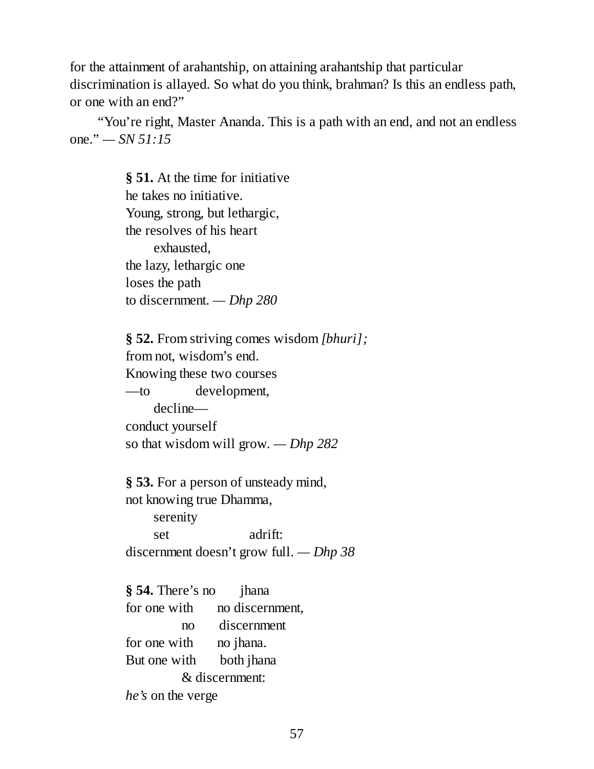for the attainment of arahantship, on attaining arahantship that particular discrimination is allayed. So what do you think, brahman? Is this an endless path, or one with an end?"

"You're right, Master Ananda. This is a path with an end, and not an endless one." — *SN 51:15*

**§ 51.** At the time for initiative  
he takes no initiative.  
Young, strong, but lethargic,  
the resolves of his heart  
exhausted,  
the lazy, lethargic one  
loses the path  
to discernment. — *Dhp 280*

**§ 52.** From striving comes wisdom *[bhuri];*  
from not, wisdom's end.  
Knowing these two courses  
—to development,  
decline—  
conduct yourself  
so that wisdom will grow. — *Dhp 282*

**§ 53.** For a person of unsteady mind,  
not knowing true Dhamma,  
serenity  
set adrift:  
discernment doesn't grow full. — *Dhp 38*

**§ 54.** There's no jhana  
for one with no discernment,  
no discernment  
for one with no jhana.  
But one with both jhana  
& discernment:  
*he's* on the verge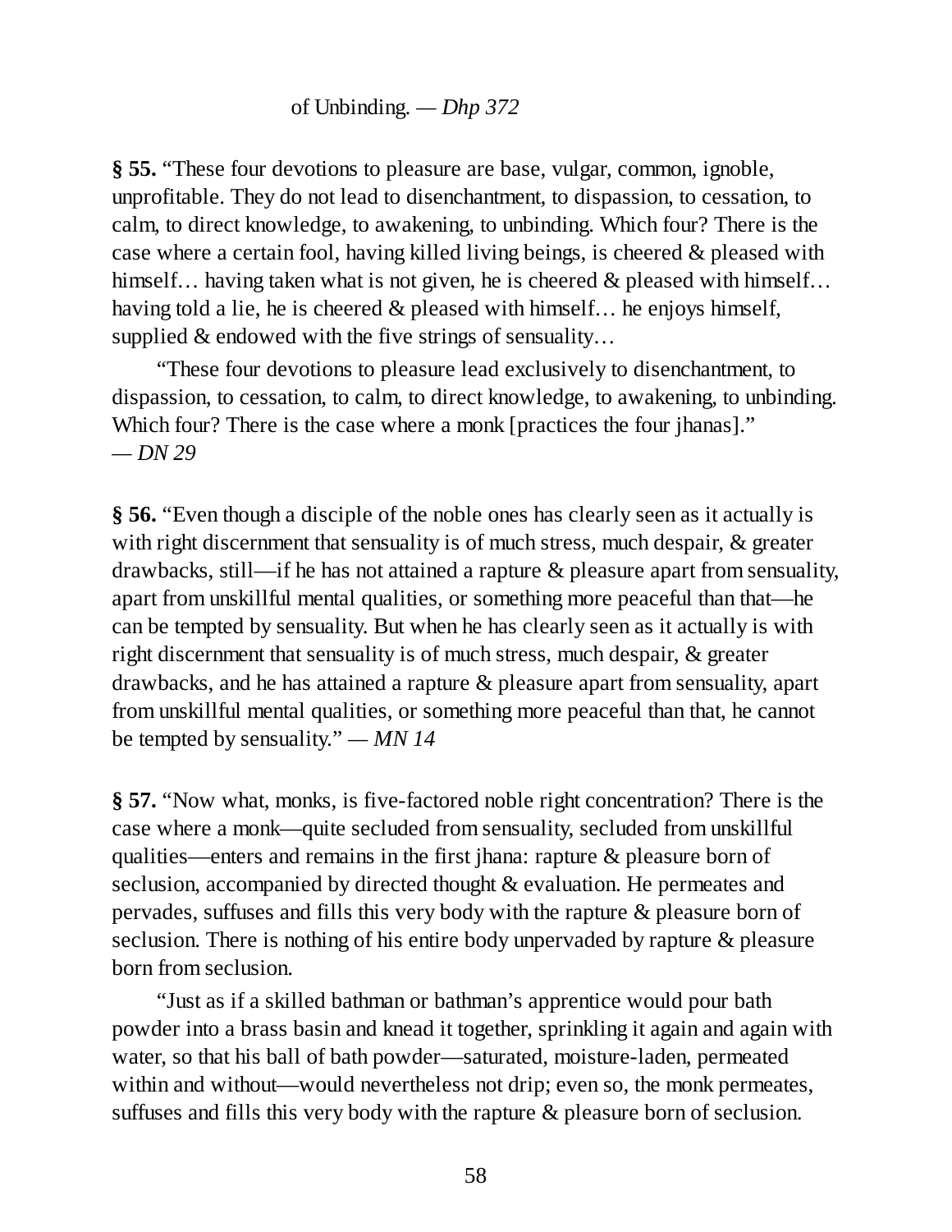of Unbinding. — *Dhp 372*

**§ 55.** "These four devotions to pleasure are base, vulgar, common, ignoble, unprofitable. They do not lead to disenchantment, to dispassion, to cessation, to calm, to direct knowledge, to awakening, to unbinding. Which four? There is the case where a certain fool, having killed living beings, is cheered & pleased with himself… having taken what is not given, he is cheered & pleased with himself… having told a lie, he is cheered & pleased with himself… he enjoys himself, supplied & endowed with the five strings of sensuality…

"These four devotions to pleasure lead exclusively to disenchantment, to dispassion, to cessation, to calm, to direct knowledge, to awakening, to unbinding. Which four? There is the case where a monk [practices the four jhanas]." — *DN 29*

**§ 56.** "Even though a disciple of the noble ones has clearly seen as it actually is with right discernment that sensuality is of much stress, much despair, & greater drawbacks, still—if he has not attained a rapture & pleasure apart from sensuality, apart from unskillful mental qualities, or something more peaceful than that—he can be tempted by sensuality. But when he has clearly seen as it actually is with right discernment that sensuality is of much stress, much despair, & greater drawbacks, and he has attained a rapture & pleasure apart from sensuality, apart from unskillful mental qualities, or something more peaceful than that, he cannot be tempted by sensuality." — *MN 14*

**§ 57.** "Now what, monks, is five-factored noble right concentration? There is the case where a monk—quite secluded from sensuality, secluded from unskillful qualities—enters and remains in the first jhana: rapture & pleasure born of seclusion, accompanied by directed thought & evaluation. He permeates and pervades, suffuses and fills this very body with the rapture & pleasure born of seclusion. There is nothing of his entire body unpervaded by rapture & pleasure born from seclusion.

"Just as if a skilled bathman or bathman's apprentice would pour bath powder into a brass basin and knead it together, sprinkling it again and again with water, so that his ball of bath powder—saturated, moisture-laden, permeated within and without—would nevertheless not drip; even so, the monk permeates, suffuses and fills this very body with the rapture & pleasure born of seclusion.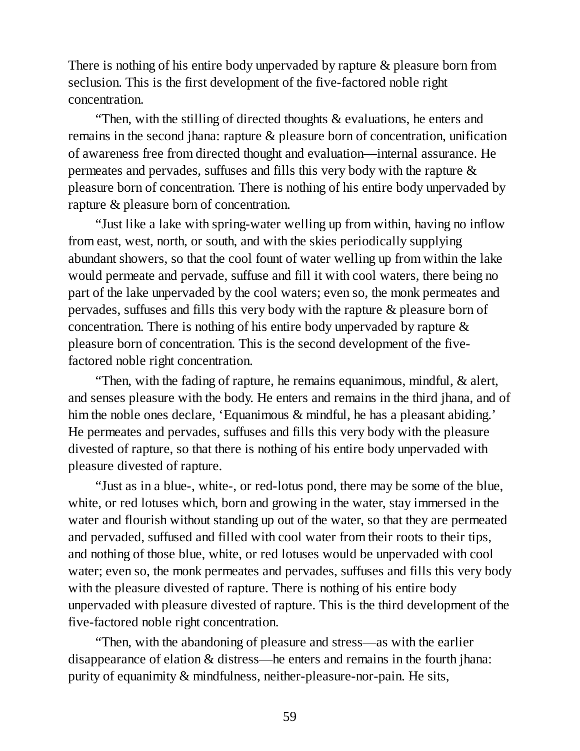There is nothing of his entire body unpervaded by rapture & pleasure born from seclusion. This is the first development of the five-factored noble right concentration.

"Then, with the stilling of directed thoughts & evaluations, he enters and remains in the second jhana: rapture & pleasure born of concentration, unification of awareness free from directed thought and evaluation—internal assurance. He permeates and pervades, suffuses and fills this very body with the rapture & pleasure born of concentration. There is nothing of his entire body unpervaded by rapture & pleasure born of concentration.

"Just like a lake with spring-water welling up from within, having no inflow from east, west, north, or south, and with the skies periodically supplying abundant showers, so that the cool fount of water welling up from within the lake would permeate and pervade, suffuse and fill it with cool waters, there being no part of the lake unpervaded by the cool waters; even so, the monk permeates and pervades, suffuses and fills this very body with the rapture & pleasure born of concentration. There is nothing of his entire body unpervaded by rapture & pleasure born of concentration. This is the second development of the five-factored noble right concentration.

"Then, with the fading of rapture, he remains equanimous, mindful, & alert, and senses pleasure with the body. He enters and remains in the third jhana, and of him the noble ones declare, 'Equanimous & mindful, he has a pleasant abiding.' He permeates and pervades, suffuses and fills this very body with the pleasure divested of rapture, so that there is nothing of his entire body unpervaded with pleasure divested of rapture.

"Just as in a blue-, white-, or red-lotus pond, there may be some of the blue, white, or red lotuses which, born and growing in the water, stay immersed in the water and flourish without standing up out of the water, so that they are permeated and pervaded, suffused and filled with cool water from their roots to their tips, and nothing of those blue, white, or red lotuses would be unpervaded with cool water; even so, the monk permeates and pervades, suffuses and fills this very body with the pleasure divested of rapture. There is nothing of his entire body unpervaded with pleasure divested of rapture. This is the third development of the five-factored noble right concentration.

"Then, with the abandoning of pleasure and stress—as with the earlier disappearance of elation & distress—he enters and remains in the fourth jhana: purity of equanimity & mindfulness, neither-pleasure-nor-pain. He sits,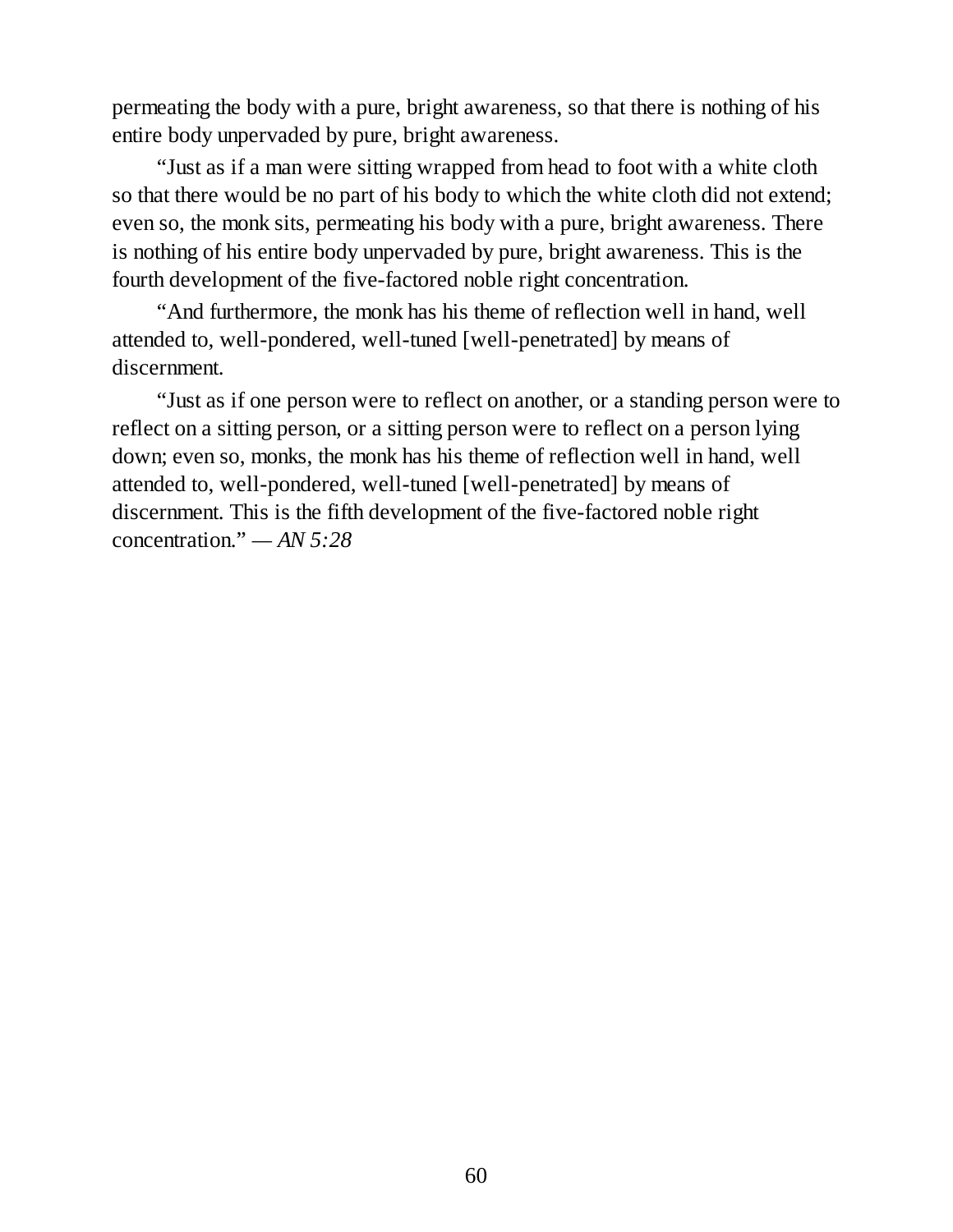permeating the body with a pure, bright awareness, so that there is nothing of his entire body unpervaded by pure, bright awareness.

"Just as if a man were sitting wrapped from head to foot with a white cloth so that there would be no part of his body to which the white cloth did not extend; even so, the monk sits, permeating his body with a pure, bright awareness. There is nothing of his entire body unpervaded by pure, bright awareness. This is the fourth development of the five-factored noble right concentration.

"And furthermore, the monk has his theme of reflection well in hand, well attended to, well-pondered, well-tuned [well-penetrated] by means of discernment.

"Just as if one person were to reflect on another, or a standing person were to reflect on a sitting person, or a sitting person were to reflect on a person lying down; even so, monks, the monk has his theme of reflection well in hand, well attended to, well-pondered, well-tuned [well-penetrated] by means of discernment. This is the fifth development of the five-factored noble right concentration." — *AN 5:28*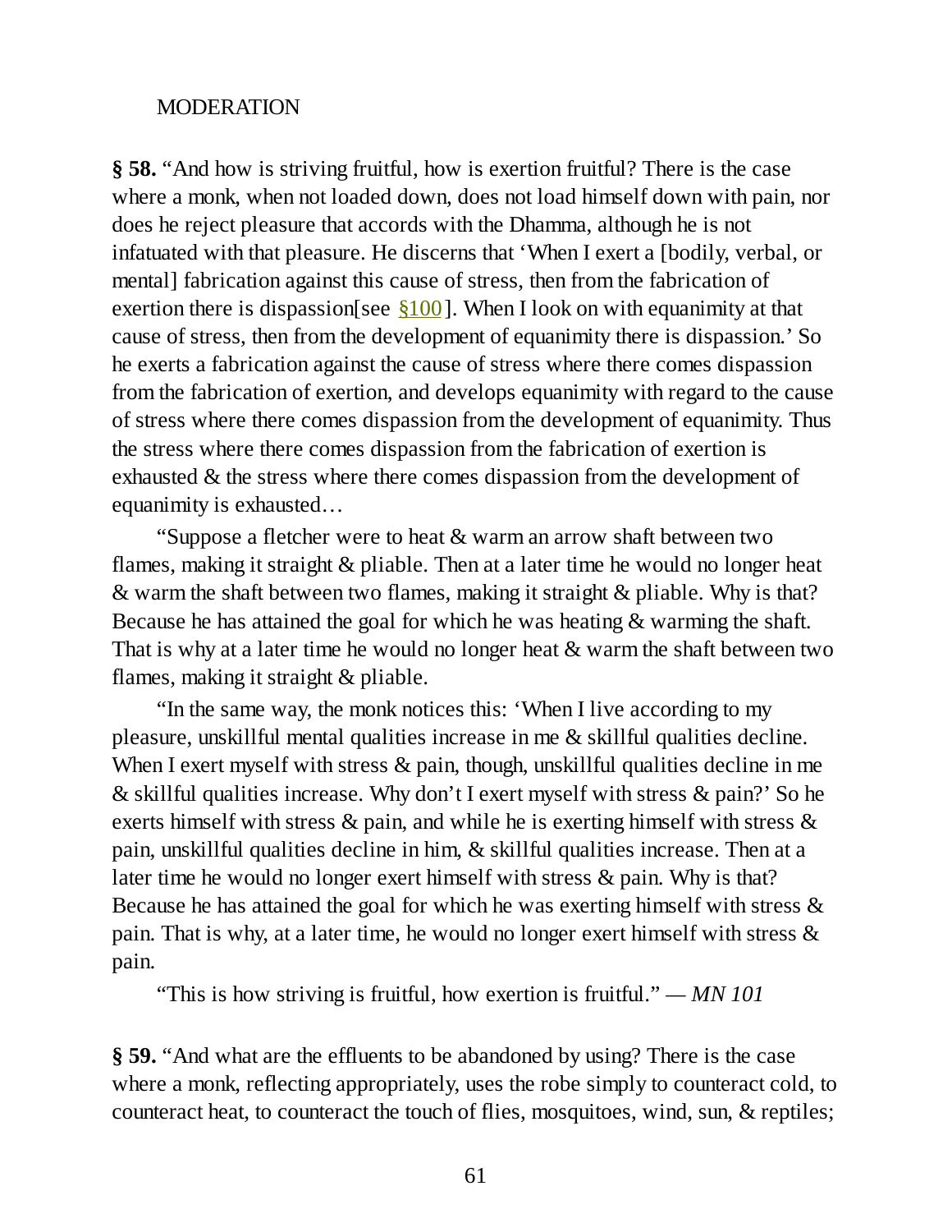MODERATION

**§ 58.** "And how is striving fruitful, how is exertion fruitful? There is the case where a monk, when not loaded down, does not load himself down with pain, nor does he reject pleasure that accords with the Dhamma, although he is not infatuated with that pleasure. He discerns that 'When I exert a [bodily, verbal, or mental] fabrication against this cause of stress, then from the fabrication of exertion there is dispassion[see §100]. When I look on with equanimity at that cause of stress, then from the development of equanimity there is dispassion.' So he exerts a fabrication against the cause of stress where there comes dispassion from the fabrication of exertion, and develops equanimity with regard to the cause of stress where there comes dispassion from the development of equanimity. Thus the stress where there comes dispassion from the fabrication of exertion is exhausted & the stress where there comes dispassion from the development of equanimity is exhausted…

"Suppose a fletcher were to heat & warm an arrow shaft between two flames, making it straight & pliable. Then at a later time he would no longer heat & warm the shaft between two flames, making it straight & pliable. Why is that? Because he has attained the goal for which he was heating & warming the shaft. That is why at a later time he would no longer heat & warm the shaft between two flames, making it straight & pliable.

"In the same way, the monk notices this: 'When I live according to my pleasure, unskillful mental qualities increase in me & skillful qualities decline. When I exert myself with stress & pain, though, unskillful qualities decline in me & skillful qualities increase. Why don't I exert myself with stress & pain?' So he exerts himself with stress & pain, and while he is exerting himself with stress & pain, unskillful qualities decline in him, & skillful qualities increase. Then at a later time he would no longer exert himself with stress & pain. Why is that? Because he has attained the goal for which he was exerting himself with stress & pain. That is why, at a later time, he would no longer exert himself with stress & pain.

"This is how striving is fruitful, how exertion is fruitful." — *MN 101*

**§ 59.** "And what are the effluents to be abandoned by using? There is the case where a monk, reflecting appropriately, uses the robe simply to counteract cold, to counteract heat, to counteract the touch of flies, mosquitoes, wind, sun, & reptiles;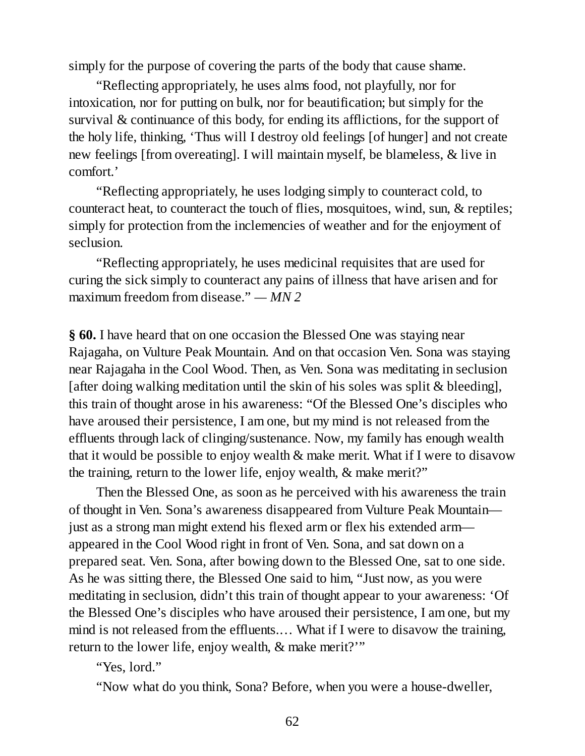simply for the purpose of covering the parts of the body that cause shame.

“Reflecting appropriately, he uses alms food, not playfully, nor for intoxication, nor for putting on bulk, nor for beautification; but simply for the survival & continuance of this body, for ending its afflictions, for the support of the holy life, thinking, ‘Thus will I destroy old feelings [of hunger] and not create new feelings [from overeating]. I will maintain myself, be blameless, & live in comfort.’

“Reflecting appropriately, he uses lodging simply to counteract cold, to counteract heat, to counteract the touch of flies, mosquitoes, wind, sun, & reptiles; simply for protection from the inclemencies of weather and for the enjoyment of seclusion.

“Reflecting appropriately, he uses medicinal requisites that are used for curing the sick simply to counteract any pains of illness that have arisen and for maximum freedom from disease.” — *MN 2*

**§ 60.** I have heard that on one occasion the Blessed One was staying near Rajagaha, on Vulture Peak Mountain. And on that occasion Ven. Sona was staying near Rajagaha in the Cool Wood. Then, as Ven. Sona was meditating in seclusion [after doing walking meditation until the skin of his soles was split & bleeding], this train of thought arose in his awareness: “Of the Blessed One’s disciples who have aroused their persistence, I am one, but my mind is not released from the effluents through lack of clinging/sustenance. Now, my family has enough wealth that it would be possible to enjoy wealth & make merit. What if I were to disavow the training, return to the lower life, enjoy wealth, & make merit?”

Then the Blessed One, as soon as he perceived with his awareness the train of thought in Ven. Sona’s awareness disappeared from Vulture Peak Mountain—just as a strong man might extend his flexed arm or flex his extended arm—appeared in the Cool Wood right in front of Ven. Sona, and sat down on a prepared seat. Ven. Sona, after bowing down to the Blessed One, sat to one side. As he was sitting there, the Blessed One said to him, “Just now, as you were meditating in seclusion, didn’t this train of thought appear to your awareness: ‘Of the Blessed One’s disciples who have aroused their persistence, I am one, but my mind is not released from the effluents.… What if I were to disavow the training, return to the lower life, enjoy wealth, & make merit?’”

“Yes, lord.”

“Now what do you think, Sona? Before, when you were a house-dweller,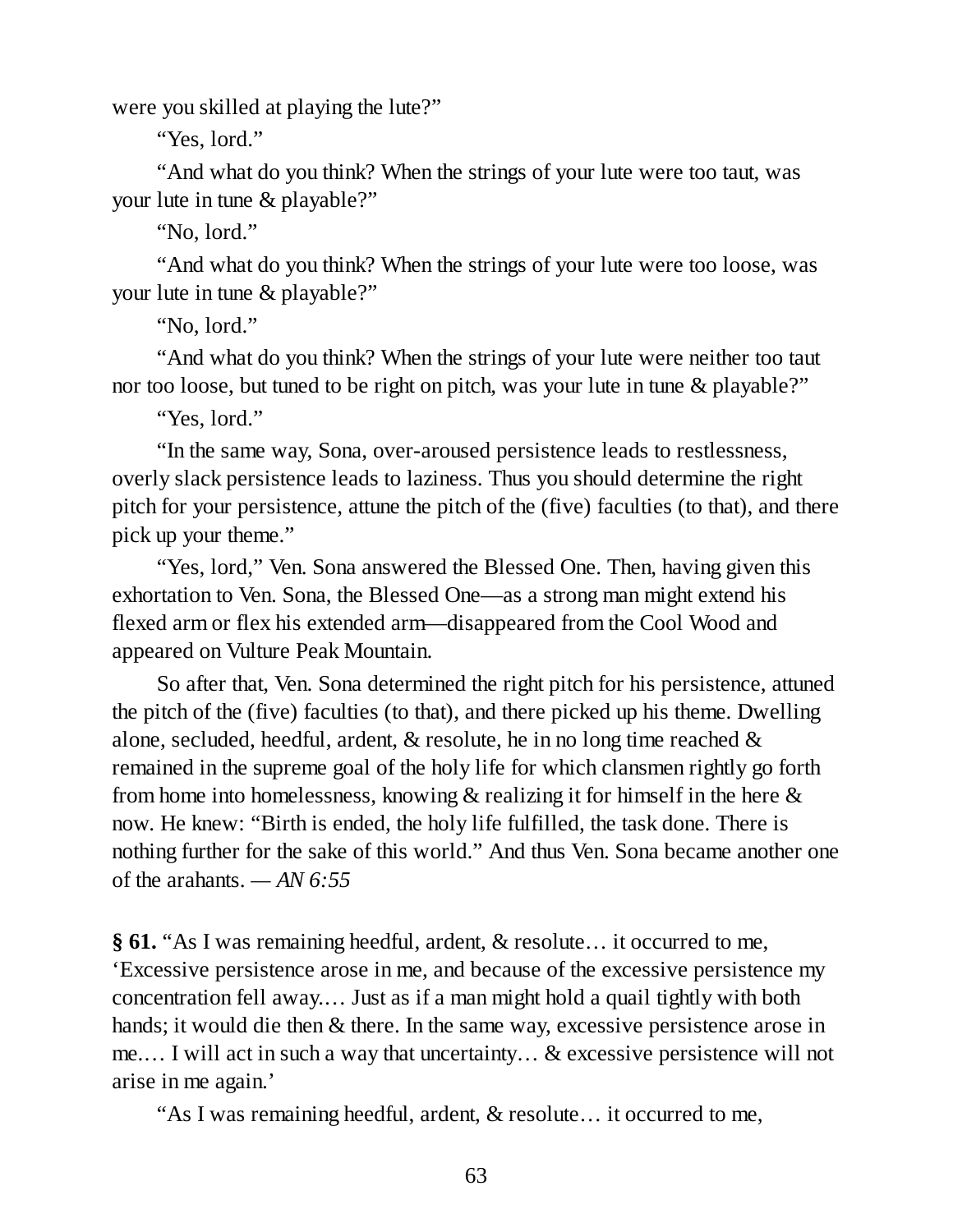were you skilled at playing the lute?"

"Yes, lord."

"And what do you think? When the strings of your lute were too taut, was your lute in tune & playable?"

"No, lord."

"And what do you think? When the strings of your lute were too loose, was your lute in tune & playable?"

"No, lord."

"And what do you think? When the strings of your lute were neither too taut nor too loose, but tuned to be right on pitch, was your lute in tune & playable?"

"Yes, lord."

"In the same way, Sona, over-aroused persistence leads to restlessness, overly slack persistence leads to laziness. Thus you should determine the right pitch for your persistence, attune the pitch of the (five) faculties (to that), and there pick up your theme."

"Yes, lord," Ven. Sona answered the Blessed One. Then, having given this exhortation to Ven. Sona, the Blessed One—as a strong man might extend his flexed arm or flex his extended arm—disappeared from the Cool Wood and appeared on Vulture Peak Mountain.

So after that, Ven. Sona determined the right pitch for his persistence, attuned the pitch of the (five) faculties (to that), and there picked up his theme. Dwelling alone, secluded, heedful, ardent, & resolute, he in no long time reached & remained in the supreme goal of the holy life for which clansmen rightly go forth from home into homelessness, knowing & realizing it for himself in the here & now. He knew: "Birth is ended, the holy life fulfilled, the task done. There is nothing further for the sake of this world." And thus Ven. Sona became another one of the arahants. — *AN 6:55*

**§ 61.** "As I was remaining heedful, ardent, & resolute… it occurred to me, 'Excessive persistence arose in me, and because of the excessive persistence my concentration fell away.… Just as if a man might hold a quail tightly with both hands; it would die then & there. In the same way, excessive persistence arose in me.… I will act in such a way that uncertainty… & excessive persistence will not arise in me again.'

"As I was remaining heedful, ardent, & resolute… it occurred to me,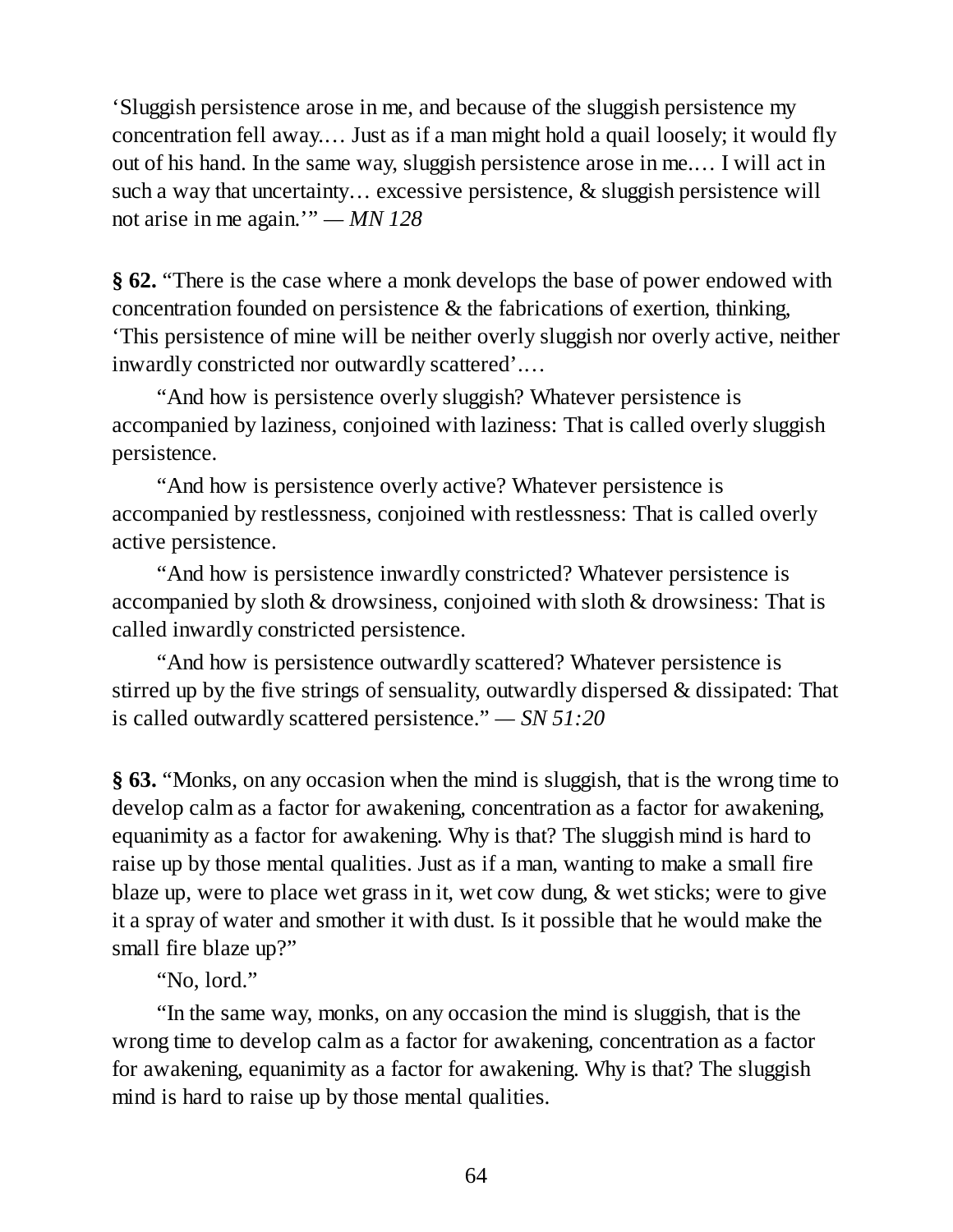'Sluggish persistence arose in me, and because of the sluggish persistence my concentration fell away.… Just as if a man might hold a quail loosely; it would fly out of his hand. In the same way, sluggish persistence arose in me.… I will act in such a way that uncertainty… excessive persistence, & sluggish persistence will not arise in me again.'" — *MN 128*

**§ 62.** "There is the case where a monk develops the base of power endowed with concentration founded on persistence & the fabrications of exertion, thinking, 'This persistence of mine will be neither overly sluggish nor overly active, neither inwardly constricted nor outwardly scattered'.…

"And how is persistence overly sluggish? Whatever persistence is accompanied by laziness, conjoined with laziness: That is called overly sluggish persistence.

"And how is persistence overly active? Whatever persistence is accompanied by restlessness, conjoined with restlessness: That is called overly active persistence.

"And how is persistence inwardly constricted? Whatever persistence is accompanied by sloth & drowsiness, conjoined with sloth & drowsiness: That is called inwardly constricted persistence.

"And how is persistence outwardly scattered? Whatever persistence is stirred up by the five strings of sensuality, outwardly dispersed & dissipated: That is called outwardly scattered persistence." — *SN 51:20*

**§ 63.** "Monks, on any occasion when the mind is sluggish, that is the wrong time to develop calm as a factor for awakening, concentration as a factor for awakening, equanimity as a factor for awakening. Why is that? The sluggish mind is hard to raise up by those mental qualities. Just as if a man, wanting to make a small fire blaze up, were to place wet grass in it, wet cow dung, & wet sticks; were to give it a spray of water and smother it with dust. Is it possible that he would make the small fire blaze up?"

"No, lord."

"In the same way, monks, on any occasion the mind is sluggish, that is the wrong time to develop calm as a factor for awakening, concentration as a factor for awakening, equanimity as a factor for awakening. Why is that? The sluggish mind is hard to raise up by those mental qualities.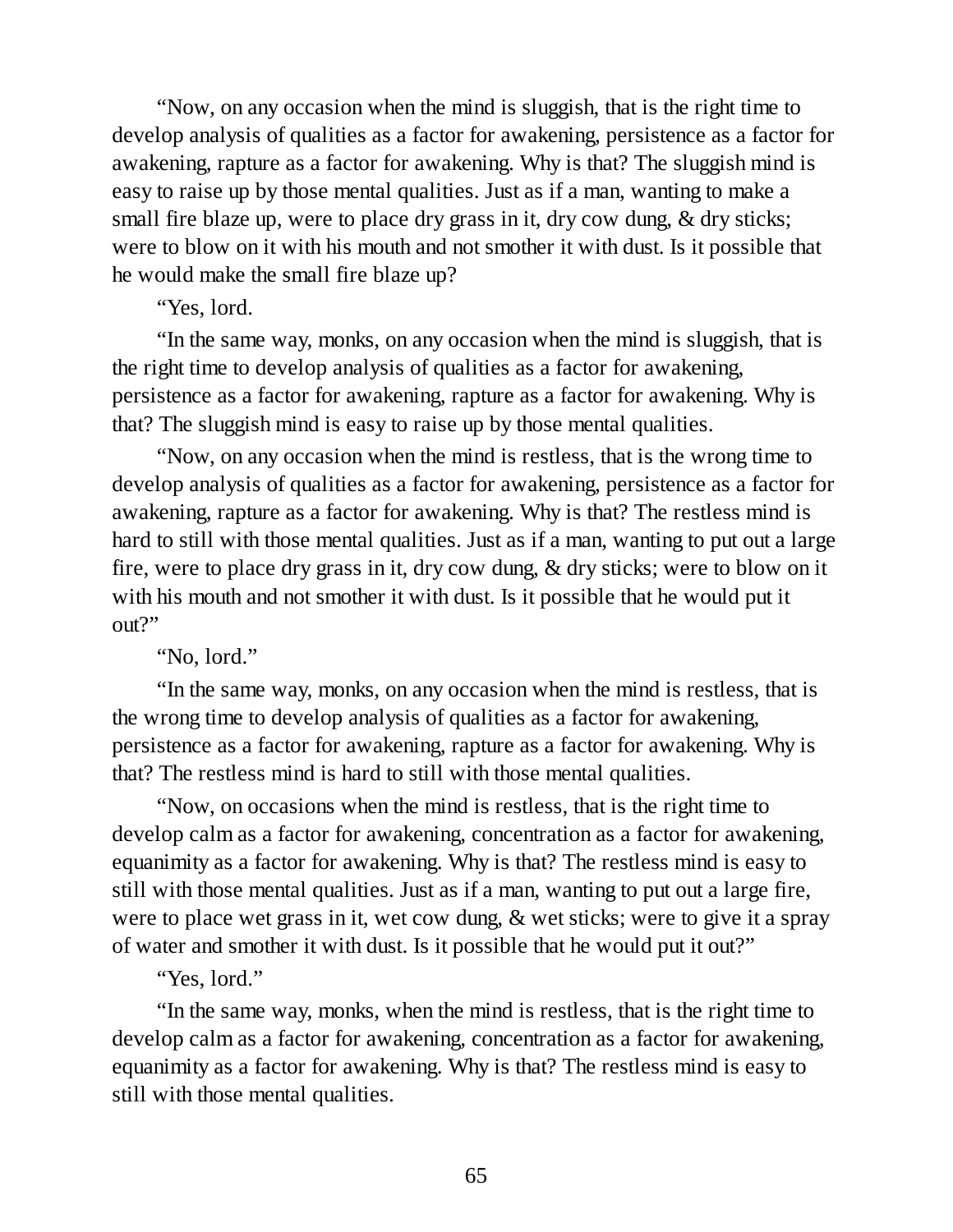"Now, on any occasion when the mind is sluggish, that is the right time to develop analysis of qualities as a factor for awakening, persistence as a factor for awakening, rapture as a factor for awakening. Why is that? The sluggish mind is easy to raise up by those mental qualities. Just as if a man, wanting to make a small fire blaze up, were to place dry grass in it, dry cow dung, & dry sticks; were to blow on it with his mouth and not smother it with dust. Is it possible that he would make the small fire blaze up?

"Yes, lord.

"In the same way, monks, on any occasion when the mind is sluggish, that is the right time to develop analysis of qualities as a factor for awakening, persistence as a factor for awakening, rapture as a factor for awakening. Why is that? The sluggish mind is easy to raise up by those mental qualities.

"Now, on any occasion when the mind is restless, that is the wrong time to develop analysis of qualities as a factor for awakening, persistence as a factor for awakening, rapture as a factor for awakening. Why is that? The restless mind is hard to still with those mental qualities. Just as if a man, wanting to put out a large fire, were to place dry grass in it, dry cow dung, & dry sticks; were to blow on it with his mouth and not smother it with dust. Is it possible that he would put it out?"

"No, lord."

"In the same way, monks, on any occasion when the mind is restless, that is the wrong time to develop analysis of qualities as a factor for awakening, persistence as a factor for awakening, rapture as a factor for awakening. Why is that? The restless mind is hard to still with those mental qualities.

"Now, on occasions when the mind is restless, that is the right time to develop calm as a factor for awakening, concentration as a factor for awakening, equanimity as a factor for awakening. Why is that? The restless mind is easy to still with those mental qualities. Just as if a man, wanting to put out a large fire, were to place wet grass in it, wet cow dung, & wet sticks; were to give it a spray of water and smother it with dust. Is it possible that he would put it out?"

"Yes, lord."

"In the same way, monks, when the mind is restless, that is the right time to develop calm as a factor for awakening, concentration as a factor for awakening, equanimity as a factor for awakening. Why is that? The restless mind is easy to still with those mental qualities.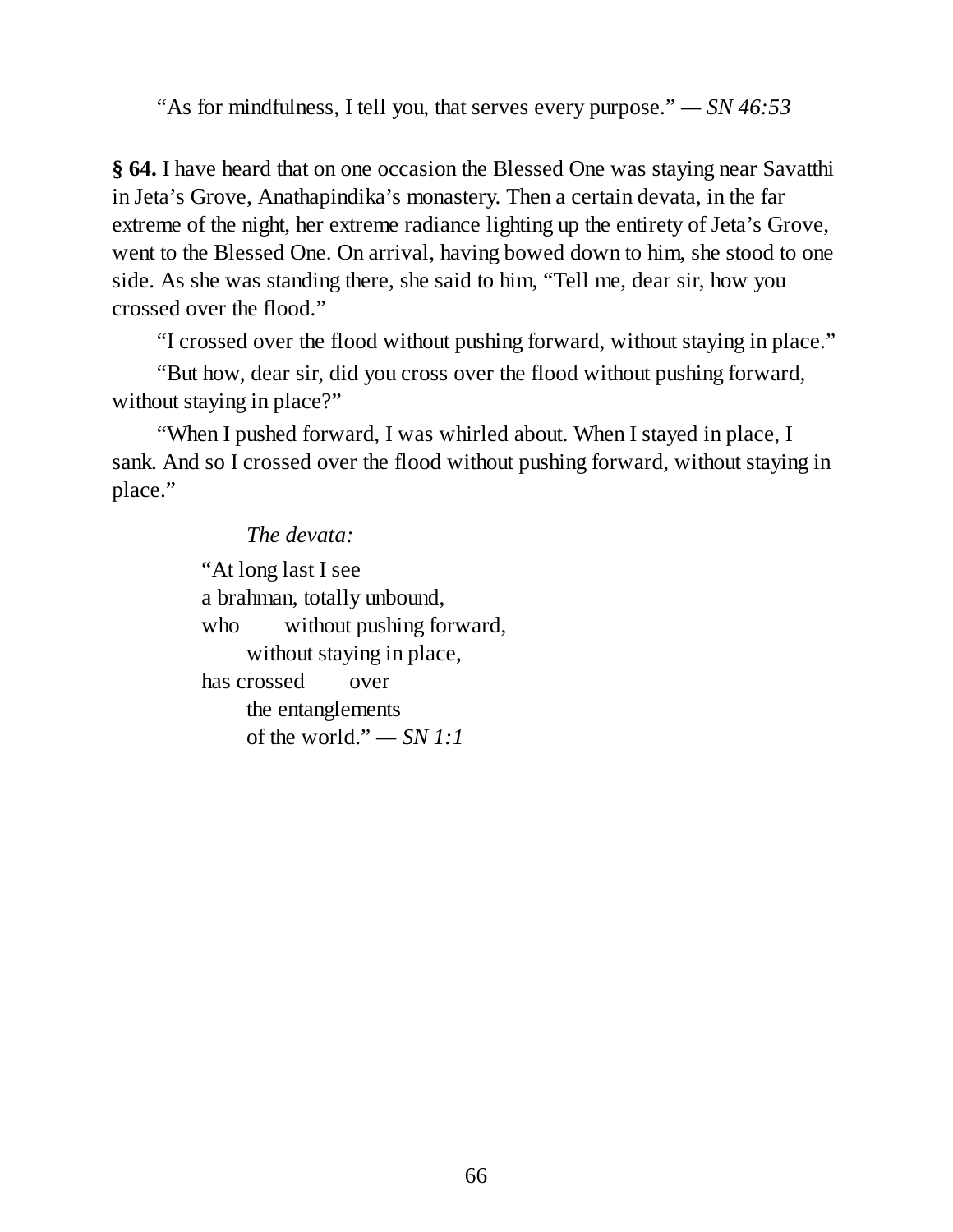"As for mindfulness, I tell you, that serves every purpose." — *SN 46:53*

**§ 64.** I have heard that on one occasion the Blessed One was staying near Savatthi in Jeta's Grove, Anathapindika's monastery. Then a certain devata, in the far extreme of the night, her extreme radiance lighting up the entirety of Jeta's Grove, went to the Blessed One. On arrival, having bowed down to him, she stood to one side. As she was standing there, she said to him, "Tell me, dear sir, how you crossed over the flood."

"I crossed over the flood without pushing forward, without staying in place."

"But how, dear sir, did you cross over the flood without pushing forward, without staying in place?"

"When I pushed forward, I was whirled about. When I stayed in place, I sank. And so I crossed over the flood without pushing forward, without staying in place."

*The devata:*

"At long last I see  
a brahman, totally unbound,  
who without pushing forward,  
without staying in place,  
has crossed over  
the entanglements  
of the world." — *SN 1:1*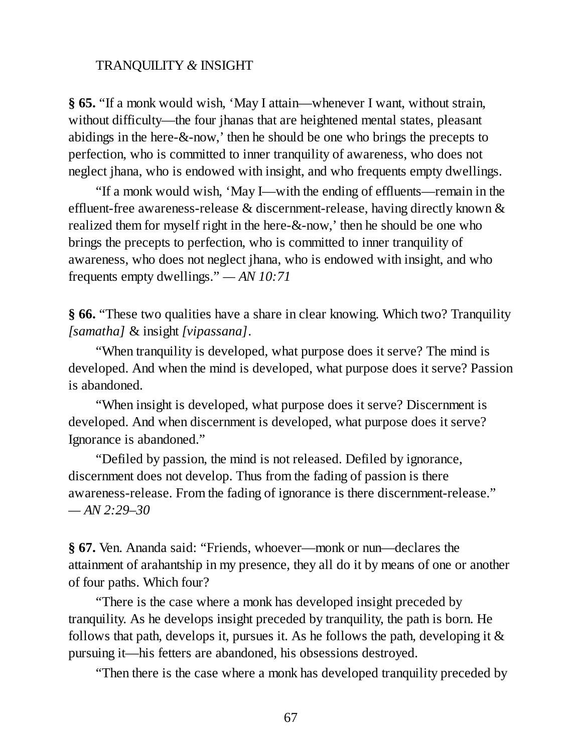TRANQUILITY & INSIGHT

**§ 65.** "If a monk would wish, 'May I attain—whenever I want, without strain, without difficulty—the four jhanas that are heightened mental states, pleasant abidings in the here-&-now,' then he should be one who brings the precepts to perfection, who is committed to inner tranquility of awareness, who does not neglect jhana, who is endowed with insight, and who frequents empty dwellings.

"If a monk would wish, 'May I—with the ending of effluents—remain in the effluent-free awareness-release & discernment-release, having directly known & realized them for myself right in the here-&-now,' then he should be one who brings the precepts to perfection, who is committed to inner tranquility of awareness, who does not neglect jhana, who is endowed with insight, and who frequents empty dwellings." *— AN 10:71*

**§ 66.** "These two qualities have a share in clear knowing. Which two? Tranquility *[samatha]* & insight *[vipassana]*.

"When tranquility is developed, what purpose does it serve? The mind is developed. And when the mind is developed, what purpose does it serve? Passion is abandoned.

"When insight is developed, what purpose does it serve? Discernment is developed. And when discernment is developed, what purpose does it serve? Ignorance is abandoned."

"Defiled by passion, the mind is not released. Defiled by ignorance, discernment does not develop. Thus from the fading of passion is there awareness-release. From the fading of ignorance is there discernment-release." *— AN 2:29–30*

**§ 67.** Ven. Ananda said: "Friends, whoever—monk or nun—declares the attainment of arahantship in my presence, they all do it by means of one or another of four paths. Which four?

"There is the case where a monk has developed insight preceded by tranquility. As he develops insight preceded by tranquility, the path is born. He follows that path, develops it, pursues it. As he follows the path, developing it & pursuing it—his fetters are abandoned, his obsessions destroyed.

"Then there is the case where a monk has developed tranquility preceded by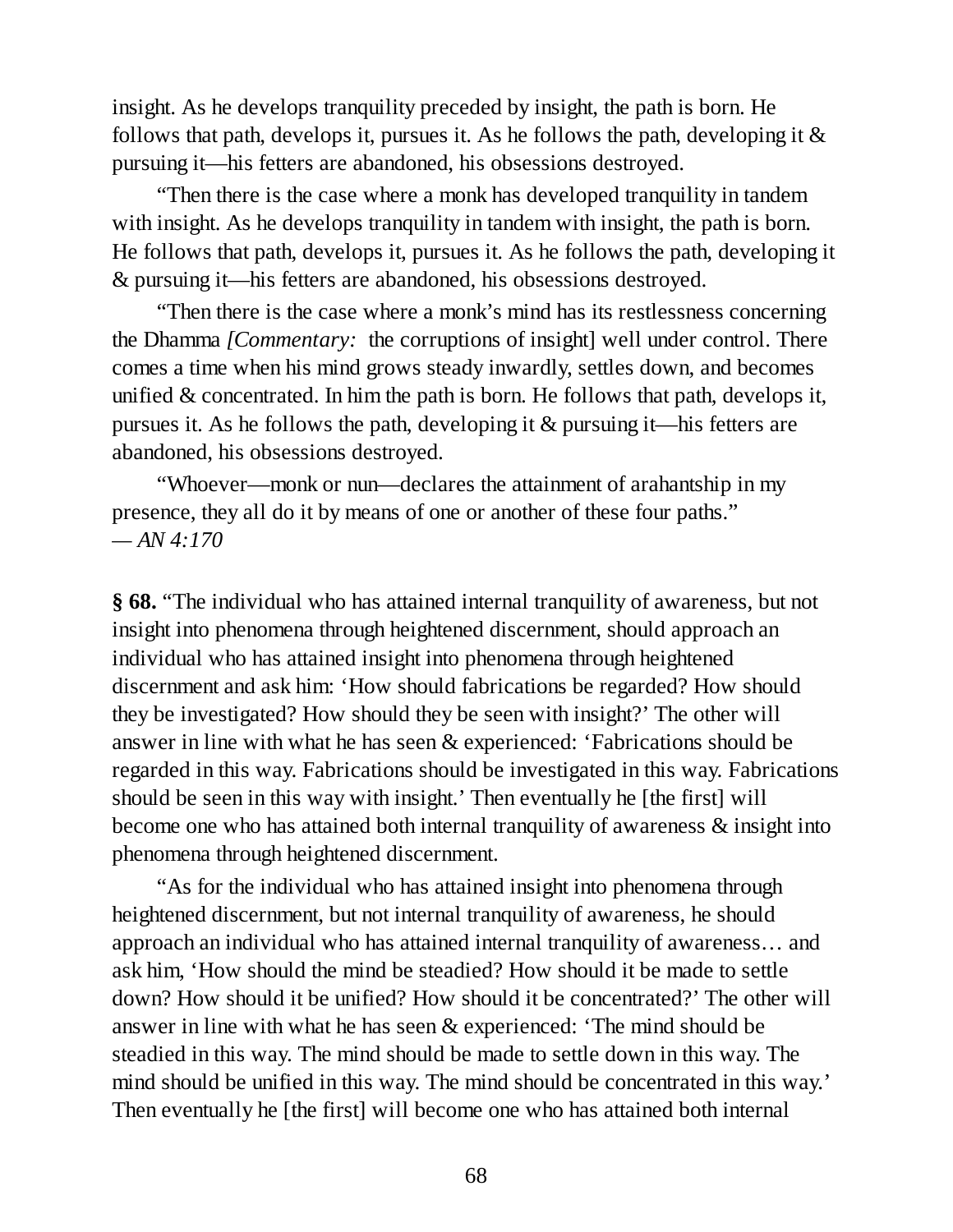insight. As he develops tranquility preceded by insight, the path is born. He follows that path, develops it, pursues it. As he follows the path, developing it & pursuing it—his fetters are abandoned, his obsessions destroyed.

"Then there is the case where a monk has developed tranquility in tandem with insight. As he develops tranquility in tandem with insight, the path is born. He follows that path, develops it, pursues it. As he follows the path, developing it & pursuing it—his fetters are abandoned, his obsessions destroyed.

"Then there is the case where a monk's mind has its restlessness concerning the Dhamma *[Commentary:* the corruptions of insight] well under control. There comes a time when his mind grows steady inwardly, settles down, and becomes unified & concentrated. In him the path is born. He follows that path, develops it, pursues it. As he follows the path, developing it & pursuing it—his fetters are abandoned, his obsessions destroyed.

"Whoever—monk or nun—declares the attainment of arahantship in my presence, they all do it by means of one or another of these four paths."
*— AN 4:170*

**§ 68.** "The individual who has attained internal tranquility of awareness, but not insight into phenomena through heightened discernment, should approach an individual who has attained insight into phenomena through heightened discernment and ask him: 'How should fabrications be regarded? How should they be investigated? How should they be seen with insight?' The other will answer in line with what he has seen & experienced: 'Fabrications should be regarded in this way. Fabrications should be investigated in this way. Fabrications should be seen in this way with insight.' Then eventually he [the first] will become one who has attained both internal tranquility of awareness & insight into phenomena through heightened discernment.

"As for the individual who has attained insight into phenomena through heightened discernment, but not internal tranquility of awareness, he should approach an individual who has attained internal tranquility of awareness… and ask him, 'How should the mind be steadied? How should it be made to settle down? How should it be unified? How should it be concentrated?' The other will answer in line with what he has seen & experienced: 'The mind should be steadied in this way. The mind should be made to settle down in this way. The mind should be unified in this way. The mind should be concentrated in this way.' Then eventually he [the first] will become one who has attained both internal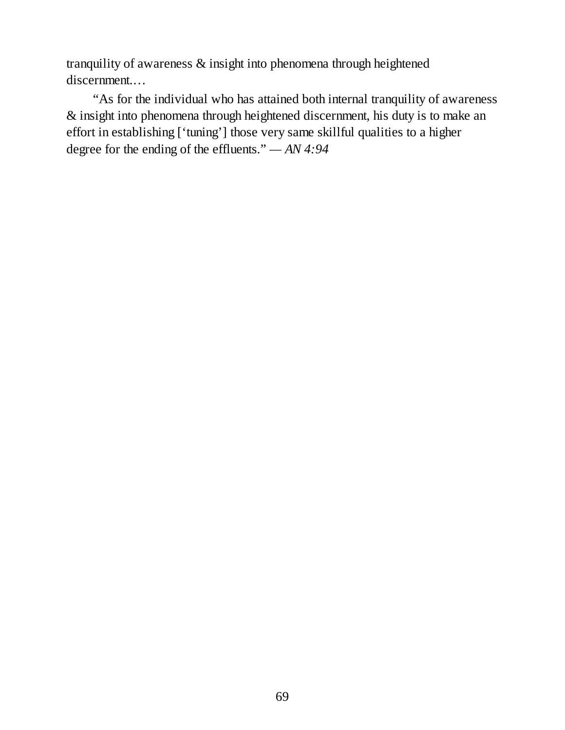tranquility of awareness & insight into phenomena through heightened discernment.…

"As for the individual who has attained both internal tranquility of awareness & insight into phenomena through heightened discernment, his duty is to make an effort in establishing ['tuning'] those very same skillful qualities to a higher degree for the ending of the effluents." — *AN 4:94*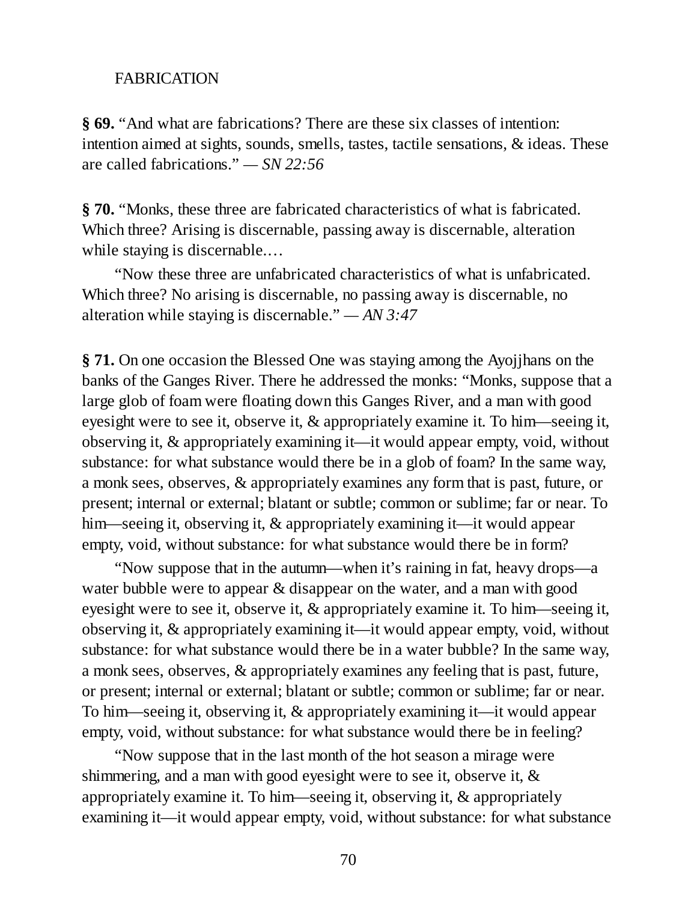FABRICATION

**§ 69.** "And what are fabrications? There are these six classes of intention: intention aimed at sights, sounds, smells, tastes, tactile sensations, & ideas. These are called fabrications." — *SN 22:56*

**§ 70.** "Monks, these three are fabricated characteristics of what is fabricated. Which three? Arising is discernable, passing away is discernable, alteration while staying is discernable.…

"Now these three are unfabricated characteristics of what is unfabricated. Which three? No arising is discernable, no passing away is discernable, no alteration while staying is discernable." — *AN 3:47*

**§ 71.** On one occasion the Blessed One was staying among the Ayojjhans on the banks of the Ganges River. There he addressed the monks: "Monks, suppose that a large glob of foam were floating down this Ganges River, and a man with good eyesight were to see it, observe it, & appropriately examine it. To him—seeing it, observing it, & appropriately examining it—it would appear empty, void, without substance: for what substance would there be in a glob of foam? In the same way, a monk sees, observes, & appropriately examines any form that is past, future, or present; internal or external; blatant or subtle; common or sublime; far or near. To him—seeing it, observing it, & appropriately examining it—it would appear empty, void, without substance: for what substance would there be in form?

"Now suppose that in the autumn—when it's raining in fat, heavy drops—a water bubble were to appear & disappear on the water, and a man with good eyesight were to see it, observe it, & appropriately examine it. To him—seeing it, observing it, & appropriately examining it—it would appear empty, void, without substance: for what substance would there be in a water bubble? In the same way, a monk sees, observes, & appropriately examines any feeling that is past, future, or present; internal or external; blatant or subtle; common or sublime; far or near. To him—seeing it, observing it, & appropriately examining it—it would appear empty, void, without substance: for what substance would there be in feeling?

"Now suppose that in the last month of the hot season a mirage were shimmering, and a man with good eyesight were to see it, observe it, & appropriately examine it. To him—seeing it, observing it, & appropriately examining it—it would appear empty, void, without substance: for what substance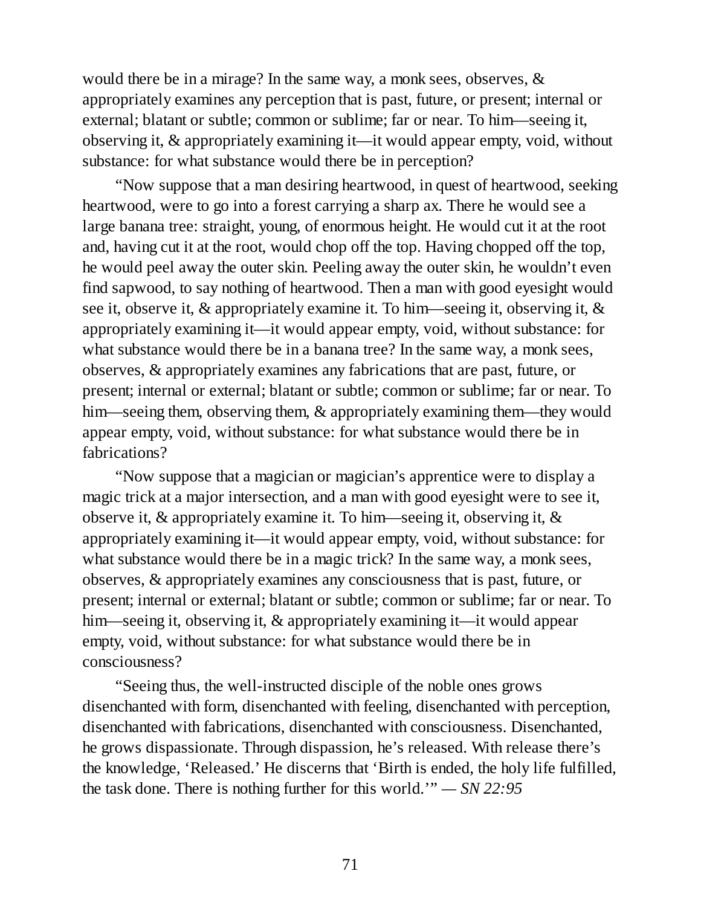would there be in a mirage? In the same way, a monk sees, observes, & appropriately examines any perception that is past, future, or present; internal or external; blatant or subtle; common or sublime; far or near. To him—seeing it, observing it, & appropriately examining it—it would appear empty, void, without substance: for what substance would there be in perception?

"Now suppose that a man desiring heartwood, in quest of heartwood, seeking heartwood, were to go into a forest carrying a sharp ax. There he would see a large banana tree: straight, young, of enormous height. He would cut it at the root and, having cut it at the root, would chop off the top. Having chopped off the top, he would peel away the outer skin. Peeling away the outer skin, he wouldn't even find sapwood, to say nothing of heartwood. Then a man with good eyesight would see it, observe it, & appropriately examine it. To him—seeing it, observing it, & appropriately examining it—it would appear empty, void, without substance: for what substance would there be in a banana tree? In the same way, a monk sees, observes, & appropriately examines any fabrications that are past, future, or present; internal or external; blatant or subtle; common or sublime; far or near. To him—seeing them, observing them, & appropriately examining them—they would appear empty, void, without substance: for what substance would there be in fabrications?

"Now suppose that a magician or magician's apprentice were to display a magic trick at a major intersection, and a man with good eyesight were to see it, observe it, & appropriately examine it. To him—seeing it, observing it, & appropriately examining it—it would appear empty, void, without substance: for what substance would there be in a magic trick? In the same way, a monk sees, observes, & appropriately examines any consciousness that is past, future, or present; internal or external; blatant or subtle; common or sublime; far or near. To him—seeing it, observing it, & appropriately examining it—it would appear empty, void, without substance: for what substance would there be in consciousness?

"Seeing thus, the well-instructed disciple of the noble ones grows disenchanted with form, disenchanted with feeling, disenchanted with perception, disenchanted with fabrications, disenchanted with consciousness. Disenchanted, he grows dispassionate. Through dispassion, he's released. With release there's the knowledge, 'Released.' He discerns that 'Birth is ended, the holy life fulfilled, the task done. There is nothing further for this world.'" — *SN 22:95*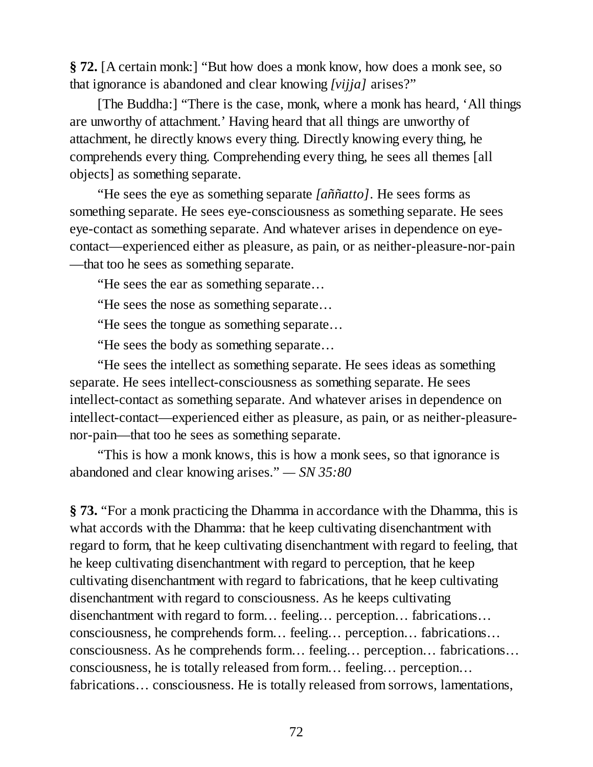**§ 72.** [A certain monk:] "But how does a monk know, how does a monk see, so that ignorance is abandoned and clear knowing *[vijja]* arises?"

[The Buddha:] "There is the case, monk, where a monk has heard, 'All things are unworthy of attachment.' Having heard that all things are unworthy of attachment, he directly knows every thing. Directly knowing every thing, he comprehends every thing. Comprehending every thing, he sees all themes [all objects] as something separate.

"He sees the eye as something separate *[aññatto]*. He sees forms as something separate. He sees eye-consciousness as something separate. He sees eye-contact as something separate. And whatever arises in dependence on eye-contact—experienced either as pleasure, as pain, or as neither-pleasure-nor-pain—that too he sees as something separate.

"He sees the ear as something separate…

"He sees the nose as something separate…

"He sees the tongue as something separate…

"He sees the body as something separate…

"He sees the intellect as something separate. He sees ideas as something separate. He sees intellect-consciousness as something separate. He sees intellect-contact as something separate. And whatever arises in dependence on intellect-contact—experienced either as pleasure, as pain, or as neither-pleasure-nor-pain—that too he sees as something separate.

"This is how a monk knows, this is how a monk sees, so that ignorance is abandoned and clear knowing arises." — *SN 35:80*

**§ 73.** "For a monk practicing the Dhamma in accordance with the Dhamma, this is what accords with the Dhamma: that he keep cultivating disenchantment with regard to form, that he keep cultivating disenchantment with regard to feeling, that he keep cultivating disenchantment with regard to perception, that he keep cultivating disenchantment with regard to fabrications, that he keep cultivating disenchantment with regard to consciousness. As he keeps cultivating disenchantment with regard to form… feeling… perception… fabrications… consciousness, he comprehends form… feeling… perception… fabrications… consciousness. As he comprehends form… feeling… perception… fabrications… consciousness, he is totally released from form… feeling… perception… fabrications… consciousness. He is totally released from sorrows, lamentations,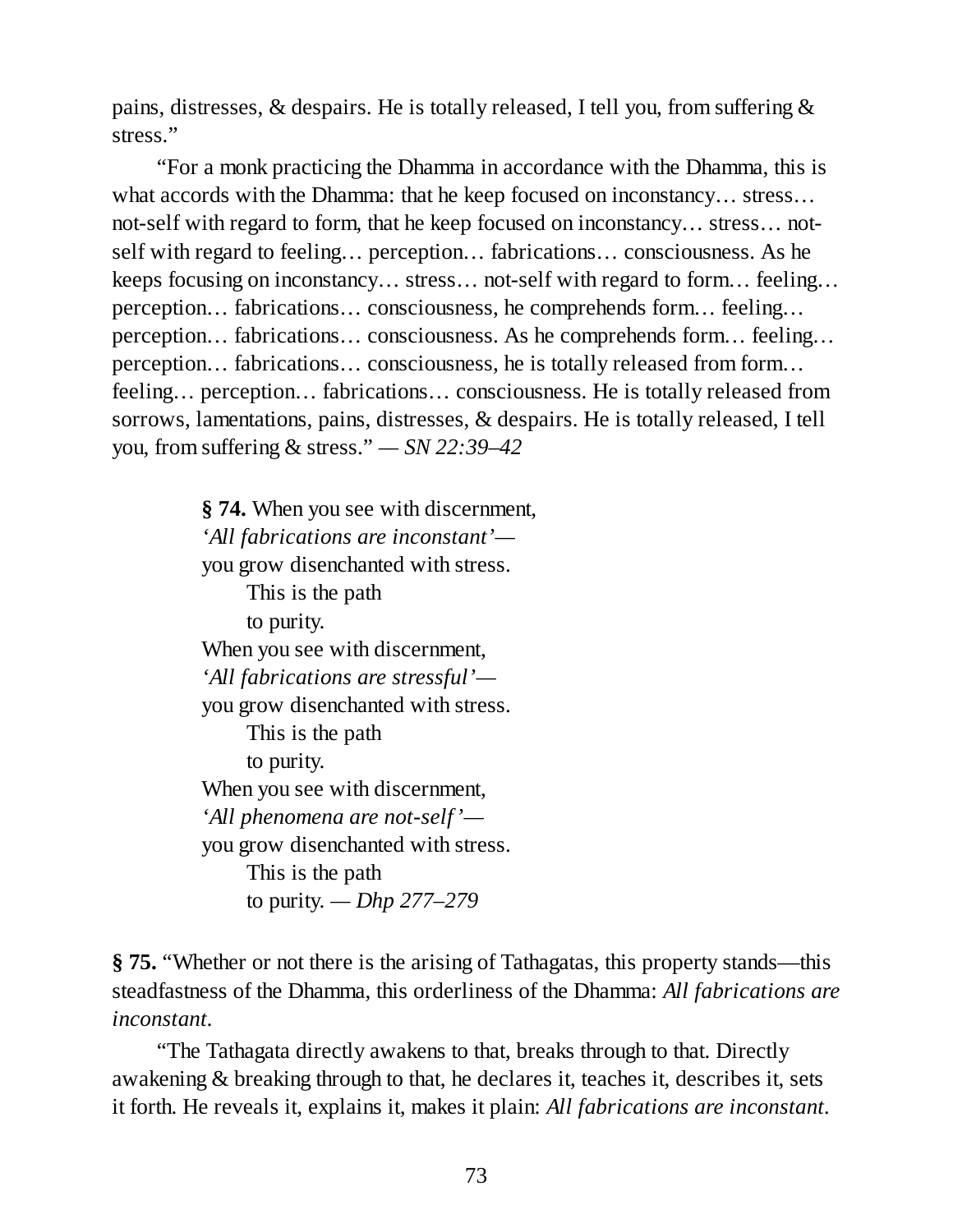pains, distresses, & despairs. He is totally released, I tell you, from suffering & stress."

"For a monk practicing the Dhamma in accordance with the Dhamma, this is what accords with the Dhamma: that he keep focused on inconstancy… stress… not-self with regard to form, that he keep focused on inconstancy… stress… not-self with regard to feeling… perception… fabrications… consciousness. As he keeps focusing on inconstancy… stress… not-self with regard to form… feeling… perception… fabrications… consciousness, he comprehends form… feeling… perception… fabrications… consciousness. As he comprehends form… feeling… perception… fabrications… consciousness, he is totally released from form… feeling… perception… fabrications… consciousness. He is totally released from sorrows, lamentations, pains, distresses, & despairs. He is totally released, I tell you, from suffering & stress." — *SN 22:39–42*

> **§ 74.** When you see with discernment,
> *'All fabrications are inconstant'*—
> you grow disenchanted with stress.
> This is the path
> to purity.
> When you see with discernment,
> *'All fabrications are stressful'*—
> you grow disenchanted with stress.
> This is the path
> to purity.
> When you see with discernment,
> *'All phenomena are not-self'*—
> you grow disenchanted with stress.
> This is the path
> to purity. — *Dhp 277–279*

**§ 75.** "Whether or not there is the arising of Tathagatas, this property stands—this steadfastness of the Dhamma, this orderliness of the Dhamma: *All fabrications are inconstant.*

"The Tathagata directly awakens to that, breaks through to that. Directly awakening & breaking through to that, he declares it, teaches it, describes it, sets it forth. He reveals it, explains it, makes it plain: *All fabrications are inconstant.*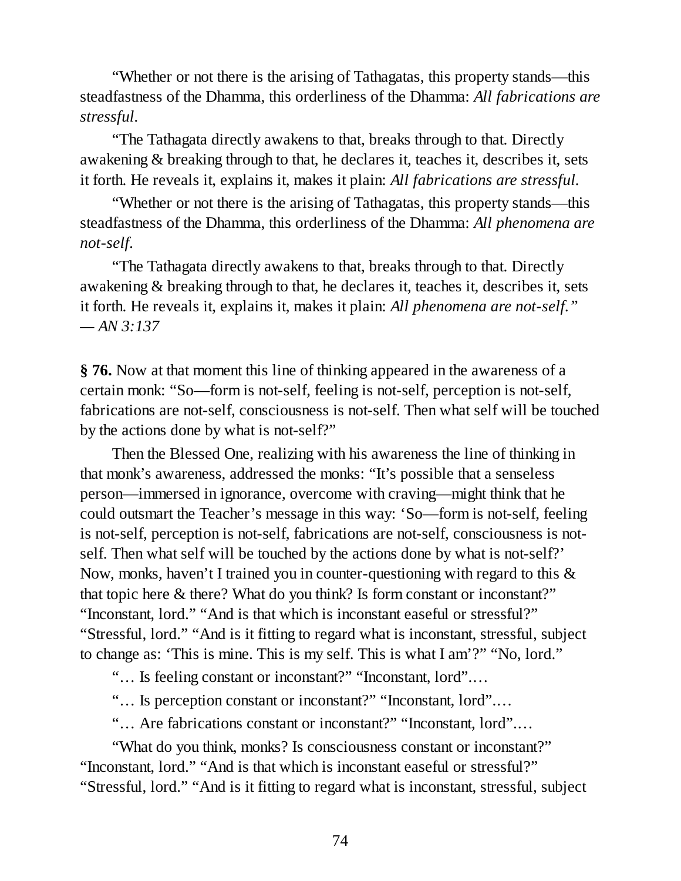“Whether or not there is the arising of Tathagatas, this property stands—this steadfastness of the Dhamma, this orderliness of the Dhamma: *All fabrications are stressful*.

“The Tathagata directly awakens to that, breaks through to that. Directly awakening & breaking through to that, he declares it, teaches it, describes it, sets it forth. He reveals it, explains it, makes it plain: *All fabrications are stressful*.

“Whether or not there is the arising of Tathagatas, this property stands—this steadfastness of the Dhamma, this orderliness of the Dhamma: *All phenomena are not-self*.

“The Tathagata directly awakens to that, breaks through to that. Directly awakening & breaking through to that, he declares it, teaches it, describes it, sets it forth. He reveals it, explains it, makes it plain: *All phenomena are not-self*.”
*— AN 3:137*

**§ 76.** Now at that moment this line of thinking appeared in the awareness of a certain monk: “So—form is not-self, feeling is not-self, perception is not-self, fabrications are not-self, consciousness is not-self. Then what self will be touched by the actions done by what is not-self?”

Then the Blessed One, realizing with his awareness the line of thinking in that monk’s awareness, addressed the monks: “It’s possible that a senseless person—immersed in ignorance, overcome with craving—might think that he could outsmart the Teacher’s message in this way: ‘So—form is not-self, feeling is not-self, perception is not-self, fabrications are not-self, consciousness is not-self. Then what self will be touched by the actions done by what is not-self?’ Now, monks, haven’t I trained you in counter-questioning with regard to this & that topic here & there? What do you think? Is form constant or inconstant?” “Inconstant, lord.” “And is that which is inconstant easeful or stressful?” “Stressful, lord.” “And is it fitting to regard what is inconstant, stressful, subject to change as: ‘This is mine. This is my self. This is what I am’?” “No, lord.”

“… Is feeling constant or inconstant?” “Inconstant, lord”.…

“… Is perception constant or inconstant?” “Inconstant, lord”.…

“… Are fabrications constant or inconstant?” “Inconstant, lord”.…

“What do you think, monks? Is consciousness constant or inconstant?” “Inconstant, lord.” “And is that which is inconstant easeful or stressful?” “Stressful, lord.” “And is it fitting to regard what is inconstant, stressful, subject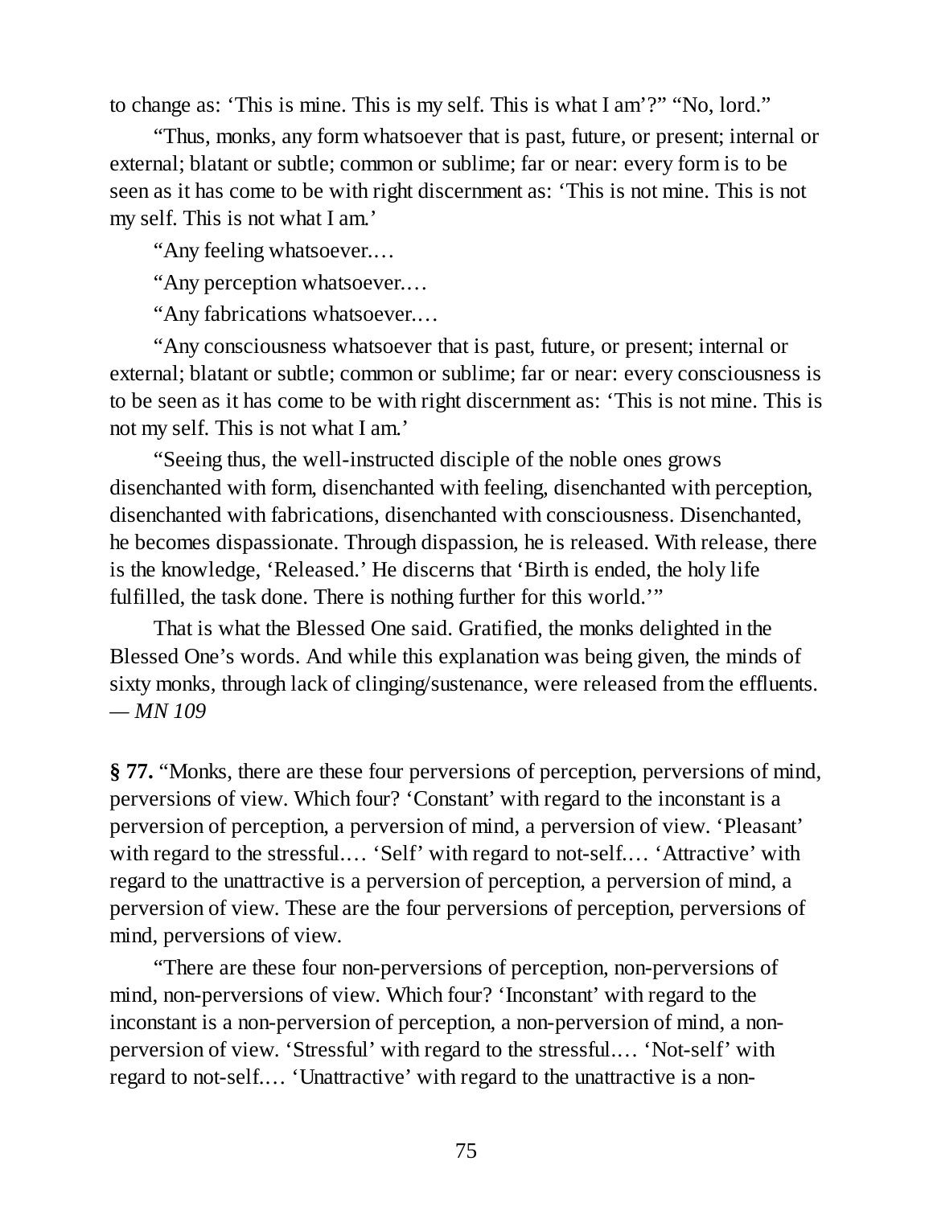to change as: 'This is mine. This is my self. This is what I am'?" "No, lord."

"Thus, monks, any form whatsoever that is past, future, or present; internal or external; blatant or subtle; common or sublime; far or near: every form is to be seen as it has come to be with right discernment as: 'This is not mine. This is not my self. This is not what I am.'

"Any feeling whatsoever.…

"Any perception whatsoever.…

"Any fabrications whatsoever.…

"Any consciousness whatsoever that is past, future, or present; internal or external; blatant or subtle; common or sublime; far or near: every consciousness is to be seen as it has come to be with right discernment as: 'This is not mine. This is not my self. This is not what I am.'

"Seeing thus, the well-instructed disciple of the noble ones grows disenchanted with form, disenchanted with feeling, disenchanted with perception, disenchanted with fabrications, disenchanted with consciousness. Disenchanted, he becomes dispassionate. Through dispassion, he is released. With release, there is the knowledge, 'Released.' He discerns that 'Birth is ended, the holy life fulfilled, the task done. There is nothing further for this world.'"

That is what the Blessed One said. Gratified, the monks delighted in the Blessed One's words. And while this explanation was being given, the minds of sixty monks, through lack of clinging/sustenance, were released from the effluents. — *MN 109*

**§ 77.** "Monks, there are these four perversions of perception, perversions of mind, perversions of view. Which four? 'Constant' with regard to the inconstant is a perversion of perception, a perversion of mind, a perversion of view. 'Pleasant' with regard to the stressful.… 'Self' with regard to not-self.… 'Attractive' with regard to the unattractive is a perversion of perception, a perversion of mind, a perversion of view. These are the four perversions of perception, perversions of mind, perversions of view.

"There are these four non-perversions of perception, non-perversions of mind, non-perversions of view. Which four? 'Inconstant' with regard to the inconstant is a non-perversion of perception, a non-perversion of mind, a non-perversion of view. 'Stressful' with regard to the stressful.… 'Not-self' with regard to not-self.… 'Unattractive' with regard to the unattractive is a non-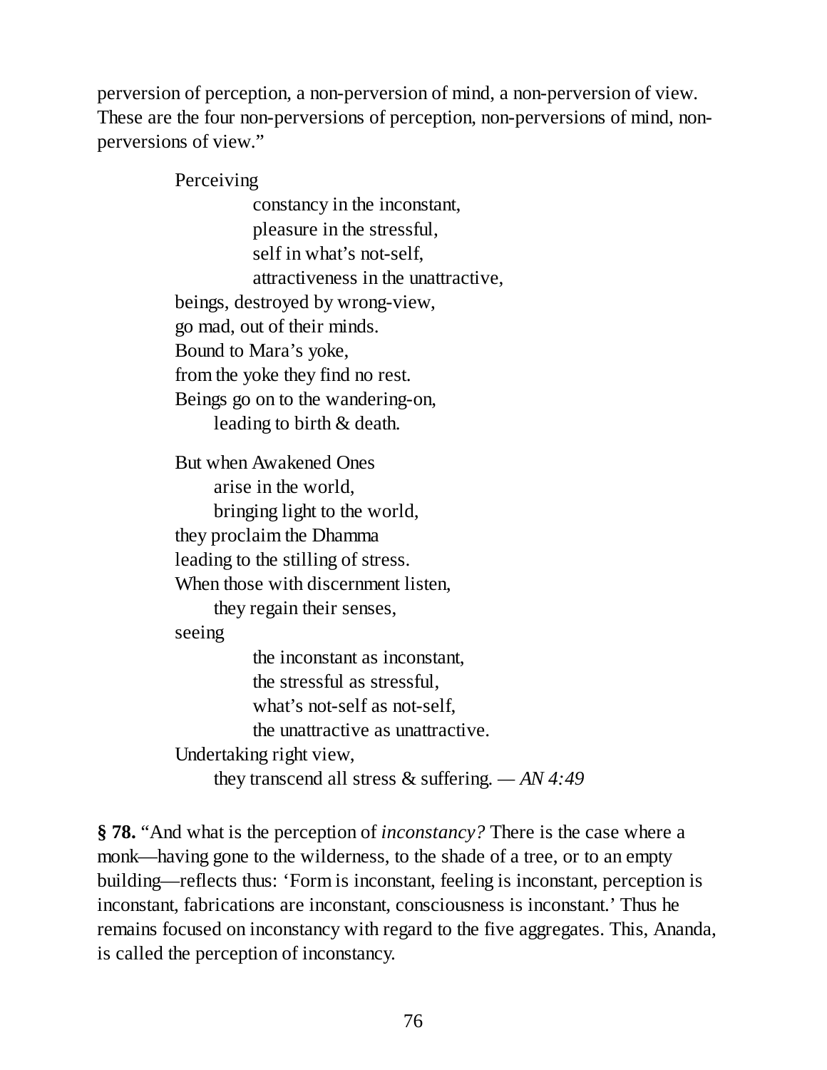perversion of perception, a non-perversion of mind, a non-perversion of view. These are the four non-perversions of perception, non-perversions of mind, non-perversions of view."

> Perceiving
>     constancy in the inconstant,
>     pleasure in the stressful,
>     self in what's not-self,
>     attractiveness in the unattractive,
> beings, destroyed by wrong-view,
> go mad, out of their minds.
> Bound to Mara's yoke,
> from the yoke they find no rest.
> Beings go on to the wandering-on,
>   leading to birth & death.
>
> But when Awakened Ones
>   arise in the world,
>   bringing light to the world,
> they proclaim the Dhamma
> leading to the stilling of stress.
> When those with discernment listen,
>   they regain their senses,
> seeing
>     the inconstant as inconstant,
>     the stressful as stressful,
>     what's not-self as not-self,
>     the unattractive as unattractive.
> Undertaking right view,
>   they transcend all stress & suffering. — *AN 4:49*

**§ 78.** "And what is the perception of *inconstancy?* There is the case where a monk—having gone to the wilderness, to the shade of a tree, or to an empty building—reflects thus: 'Form is inconstant, feeling is inconstant, perception is inconstant, fabrications are inconstant, consciousness is inconstant.' Thus he remains focused on inconstancy with regard to the five aggregates. This, Ananda, is called the perception of inconstancy.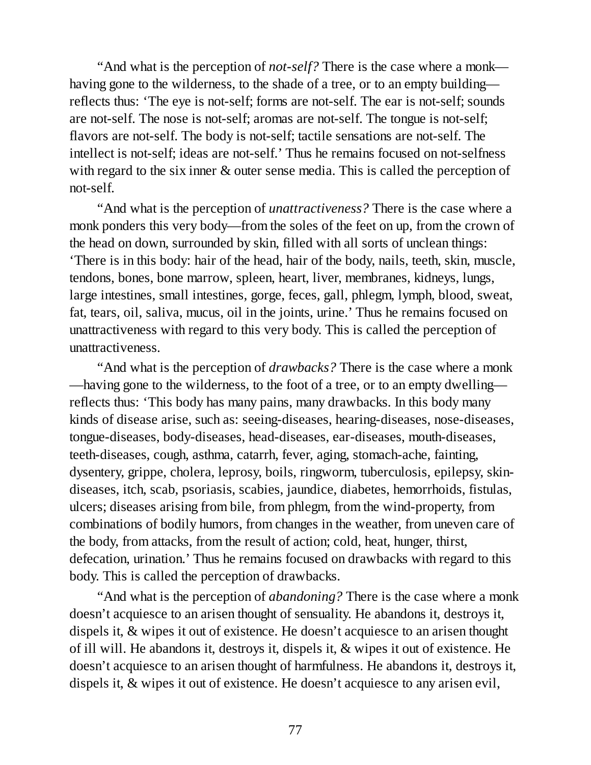“And what is the perception of *not-self?* There is the case where a monk—having gone to the wilderness, to the shade of a tree, or to an empty building—reflects thus: ‘The eye is not-self; forms are not-self. The ear is not-self; sounds are not-self. The nose is not-self; aromas are not-self. The tongue is not-self; flavors are not-self. The body is not-self; tactile sensations are not-self. The intellect is not-self; ideas are not-self.’ Thus he remains focused on not-selfness with regard to the six inner & outer sense media. This is called the perception of not-self.

“And what is the perception of *unattractiveness?* There is the case where a monk ponders this very body—from the soles of the feet on up, from the crown of the head on down, surrounded by skin, filled with all sorts of unclean things: ‘There is in this body: hair of the head, hair of the body, nails, teeth, skin, muscle, tendons, bones, bone marrow, spleen, heart, liver, membranes, kidneys, lungs, large intestines, small intestines, gorge, feces, gall, phlegm, lymph, blood, sweat, fat, tears, oil, saliva, mucus, oil in the joints, urine.’ Thus he remains focused on unattractiveness with regard to this very body. This is called the perception of unattractiveness.

“And what is the perception of *drawbacks?* There is the case where a monk—having gone to the wilderness, to the foot of a tree, or to an empty dwelling—reflects thus: ‘This body has many pains, many drawbacks. In this body many kinds of disease arise, such as: seeing-diseases, hearing-diseases, nose-diseases, tongue-diseases, body-diseases, head-diseases, ear-diseases, mouth-diseases, teeth-diseases, cough, asthma, catarrh, fever, aging, stomach-ache, fainting, dysentery, grippe, cholera, leprosy, boils, ringworm, tuberculosis, epilepsy, skin-diseases, itch, scab, psoriasis, scabies, jaundice, diabetes, hemorrhoids, fistulas, ulcers; diseases arising from bile, from phlegm, from the wind-property, from combinations of bodily humors, from changes in the weather, from uneven care of the body, from attacks, from the result of action; cold, heat, hunger, thirst, defecation, urination.’ Thus he remains focused on drawbacks with regard to this body. This is called the perception of drawbacks.

“And what is the perception of *abandoning?* There is the case where a monk doesn’t acquiesce to an arisen thought of sensuality. He abandons it, destroys it, dispels it, & wipes it out of existence. He doesn’t acquiesce to an arisen thought of ill will. He abandons it, destroys it, dispels it, & wipes it out of existence. He doesn’t acquiesce to an arisen thought of harmfulness. He abandons it, destroys it, dispels it, & wipes it out of existence. He doesn’t acquiesce to any arisen evil,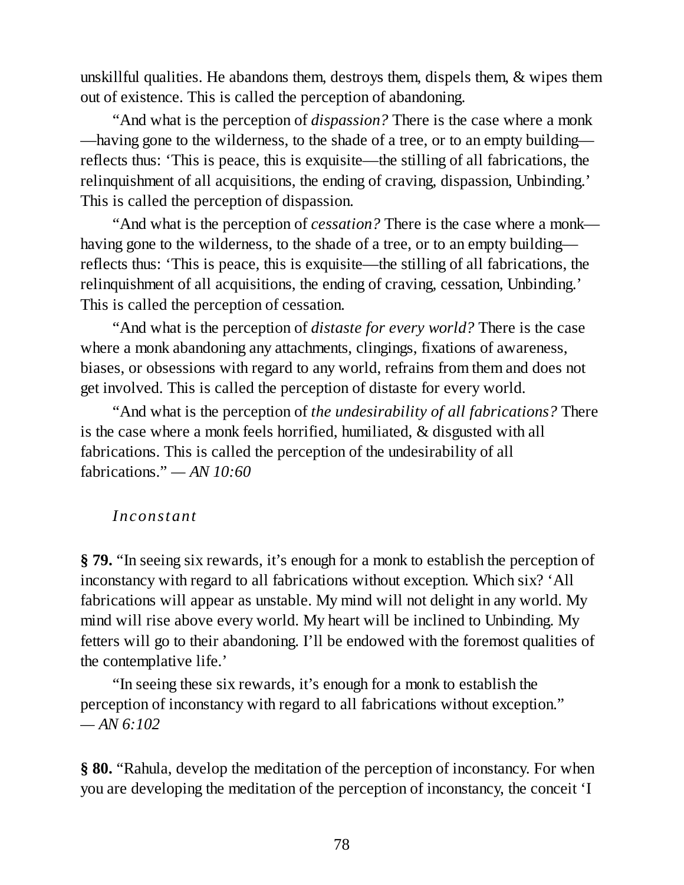unskillful qualities. He abandons them, destroys them, dispels them, & wipes them out of existence. This is called the perception of abandoning.

"And what is the perception of *dispassion?* There is the case where a monk —having gone to the wilderness, to the shade of a tree, or to an empty building— reflects thus: 'This is peace, this is exquisite—the stilling of all fabrications, the relinquishment of all acquisitions, the ending of craving, dispassion, Unbinding.' This is called the perception of dispassion.

"And what is the perception of *cessation?* There is the case where a monk— having gone to the wilderness, to the shade of a tree, or to an empty building— reflects thus: 'This is peace, this is exquisite—the stilling of all fabrications, the relinquishment of all acquisitions, the ending of craving, cessation, Unbinding.' This is called the perception of cessation.

"And what is the perception of *distaste for every world?* There is the case where a monk abandoning any attachments, clingings, fixations of awareness, biases, or obsessions with regard to any world, refrains from them and does not get involved. This is called the perception of distaste for every world.

"And what is the perception of *the undesirability of all fabrications?* There is the case where a monk feels horrified, humiliated, & disgusted with all fabrications. This is called the perception of the undesirability of all fabrications." — *AN 10:60*

### *Inconstant*

**§ 79.** "In seeing six rewards, it's enough for a monk to establish the perception of inconstancy with regard to all fabrications without exception. Which six? 'All fabrications will appear as unstable. My mind will not delight in any world. My mind will rise above every world. My heart will be inclined to Unbinding. My fetters will go to their abandoning. I'll be endowed with the foremost qualities of the contemplative life.'

"In seeing these six rewards, it's enough for a monk to establish the perception of inconstancy with regard to all fabrications without exception." — *AN 6:102*

**§ 80.** "Rahula, develop the meditation of the perception of inconstancy. For when you are developing the meditation of the perception of inconstancy, the conceit 'I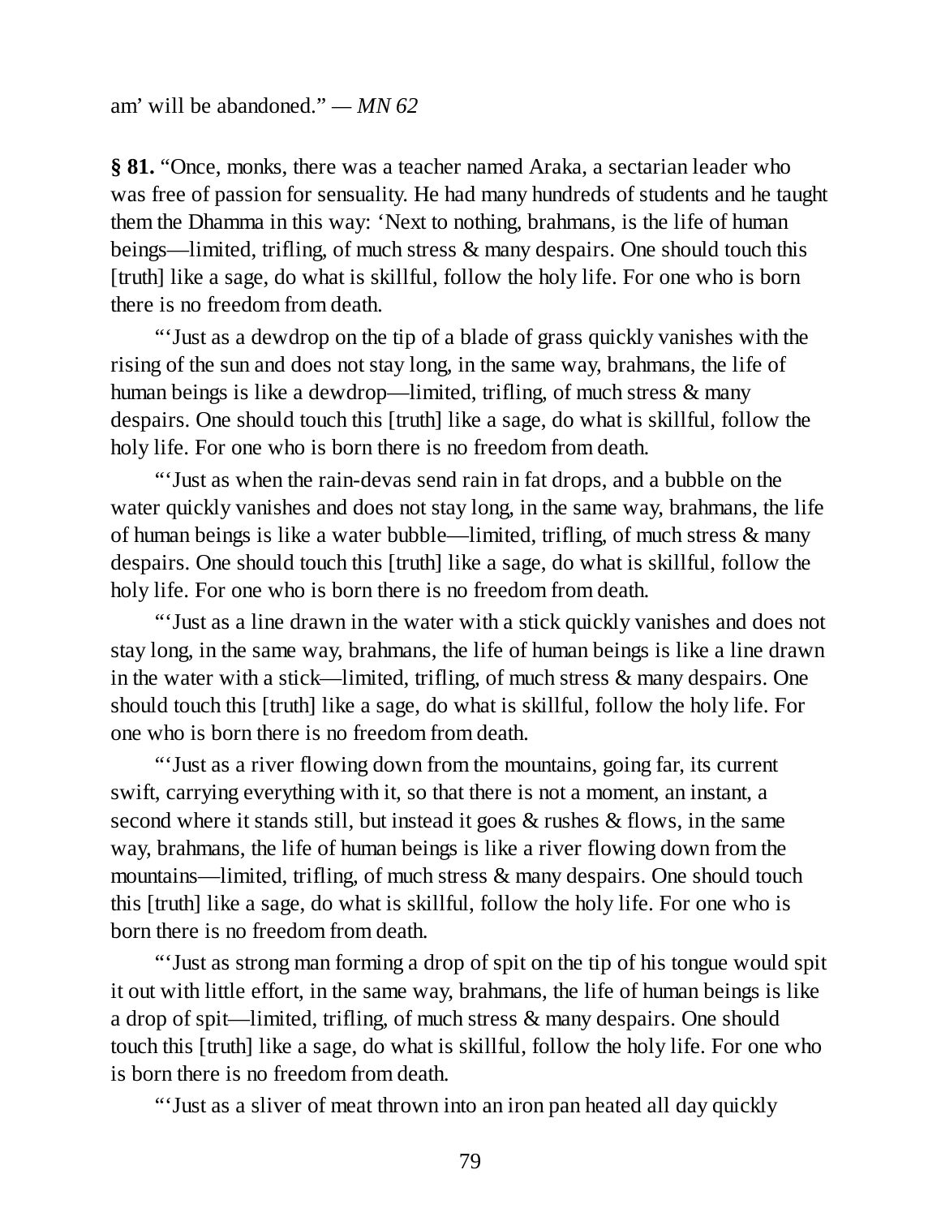am' will be abandoned." — *MN 62*

**§ 81.** "Once, monks, there was a teacher named Araka, a sectarian leader who was free of passion for sensuality. He had many hundreds of students and he taught them the Dhamma in this way: 'Next to nothing, brahmans, is the life of human beings—limited, trifling, of much stress & many despairs. One should touch this [truth] like a sage, do what is skillful, follow the holy life. For one who is born there is no freedom from death.

"'Just as a dewdrop on the tip of a blade of grass quickly vanishes with the rising of the sun and does not stay long, in the same way, brahmans, the life of human beings is like a dewdrop—limited, trifling, of much stress & many despairs. One should touch this [truth] like a sage, do what is skillful, follow the holy life. For one who is born there is no freedom from death.

"'Just as when the rain-devas send rain in fat drops, and a bubble on the water quickly vanishes and does not stay long, in the same way, brahmans, the life of human beings is like a water bubble—limited, trifling, of much stress & many despairs. One should touch this [truth] like a sage, do what is skillful, follow the holy life. For one who is born there is no freedom from death.

"'Just as a line drawn in the water with a stick quickly vanishes and does not stay long, in the same way, brahmans, the life of human beings is like a line drawn in the water with a stick—limited, trifling, of much stress & many despairs. One should touch this [truth] like a sage, do what is skillful, follow the holy life. For one who is born there is no freedom from death.

"'Just as a river flowing down from the mountains, going far, its current swift, carrying everything with it, so that there is not a moment, an instant, a second where it stands still, but instead it goes & rushes & flows, in the same way, brahmans, the life of human beings is like a river flowing down from the mountains—limited, trifling, of much stress & many despairs. One should touch this [truth] like a sage, do what is skillful, follow the holy life. For one who is born there is no freedom from death.

"'Just as strong man forming a drop of spit on the tip of his tongue would spit it out with little effort, in the same way, brahmans, the life of human beings is like a drop of spit—limited, trifling, of much stress & many despairs. One should touch this [truth] like a sage, do what is skillful, follow the holy life. For one who is born there is no freedom from death.

"'Just as a sliver of meat thrown into an iron pan heated all day quickly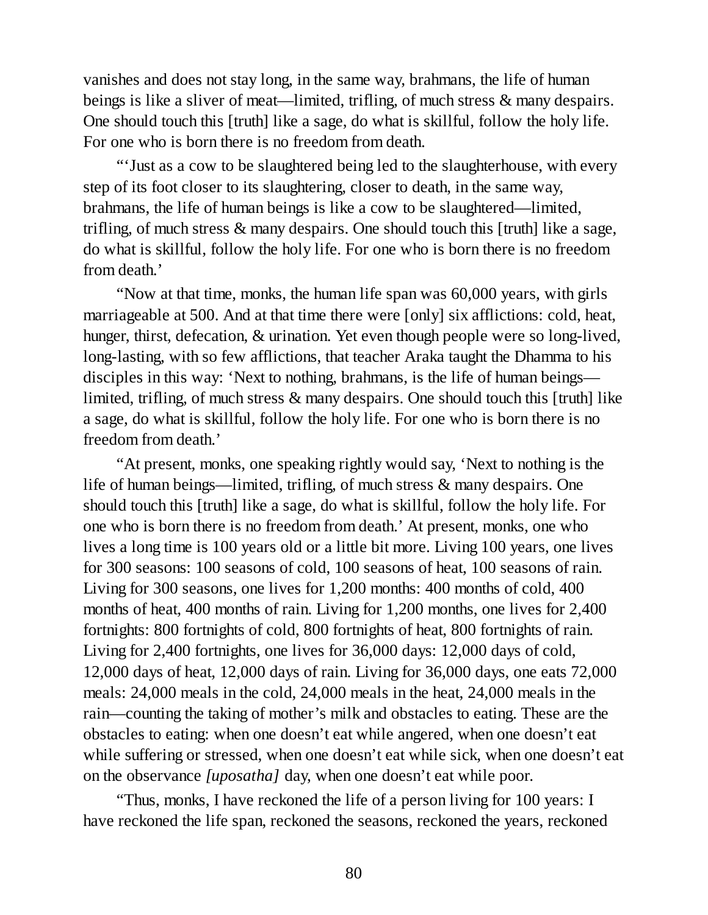vanishes and does not stay long, in the same way, brahmans, the life of human beings is like a sliver of meat—limited, trifling, of much stress & many despairs. One should touch this [truth] like a sage, do what is skillful, follow the holy life. For one who is born there is no freedom from death.

"'Just as a cow to be slaughtered being led to the slaughterhouse, with every step of its foot closer to its slaughtering, closer to death, in the same way, brahmans, the life of human beings is like a cow to be slaughtered—limited, trifling, of much stress & many despairs. One should touch this [truth] like a sage, do what is skillful, follow the holy life. For one who is born there is no freedom from death.'

"Now at that time, monks, the human life span was 60,000 years, with girls marriageable at 500. And at that time there were [only] six afflictions: cold, heat, hunger, thirst, defecation, & urination. Yet even though people were so long-lived, long-lasting, with so few afflictions, that teacher Araka taught the Dhamma to his disciples in this way: 'Next to nothing, brahmans, is the life of human beings—limited, trifling, of much stress & many despairs. One should touch this [truth] like a sage, do what is skillful, follow the holy life. For one who is born there is no freedom from death.'

"At present, monks, one speaking rightly would say, 'Next to nothing is the life of human beings—limited, trifling, of much stress & many despairs. One should touch this [truth] like a sage, do what is skillful, follow the holy life. For one who is born there is no freedom from death.' At present, monks, one who lives a long time is 100 years old or a little bit more. Living 100 years, one lives for 300 seasons: 100 seasons of cold, 100 seasons of heat, 100 seasons of rain. Living for 300 seasons, one lives for 1,200 months: 400 months of cold, 400 months of heat, 400 months of rain. Living for 1,200 months, one lives for 2,400 fortnights: 800 fortnights of cold, 800 fortnights of heat, 800 fortnights of rain. Living for 2,400 fortnights, one lives for 36,000 days: 12,000 days of cold, 12,000 days of heat, 12,000 days of rain. Living for 36,000 days, one eats 72,000 meals: 24,000 meals in the cold, 24,000 meals in the heat, 24,000 meals in the rain—counting the taking of mother's milk and obstacles to eating. These are the obstacles to eating: when one doesn't eat while angered, when one doesn't eat while suffering or stressed, when one doesn't eat while sick, when one doesn't eat on the observance *[uposatha]* day, when one doesn't eat while poor.

"Thus, monks, I have reckoned the life of a person living for 100 years: I have reckoned the life span, reckoned the seasons, reckoned the years, reckoned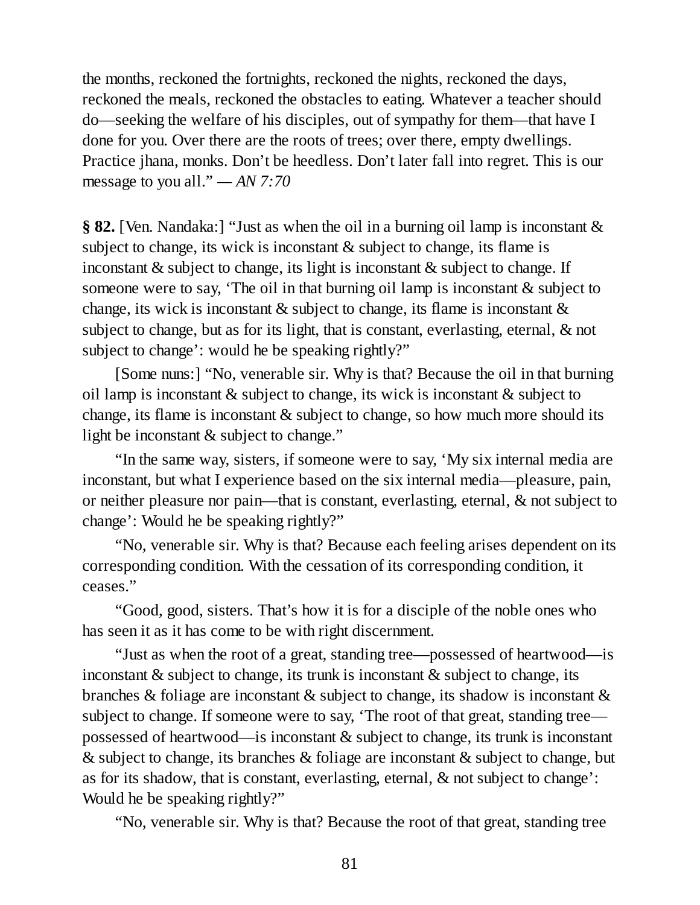the months, reckoned the fortnights, reckoned the nights, reckoned the days, reckoned the meals, reckoned the obstacles to eating. Whatever a teacher should do—seeking the welfare of his disciples, out of sympathy for them—that have I done for you. Over there are the roots of trees; over there, empty dwellings. Practice jhana, monks. Don't be heedless. Don't later fall into regret. This is our message to you all." — *AN 7:70*

**§ 82.** [Ven. Nandaka:] "Just as when the oil in a burning oil lamp is inconstant & subject to change, its wick is inconstant & subject to change, its flame is inconstant & subject to change, its light is inconstant & subject to change. If someone were to say, 'The oil in that burning oil lamp is inconstant & subject to change, its wick is inconstant & subject to change, its flame is inconstant & subject to change, but as for its light, that is constant, everlasting, eternal, & not subject to change': would he be speaking rightly?"

[Some nuns:] "No, venerable sir. Why is that? Because the oil in that burning oil lamp is inconstant & subject to change, its wick is inconstant & subject to change, its flame is inconstant & subject to change, so how much more should its light be inconstant & subject to change."

"In the same way, sisters, if someone were to say, 'My six internal media are inconstant, but what I experience based on the six internal media—pleasure, pain, or neither pleasure nor pain—that is constant, everlasting, eternal, & not subject to change': Would he be speaking rightly?"

"No, venerable sir. Why is that? Because each feeling arises dependent on its corresponding condition. With the cessation of its corresponding condition, it ceases."

"Good, good, sisters. That's how it is for a disciple of the noble ones who has seen it as it has come to be with right discernment.

"Just as when the root of a great, standing tree—possessed of heartwood—is inconstant & subject to change, its trunk is inconstant & subject to change, its branches & foliage are inconstant & subject to change, its shadow is inconstant & subject to change. If someone were to say, 'The root of that great, standing tree—possessed of heartwood—is inconstant & subject to change, its trunk is inconstant & subject to change, its branches & foliage are inconstant & subject to change, but as for its shadow, that is constant, everlasting, eternal, & not subject to change': Would he be speaking rightly?"

"No, venerable sir. Why is that? Because the root of that great, standing tree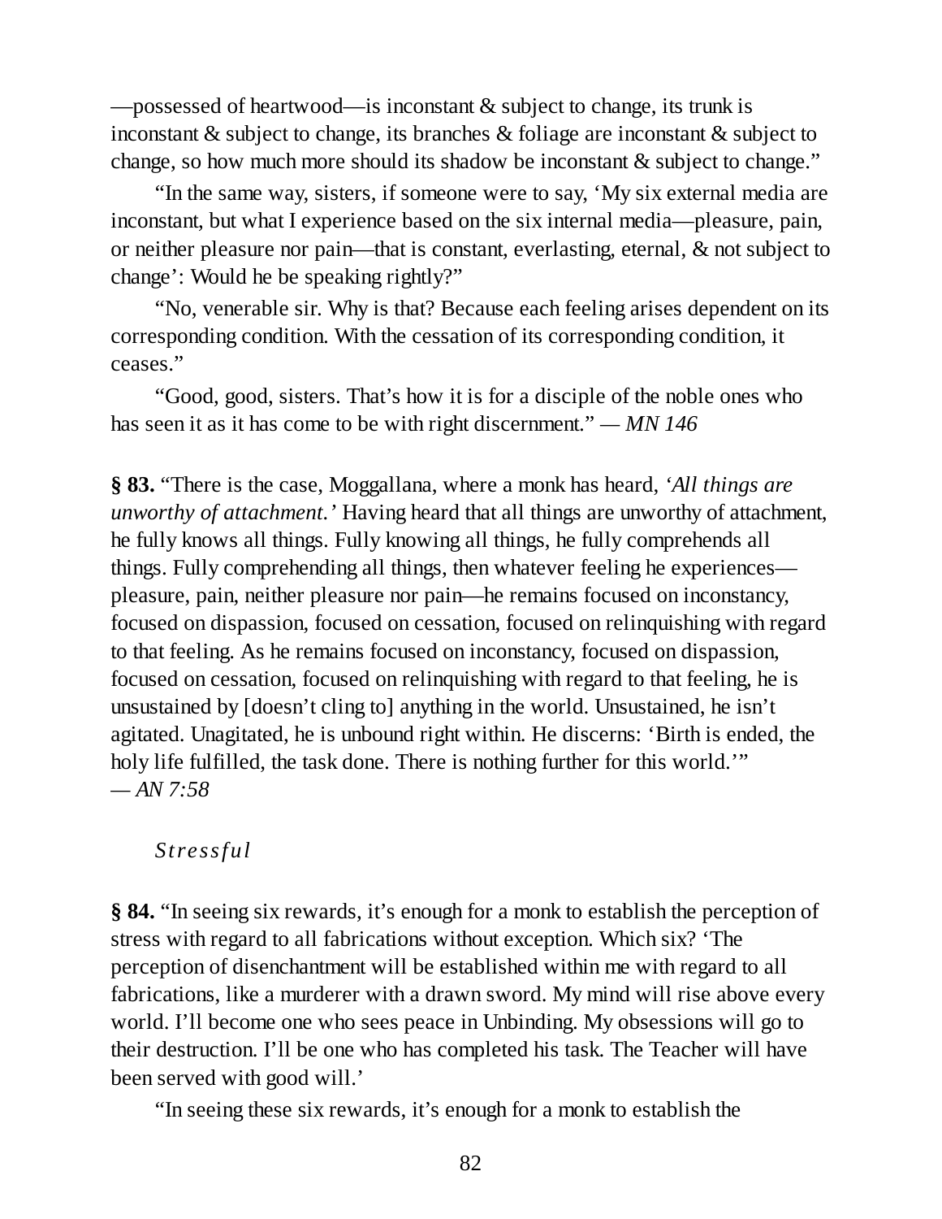—possessed of heartwood—is inconstant & subject to change, its trunk is inconstant & subject to change, its branches & foliage are inconstant & subject to change, so how much more should its shadow be inconstant & subject to change."

"In the same way, sisters, if someone were to say, 'My six external media are inconstant, but what I experience based on the six internal media—pleasure, pain, or neither pleasure nor pain—that is constant, everlasting, eternal, & not subject to change': Would he be speaking rightly?"

"No, venerable sir. Why is that? Because each feeling arises dependent on its corresponding condition. With the cessation of its corresponding condition, it ceases."

"Good, good, sisters. That's how it is for a disciple of the noble ones who has seen it as it has come to be with right discernment." — *MN 146*

**§ 83.** "There is the case, Moggallana, where a monk has heard, '*All things are unworthy of attachment.*' Having heard that all things are unworthy of attachment, he fully knows all things. Fully knowing all things, he fully comprehends all things. Fully comprehending all things, then whatever feeling he experiences—pleasure, pain, neither pleasure nor pain—he remains focused on inconstancy, focused on dispassion, focused on cessation, focused on relinquishing with regard to that feeling. As he remains focused on inconstancy, focused on dispassion, focused on cessation, focused on relinquishing with regard to that feeling, he is unsustained by [doesn't cling to] anything in the world. Unsustained, he isn't agitated. Unagitated, he is unbound right within. He discerns: 'Birth is ended, the holy life fulfilled, the task done. There is nothing further for this world.'" — *AN 7:58*

### *Stressful*

**§ 84.** "In seeing six rewards, it's enough for a monk to establish the perception of stress with regard to all fabrications without exception. Which six? 'The perception of disenchantment will be established within me with regard to all fabrications, like a murderer with a drawn sword. My mind will rise above every world. I'll become one who sees peace in Unbinding. My obsessions will go to their destruction. I'll be one who has completed his task. The Teacher will have been served with good will.'

"In seeing these six rewards, it's enough for a monk to establish the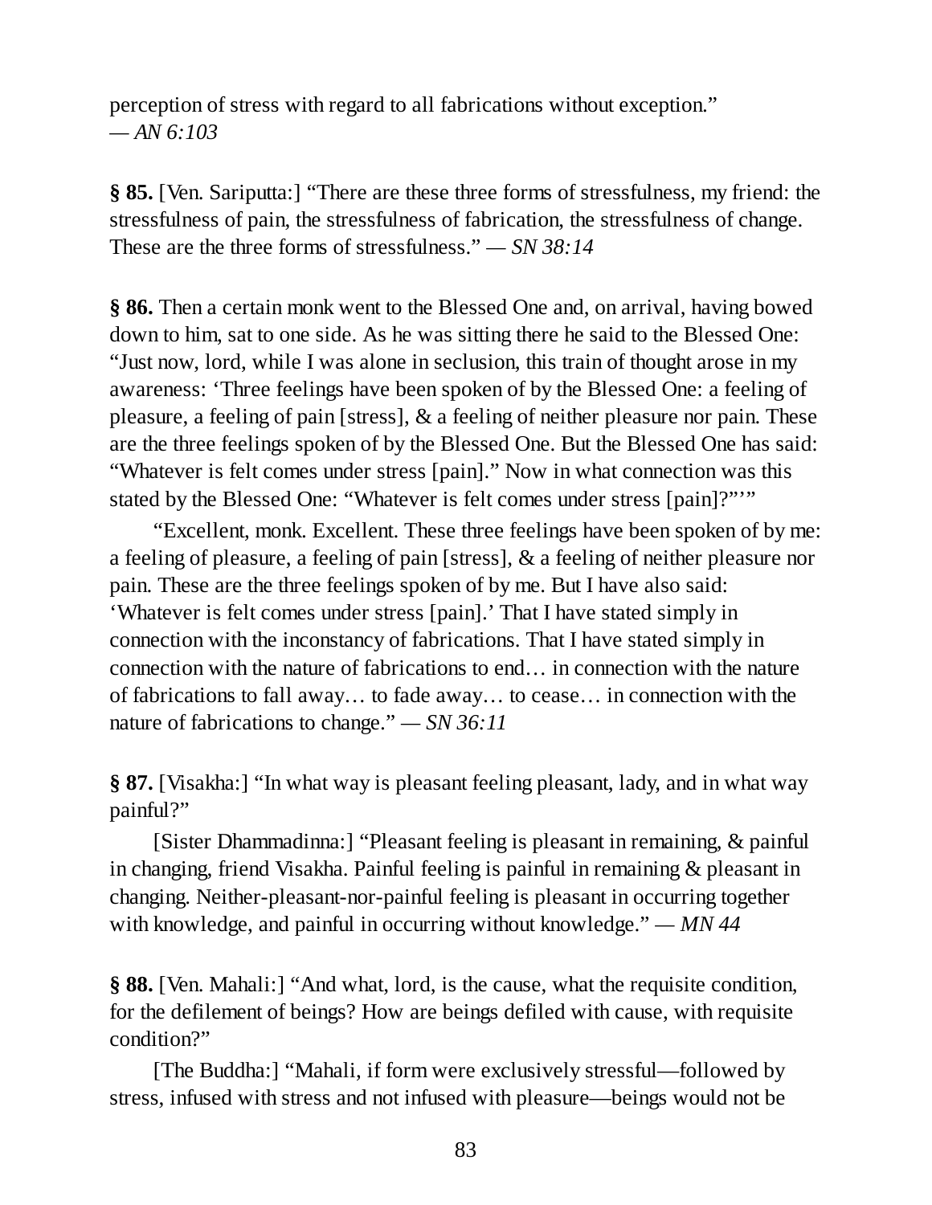perception of stress with regard to all fabrications without exception."
— *AN 6:103*

**§ 85.** [Ven. Sariputta:] "There are these three forms of stressfulness, my friend: the stressfulness of pain, the stressfulness of fabrication, the stressfulness of change. These are the three forms of stressfulness." — *SN 38:14*

**§ 86.** Then a certain monk went to the Blessed One and, on arrival, having bowed down to him, sat to one side. As he was sitting there he said to the Blessed One: "Just now, lord, while I was alone in seclusion, this train of thought arose in my awareness: 'Three feelings have been spoken of by the Blessed One: a feeling of pleasure, a feeling of pain [stress], & a feeling of neither pleasure nor pain. These are the three feelings spoken of by the Blessed One. But the Blessed One has said: "Whatever is felt comes under stress [pain]." Now in what connection was this stated by the Blessed One: "Whatever is felt comes under stress [pain]?"'"

"Excellent, monk. Excellent. These three feelings have been spoken of by me: a feeling of pleasure, a feeling of pain [stress], & a feeling of neither pleasure nor pain. These are the three feelings spoken of by me. But I have also said: 'Whatever is felt comes under stress [pain].' That I have stated simply in connection with the inconstancy of fabrications. That I have stated simply in connection with the nature of fabrications to end… in connection with the nature of fabrications to fall away… to fade away… to cease… in connection with the nature of fabrications to change." — *SN 36:11*

**§ 87.** [Visakha:] "In what way is pleasant feeling pleasant, lady, and in what way painful?"

[Sister Dhammadinna:] "Pleasant feeling is pleasant in remaining, & painful in changing, friend Visakha. Painful feeling is painful in remaining & pleasant in changing. Neither-pleasant-nor-painful feeling is pleasant in occurring together with knowledge, and painful in occurring without knowledge." — *MN 44*

**§ 88.** [Ven. Mahali:] "And what, lord, is the cause, what the requisite condition, for the defilement of beings? How are beings defiled with cause, with requisite condition?"

[The Buddha:] "Mahali, if form were exclusively stressful—followed by stress, infused with stress and not infused with pleasure—beings would not be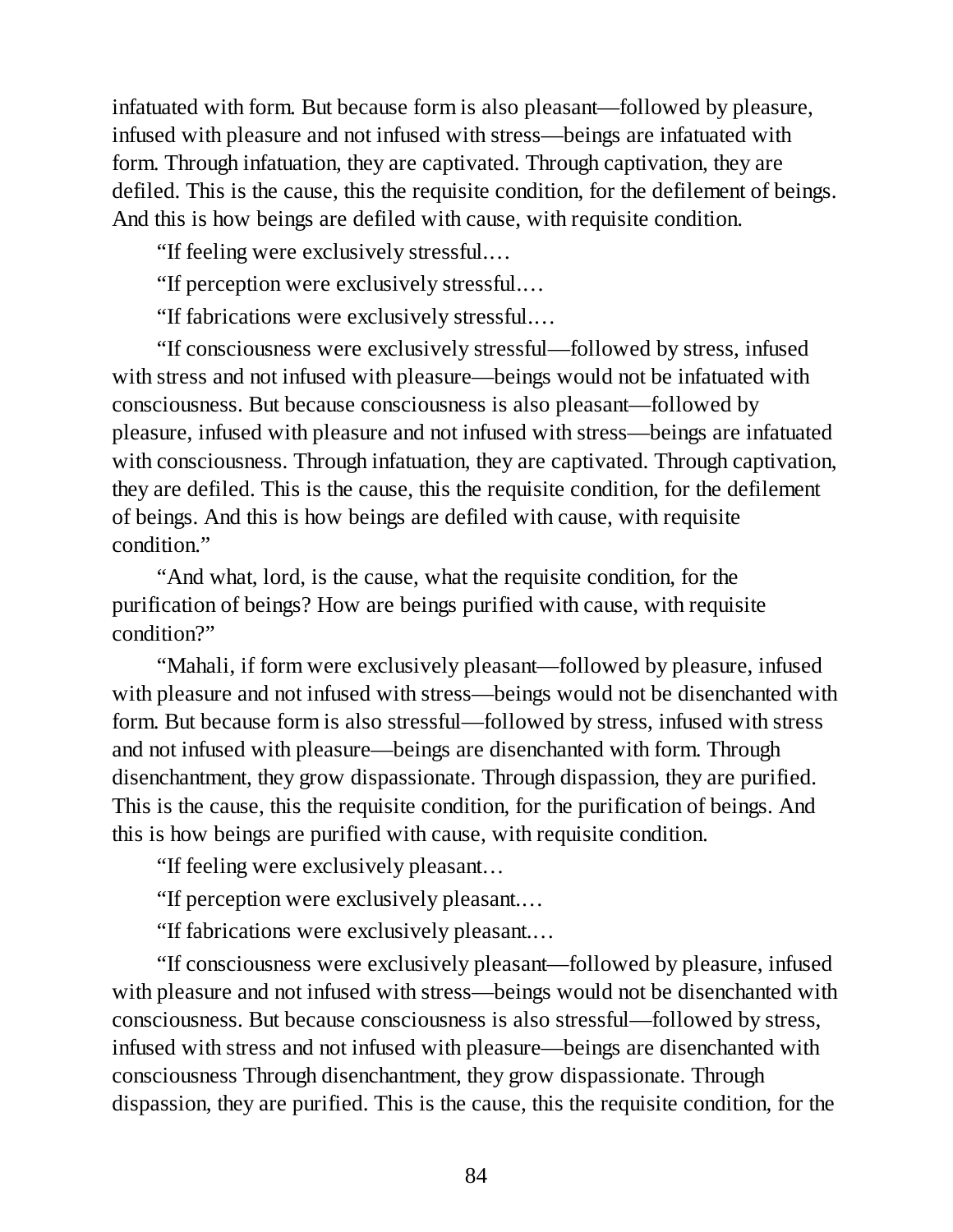infatuated with form. But because form is also pleasant—followed by pleasure, infused with pleasure and not infused with stress—beings are infatuated with form. Through infatuation, they are captivated. Through captivation, they are defiled. This is the cause, this the requisite condition, for the defilement of beings. And this is how beings are defiled with cause, with requisite condition.

"If feeling were exclusively stressful.…

"If perception were exclusively stressful.…

"If fabrications were exclusively stressful.…

"If consciousness were exclusively stressful—followed by stress, infused with stress and not infused with pleasure—beings would not be infatuated with consciousness. But because consciousness is also pleasant—followed by pleasure, infused with pleasure and not infused with stress—beings are infatuated with consciousness. Through infatuation, they are captivated. Through captivation, they are defiled. This is the cause, this the requisite condition, for the defilement of beings. And this is how beings are defiled with cause, with requisite condition."

"And what, lord, is the cause, what the requisite condition, for the purification of beings? How are beings purified with cause, with requisite condition?"

"Mahali, if form were exclusively pleasant—followed by pleasure, infused with pleasure and not infused with stress—beings would not be disenchanted with form. But because form is also stressful—followed by stress, infused with stress and not infused with pleasure—beings are disenchanted with form. Through disenchantment, they grow dispassionate. Through dispassion, they are purified. This is the cause, this the requisite condition, for the purification of beings. And this is how beings are purified with cause, with requisite condition.

"If feeling were exclusively pleasant…

"If perception were exclusively pleasant.…

"If fabrications were exclusively pleasant.…

"If consciousness were exclusively pleasant—followed by pleasure, infused with pleasure and not infused with stress—beings would not be disenchanted with consciousness. But because consciousness is also stressful—followed by stress, infused with stress and not infused with pleasure—beings are disenchanted with consciousness Through disenchantment, they grow dispassionate. Through dispassion, they are purified. This is the cause, this the requisite condition, for the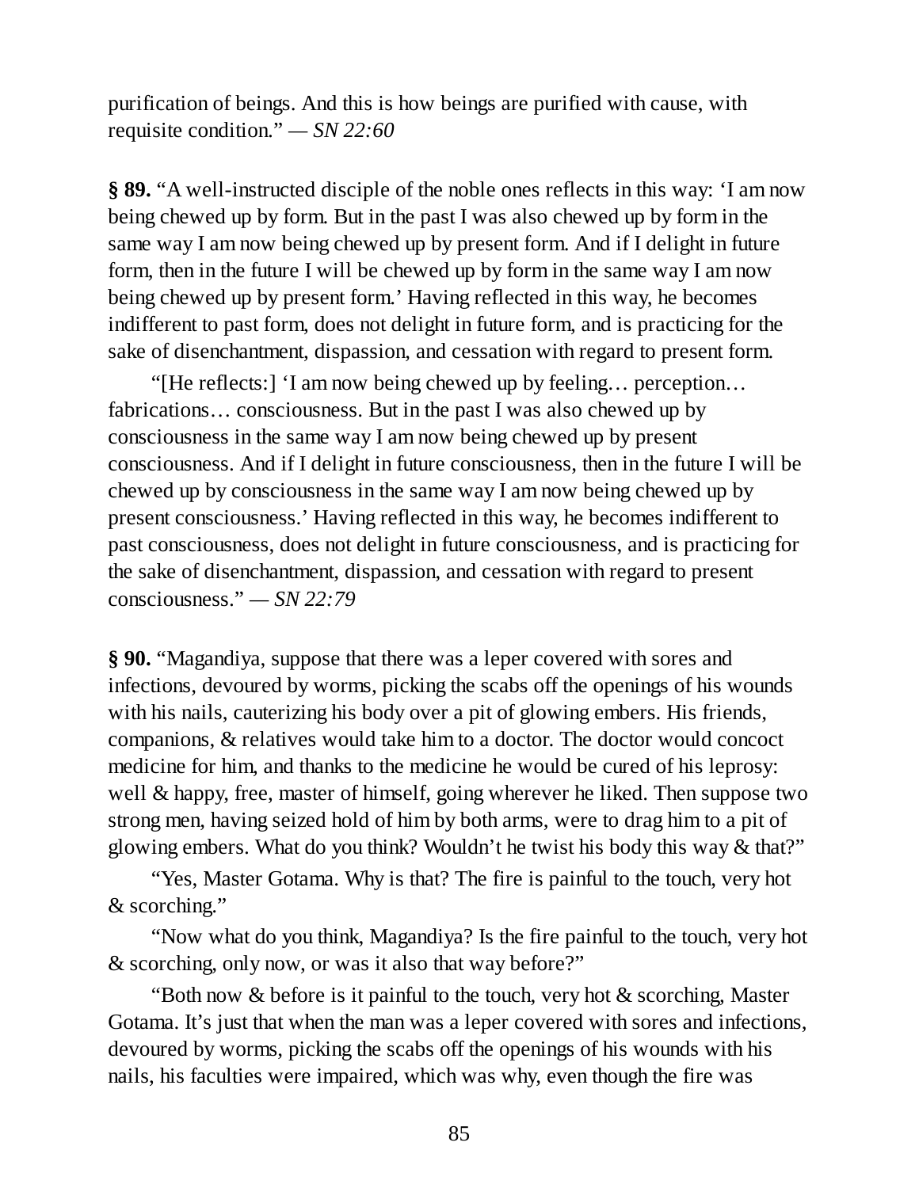purification of beings. And this is how beings are purified with cause, with requisite condition." — *SN 22:60*

**§ 89.** "A well-instructed disciple of the noble ones reflects in this way: 'I am now being chewed up by form. But in the past I was also chewed up by form in the same way I am now being chewed up by present form. And if I delight in future form, then in the future I will be chewed up by form in the same way I am now being chewed up by present form.' Having reflected in this way, he becomes indifferent to past form, does not delight in future form, and is practicing for the sake of disenchantment, dispassion, and cessation with regard to present form.

"[He reflects:] 'I am now being chewed up by feeling… perception… fabrications… consciousness. But in the past I was also chewed up by consciousness in the same way I am now being chewed up by present consciousness. And if I delight in future consciousness, then in the future I will be chewed up by consciousness in the same way I am now being chewed up by present consciousness.' Having reflected in this way, he becomes indifferent to past consciousness, does not delight in future consciousness, and is practicing for the sake of disenchantment, dispassion, and cessation with regard to present consciousness." — *SN 22:79*

**§ 90.** "Magandiya, suppose that there was a leper covered with sores and infections, devoured by worms, picking the scabs off the openings of his wounds with his nails, cauterizing his body over a pit of glowing embers. His friends, companions, & relatives would take him to a doctor. The doctor would concoct medicine for him, and thanks to the medicine he would be cured of his leprosy: well & happy, free, master of himself, going wherever he liked. Then suppose two strong men, having seized hold of him by both arms, were to drag him to a pit of glowing embers. What do you think? Wouldn't he twist his body this way & that?"

"Yes, Master Gotama. Why is that? The fire is painful to the touch, very hot & scorching."

"Now what do you think, Magandiya? Is the fire painful to the touch, very hot & scorching, only now, or was it also that way before?"

"Both now & before is it painful to the touch, very hot & scorching, Master Gotama. It's just that when the man was a leper covered with sores and infections, devoured by worms, picking the scabs off the openings of his wounds with his nails, his faculties were impaired, which was why, even though the fire was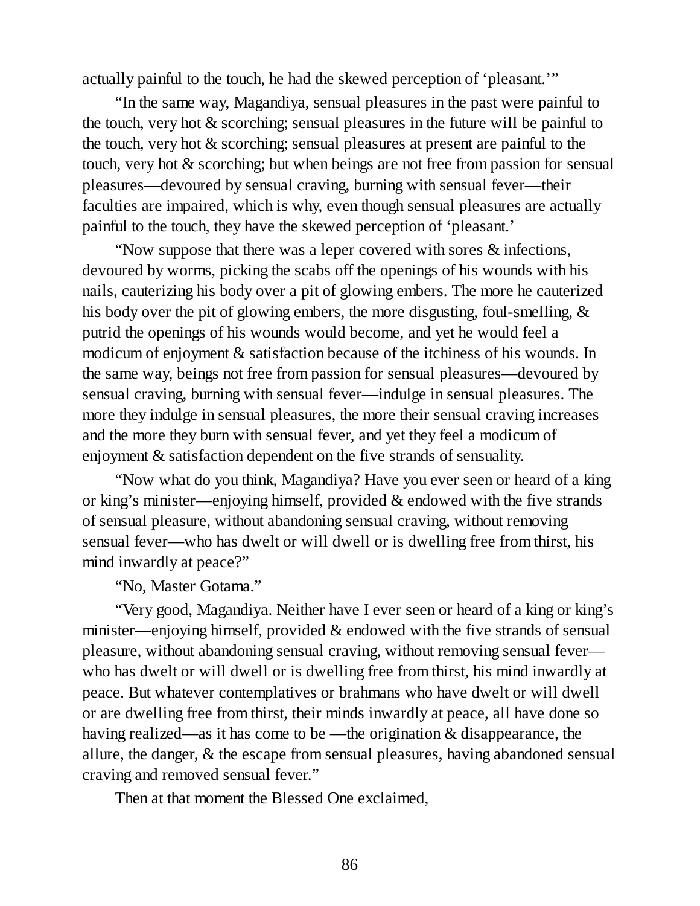actually painful to the touch, he had the skewed perception of 'pleasant.'"

"In the same way, Magandiya, sensual pleasures in the past were painful to the touch, very hot & scorching; sensual pleasures in the future will be painful to the touch, very hot & scorching; sensual pleasures at present are painful to the touch, very hot & scorching; but when beings are not free from passion for sensual pleasures—devoured by sensual craving, burning with sensual fever—their faculties are impaired, which is why, even though sensual pleasures are actually painful to the touch, they have the skewed perception of 'pleasant.'

"Now suppose that there was a leper covered with sores & infections, devoured by worms, picking the scabs off the openings of his wounds with his nails, cauterizing his body over a pit of glowing embers. The more he cauterized his body over the pit of glowing embers, the more disgusting, foul-smelling, & putrid the openings of his wounds would become, and yet he would feel a modicum of enjoyment & satisfaction because of the itchiness of his wounds. In the same way, beings not free from passion for sensual pleasures—devoured by sensual craving, burning with sensual fever—indulge in sensual pleasures. The more they indulge in sensual pleasures, the more their sensual craving increases and the more they burn with sensual fever, and yet they feel a modicum of enjoyment & satisfaction dependent on the five strands of sensuality.

"Now what do you think, Magandiya? Have you ever seen or heard of a king or king's minister—enjoying himself, provided & endowed with the five strands of sensual pleasure, without abandoning sensual craving, without removing sensual fever—who has dwelt or will dwell or is dwelling free from thirst, his mind inwardly at peace?"

"No, Master Gotama."

"Very good, Magandiya. Neither have I ever seen or heard of a king or king's minister—enjoying himself, provided & endowed with the five strands of sensual pleasure, without abandoning sensual craving, without removing sensual fever—who has dwelt or will dwell or is dwelling free from thirst, his mind inwardly at peace. But whatever contemplatives or brahmans who have dwelt or will dwell or are dwelling free from thirst, their minds inwardly at peace, all have done so having realized—as it has come to be —the origination & disappearance, the allure, the danger, & the escape from sensual pleasures, having abandoned sensual craving and removed sensual fever."

Then at that moment the Blessed One exclaimed,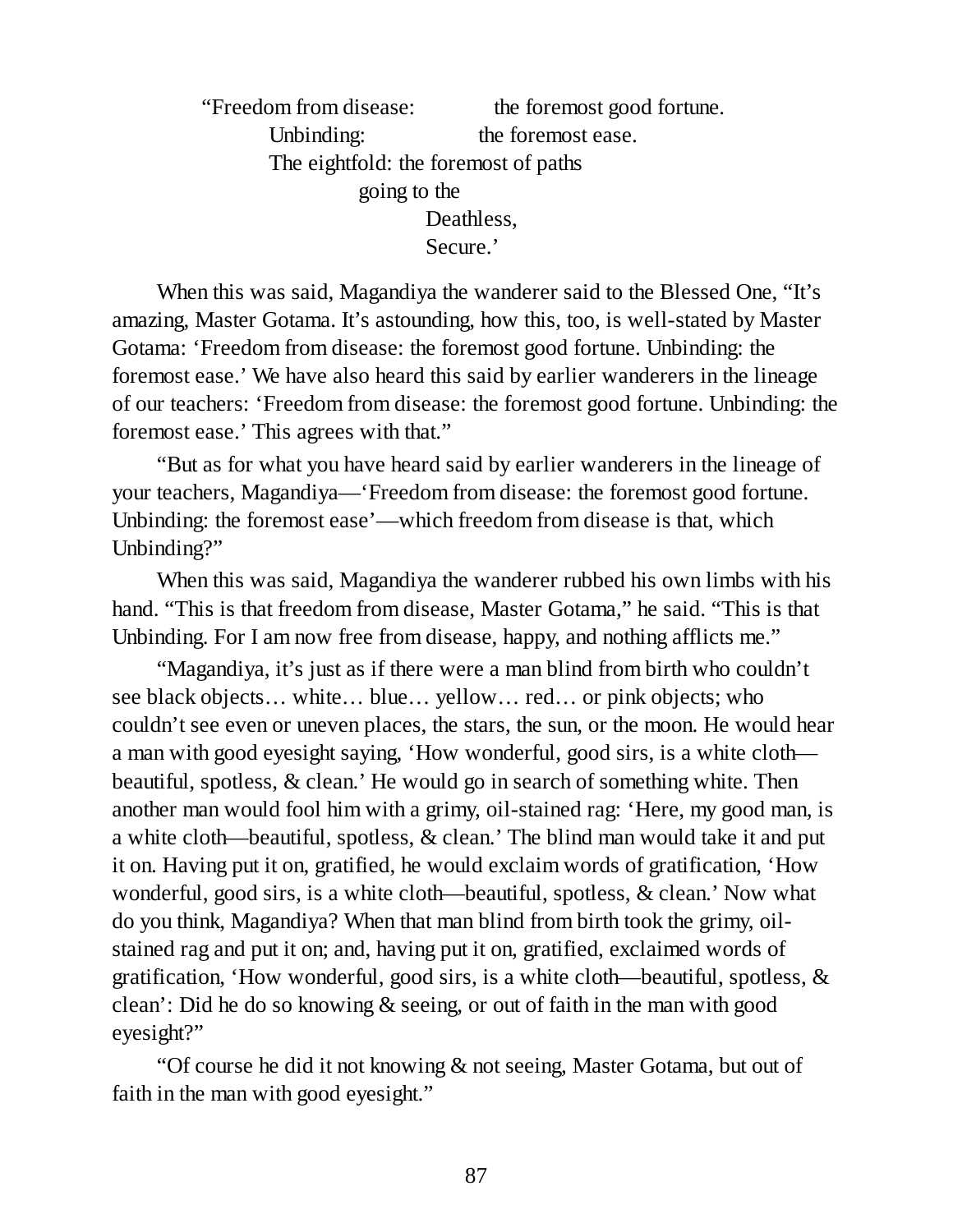> "Freedom from disease: the foremost good fortune.
> Unbinding: the foremost ease.
> The eightfold: the foremost of paths
> going to the
> Deathless,
> Secure.'

When this was said, Magandiya the wanderer said to the Blessed One, "It's amazing, Master Gotama. It's astounding, how this, too, is well-stated by Master Gotama: 'Freedom from disease: the foremost good fortune. Unbinding: the foremost ease.' We have also heard this said by earlier wanderers in the lineage of our teachers: 'Freedom from disease: the foremost good fortune. Unbinding: the foremost ease.' This agrees with that."

"But as for what you have heard said by earlier wanderers in the lineage of your teachers, Magandiya—'Freedom from disease: the foremost good fortune. Unbinding: the foremost ease'—which freedom from disease is that, which Unbinding?"

When this was said, Magandiya the wanderer rubbed his own limbs with his hand. "This is that freedom from disease, Master Gotama," he said. "This is that Unbinding. For I am now free from disease, happy, and nothing afflicts me."

"Magandiya, it's just as if there were a man blind from birth who couldn't see black objects… white… blue… yellow… red… or pink objects; who couldn't see even or uneven places, the stars, the sun, or the moon. He would hear a man with good eyesight saying, 'How wonderful, good sirs, is a white cloth—beautiful, spotless, & clean.' He would go in search of something white. Then another man would fool him with a grimy, oil-stained rag: 'Here, my good man, is a white cloth—beautiful, spotless, & clean.' The blind man would take it and put it on. Having put it on, gratified, he would exclaim words of gratification, 'How wonderful, good sirs, is a white cloth—beautiful, spotless, & clean.' Now what do you think, Magandiya? When that man blind from birth took the grimy, oil-stained rag and put it on; and, having put it on, gratified, exclaimed words of gratification, 'How wonderful, good sirs, is a white cloth—beautiful, spotless, & clean': Did he do so knowing & seeing, or out of faith in the man with good eyesight?"

"Of course he did it not knowing & not seeing, Master Gotama, but out of faith in the man with good eyesight."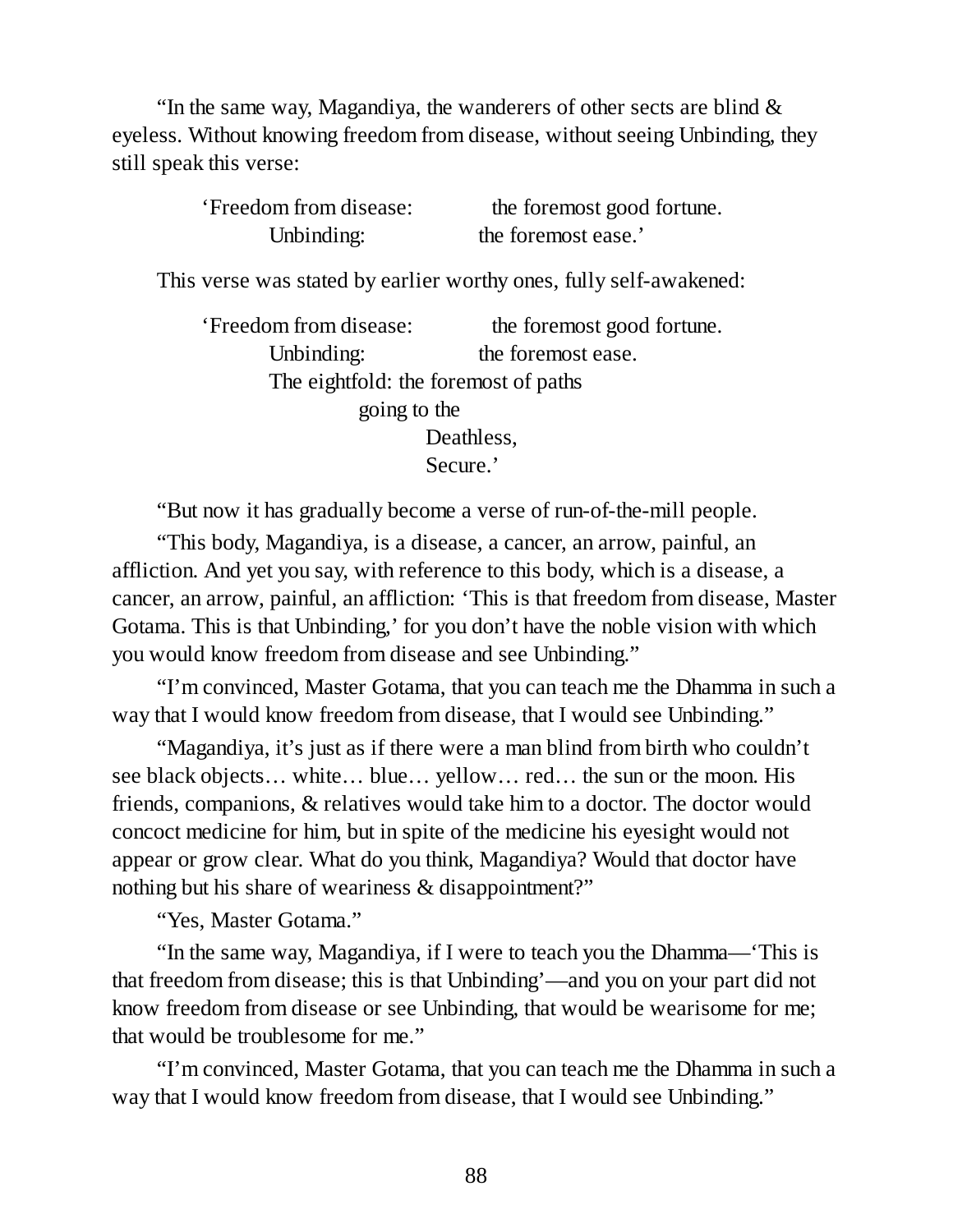"In the same way, Magandiya, the wanderers of other sects are blind & eyeless. Without knowing freedom from disease, without seeing Unbinding, they still speak this verse:

> 'Freedom from disease: the foremost good fortune.
> Unbinding: the foremost ease.'

This verse was stated by earlier worthy ones, fully self-awakened:

> 'Freedom from disease: the foremost good fortune.
> Unbinding: the foremost ease.
> The eightfold: the foremost of paths
> going to the
> Deathless,
> Secure.'

"But now it has gradually become a verse of run-of-the-mill people.

"This body, Magandiya, is a disease, a cancer, an arrow, painful, an affliction. And yet you say, with reference to this body, which is a disease, a cancer, an arrow, painful, an affliction: 'This is that freedom from disease, Master Gotama. This is that Unbinding,' for you don't have the noble vision with which you would know freedom from disease and see Unbinding."

"I'm convinced, Master Gotama, that you can teach me the Dhamma in such a way that I would know freedom from disease, that I would see Unbinding."

"Magandiya, it's just as if there were a man blind from birth who couldn't see black objects… white… blue… yellow… red… the sun or the moon. His friends, companions, & relatives would take him to a doctor. The doctor would concoct medicine for him, but in spite of the medicine his eyesight would not appear or grow clear. What do you think, Magandiya? Would that doctor have nothing but his share of weariness & disappointment?"

"Yes, Master Gotama."

"In the same way, Magandiya, if I were to teach you the Dhamma—'This is that freedom from disease; this is that Unbinding'—and you on your part did not know freedom from disease or see Unbinding, that would be wearisome for me; that would be troublesome for me."

"I'm convinced, Master Gotama, that you can teach me the Dhamma in such a way that I would know freedom from disease, that I would see Unbinding."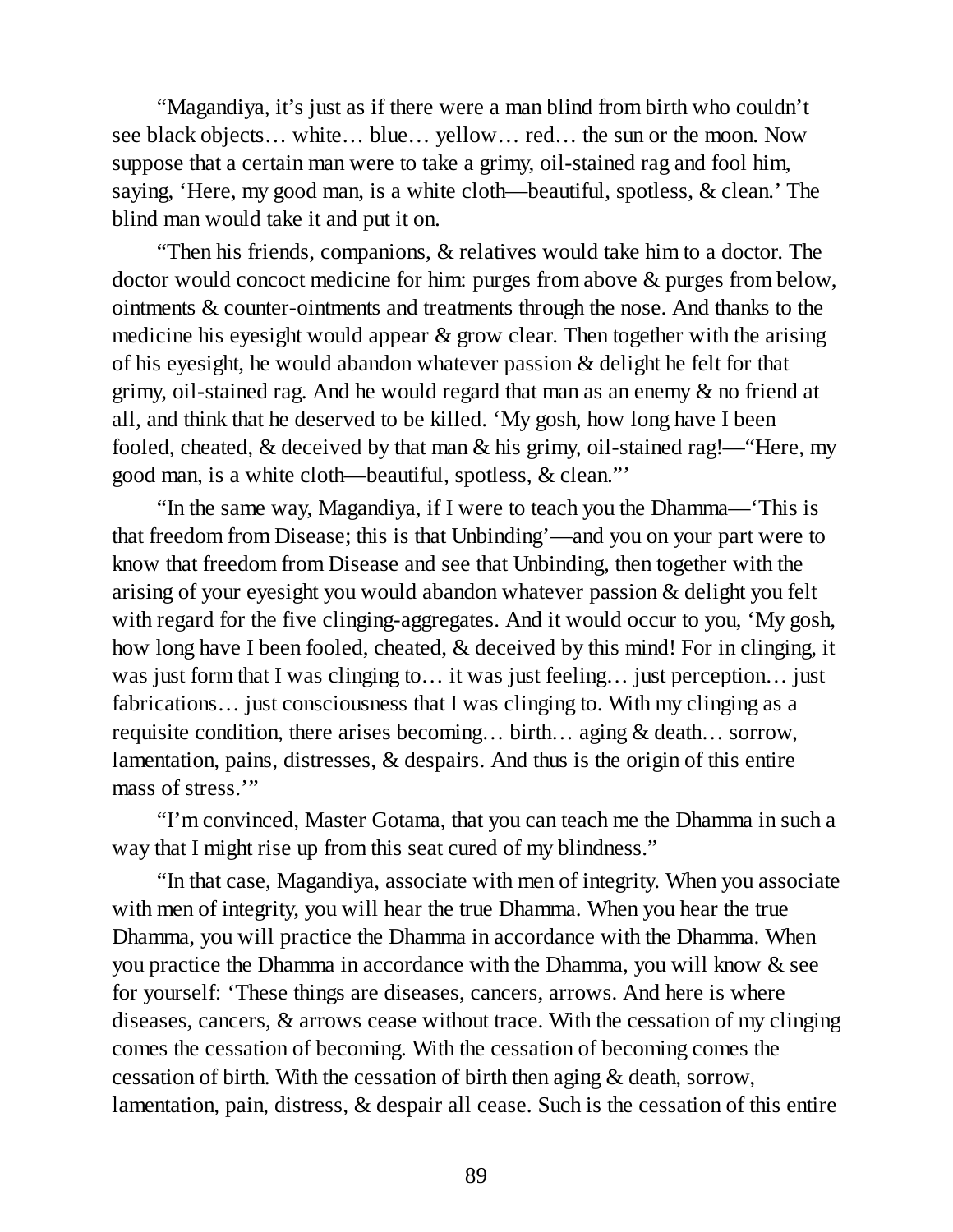"Magandiya, it's just as if there were a man blind from birth who couldn't see black objects… white… blue… yellow… red… the sun or the moon. Now suppose that a certain man were to take a grimy, oil-stained rag and fool him, saying, 'Here, my good man, is a white cloth—beautiful, spotless, & clean.' The blind man would take it and put it on.

"Then his friends, companions, & relatives would take him to a doctor. The doctor would concoct medicine for him: purges from above & purges from below, ointments & counter-ointments and treatments through the nose. And thanks to the medicine his eyesight would appear & grow clear. Then together with the arising of his eyesight, he would abandon whatever passion & delight he felt for that grimy, oil-stained rag. And he would regard that man as an enemy & no friend at all, and think that he deserved to be killed. 'My gosh, how long have I been fooled, cheated, & deceived by that man & his grimy, oil-stained rag!—"Here, my good man, is a white cloth—beautiful, spotless, & clean."'

"In the same way, Magandiya, if I were to teach you the Dhamma—'This is that freedom from Disease; this is that Unbinding'—and you on your part were to know that freedom from Disease and see that Unbinding, then together with the arising of your eyesight you would abandon whatever passion & delight you felt with regard for the five clinging-aggregates. And it would occur to you, 'My gosh, how long have I been fooled, cheated, & deceived by this mind! For in clinging, it was just form that I was clinging to… it was just feeling… just perception… just fabrications… just consciousness that I was clinging to. With my clinging as a requisite condition, there arises becoming… birth… aging & death… sorrow, lamentation, pains, distresses, & despairs. And thus is the origin of this entire mass of stress.'"

"I'm convinced, Master Gotama, that you can teach me the Dhamma in such a way that I might rise up from this seat cured of my blindness."

"In that case, Magandiya, associate with men of integrity. When you associate with men of integrity, you will hear the true Dhamma. When you hear the true Dhamma, you will practice the Dhamma in accordance with the Dhamma. When you practice the Dhamma in accordance with the Dhamma, you will know & see for yourself: 'These things are diseases, cancers, arrows. And here is where diseases, cancers, & arrows cease without trace. With the cessation of my clinging comes the cessation of becoming. With the cessation of becoming comes the cessation of birth. With the cessation of birth then aging & death, sorrow, lamentation, pain, distress, & despair all cease. Such is the cessation of this entire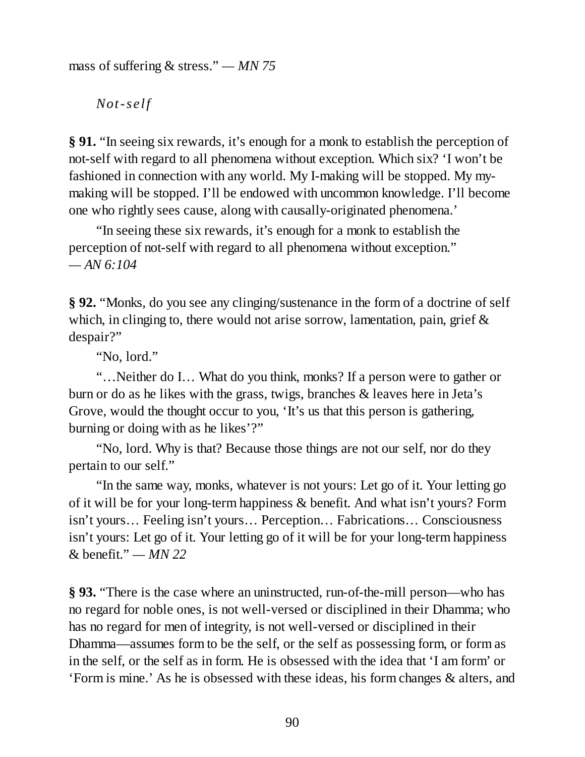mass of suffering & stress." — *MN 75*

### *Not-self*

**§ 91.** "In seeing six rewards, it's enough for a monk to establish the perception of not-self with regard to all phenomena without exception. Which six? 'I won't be fashioned in connection with any world. My I-making will be stopped. My my-making will be stopped. I'll be endowed with uncommon knowledge. I'll become one who rightly sees cause, along with causally-originated phenomena.'

"In seeing these six rewards, it's enough for a monk to establish the perception of not-self with regard to all phenomena without exception." — *AN 6:104*

**§ 92.** "Monks, do you see any clinging/sustenance in the form of a doctrine of self which, in clinging to, there would not arise sorrow, lamentation, pain, grief & despair?"

"No, lord."

"…Neither do I… What do you think, monks? If a person were to gather or burn or do as he likes with the grass, twigs, branches & leaves here in Jeta's Grove, would the thought occur to you, 'It's us that this person is gathering, burning or doing with as he likes'?"

"No, lord. Why is that? Because those things are not our self, nor do they pertain to our self."

"In the same way, monks, whatever is not yours: Let go of it. Your letting go of it will be for your long-term happiness & benefit. And what isn't yours? Form isn't yours… Feeling isn't yours… Perception… Fabrications… Consciousness isn't yours: Let go of it. Your letting go of it will be for your long-term happiness & benefit." — *MN 22*

**§ 93.** "There is the case where an uninstructed, run-of-the-mill person—who has no regard for noble ones, is not well-versed or disciplined in their Dhamma; who has no regard for men of integrity, is not well-versed or disciplined in their Dhamma—assumes form to be the self, or the self as possessing form, or form as in the self, or the self as in form. He is obsessed with the idea that 'I am form' or 'Form is mine.' As he is obsessed with these ideas, his form changes & alters, and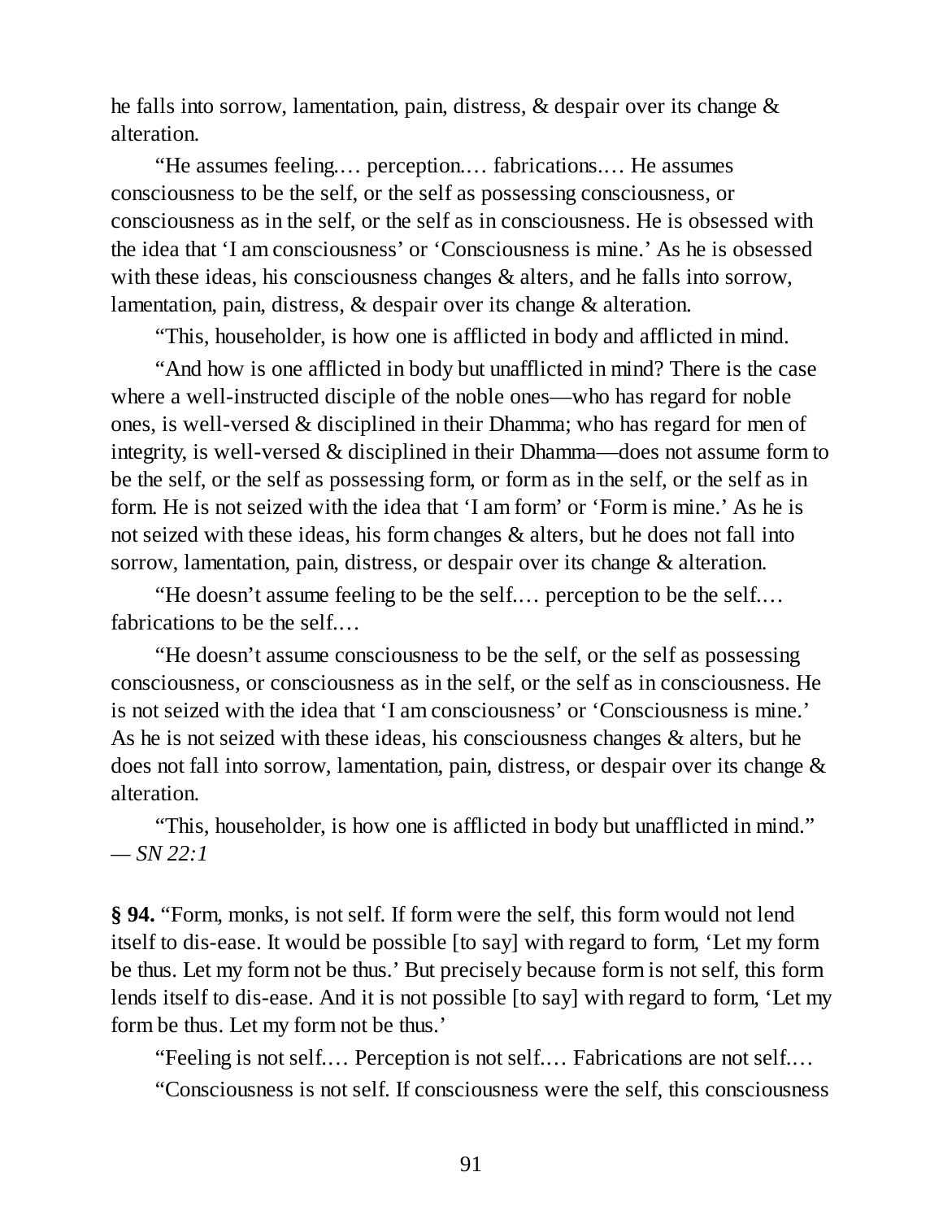he falls into sorrow, lamentation, pain, distress, & despair over its change & alteration.

"He assumes feeling.… perception.… fabrications.… He assumes consciousness to be the self, or the self as possessing consciousness, or consciousness as in the self, or the self as in consciousness. He is obsessed with the idea that 'I am consciousness' or 'Consciousness is mine.' As he is obsessed with these ideas, his consciousness changes & alters, and he falls into sorrow, lamentation, pain, distress, & despair over its change & alteration.

"This, householder, is how one is afflicted in body and afflicted in mind.

"And how is one afflicted in body but unafflicted in mind? There is the case where a well-instructed disciple of the noble ones—who has regard for noble ones, is well-versed & disciplined in their Dhamma; who has regard for men of integrity, is well-versed & disciplined in their Dhamma—does not assume form to be the self, or the self as possessing form, or form as in the self, or the self as in form. He is not seized with the idea that 'I am form' or 'Form is mine.' As he is not seized with these ideas, his form changes & alters, but he does not fall into sorrow, lamentation, pain, distress, or despair over its change & alteration.

"He doesn't assume feeling to be the self.… perception to be the self.… fabrications to be the self.…

"He doesn't assume consciousness to be the self, or the self as possessing consciousness, or consciousness as in the self, or the self as in consciousness. He is not seized with the idea that 'I am consciousness' or 'Consciousness is mine.' As he is not seized with these ideas, his consciousness changes & alters, but he does not fall into sorrow, lamentation, pain, distress, or despair over its change & alteration.

"This, householder, is how one is afflicted in body but unafflicted in mind."
— *SN 22:1*

**§ 94.** "Form, monks, is not self. If form were the self, this form would not lend itself to dis-ease. It would be possible [to say] with regard to form, 'Let my form be thus. Let my form not be thus.' But precisely because form is not self, this form lends itself to dis-ease. And it is not possible [to say] with regard to form, 'Let my form be thus. Let my form not be thus.'

"Feeling is not self.… Perception is not self.… Fabrications are not self.…

"Consciousness is not self. If consciousness were the self, this consciousness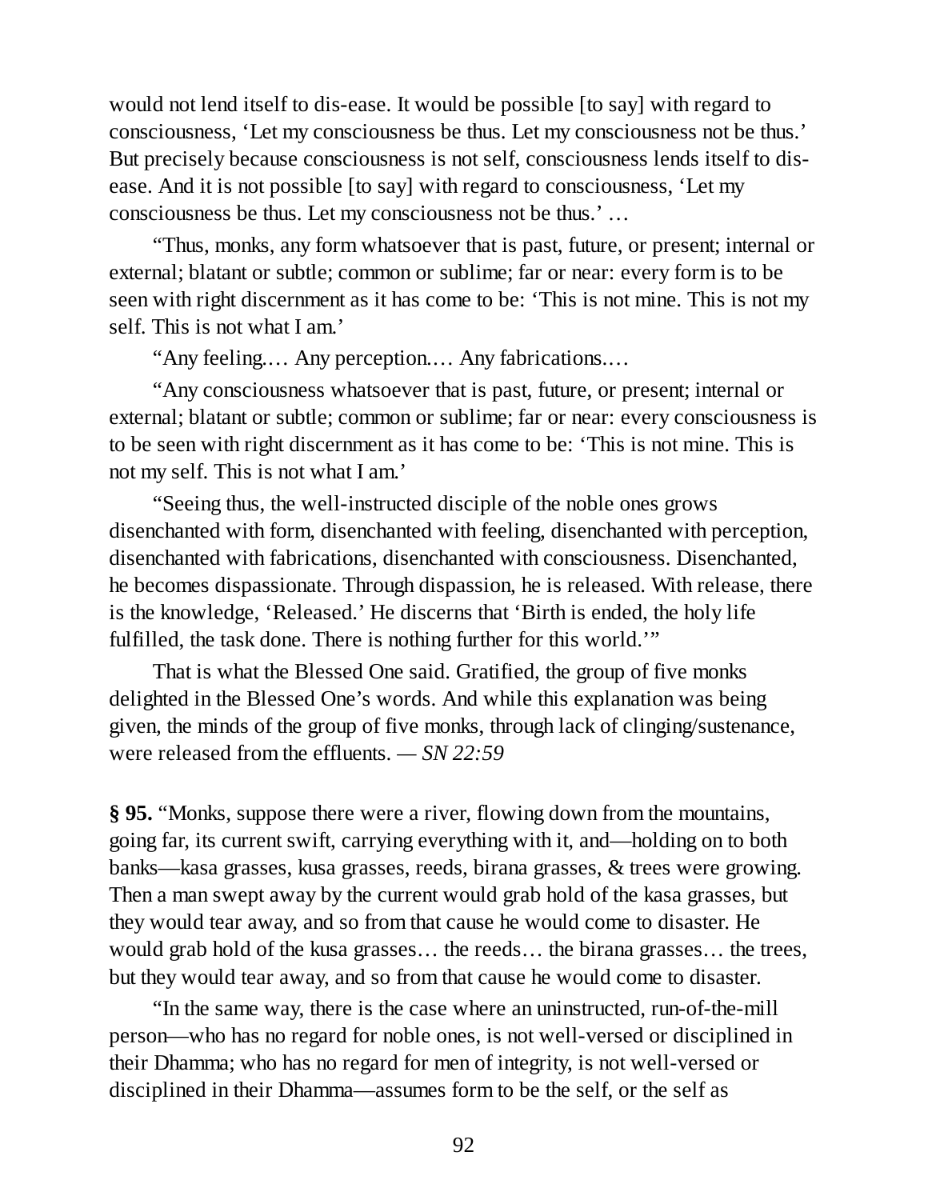would not lend itself to dis-ease. It would be possible [to say] with regard to consciousness, 'Let my consciousness be thus. Let my consciousness not be thus.' But precisely because consciousness is not self, consciousness lends itself to dis-ease. And it is not possible [to say] with regard to consciousness, 'Let my consciousness be thus. Let my consciousness not be thus.' …

"Thus, monks, any form whatsoever that is past, future, or present; internal or external; blatant or subtle; common or sublime; far or near: every form is to be seen with right discernment as it has come to be: 'This is not mine. This is not my self. This is not what I am.'

"Any feeling.… Any perception.… Any fabrications.…

"Any consciousness whatsoever that is past, future, or present; internal or external; blatant or subtle; common or sublime; far or near: every consciousness is to be seen with right discernment as it has come to be: 'This is not mine. This is not my self. This is not what I am.'

"Seeing thus, the well-instructed disciple of the noble ones grows disenchanted with form, disenchanted with feeling, disenchanted with perception, disenchanted with fabrications, disenchanted with consciousness. Disenchanted, he becomes dispassionate. Through dispassion, he is released. With release, there is the knowledge, 'Released.' He discerns that 'Birth is ended, the holy life fulfilled, the task done. There is nothing further for this world.'"

That is what the Blessed One said. Gratified, the group of five monks delighted in the Blessed One's words. And while this explanation was being given, the minds of the group of five monks, through lack of clinging/sustenance, were released from the effluents. — *SN 22:59*

**§ 95.** "Monks, suppose there were a river, flowing down from the mountains, going far, its current swift, carrying everything with it, and—holding on to both banks—kasa grasses, kusa grasses, reeds, birana grasses, & trees were growing. Then a man swept away by the current would grab hold of the kasa grasses, but they would tear away, and so from that cause he would come to disaster. He would grab hold of the kusa grasses… the reeds… the birana grasses… the trees, but they would tear away, and so from that cause he would come to disaster.

"In the same way, there is the case where an uninstructed, run-of-the-mill person—who has no regard for noble ones, is not well-versed or disciplined in their Dhamma; who has no regard for men of integrity, is not well-versed or disciplined in their Dhamma—assumes form to be the self, or the self as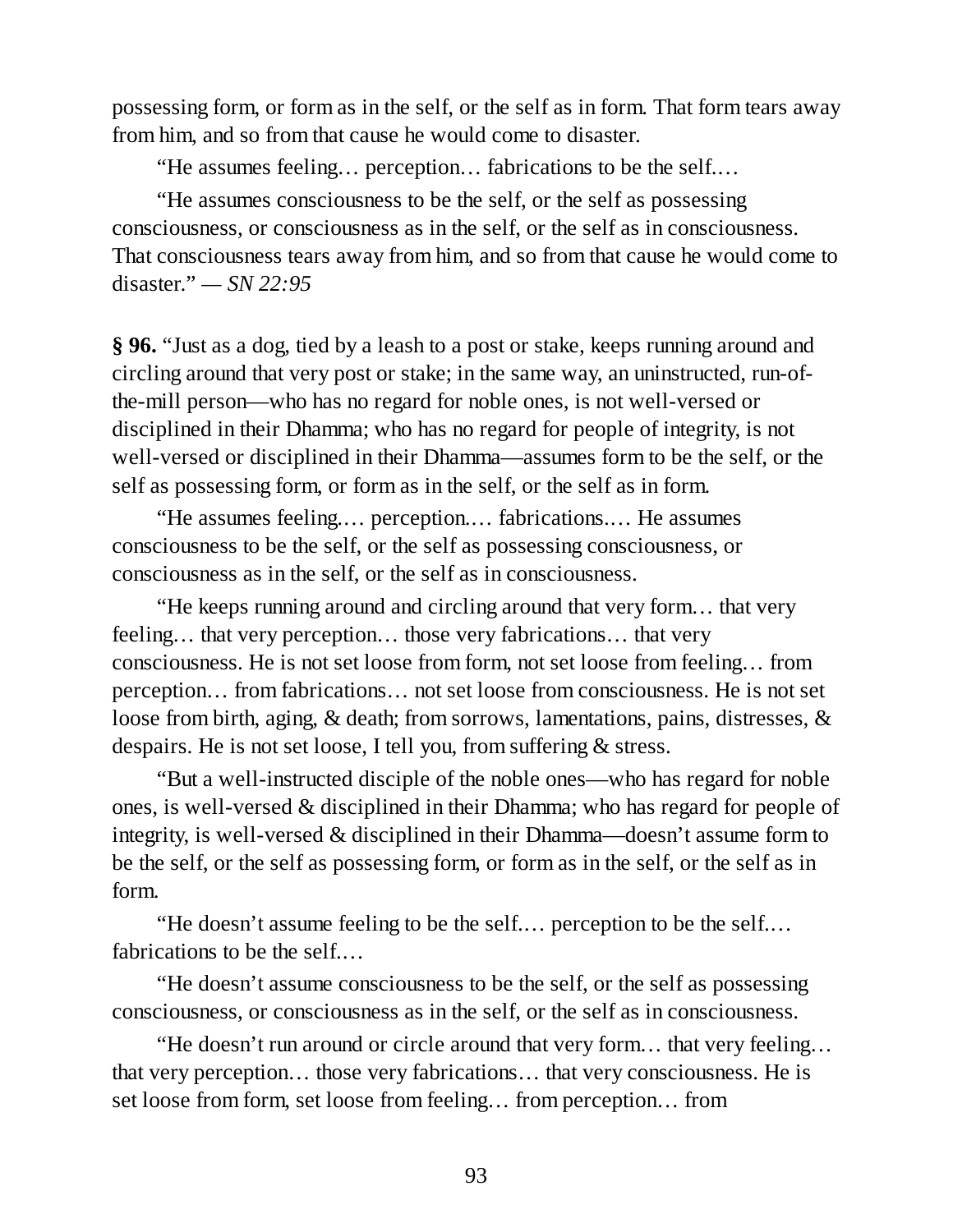possessing form, or form as in the self, or the self as in form. That form tears away from him, and so from that cause he would come to disaster.

"He assumes feeling… perception… fabrications to be the self.…

"He assumes consciousness to be the self, or the self as possessing consciousness, or consciousness as in the self, or the self as in consciousness. That consciousness tears away from him, and so from that cause he would come to disaster." — *SN 22:95*

**§ 96.** "Just as a dog, tied by a leash to a post or stake, keeps running around and circling around that very post or stake; in the same way, an uninstructed, run-of-the-mill person—who has no regard for noble ones, is not well-versed or disciplined in their Dhamma; who has no regard for people of integrity, is not well-versed or disciplined in their Dhamma—assumes form to be the self, or the self as possessing form, or form as in the self, or the self as in form.

"He assumes feeling.… perception.… fabrications.… He assumes consciousness to be the self, or the self as possessing consciousness, or consciousness as in the self, or the self as in consciousness.

"He keeps running around and circling around that very form… that very feeling… that very perception… those very fabrications… that very consciousness. He is not set loose from form, not set loose from feeling… from perception… from fabrications… not set loose from consciousness. He is not set loose from birth, aging, & death; from sorrows, lamentations, pains, distresses, & despairs. He is not set loose, I tell you, from suffering & stress.

"But a well-instructed disciple of the noble ones—who has regard for noble ones, is well-versed & disciplined in their Dhamma; who has regard for people of integrity, is well-versed & disciplined in their Dhamma—doesn't assume form to be the self, or the self as possessing form, or form as in the self, or the self as in form.

"He doesn't assume feeling to be the self.… perception to be the self.… fabrications to be the self.…

"He doesn't assume consciousness to be the self, or the self as possessing consciousness, or consciousness as in the self, or the self as in consciousness.

"He doesn't run around or circle around that very form… that very feeling… that very perception… those very fabrications… that very consciousness. He is set loose from form, set loose from feeling… from perception… from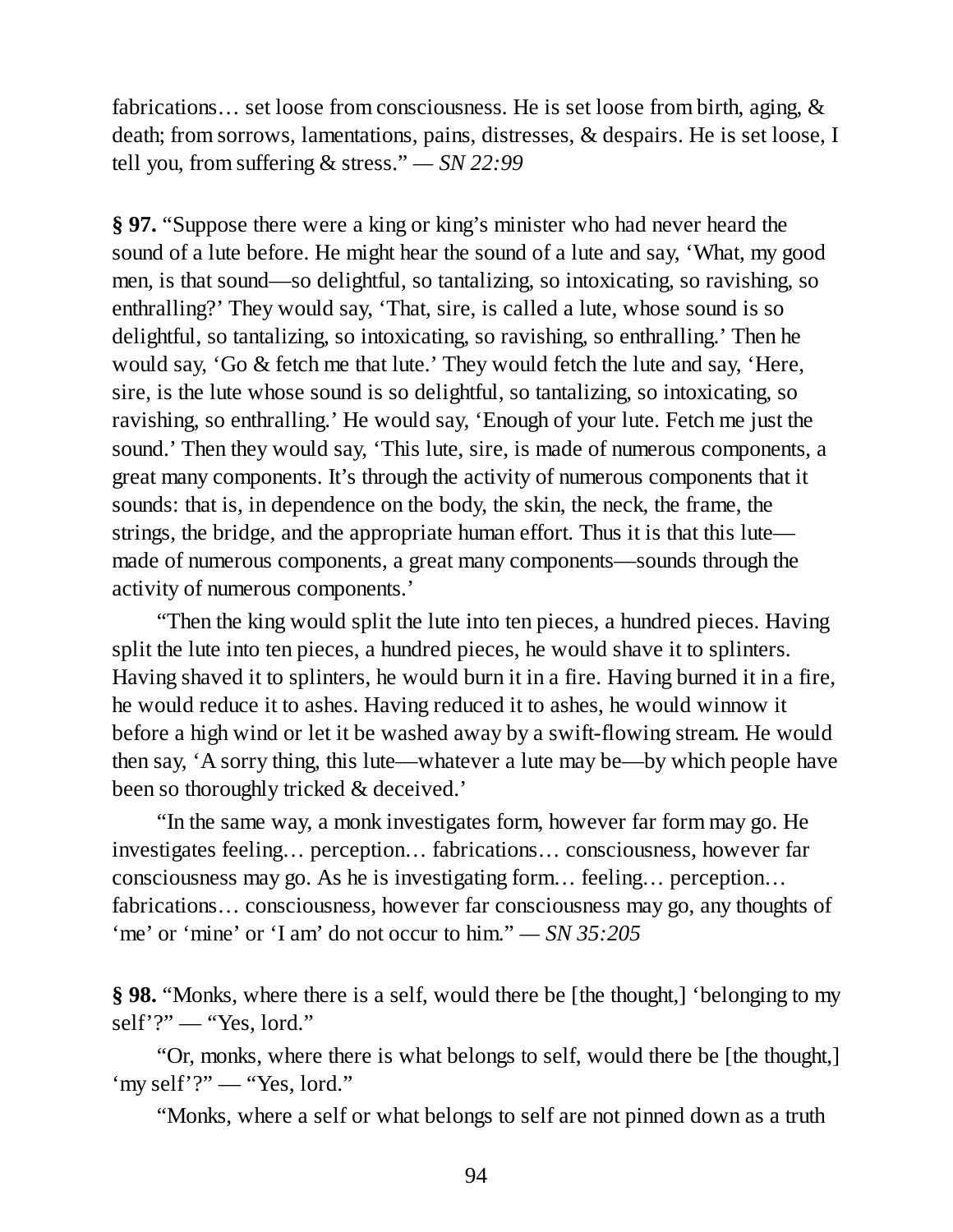fabrications… set loose from consciousness. He is set loose from birth, aging, & death; from sorrows, lamentations, pains, distresses, & despairs. He is set loose, I tell you, from suffering & stress." — *SN 22:99*

**§ 97.** "Suppose there were a king or king's minister who had never heard the sound of a lute before. He might hear the sound of a lute and say, 'What, my good men, is that sound—so delightful, so tantalizing, so intoxicating, so ravishing, so enthralling?' They would say, 'That, sire, is called a lute, whose sound is so delightful, so tantalizing, so intoxicating, so ravishing, so enthralling.' Then he would say, 'Go & fetch me that lute.' They would fetch the lute and say, 'Here, sire, is the lute whose sound is so delightful, so tantalizing, so intoxicating, so ravishing, so enthralling.' He would say, 'Enough of your lute. Fetch me just the sound.' Then they would say, 'This lute, sire, is made of numerous components, a great many components. It's through the activity of numerous components that it sounds: that is, in dependence on the body, the skin, the neck, the frame, the strings, the bridge, and the appropriate human effort. Thus it is that this lute—made of numerous components, a great many components—sounds through the activity of numerous components.'

"Then the king would split the lute into ten pieces, a hundred pieces. Having split the lute into ten pieces, a hundred pieces, he would shave it to splinters. Having shaved it to splinters, he would burn it in a fire. Having burned it in a fire, he would reduce it to ashes. Having reduced it to ashes, he would winnow it before a high wind or let it be washed away by a swift-flowing stream. He would then say, 'A sorry thing, this lute—whatever a lute may be—by which people have been so thoroughly tricked & deceived.'

"In the same way, a monk investigates form, however far form may go. He investigates feeling… perception… fabrications… consciousness, however far consciousness may go. As he is investigating form… feeling… perception… fabrications… consciousness, however far consciousness may go, any thoughts of 'me' or 'mine' or 'I am' do not occur to him." — *SN 35:205*

**§ 98.** "Monks, where there is a self, would there be [the thought,] 'belonging to my self'?" — "Yes, lord."

"Or, monks, where there is what belongs to self, would there be [the thought,] 'my self'?" — "Yes, lord."

"Monks, where a self or what belongs to self are not pinned down as a truth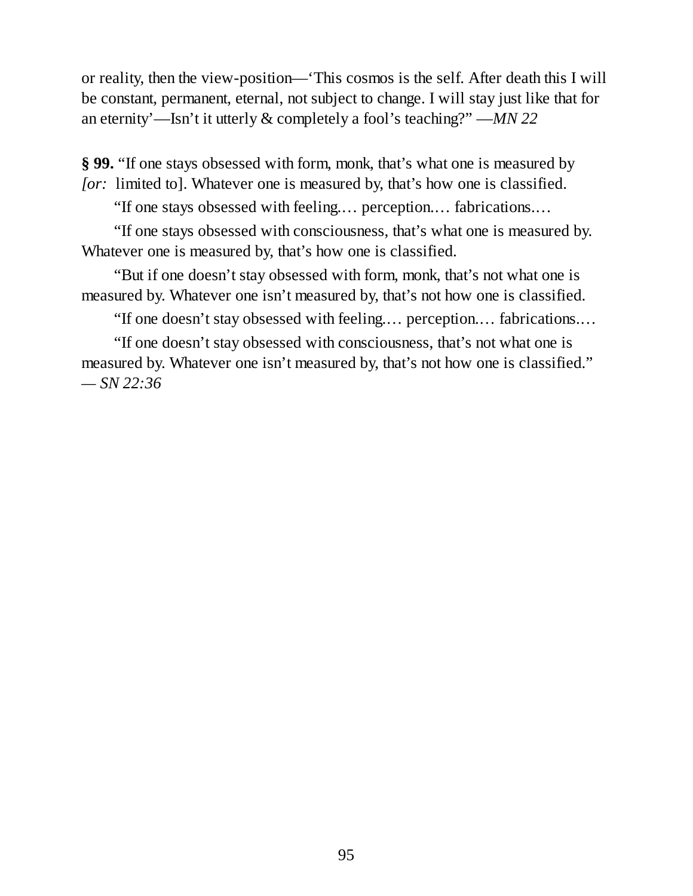or reality, then the view-position—'This cosmos is the self. After death this I will be constant, permanent, eternal, not subject to change. I will stay just like that for an eternity'—Isn't it utterly & completely a fool's teaching?" —*MN 22*

**§ 99.** "If one stays obsessed with form, monk, that's what one is measured by *[or:* limited to]. Whatever one is measured by, that's how one is classified.

"If one stays obsessed with feeling.… perception.… fabrications.…

"If one stays obsessed with consciousness, that's what one is measured by. Whatever one is measured by, that's how one is classified.

"But if one doesn't stay obsessed with form, monk, that's not what one is measured by. Whatever one isn't measured by, that's not how one is classified.

"If one doesn't stay obsessed with feeling.… perception.… fabrications.…

"If one doesn't stay obsessed with consciousness, that's not what one is measured by. Whatever one isn't measured by, that's not how one is classified." — *SN 22:36*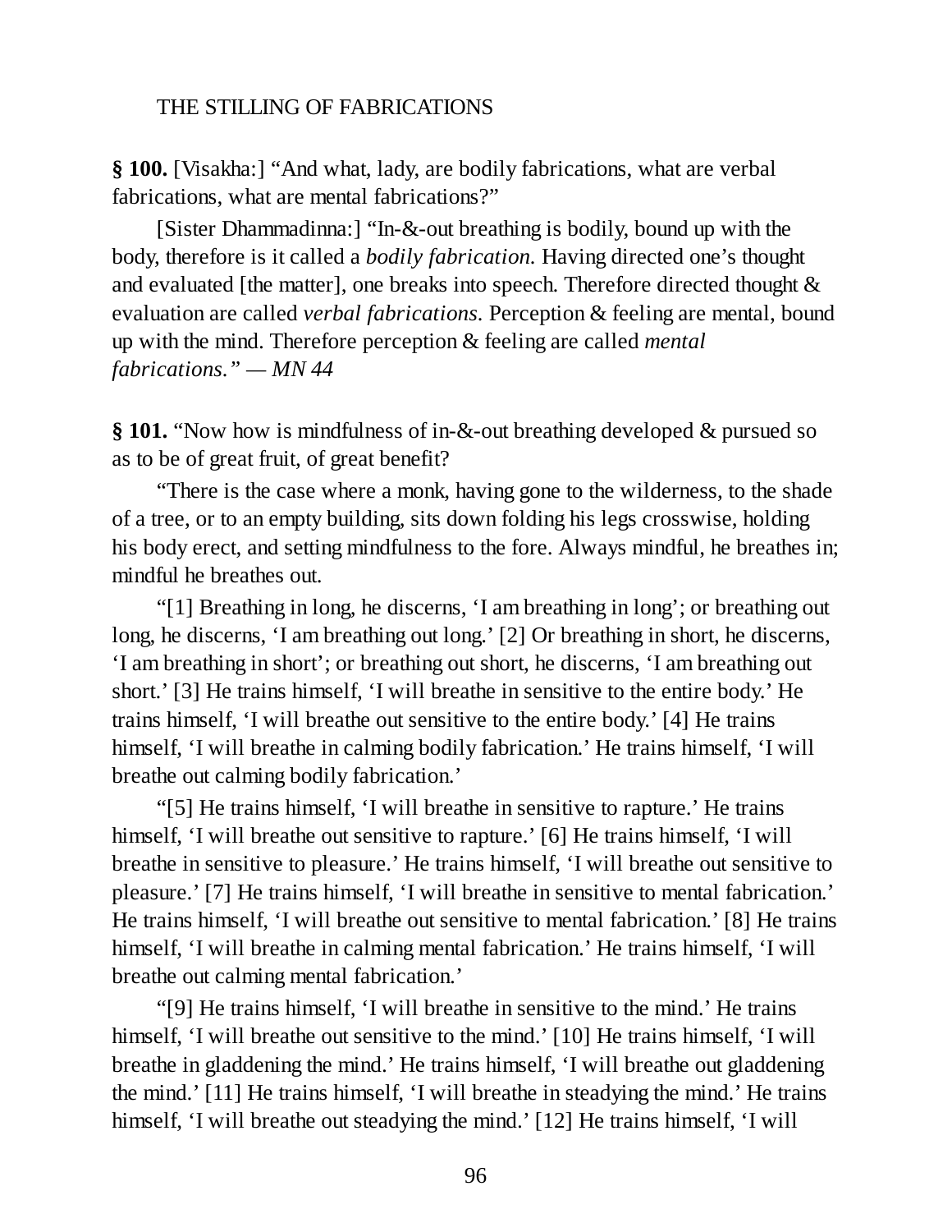THE STILLING OF FABRICATIONS

**§ 100.** [Visakha:] "And what, lady, are bodily fabrications, what are verbal fabrications, what are mental fabrications?"

[Sister Dhammadinna:] "In-&-out breathing is bodily, bound up with the body, therefore is it called a *bodily fabrication.* Having directed one's thought and evaluated [the matter], one breaks into speech. Therefore directed thought & evaluation are called *verbal fabrications.* Perception & feeling are mental, bound up with the mind. Therefore perception & feeling are called *mental fabrications." — MN 44*

**§ 101.** "Now how is mindfulness of in-&-out breathing developed & pursued so as to be of great fruit, of great benefit?

"There is the case where a monk, having gone to the wilderness, to the shade of a tree, or to an empty building, sits down folding his legs crosswise, holding his body erect, and setting mindfulness to the fore. Always mindful, he breathes in; mindful he breathes out.

"[1] Breathing in long, he discerns, 'I am breathing in long'; or breathing out long, he discerns, 'I am breathing out long.' [2] Or breathing in short, he discerns, 'I am breathing in short'; or breathing out short, he discerns, 'I am breathing out short.' [3] He trains himself, 'I will breathe in sensitive to the entire body.' He trains himself, 'I will breathe out sensitive to the entire body.' [4] He trains himself, 'I will breathe in calming bodily fabrication.' He trains himself, 'I will breathe out calming bodily fabrication.'

"[5] He trains himself, 'I will breathe in sensitive to rapture.' He trains himself, 'I will breathe out sensitive to rapture.' [6] He trains himself, 'I will breathe in sensitive to pleasure.' He trains himself, 'I will breathe out sensitive to pleasure.' [7] He trains himself, 'I will breathe in sensitive to mental fabrication.' He trains himself, 'I will breathe out sensitive to mental fabrication.' [8] He trains himself, 'I will breathe in calming mental fabrication.' He trains himself, 'I will breathe out calming mental fabrication.'

"[9] He trains himself, 'I will breathe in sensitive to the mind.' He trains himself, 'I will breathe out sensitive to the mind.' [10] He trains himself, 'I will breathe in gladdening the mind.' He trains himself, 'I will breathe out gladdening the mind.' [11] He trains himself, 'I will breathe in steadying the mind.' He trains himself, 'I will breathe out steadying the mind.' [12] He trains himself, 'I will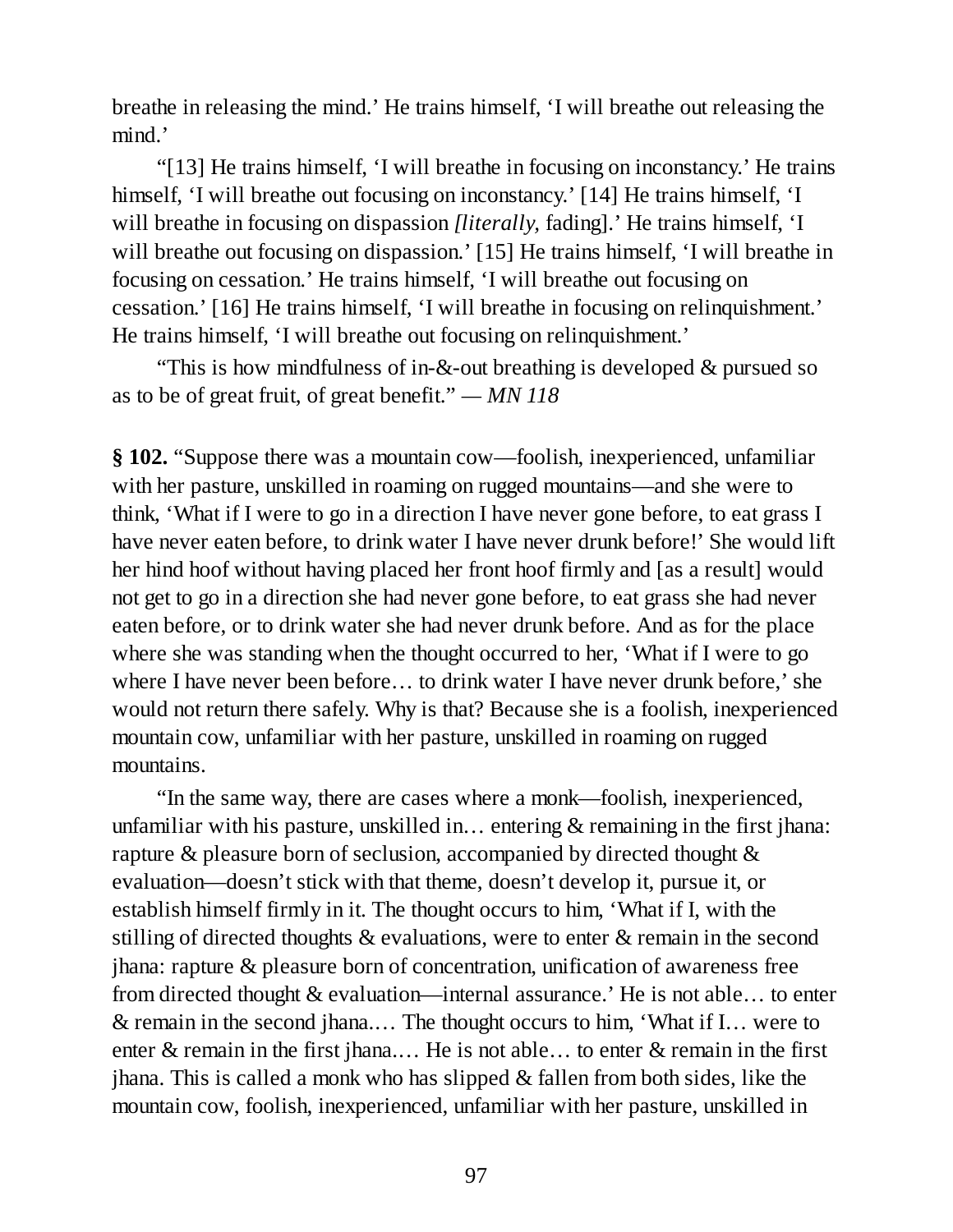breathe in releasing the mind.' He trains himself, 'I will breathe out releasing the mind.'

"[13] He trains himself, 'I will breathe in focusing on inconstancy.' He trains himself, 'I will breathe out focusing on inconstancy.' [14] He trains himself, 'I will breathe in focusing on dispassion *[literally,* fading].' He trains himself, 'I will breathe out focusing on dispassion.' [15] He trains himself, 'I will breathe in focusing on cessation.' He trains himself, 'I will breathe out focusing on cessation.' [16] He trains himself, 'I will breathe in focusing on relinquishment.' He trains himself, 'I will breathe out focusing on relinquishment.'

"This is how mindfulness of in-&-out breathing is developed & pursued so as to be of great fruit, of great benefit." — *MN 118*

**§ 102.** "Suppose there was a mountain cow—foolish, inexperienced, unfamiliar with her pasture, unskilled in roaming on rugged mountains—and she were to think, 'What if I were to go in a direction I have never gone before, to eat grass I have never eaten before, to drink water I have never drunk before!' She would lift her hind hoof without having placed her front hoof firmly and [as a result] would not get to go in a direction she had never gone before, to eat grass she had never eaten before, or to drink water she had never drunk before. And as for the place where she was standing when the thought occurred to her, 'What if I were to go where I have never been before… to drink water I have never drunk before,' she would not return there safely. Why is that? Because she is a foolish, inexperienced mountain cow, unfamiliar with her pasture, unskilled in roaming on rugged mountains.

"In the same way, there are cases where a monk—foolish, inexperienced, unfamiliar with his pasture, unskilled in… entering & remaining in the first jhana: rapture & pleasure born of seclusion, accompanied by directed thought & evaluation—doesn't stick with that theme, doesn't develop it, pursue it, or establish himself firmly in it. The thought occurs to him, 'What if I, with the stilling of directed thoughts & evaluations, were to enter & remain in the second jhana: rapture & pleasure born of concentration, unification of awareness free from directed thought & evaluation—internal assurance.' He is not able… to enter & remain in the second jhana.… The thought occurs to him, 'What if I… were to enter & remain in the first jhana.… He is not able… to enter & remain in the first jhana. This is called a monk who has slipped & fallen from both sides, like the mountain cow, foolish, inexperienced, unfamiliar with her pasture, unskilled in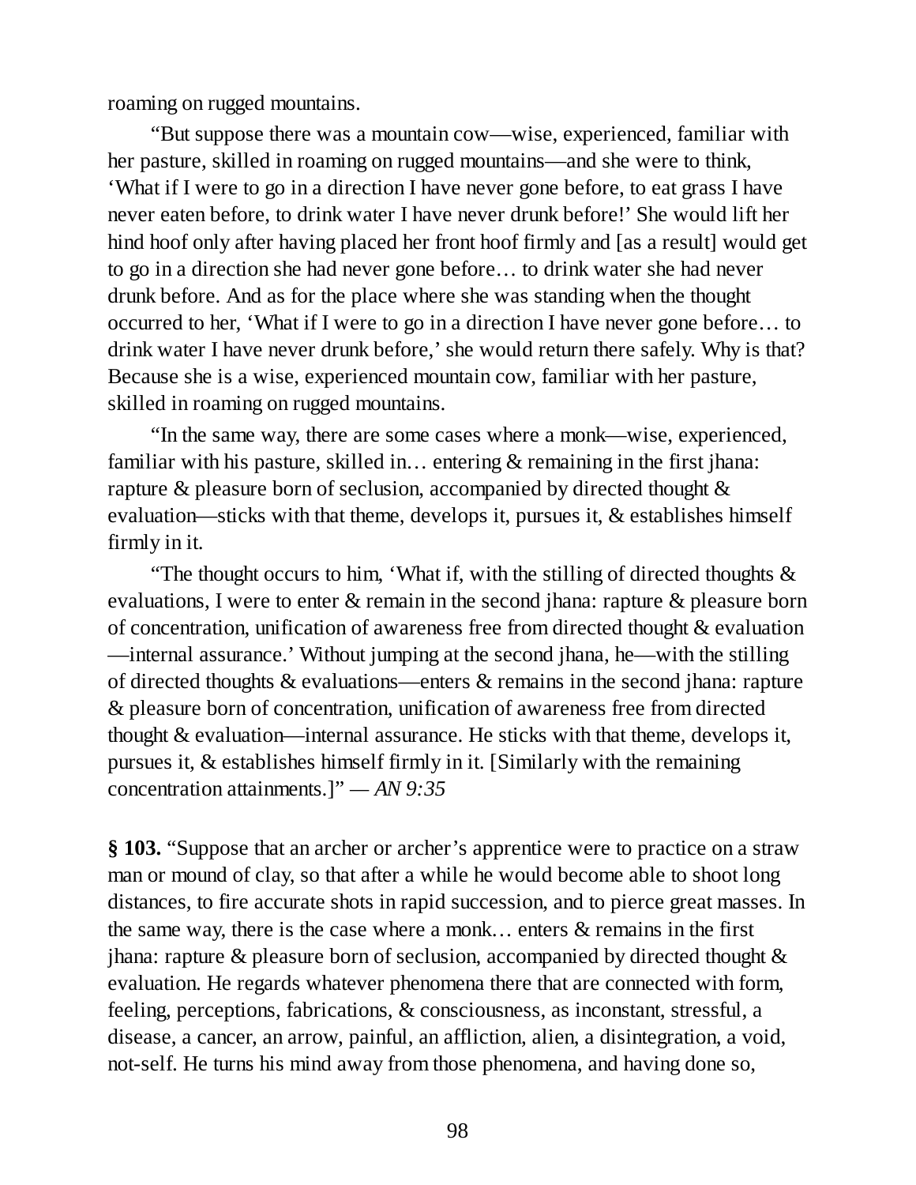roaming on rugged mountains.

“But suppose there was a mountain cow—wise, experienced, familiar with her pasture, skilled in roaming on rugged mountains—and she were to think, ‘What if I were to go in a direction I have never gone before, to eat grass I have never eaten before, to drink water I have never drunk before!’ She would lift her hind hoof only after having placed her front hoof firmly and [as a result] would get to go in a direction she had never gone before… to drink water she had never drunk before. And as for the place where she was standing when the thought occurred to her, ‘What if I were to go in a direction I have never gone before… to drink water I have never drunk before,’ she would return there safely. Why is that? Because she is a wise, experienced mountain cow, familiar with her pasture, skilled in roaming on rugged mountains.

“In the same way, there are some cases where a monk—wise, experienced, familiar with his pasture, skilled in… entering & remaining in the first jhana: rapture & pleasure born of seclusion, accompanied by directed thought & evaluation—sticks with that theme, develops it, pursues it, & establishes himself firmly in it.

“The thought occurs to him, ‘What if, with the stilling of directed thoughts & evaluations, I were to enter & remain in the second jhana: rapture & pleasure born of concentration, unification of awareness free from directed thought & evaluation—internal assurance.’ Without jumping at the second jhana, he—with the stilling of directed thoughts & evaluations—enters & remains in the second jhana: rapture & pleasure born of concentration, unification of awareness free from directed thought & evaluation—internal assurance. He sticks with that theme, develops it, pursues it, & establishes himself firmly in it. [Similarly with the remaining concentration attainments.]” — *AN 9:35*

**§ 103.** “Suppose that an archer or archer’s apprentice were to practice on a straw man or mound of clay, so that after a while he would become able to shoot long distances, to fire accurate shots in rapid succession, and to pierce great masses. In the same way, there is the case where a monk… enters & remains in the first jhana: rapture & pleasure born of seclusion, accompanied by directed thought & evaluation. He regards whatever phenomena there that are connected with form, feeling, perceptions, fabrications, & consciousness, as inconstant, stressful, a disease, a cancer, an arrow, painful, an affliction, alien, a disintegration, a void, not-self. He turns his mind away from those phenomena, and having done so,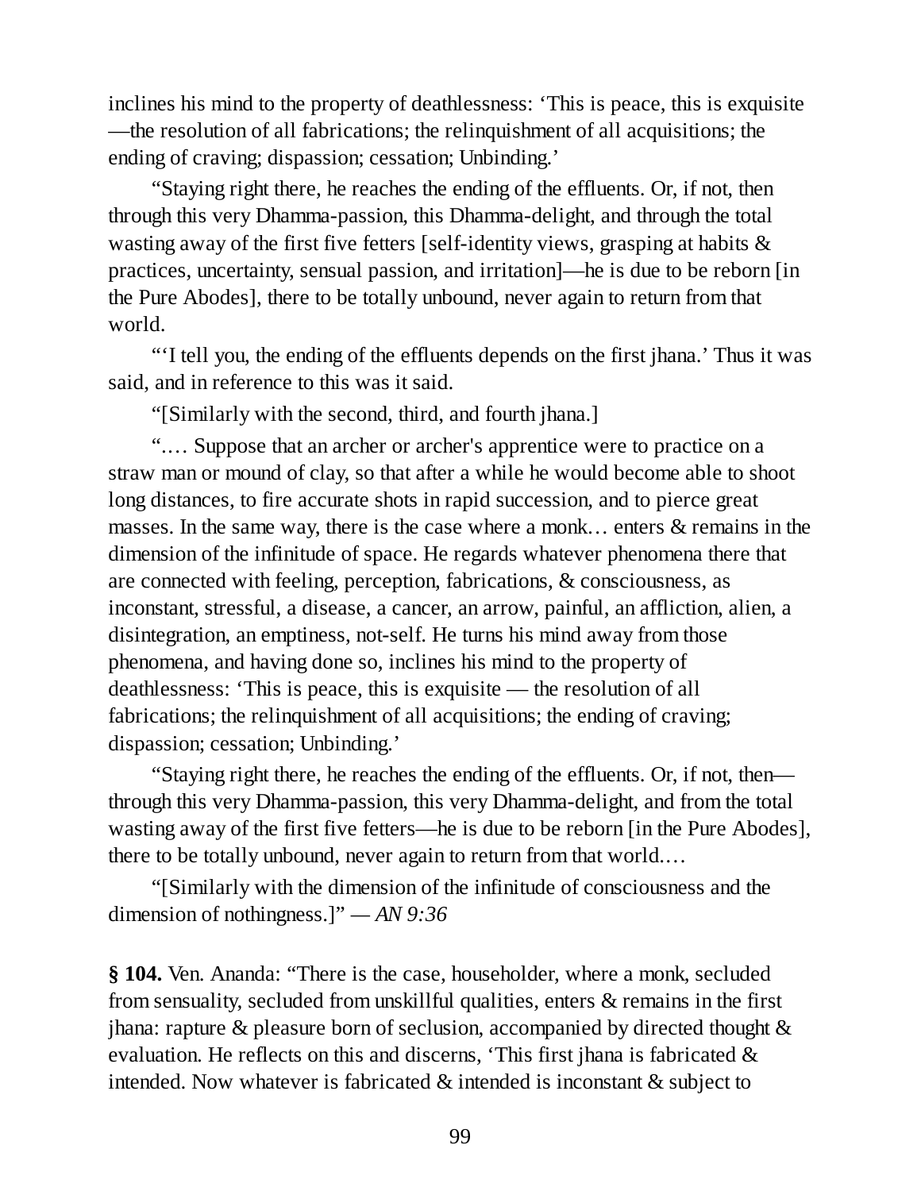inclines his mind to the property of deathlessness: 'This is peace, this is exquisite —the resolution of all fabrications; the relinquishment of all acquisitions; the ending of craving; dispassion; cessation; Unbinding.'

"Staying right there, he reaches the ending of the effluents. Or, if not, then through this very Dhamma-passion, this Dhamma-delight, and through the total wasting away of the first five fetters [self-identity views, grasping at habits & practices, uncertainty, sensual passion, and irritation]—he is due to be reborn [in the Pure Abodes], there to be totally unbound, never again to return from that world.

"'I tell you, the ending of the effluents depends on the first jhana.' Thus it was said, and in reference to this was it said.

"[Similarly with the second, third, and fourth jhana.]

".… Suppose that an archer or archer's apprentice were to practice on a straw man or mound of clay, so that after a while he would become able to shoot long distances, to fire accurate shots in rapid succession, and to pierce great masses. In the same way, there is the case where a monk… enters & remains in the dimension of the infinitude of space. He regards whatever phenomena there that are connected with feeling, perception, fabrications, & consciousness, as inconstant, stressful, a disease, a cancer, an arrow, painful, an affliction, alien, a disintegration, an emptiness, not-self. He turns his mind away from those phenomena, and having done so, inclines his mind to the property of deathlessness: 'This is peace, this is exquisite — the resolution of all fabrications; the relinquishment of all acquisitions; the ending of craving; dispassion; cessation; Unbinding.'

"Staying right there, he reaches the ending of the effluents. Or, if not, then—through this very Dhamma-passion, this very Dhamma-delight, and from the total wasting away of the first five fetters—he is due to be reborn [in the Pure Abodes], there to be totally unbound, never again to return from that world.…

"[Similarly with the dimension of the infinitude of consciousness and the dimension of nothingness.]" — *AN 9:36*

**§ 104.** Ven. Ananda: "There is the case, householder, where a monk, secluded from sensuality, secluded from unskillful qualities, enters & remains in the first jhana: rapture & pleasure born of seclusion, accompanied by directed thought & evaluation. He reflects on this and discerns, 'This first jhana is fabricated & intended. Now whatever is fabricated & intended is inconstant & subject to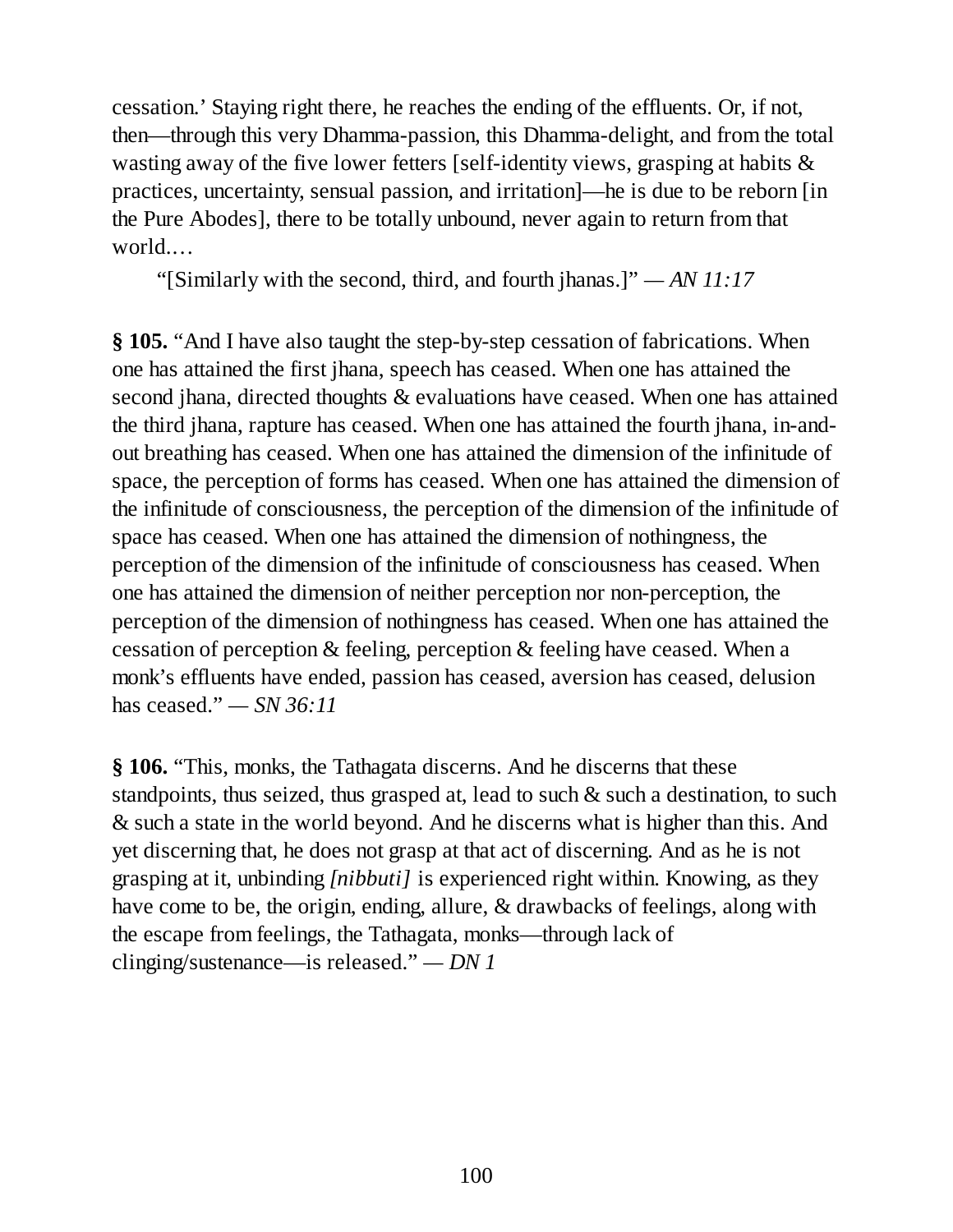cessation.' Staying right there, he reaches the ending of the effluents. Or, if not, then—through this very Dhamma-passion, this Dhamma-delight, and from the total wasting away of the five lower fetters [self-identity views, grasping at habits & practices, uncertainty, sensual passion, and irritation]—he is due to be reborn [in the Pure Abodes], there to be totally unbound, never again to return from that world.…

"[Similarly with the second, third, and fourth jhanas.]" — *AN 11:17*

**§ 105.** "And I have also taught the step-by-step cessation of fabrications. When one has attained the first jhana, speech has ceased. When one has attained the second jhana, directed thoughts & evaluations have ceased. When one has attained the third jhana, rapture has ceased. When one has attained the fourth jhana, in-and-out breathing has ceased. When one has attained the dimension of the infinitude of space, the perception of forms has ceased. When one has attained the dimension of the infinitude of consciousness, the perception of the dimension of the infinitude of space has ceased. When one has attained the dimension of nothingness, the perception of the dimension of the infinitude of consciousness has ceased. When one has attained the dimension of neither perception nor non-perception, the perception of the dimension of nothingness has ceased. When one has attained the cessation of perception & feeling, perception & feeling have ceased. When a monk's effluents have ended, passion has ceased, aversion has ceased, delusion has ceased." — *SN 36:11*

**§ 106.** "This, monks, the Tathagata discerns. And he discerns that these standpoints, thus seized, thus grasped at, lead to such & such a destination, to such & such a state in the world beyond. And he discerns what is higher than this. And yet discerning that, he does not grasp at that act of discerning. And as he is not grasping at it, unbinding *[nibbuti]* is experienced right within. Knowing, as they have come to be, the origin, ending, allure, & drawbacks of feelings, along with the escape from feelings, the Tathagata, monks—through lack of clinging/sustenance—is released." — *DN 1*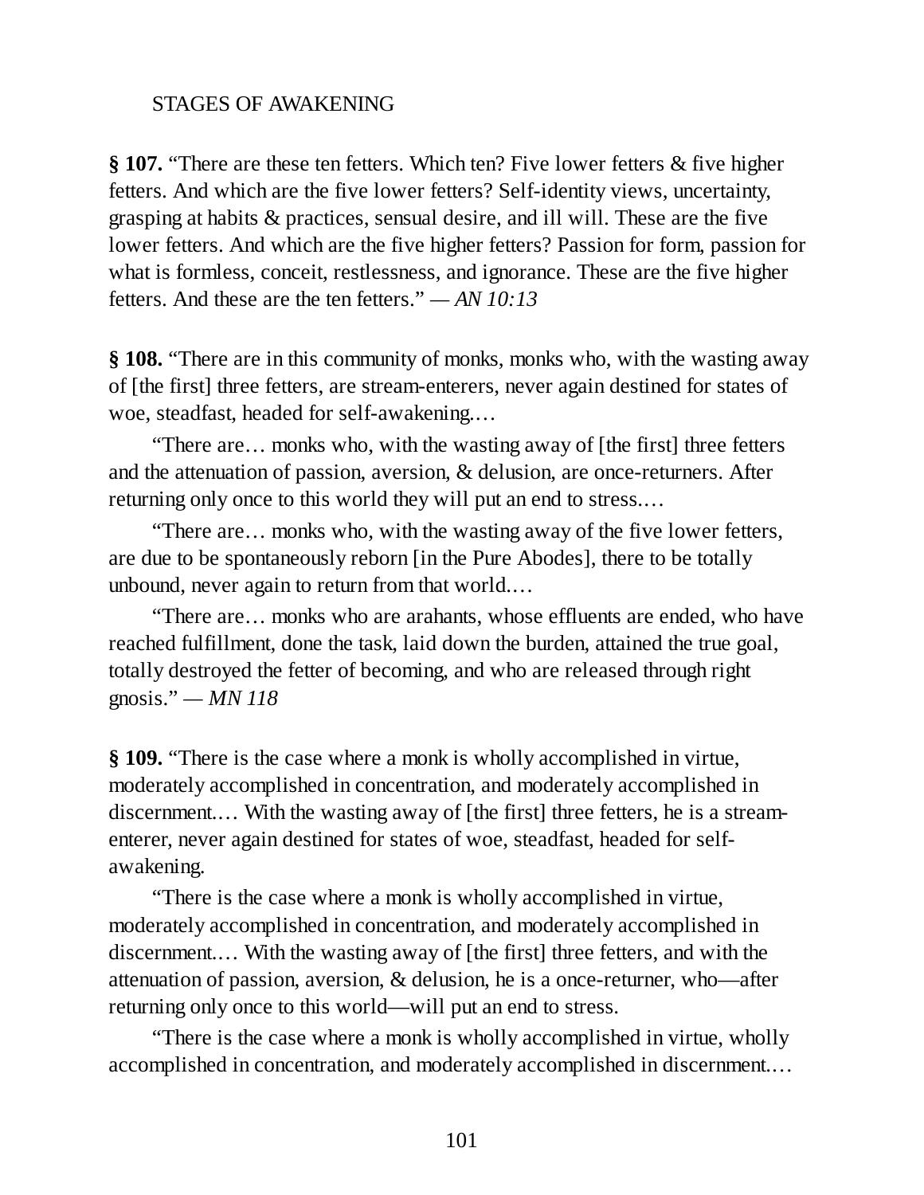STAGES OF AWAKENING

**§ 107.** "There are these ten fetters. Which ten? Five lower fetters & five higher fetters. And which are the five lower fetters? Self-identity views, uncertainty, grasping at habits & practices, sensual desire, and ill will. These are the five lower fetters. And which are the five higher fetters? Passion for form, passion for what is formless, conceit, restlessness, and ignorance. These are the five higher fetters. And these are the ten fetters." — *AN 10:13*

**§ 108.** "There are in this community of monks, monks who, with the wasting away of [the first] three fetters, are stream-enterers, never again destined for states of woe, steadfast, headed for self-awakening.…

"There are… monks who, with the wasting away of [the first] three fetters and the attenuation of passion, aversion, & delusion, are once-returners. After returning only once to this world they will put an end to stress.…

"There are… monks who, with the wasting away of the five lower fetters, are due to be spontaneously reborn [in the Pure Abodes], there to be totally unbound, never again to return from that world.…

"There are… monks who are arahants, whose effluents are ended, who have reached fulfillment, done the task, laid down the burden, attained the true goal, totally destroyed the fetter of becoming, and who are released through right gnosis." — *MN 118*

**§ 109.** "There is the case where a monk is wholly accomplished in virtue, moderately accomplished in concentration, and moderately accomplished in discernment.… With the wasting away of [the first] three fetters, he is a stream-enterer, never again destined for states of woe, steadfast, headed for self-awakening.

"There is the case where a monk is wholly accomplished in virtue, moderately accomplished in concentration, and moderately accomplished in discernment.… With the wasting away of [the first] three fetters, and with the attenuation of passion, aversion, & delusion, he is a once-returner, who—after returning only once to this world—will put an end to stress.

"There is the case where a monk is wholly accomplished in virtue, wholly accomplished in concentration, and moderately accomplished in discernment.…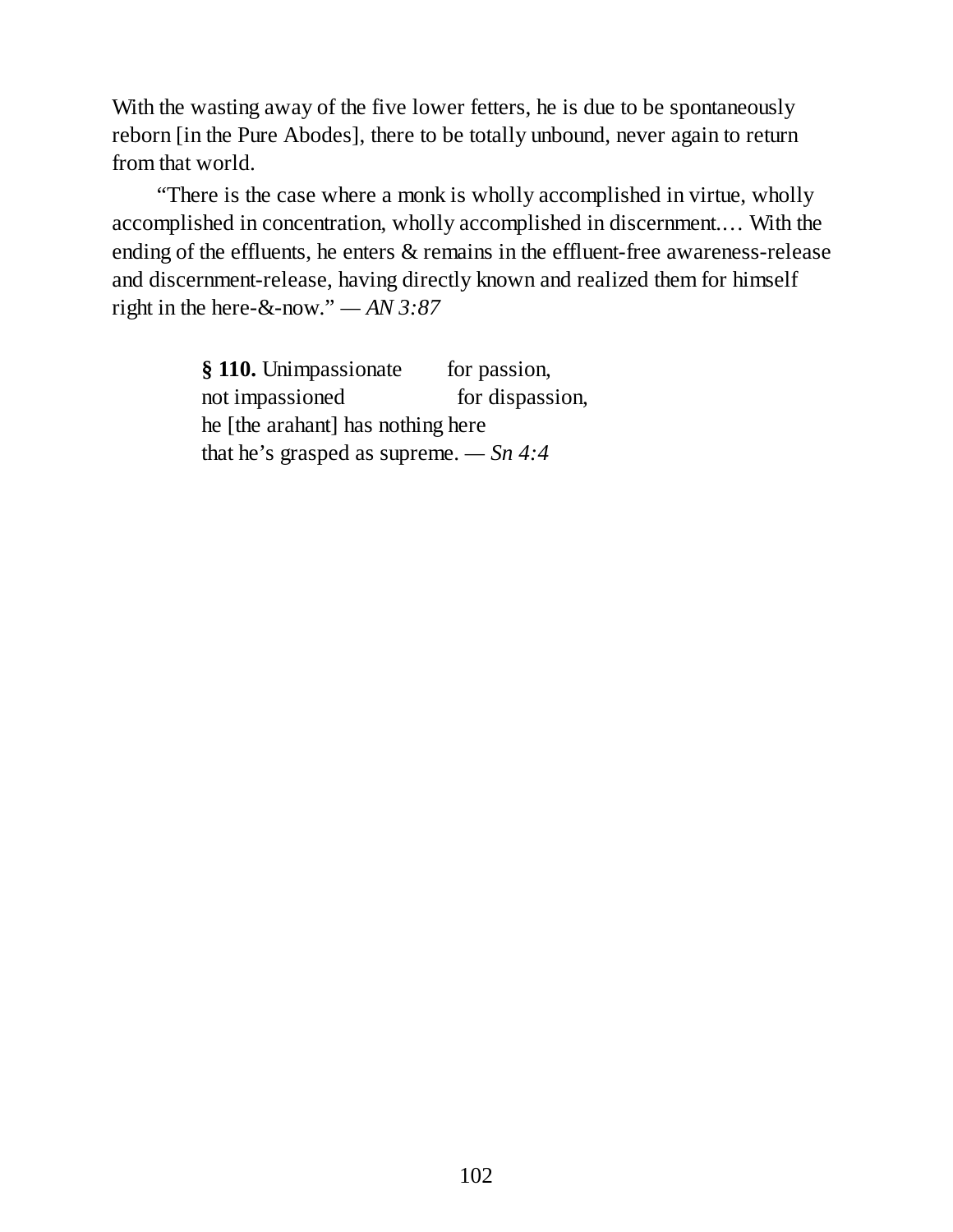With the wasting away of the five lower fetters, he is due to be spontaneously reborn [in the Pure Abodes], there to be totally unbound, never again to return from that world.

"There is the case where a monk is wholly accomplished in virtue, wholly accomplished in concentration, wholly accomplished in discernment.… With the ending of the effluents, he enters & remains in the effluent-free awareness-release and discernment-release, having directly known and realized them for himself right in the here-&-now." — *AN 3:87*

> **§ 110.** Unimpassionate for passion,
> not impassioned for dispassion,
> he [the arahant] has nothing here
> that he's grasped as supreme. — *Sn 4:4*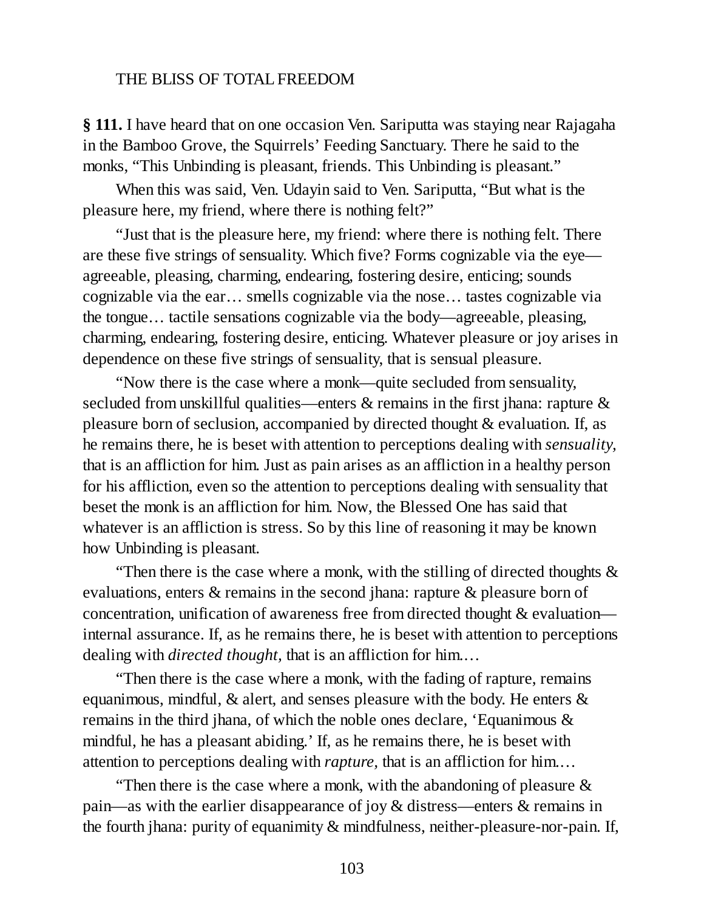**§ 111.** I have heard that on one occasion Ven. Sariputta was staying near Rajagaha in the Bamboo Grove, the Squirrels' Feeding Sanctuary. There he said to the monks, "This Unbinding is pleasant, friends. This Unbinding is pleasant."

When this was said, Ven. Udayin said to Ven. Sariputta, "But what is the pleasure here, my friend, where there is nothing felt?"

"Just that is the pleasure here, my friend: where there is nothing felt. There are these five strings of sensuality. Which five? Forms cognizable via the eye—agreeable, pleasing, charming, endearing, fostering desire, enticing; sounds cognizable via the ear… smells cognizable via the nose… tastes cognizable via the tongue… tactile sensations cognizable via the body—agreeable, pleasing, charming, endearing, fostering desire, enticing. Whatever pleasure or joy arises in dependence on these five strings of sensuality, that is sensual pleasure.

"Now there is the case where a monk—quite secluded from sensuality, secluded from unskillful qualities—enters & remains in the first jhana: rapture & pleasure born of seclusion, accompanied by directed thought & evaluation. If, as he remains there, he is beset with attention to perceptions dealing with *sensuality,* that is an affliction for him. Just as pain arises as an affliction in a healthy person for his affliction, even so the attention to perceptions dealing with sensuality that beset the monk is an affliction for him. Now, the Blessed One has said that whatever is an affliction is stress. So by this line of reasoning it may be known how Unbinding is pleasant.

"Then there is the case where a monk, with the stilling of directed thoughts & evaluations, enters & remains in the second jhana: rapture & pleasure born of concentration, unification of awareness free from directed thought & evaluation—internal assurance. If, as he remains there, he is beset with attention to perceptions dealing with *directed thought,* that is an affliction for him.…

"Then there is the case where a monk, with the fading of rapture, remains equanimous, mindful, & alert, and senses pleasure with the body. He enters & remains in the third jhana, of which the noble ones declare, 'Equanimous & mindful, he has a pleasant abiding.' If, as he remains there, he is beset with attention to perceptions dealing with *rapture,* that is an affliction for him.…

"Then there is the case where a monk, with the abandoning of pleasure & pain—as with the earlier disappearance of joy & distress—enters & remains in the fourth jhana: purity of equanimity & mindfulness, neither-pleasure-nor-pain. If,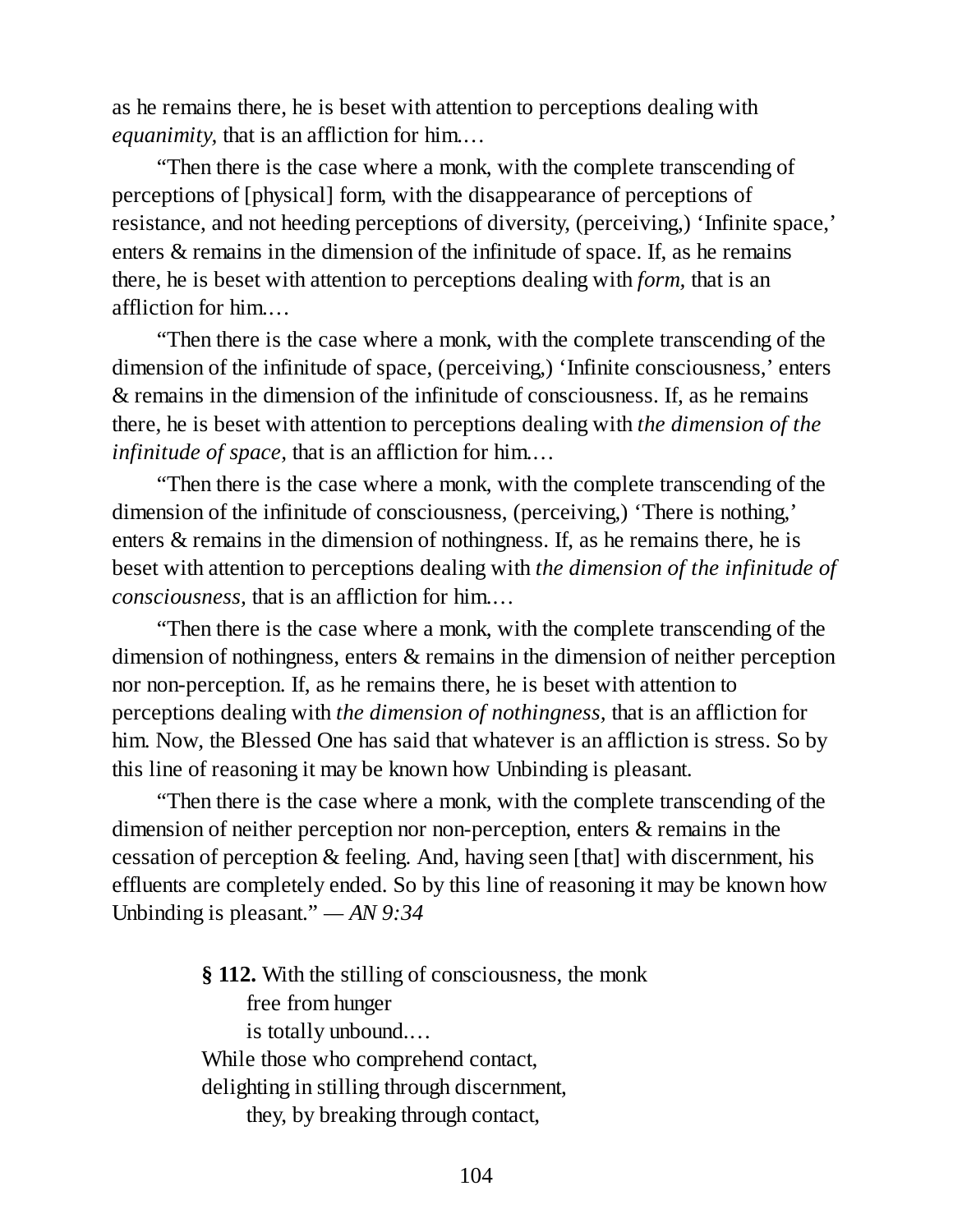as he remains there, he is beset with attention to perceptions dealing with *equanimity,* that is an affliction for him.…

"Then there is the case where a monk, with the complete transcending of perceptions of [physical] form, with the disappearance of perceptions of resistance, and not heeding perceptions of diversity, (perceiving,) 'Infinite space,' enters & remains in the dimension of the infinitude of space. If, as he remains there, he is beset with attention to perceptions dealing with *form,* that is an affliction for him.…

"Then there is the case where a monk, with the complete transcending of the dimension of the infinitude of space, (perceiving,) 'Infinite consciousness,' enters & remains in the dimension of the infinitude of consciousness. If, as he remains there, he is beset with attention to perceptions dealing with *the dimension of the infinitude of space,* that is an affliction for him.…

"Then there is the case where a monk, with the complete transcending of the dimension of the infinitude of consciousness, (perceiving,) 'There is nothing,' enters & remains in the dimension of nothingness. If, as he remains there, he is beset with attention to perceptions dealing with *the dimension of the infinitude of consciousness,* that is an affliction for him.…

"Then there is the case where a monk, with the complete transcending of the dimension of nothingness, enters & remains in the dimension of neither perception nor non-perception. If, as he remains there, he is beset with attention to perceptions dealing with *the dimension of nothingness,* that is an affliction for him. Now, the Blessed One has said that whatever is an affliction is stress. So by this line of reasoning it may be known how Unbinding is pleasant.

"Then there is the case where a monk, with the complete transcending of the dimension of neither perception nor non-perception, enters & remains in the cessation of perception & feeling. And, having seen [that] with discernment, his effluents are completely ended. So by this line of reasoning it may be known how Unbinding is pleasant." — *AN 9:34*

**§ 112.** With the stilling of consciousness, the monk
free from hunger
is totally unbound.…
While those who comprehend contact,
delighting in stilling through discernment,
they, by breaking through contact,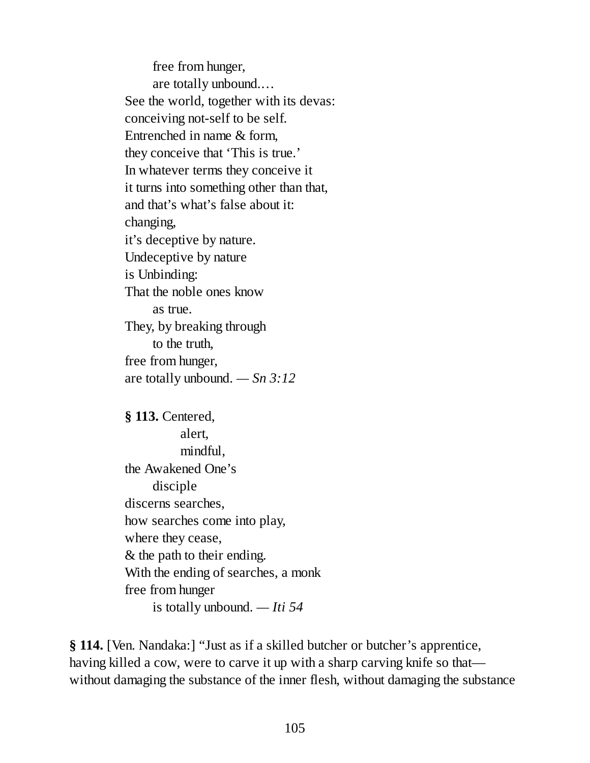free from hunger,  
are totally unbound.…  
See the world, together with its devas:  
conceiving not-self to be self.  
Entrenched in name & form,  
they conceive that ‘This is true.’  
In whatever terms they conceive it  
it turns into something other than that,  
and that’s what’s false about it:  
changing,  
it’s deceptive by nature.  
Undeceptive by nature  
is Unbinding:  
That the noble ones know  
as true.  
They, by breaking through  
to the truth,  
free from hunger,  
are totally unbound. — *Sn 3:12*

**§ 113.** Centered,  
alert,  
mindful,  
the Awakened One’s  
disciple  
discerns searches,  
how searches come into play,  
where they cease,  
& the path to their ending.  
With the ending of searches, a monk  
free from hunger  
is totally unbound. — *Iti 54*

**§ 114.** [Ven. Nandaka:] “Just as if a skilled butcher or butcher’s apprentice, having killed a cow, were to carve it up with a sharp carving knife so that—without damaging the substance of the inner flesh, without damaging the substance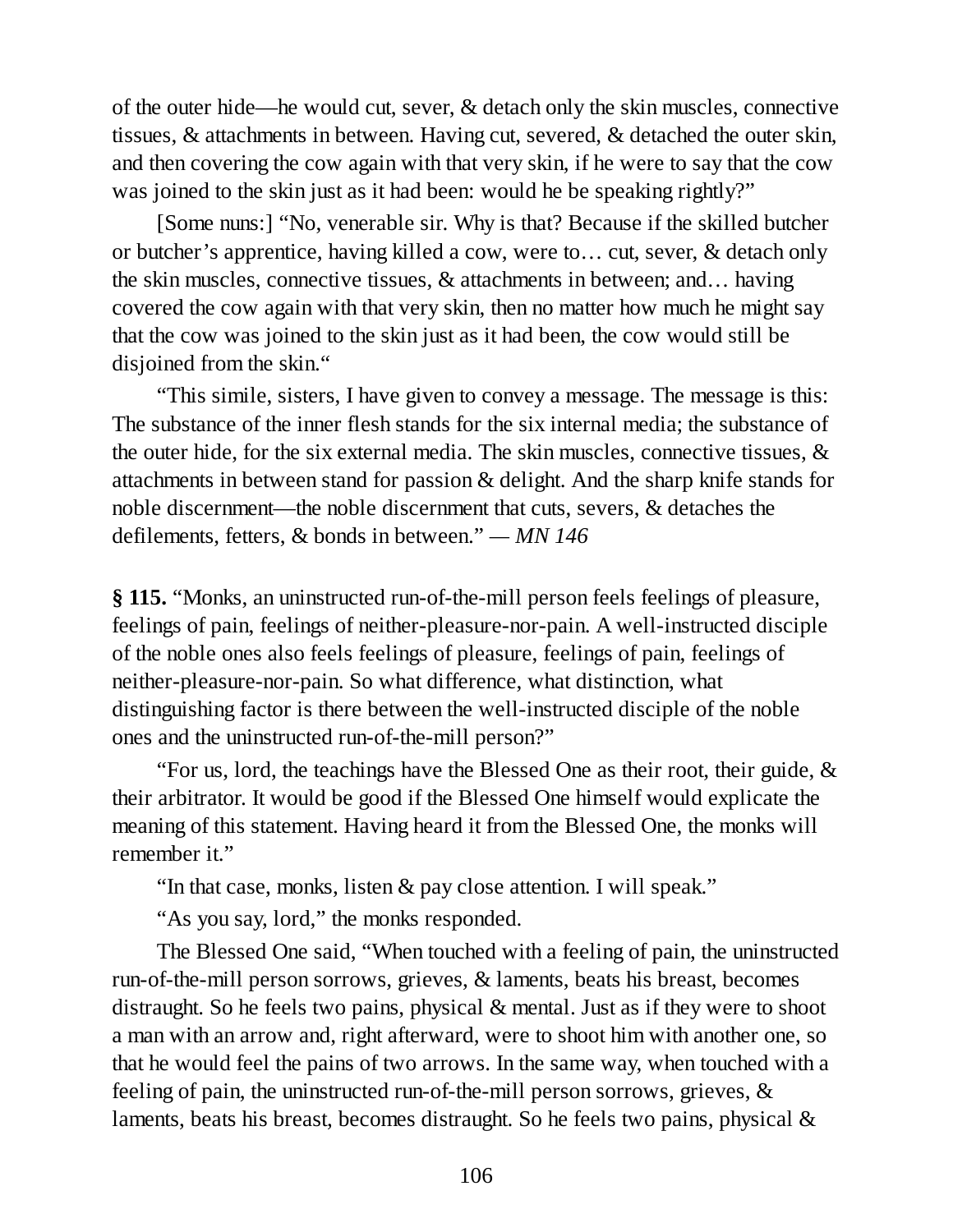of the outer hide—he would cut, sever, & detach only the skin muscles, connective tissues, & attachments in between. Having cut, severed, & detached the outer skin, and then covering the cow again with that very skin, if he were to say that the cow was joined to the skin just as it had been: would he be speaking rightly?"

[Some nuns:] "No, venerable sir. Why is that? Because if the skilled butcher or butcher's apprentice, having killed a cow, were to… cut, sever, & detach only the skin muscles, connective tissues, & attachments in between; and… having covered the cow again with that very skin, then no matter how much he might say that the cow was joined to the skin just as it had been, the cow would still be disjoined from the skin."

"This simile, sisters, I have given to convey a message. The message is this: The substance of the inner flesh stands for the six internal media; the substance of the outer hide, for the six external media. The skin muscles, connective tissues, & attachments in between stand for passion & delight. And the sharp knife stands for noble discernment—the noble discernment that cuts, severs, & detaches the defilements, fetters, & bonds in between." — *MN 146*

**§ 115.** "Monks, an uninstructed run-of-the-mill person feels feelings of pleasure, feelings of pain, feelings of neither-pleasure-nor-pain. A well-instructed disciple of the noble ones also feels feelings of pleasure, feelings of pain, feelings of neither-pleasure-nor-pain. So what difference, what distinction, what distinguishing factor is there between the well-instructed disciple of the noble ones and the uninstructed run-of-the-mill person?"

"For us, lord, the teachings have the Blessed One as their root, their guide, & their arbitrator. It would be good if the Blessed One himself would explicate the meaning of this statement. Having heard it from the Blessed One, the monks will remember it."

"In that case, monks, listen & pay close attention. I will speak."

"As you say, lord," the monks responded.

The Blessed One said, "When touched with a feeling of pain, the uninstructed run-of-the-mill person sorrows, grieves, & laments, beats his breast, becomes distraught. So he feels two pains, physical & mental. Just as if they were to shoot a man with an arrow and, right afterward, were to shoot him with another one, so that he would feel the pains of two arrows. In the same way, when touched with a feeling of pain, the uninstructed run-of-the-mill person sorrows, grieves, & laments, beats his breast, becomes distraught. So he feels two pains, physical &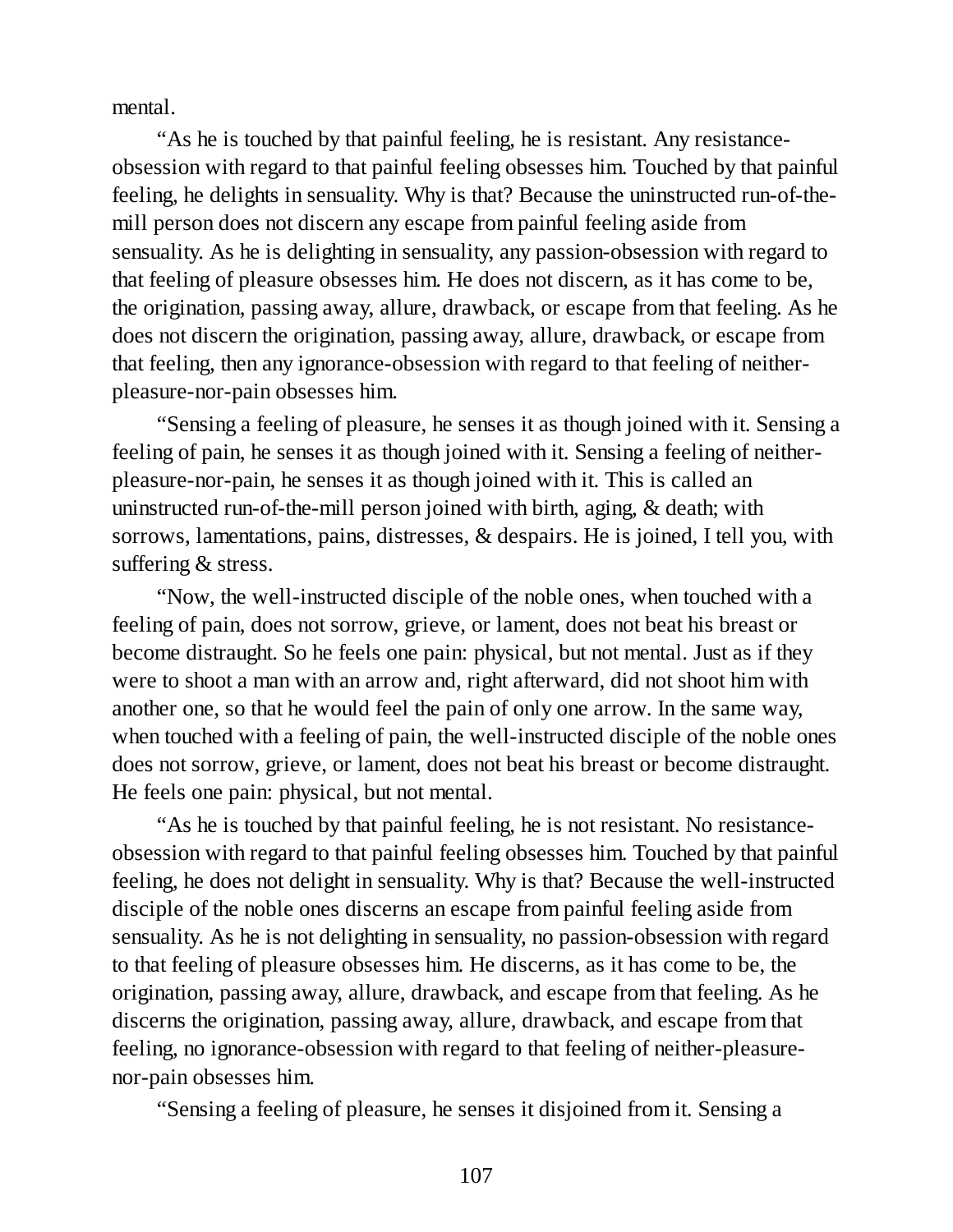mental.

"As he is touched by that painful feeling, he is resistant. Any resistance-obsession with regard to that painful feeling obsesses him. Touched by that painful feeling, he delights in sensuality. Why is that? Because the uninstructed run-of-the-mill person does not discern any escape from painful feeling aside from sensuality. As he is delighting in sensuality, any passion-obsession with regard to that feeling of pleasure obsesses him. He does not discern, as it has come to be, the origination, passing away, allure, drawback, or escape from that feeling. As he does not discern the origination, passing away, allure, drawback, or escape from that feeling, then any ignorance-obsession with regard to that feeling of neither-pleasure-nor-pain obsesses him.

"Sensing a feeling of pleasure, he senses it as though joined with it. Sensing a feeling of pain, he senses it as though joined with it. Sensing a feeling of neither-pleasure-nor-pain, he senses it as though joined with it. This is called an uninstructed run-of-the-mill person joined with birth, aging, & death; with sorrows, lamentations, pains, distresses, & despairs. He is joined, I tell you, with suffering & stress.

"Now, the well-instructed disciple of the noble ones, when touched with a feeling of pain, does not sorrow, grieve, or lament, does not beat his breast or become distraught. So he feels one pain: physical, but not mental. Just as if they were to shoot a man with an arrow and, right afterward, did not shoot him with another one, so that he would feel the pain of only one arrow. In the same way, when touched with a feeling of pain, the well-instructed disciple of the noble ones does not sorrow, grieve, or lament, does not beat his breast or become distraught. He feels one pain: physical, but not mental.

"As he is touched by that painful feeling, he is not resistant. No resistance-obsession with regard to that painful feeling obsesses him. Touched by that painful feeling, he does not delight in sensuality. Why is that? Because the well-instructed disciple of the noble ones discerns an escape from painful feeling aside from sensuality. As he is not delighting in sensuality, no passion-obsession with regard to that feeling of pleasure obsesses him. He discerns, as it has come to be, the origination, passing away, allure, drawback, and escape from that feeling. As he discerns the origination, passing away, allure, drawback, and escape from that feeling, no ignorance-obsession with regard to that feeling of neither-pleasure-nor-pain obsesses him.

"Sensing a feeling of pleasure, he senses it disjoined from it. Sensing a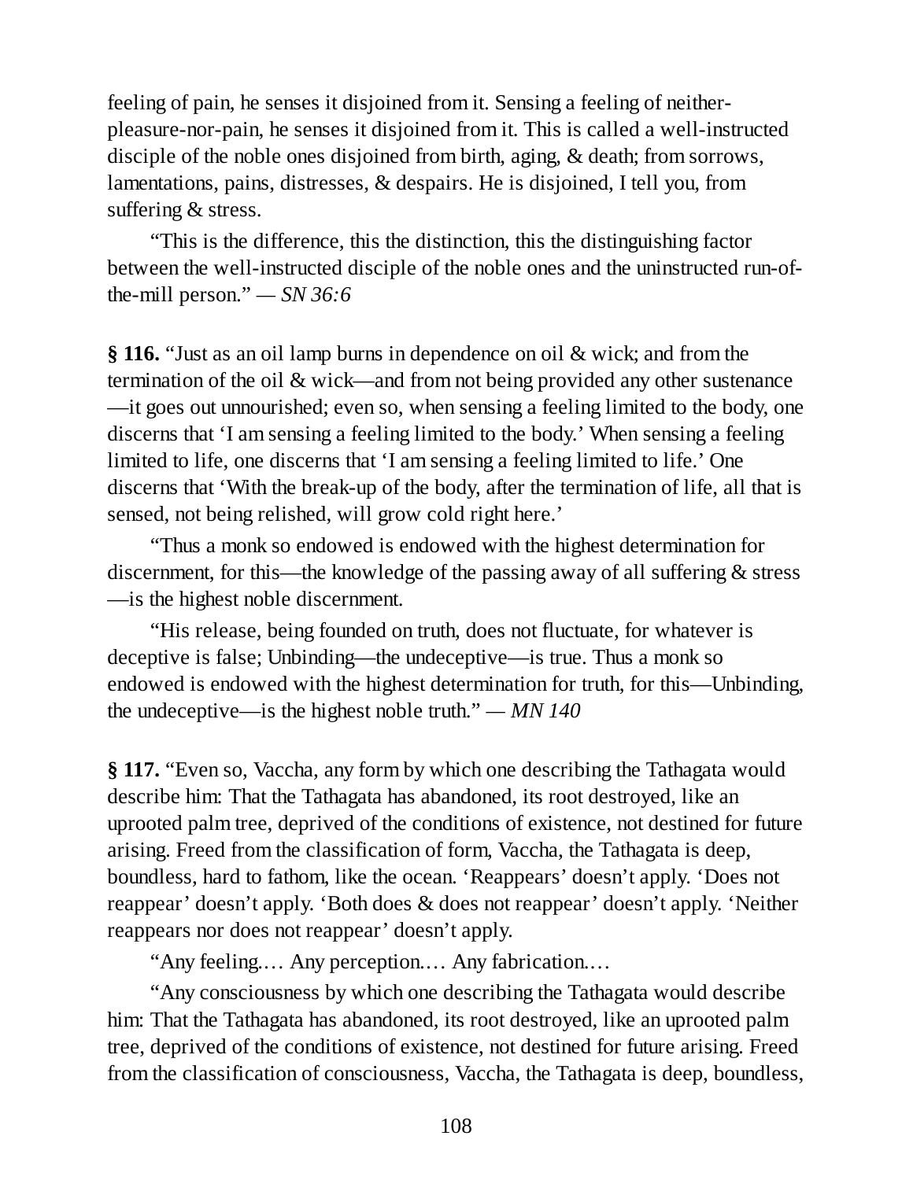feeling of pain, he senses it disjoined from it. Sensing a feeling of neither-pleasure-nor-pain, he senses it disjoined from it. This is called a well-instructed disciple of the noble ones disjoined from birth, aging, & death; from sorrows, lamentations, pains, distresses, & despairs. He is disjoined, I tell you, from suffering & stress.

"This is the difference, this the distinction, this the distinguishing factor between the well-instructed disciple of the noble ones and the uninstructed run-of-the-mill person." — *SN 36:6*

**§ 116.** "Just as an oil lamp burns in dependence on oil & wick; and from the termination of the oil & wick—and from not being provided any other sustenance—it goes out unnourished; even so, when sensing a feeling limited to the body, one discerns that 'I am sensing a feeling limited to the body.' When sensing a feeling limited to life, one discerns that 'I am sensing a feeling limited to life.' One discerns that 'With the break-up of the body, after the termination of life, all that is sensed, not being relished, will grow cold right here.'

"Thus a monk so endowed is endowed with the highest determination for discernment, for this—the knowledge of the passing away of all suffering & stress—is the highest noble discernment.

"His release, being founded on truth, does not fluctuate, for whatever is deceptive is false; Unbinding—the undeceptive—is true. Thus a monk so endowed is endowed with the highest determination for truth, for this—Unbinding, the undeceptive—is the highest noble truth." — *MN 140*

**§ 117.** "Even so, Vaccha, any form by which one describing the Tathagata would describe him: That the Tathagata has abandoned, its root destroyed, like an uprooted palm tree, deprived of the conditions of existence, not destined for future arising. Freed from the classification of form, Vaccha, the Tathagata is deep, boundless, hard to fathom, like the ocean. 'Reappears' doesn't apply. 'Does not reappear' doesn't apply. 'Both does & does not reappear' doesn't apply. 'Neither reappears nor does not reappear' doesn't apply.

"Any feeling.… Any perception.… Any fabrication.…

"Any consciousness by which one describing the Tathagata would describe him: That the Tathagata has abandoned, its root destroyed, like an uprooted palm tree, deprived of the conditions of existence, not destined for future arising. Freed from the classification of consciousness, Vaccha, the Tathagata is deep, boundless,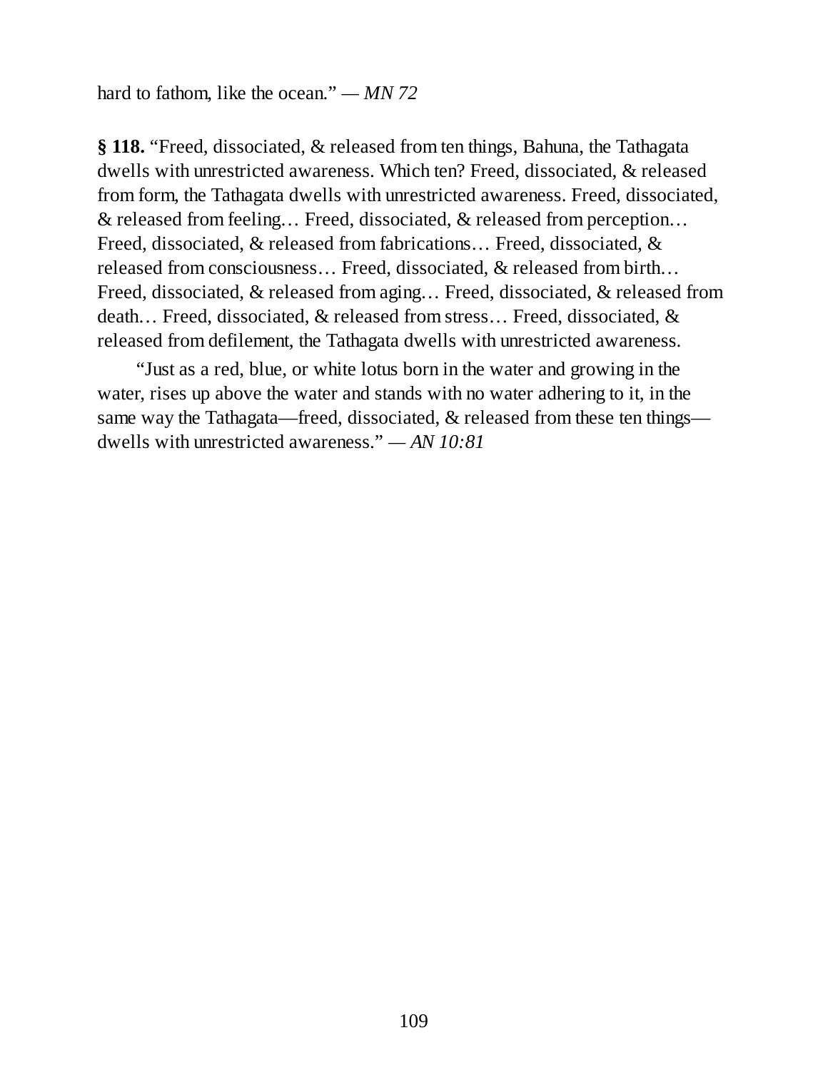hard to fathom, like the ocean." — *MN 72*

**§ 118.** "Freed, dissociated, & released from ten things, Bahuna, the Tathagata dwells with unrestricted awareness. Which ten? Freed, dissociated, & released from form, the Tathagata dwells with unrestricted awareness. Freed, dissociated, & released from feeling… Freed, dissociated, & released from perception… Freed, dissociated, & released from fabrications… Freed, dissociated, & released from consciousness… Freed, dissociated, & released from birth… Freed, dissociated, & released from aging… Freed, dissociated, & released from death… Freed, dissociated, & released from stress… Freed, dissociated, & released from defilement, the Tathagata dwells with unrestricted awareness.

"Just as a red, blue, or white lotus born in the water and growing in the water, rises up above the water and stands with no water adhering to it, in the same way the Tathagata—freed, dissociated, & released from these ten things—dwells with unrestricted awareness." — *AN 10:81*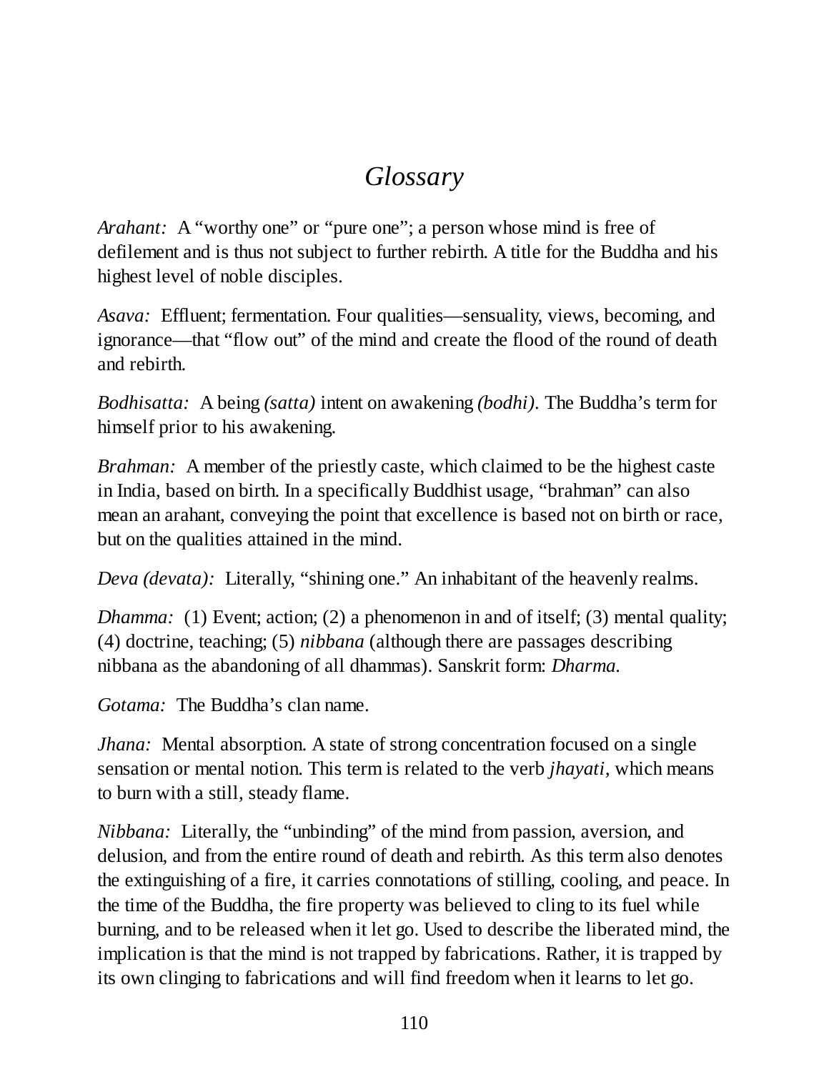# *Glossary*

*Arahant:* A "worthy one" or "pure one"; a person whose mind is free of defilement and is thus not subject to further rebirth. A title for the Buddha and his highest level of noble disciples.

*Asava:* Effluent; fermentation. Four qualities—sensuality, views, becoming, and ignorance—that "flow out" of the mind and create the flood of the round of death and rebirth.

*Bodhisatta:* A being *(satta)* intent on awakening *(bodhi)*. The Buddha's term for himself prior to his awakening.

*Brahman:* A member of the priestly caste, which claimed to be the highest caste in India, based on birth. In a specifically Buddhist usage, "brahman" can also mean an arahant, conveying the point that excellence is based not on birth or race, but on the qualities attained in the mind.

*Deva (devata):* Literally, "shining one." An inhabitant of the heavenly realms.

*Dhamma:* (1) Event; action; (2) a phenomenon in and of itself; (3) mental quality; (4) doctrine, teaching; (5) *nibbana* (although there are passages describing nibbana as the abandoning of all dhammas). Sanskrit form: *Dharma.*

*Gotama:* The Buddha's clan name.

*Jhana:* Mental absorption. A state of strong concentration focused on a single sensation or mental notion. This term is related to the verb *jhayati*, which means to burn with a still, steady flame.

*Nibbana:* Literally, the "unbinding" of the mind from passion, aversion, and delusion, and from the entire round of death and rebirth. As this term also denotes the extinguishing of a fire, it carries connotations of stilling, cooling, and peace. In the time of the Buddha, the fire property was believed to cling to its fuel while burning, and to be released when it let go. Used to describe the liberated mind, the implication is that the mind is not trapped by fabrications. Rather, it is trapped by its own clinging to fabrications and will find freedom when it learns to let go.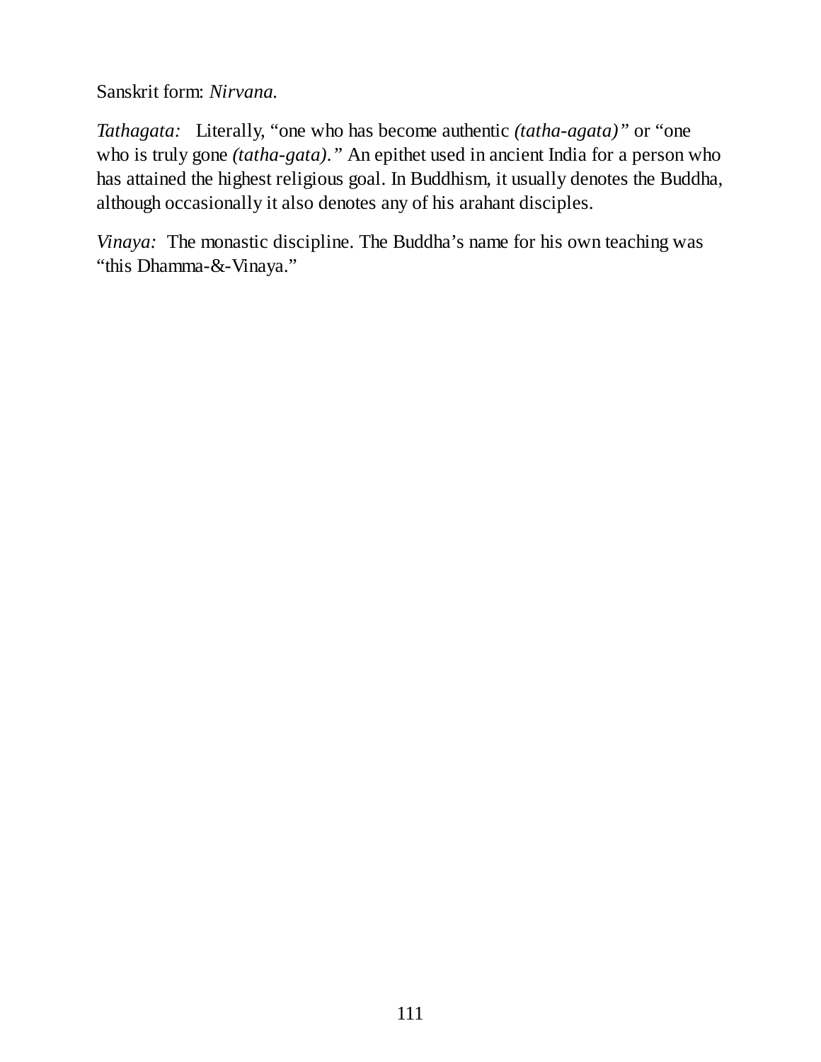Sanskrit form: *Nirvana.*

*Tathagata:* Literally, "one who has become authentic *(tatha-agata)"* or "one who is truly gone *(tatha-gata)."* An epithet used in ancient India for a person who has attained the highest religious goal. In Buddhism, it usually denotes the Buddha, although occasionally it also denotes any of his arahant disciples.

*Vinaya:* The monastic discipline. The Buddha's name for his own teaching was "this Dhamma-&-Vinaya."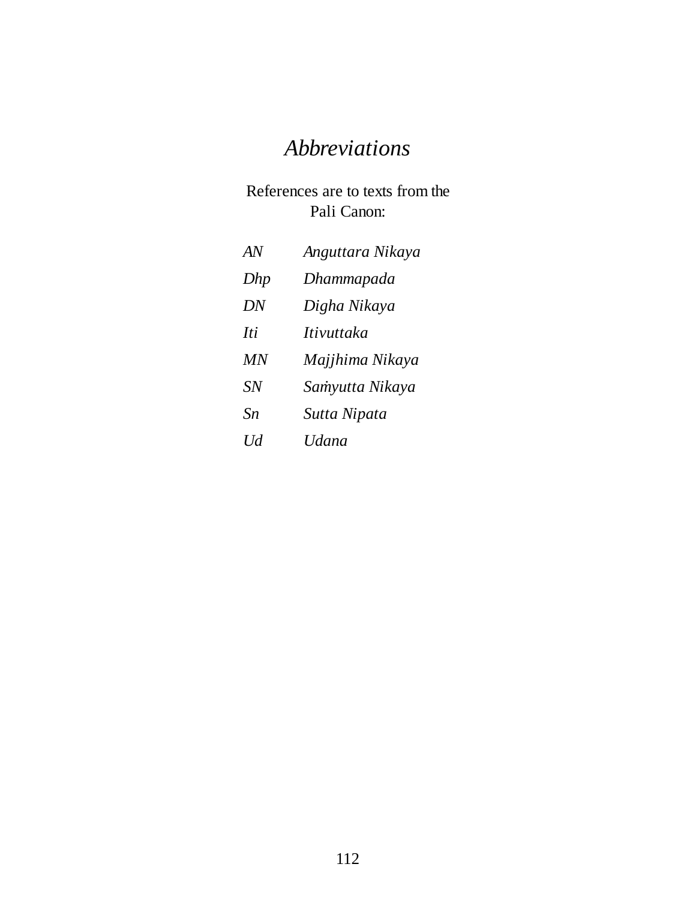# *Abbreviations*

References are to texts from the Pali Canon:

| | |
|---|---|
| *AN* | *Anguttara Nikaya* |
| *Dhp* | *Dhammapada* |
| *DN* | *Digha Nikaya* |
| *Iti* | *Itivuttaka* |
| *MN* | *Majjhima Nikaya* |
| *SN* | *Saṁyutta Nikaya* |
| *Sn* | *Sutta Nipata* |
| *Ud* | *Udana* |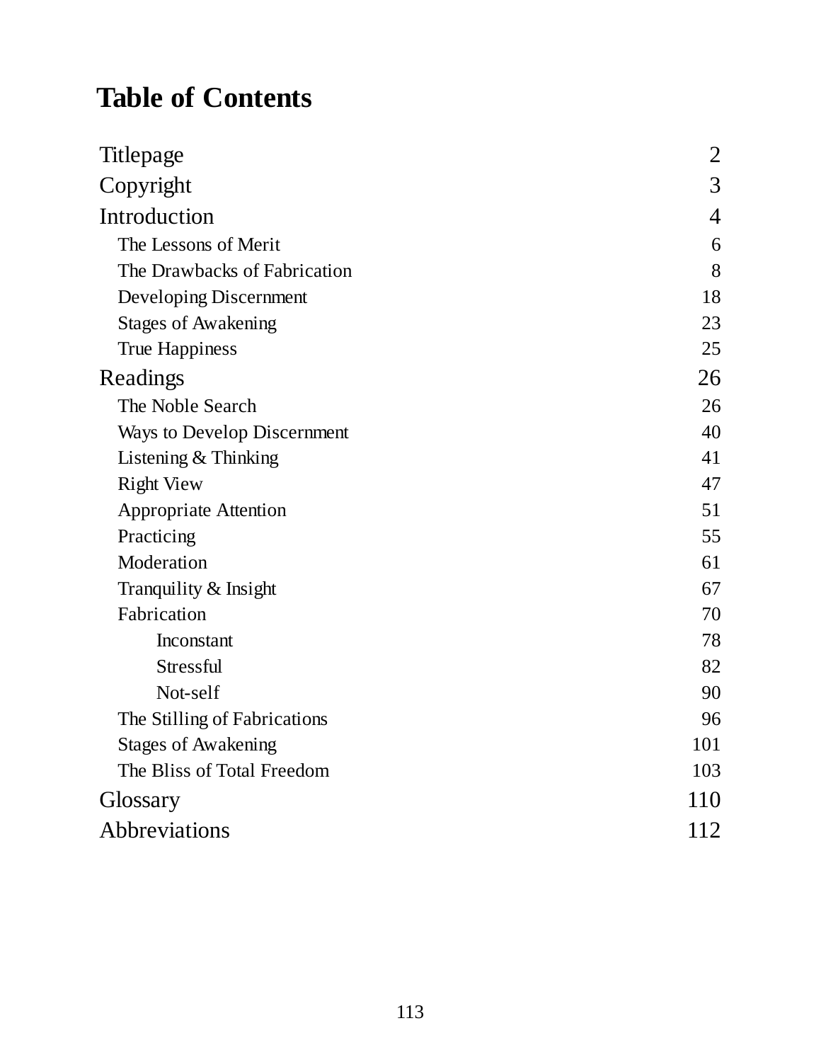# Table of Contents

| | |
|---|---|
| Titlepage | 2 |
| Copyright | 3 |
| Introduction | 4 |
| The Lessons of Merit | 6 |
| The Drawbacks of Fabrication | 8 |
| Developing Discernment | 18 |
| Stages of Awakening | 23 |
| True Happiness | 25 |
| Readings | 26 |
| The Noble Search | 26 |
| Ways to Develop Discernment | 40 |
| Listening & Thinking | 41 |
| Right View | 47 |
| Appropriate Attention | 51 |
| Practicing | 55 |
| Moderation | 61 |
| Tranquility & Insight | 67 |
| Fabrication | 70 |
| Inconstant | 78 |
| Stressful | 82 |
| Not-self | 90 |
| The Stilling of Fabrications | 96 |
| Stages of Awakening | 101 |
| The Bliss of Total Freedom | 103 |
| Glossary | 110 |
| Abbreviations | 112 |